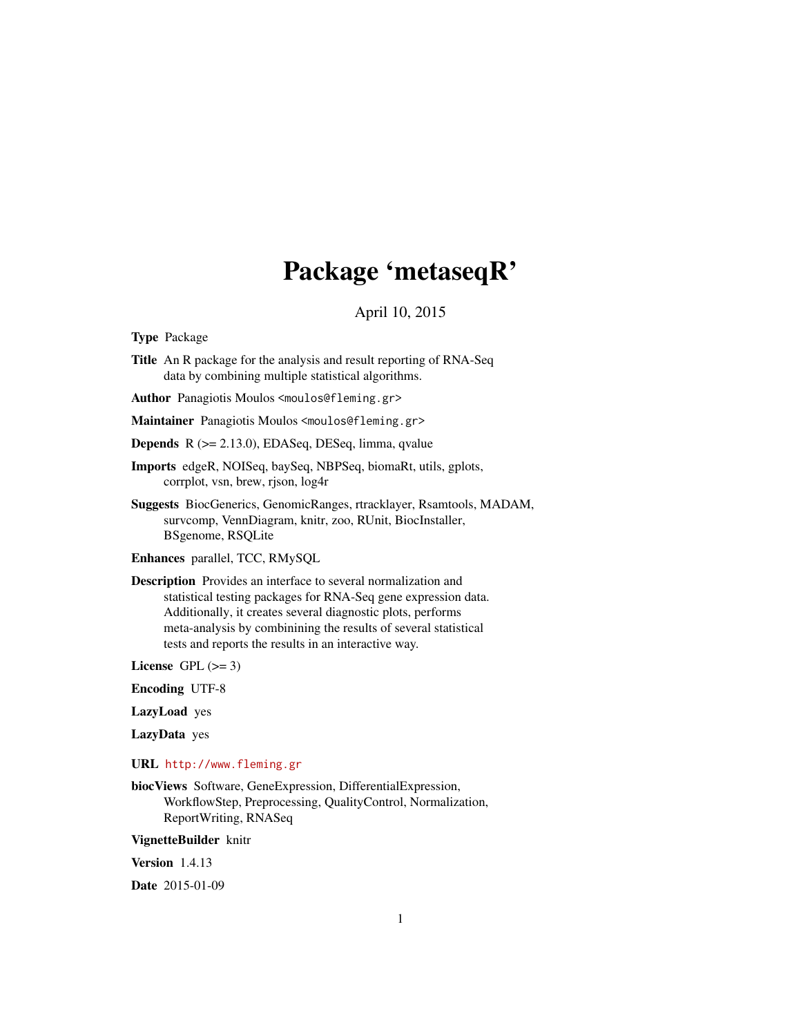# Package 'metaseqR'

April 10, 2015

**Type** Package

**Title** An R package for the analysis and result reporting of RNA-Seq data by combining multiple statistical algorithms.

**Author** Panagiotis Moulos <moulos@fleming.gr>

**Maintainer** Panagiotis Moulos <moulos@fleming.gr>

**Depends** R (>= 2.13.0), EDASeq, DESeq, limma, qvalue

**Imports** edgeR, NOISeq, baySeq, NBPSeq, biomaRt, utils, gplots, corrplot, vsn, brew, rjson, log4r

**Suggests** BiocGenerics, GenomicRanges, rtracklayer, Rsamtools, MADAM, survcomp, VennDiagram, knitr, zoo, RUnit, BiocInstaller, BSgenome, RSQLite

**Enhances** parallel, TCC, RMySQL

**Description** Provides an interface to several normalization and statistical testing packages for RNA-Seq gene expression data. Additionally, it creates several diagnostic plots, performs meta-analysis by combinining the results of several statistical tests and reports the results in an interactive way.

**License** GPL (>= 3)

**Encoding** UTF-8

**LazyLoad** yes

**LazyData** yes

**URL** http://www.fleming.gr

**biocViews** Software, GeneExpression, DifferentialExpression, WorkflowStep, Preprocessing, QualityControl, Normalization, ReportWriting, RNASeq

**VignetteBuilder** knitr

**Version** 1.4.13

**Date** 2015-01-09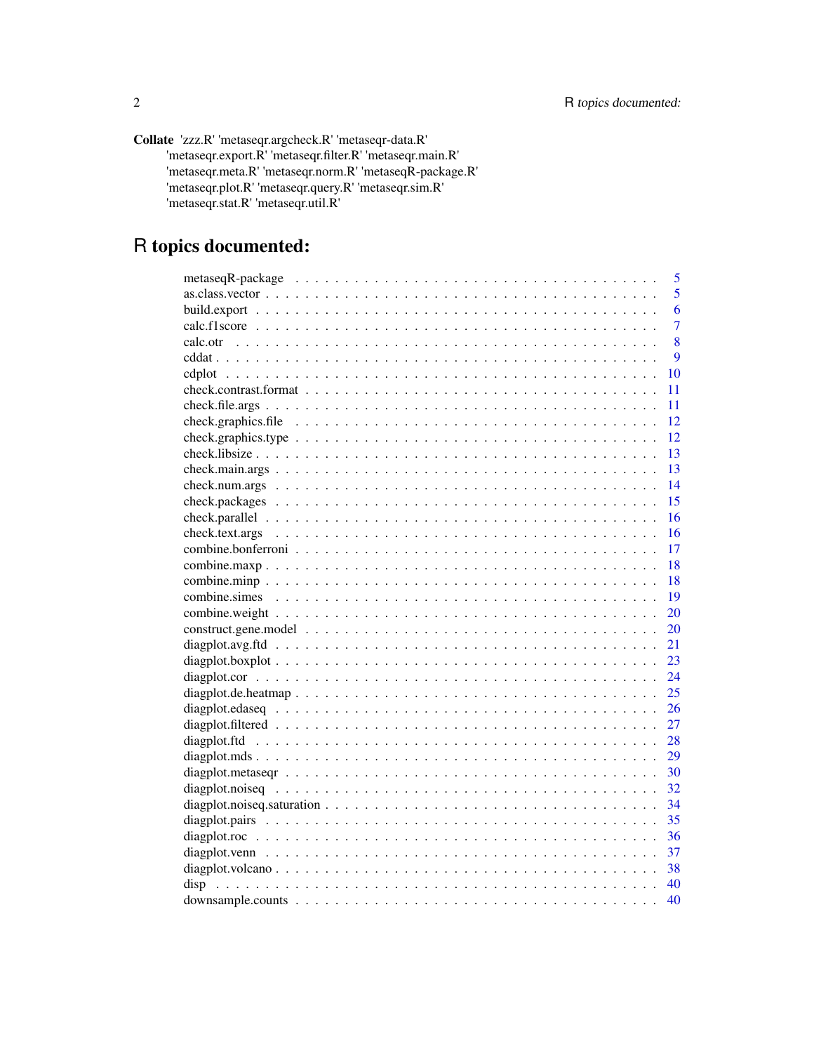**Collate** 'zzz.R' 'metaseqr.argcheck.R' 'metaseqr-data.R' 'metaseqr.export.R' 'metaseqr.filter.R' 'metaseqr.main.R' 'metaseqr.meta.R' 'metaseqr.norm.R' 'metaseqR-package.R' 'metaseqr.plot.R' 'metaseqr.query.R' 'metaseqr.sim.R' 'metaseqr.stat.R' 'metaseqr.util.R'

# R topics documented:

| | |
|---|---|
| metaseqR-package | 5 |
| as.class.vector | 5 |
| build.export | 6 |
| calc.f1score | 7 |
| calc.otr | 8 |
| cddat | 9 |
| cdplot | 10 |
| check.contrast.format | 11 |
| check.file.args | 11 |
| check.graphics.file | 12 |
| check.graphics.type | 12 |
| check.libsize | 13 |
| check.main.args | 13 |
| check.num.args | 14 |
| check.packages | 15 |
| check.parallel | 16 |
| check.text.args | 16 |
| combine.bonferroni | 17 |
| combine.maxp | 18 |
| combine.minp | 18 |
| combine.simes | 19 |
| combine.weight | 20 |
| construct.gene.model | 20 |
| diagplot.avg.ftd | 21 |
| diagplot.boxplot | 23 |
| diagplot.cor | 24 |
| diagplot.de.heatmap | 25 |
| diagplot.edaseq | 26 |
| diagplot.filtered | 27 |
| diagplot.ftd | 28 |
| diagplot.mds | 29 |
| diagplot.metaseqr | 30 |
| diagplot.noiseq | 32 |
| diagplot.noiseq.saturation | 34 |
| diagplot.pairs | 35 |
| diagplot.roc | 36 |
| diagplot.venn | 37 |
| diagplot.volcano | 38 |
| disp | 40 |
| downsample.counts | 40 |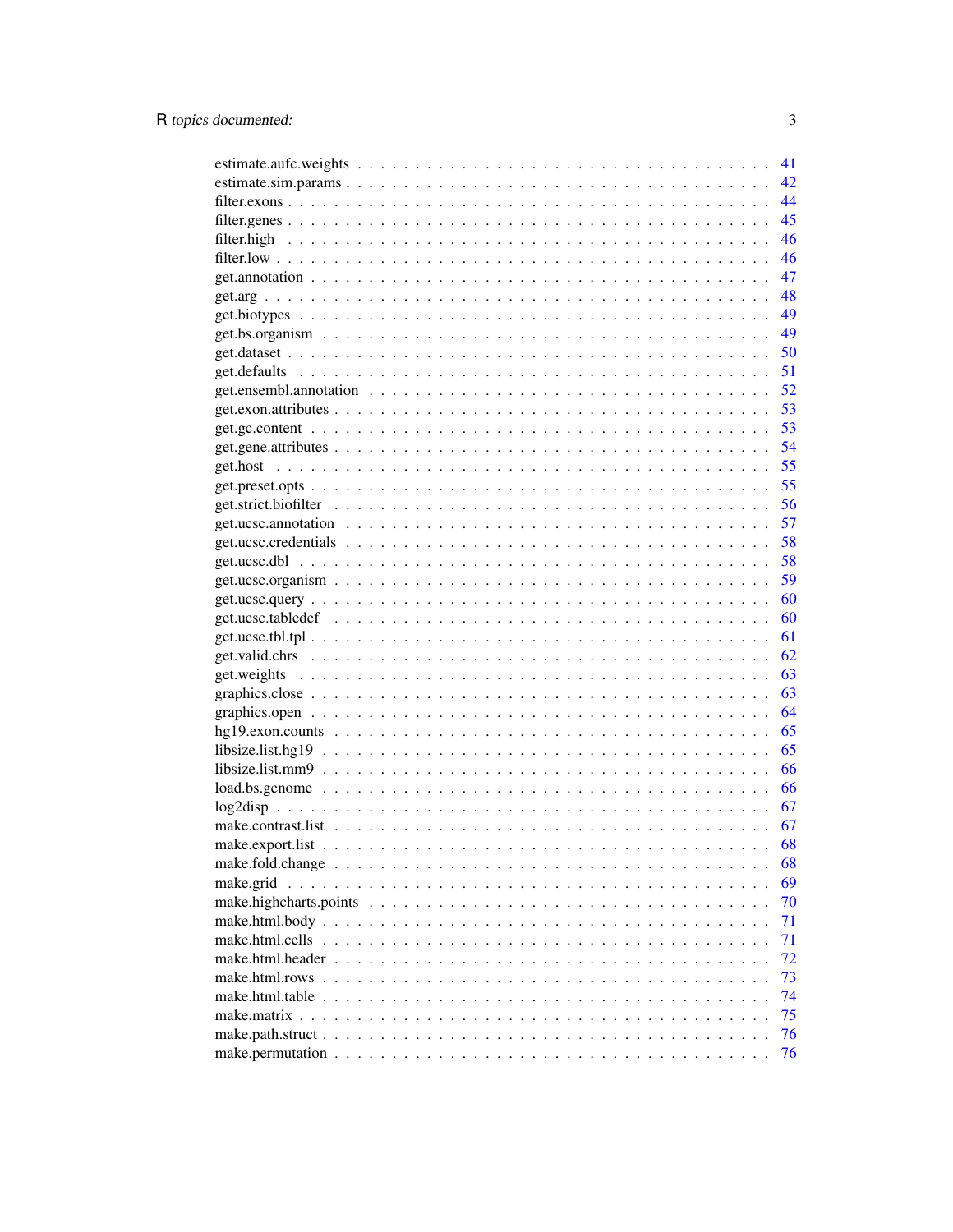estimate.aufc.weights . . . . . . . . . . . . . . . . . . . . . . . . . . . . . . 41
estimate.sim.params . . . . . . . . . . . . . . . . . . . . . . . . . . . . . . 42
filter.exons . . . . . . . . . . . . . . . . . . . . . . . . . . . . . . . . . . . 44
filter.genes . . . . . . . . . . . . . . . . . . . . . . . . . . . . . . . . . . . 45
filter.high . . . . . . . . . . . . . . . . . . . . . . . . . . . . . . . . . . . 46
filter.low . . . . . . . . . . . . . . . . . . . . . . . . . . . . . . . . . . . . 46
get.annotation . . . . . . . . . . . . . . . . . . . . . . . . . . . . . . . . . 47
get.arg . . . . . . . . . . . . . . . . . . . . . . . . . . . . . . . . . . . . . 48
get.biotypes . . . . . . . . . . . . . . . . . . . . . . . . . . . . . . . . . . 49
get.bs.organism . . . . . . . . . . . . . . . . . . . . . . . . . . . . . . . . 49
get.dataset . . . . . . . . . . . . . . . . . . . . . . . . . . . . . . . . . . . 50
get.defaults . . . . . . . . . . . . . . . . . . . . . . . . . . . . . . . . . . 51
get.ensembl.annotation . . . . . . . . . . . . . . . . . . . . . . . . . . . . 52
get.exon.attributes . . . . . . . . . . . . . . . . . . . . . . . . . . . . . . 53
get.gc.content . . . . . . . . . . . . . . . . . . . . . . . . . . . . . . . . . 53
get.gene.attributes . . . . . . . . . . . . . . . . . . . . . . . . . . . . . . 54
get.host . . . . . . . . . . . . . . . . . . . . . . . . . . . . . . . . . . . . 55
get.preset.opts . . . . . . . . . . . . . . . . . . . . . . . . . . . . . . . . 55
get.strict.biofilter . . . . . . . . . . . . . . . . . . . . . . . . . . . . . . 56
get.ucsc.annotation . . . . . . . . . . . . . . . . . . . . . . . . . . . . . . 57
get.ucsc.credentials . . . . . . . . . . . . . . . . . . . . . . . . . . . . . 58
get.ucsc.dbl . . . . . . . . . . . . . . . . . . . . . . . . . . . . . . . . . . 58
get.ucsc.organism . . . . . . . . . . . . . . . . . . . . . . . . . . . . . . . 59
get.ucsc.query . . . . . . . . . . . . . . . . . . . . . . . . . . . . . . . . . 60
get.ucsc.tabledef . . . . . . . . . . . . . . . . . . . . . . . . . . . . . . . 60
get.ucsc.tbl.tpl . . . . . . . . . . . . . . . . . . . . . . . . . . . . . . . . 61
get.valid.chrs . . . . . . . . . . . . . . . . . . . . . . . . . . . . . . . . . 62
get.weights . . . . . . . . . . . . . . . . . . . . . . . . . . . . . . . . . . . 63
graphics.close . . . . . . . . . . . . . . . . . . . . . . . . . . . . . . . . . 63
graphics.open . . . . . . . . . . . . . . . . . . . . . . . . . . . . . . . . . . 64
hg19.exon.counts . . . . . . . . . . . . . . . . . . . . . . . . . . . . . . . . 65
libsize.list.hg19 . . . . . . . . . . . . . . . . . . . . . . . . . . . . . . . 65
libsize.list.mm9 . . . . . . . . . . . . . . . . . . . . . . . . . . . . . . . . 66
load.bs.genome . . . . . . . . . . . . . . . . . . . . . . . . . . . . . . . . . 66
log2disp . . . . . . . . . . . . . . . . . . . . . . . . . . . . . . . . . . . . 67
make.contrast.list . . . . . . . . . . . . . . . . . . . . . . . . . . . . . . . 67
make.export.list . . . . . . . . . . . . . . . . . . . . . . . . . . . . . . . . 68
make.fold.change . . . . . . . . . . . . . . . . . . . . . . . . . . . . . . . . 68
make.grid . . . . . . . . . . . . . . . . . . . . . . . . . . . . . . . . . . . 69
make.highcharts.points . . . . . . . . . . . . . . . . . . . . . . . . . . . . 70
make.html.body . . . . . . . . . . . . . . . . . . . . . . . . . . . . . . . . . 71
make.html.cells . . . . . . . . . . . . . . . . . . . . . . . . . . . . . . . . 71
make.html.header . . . . . . . . . . . . . . . . . . . . . . . . . . . . . . . . 72
make.html.rows . . . . . . . . . . . . . . . . . . . . . . . . . . . . . . . . . 73
make.html.table . . . . . . . . . . . . . . . . . . . . . . . . . . . . . . . . 74
make.matrix . . . . . . . . . . . . . . . . . . . . . . . . . . . . . . . . . . 75
make.path.struct . . . . . . . . . . . . . . . . . . . . . . . . . . . . . . . . 76
make.permutation . . . . . . . . . . . . . . . . . . . . . . . . . . . . . . . . 76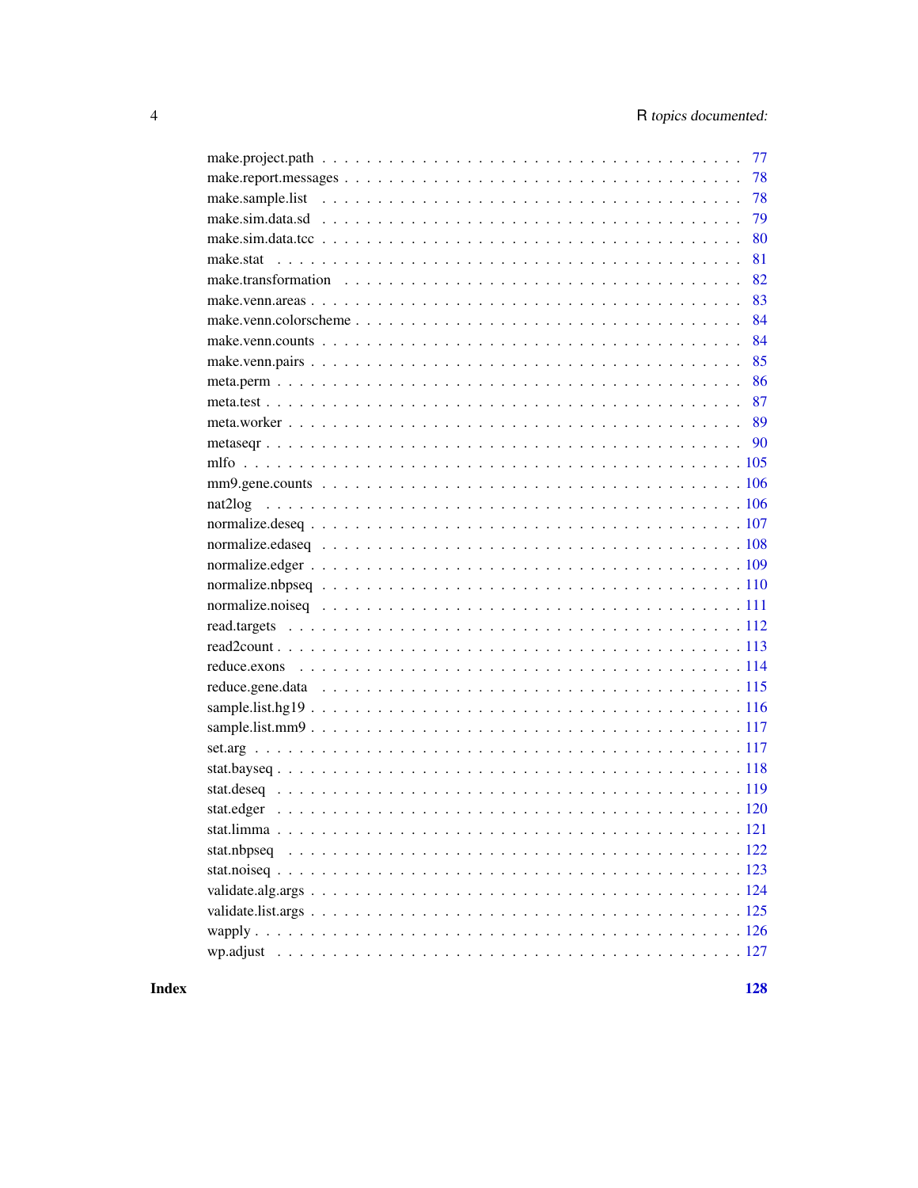make.project.path . . . . . . . . . . . . . . . . . . . . . . . . . . . . . . . . . . 77
make.report.messages . . . . . . . . . . . . . . . . . . . . . . . . . . . . . . . . . 78
make.sample.list . . . . . . . . . . . . . . . . . . . . . . . . . . . . . . . . . . . 78
make.sim.data.sd . . . . . . . . . . . . . . . . . . . . . . . . . . . . . . . . . . . 79
make.sim.data.tcc . . . . . . . . . . . . . . . . . . . . . . . . . . . . . . . . . . 80
make.stat . . . . . . . . . . . . . . . . . . . . . . . . . . . . . . . . . . . . . . . 81
make.transformation . . . . . . . . . . . . . . . . . . . . . . . . . . . . . . . . . 82
make.venn.areas . . . . . . . . . . . . . . . . . . . . . . . . . . . . . . . . . . . 83
make.venn.colorscheme . . . . . . . . . . . . . . . . . . . . . . . . . . . . . . . . 84
make.venn.counts . . . . . . . . . . . . . . . . . . . . . . . . . . . . . . . . . . . 84
make.venn.pairs . . . . . . . . . . . . . . . . . . . . . . . . . . . . . . . . . . . 85
meta.perm . . . . . . . . . . . . . . . . . . . . . . . . . . . . . . . . . . . . . . . 86
meta.test . . . . . . . . . . . . . . . . . . . . . . . . . . . . . . . . . . . . . . . 87
meta.worker . . . . . . . . . . . . . . . . . . . . . . . . . . . . . . . . . . . . . . 89
metaseqr . . . . . . . . . . . . . . . . . . . . . . . . . . . . . . . . . . . . . . . 90
mlfo . . . . . . . . . . . . . . . . . . . . . . . . . . . . . . . . . . . . . . . . . . 105
mm9.gene.counts . . . . . . . . . . . . . . . . . . . . . . . . . . . . . . . . . . . 106
nat2log . . . . . . . . . . . . . . . . . . . . . . . . . . . . . . . . . . . . . . . . 106
normalize.deseq . . . . . . . . . . . . . . . . . . . . . . . . . . . . . . . . . . . 107
normalize.edaseq . . . . . . . . . . . . . . . . . . . . . . . . . . . . . . . . . . . 108
normalize.edger . . . . . . . . . . . . . . . . . . . . . . . . . . . . . . . . . . . 109
normalize.nbpseq . . . . . . . . . . . . . . . . . . . . . . . . . . . . . . . . . . . 110
normalize.noiseq . . . . . . . . . . . . . . . . . . . . . . . . . . . . . . . . . . . 111
read.targets . . . . . . . . . . . . . . . . . . . . . . . . . . . . . . . . . . . . . 112
read2count . . . . . . . . . . . . . . . . . . . . . . . . . . . . . . . . . . . . . . 113
reduce.exons . . . . . . . . . . . . . . . . . . . . . . . . . . . . . . . . . . . . . 114
reduce.gene.data . . . . . . . . . . . . . . . . . . . . . . . . . . . . . . . . . . . 115
sample.list.hg19 . . . . . . . . . . . . . . . . . . . . . . . . . . . . . . . . . . . 116
sample.list.mm9 . . . . . . . . . . . . . . . . . . . . . . . . . . . . . . . . . . . 117
set.arg . . . . . . . . . . . . . . . . . . . . . . . . . . . . . . . . . . . . . . . . 117
stat.bayseq . . . . . . . . . . . . . . . . . . . . . . . . . . . . . . . . . . . . . . 118
stat.deseq . . . . . . . . . . . . . . . . . . . . . . . . . . . . . . . . . . . . . . 119
stat.edger . . . . . . . . . . . . . . . . . . . . . . . . . . . . . . . . . . . . . . 120
stat.limma . . . . . . . . . . . . . . . . . . . . . . . . . . . . . . . . . . . . . . 121
stat.nbpseq . . . . . . . . . . . . . . . . . . . . . . . . . . . . . . . . . . . . . . 122
stat.noiseq . . . . . . . . . . . . . . . . . . . . . . . . . . . . . . . . . . . . . . 123
validate.alg.args . . . . . . . . . . . . . . . . . . . . . . . . . . . . . . . . . . . 124
validate.list.args . . . . . . . . . . . . . . . . . . . . . . . . . . . . . . . . . . 125
wapply . . . . . . . . . . . . . . . . . . . . . . . . . . . . . . . . . . . . . . . . 126
wp.adjust . . . . . . . . . . . . . . . . . . . . . . . . . . . . . . . . . . . . . . . 127

**Index** **128**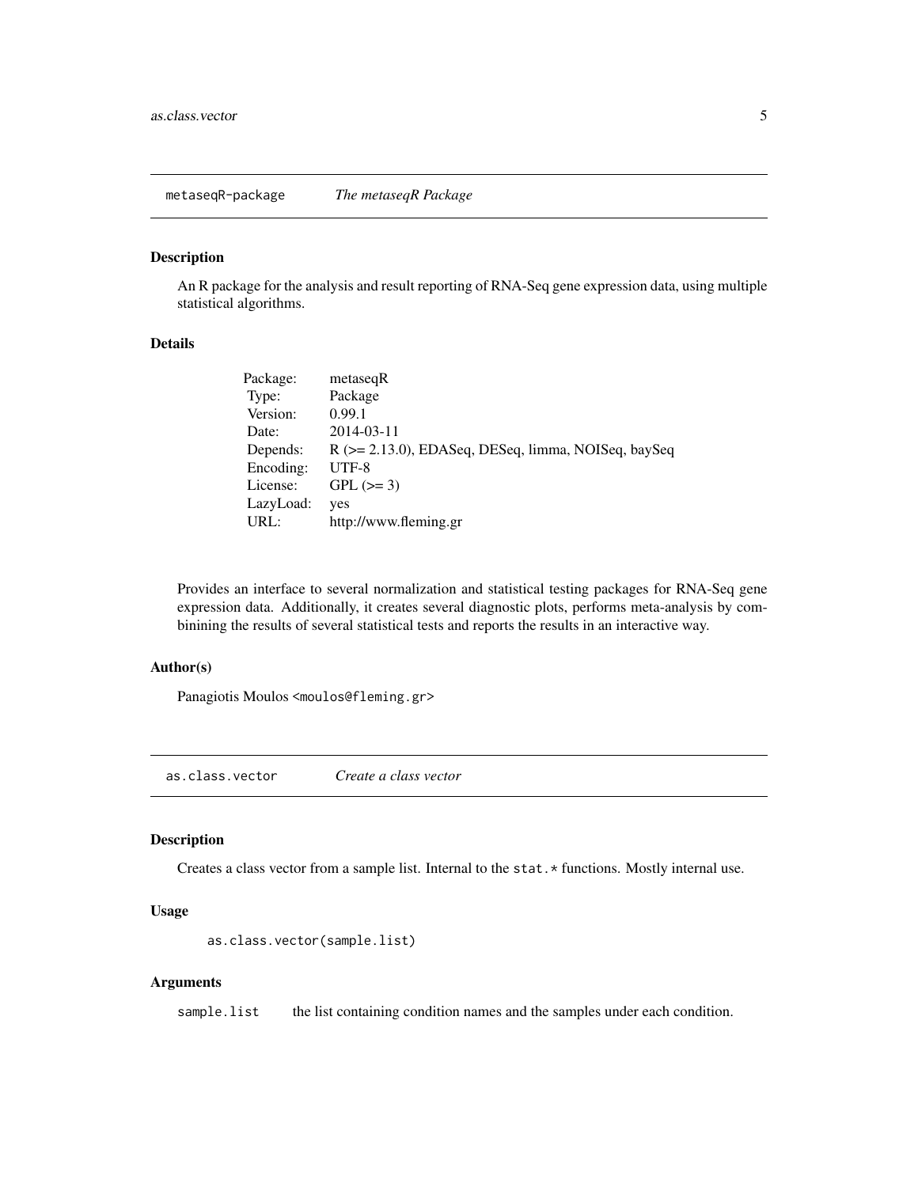## metaseqR-package *The metaseqR Package*

### Description

An R package for the analysis and result reporting of RNA-Seq gene expression data, using multiple statistical algorithms.

### Details

| | |
|---|---|
| Package: | metaseqR |
| Type: | Package |
| Version: | 0.99.1 |
| Date: | 2014-03-11 |
| Depends: | R (>= 2.13.0), EDASeq, DESeq, limma, NOISeq, baySeq |
| Encoding: | UTF-8 |
| License: | GPL (>= 3) |
| LazyLoad: | yes |
| URL: | http://www.fleming.gr |

Provides an interface to several normalization and statistical testing packages for RNA-Seq gene expression data. Additionally, it creates several diagnostic plots, performs meta-analysis by combinining the results of several statistical tests and reports the results in an interactive way.

### Author(s)

Panagiotis Moulos <moulos@fleming.gr>

## as.class.vector *Create a class vector*

### Description

Creates a class vector from a sample list. Internal to the `stat.*` functions. Mostly internal use.

### Usage

```
as.class.vector(sample.list)
```

### Arguments

`sample.list` the list containing condition names and the samples under each condition.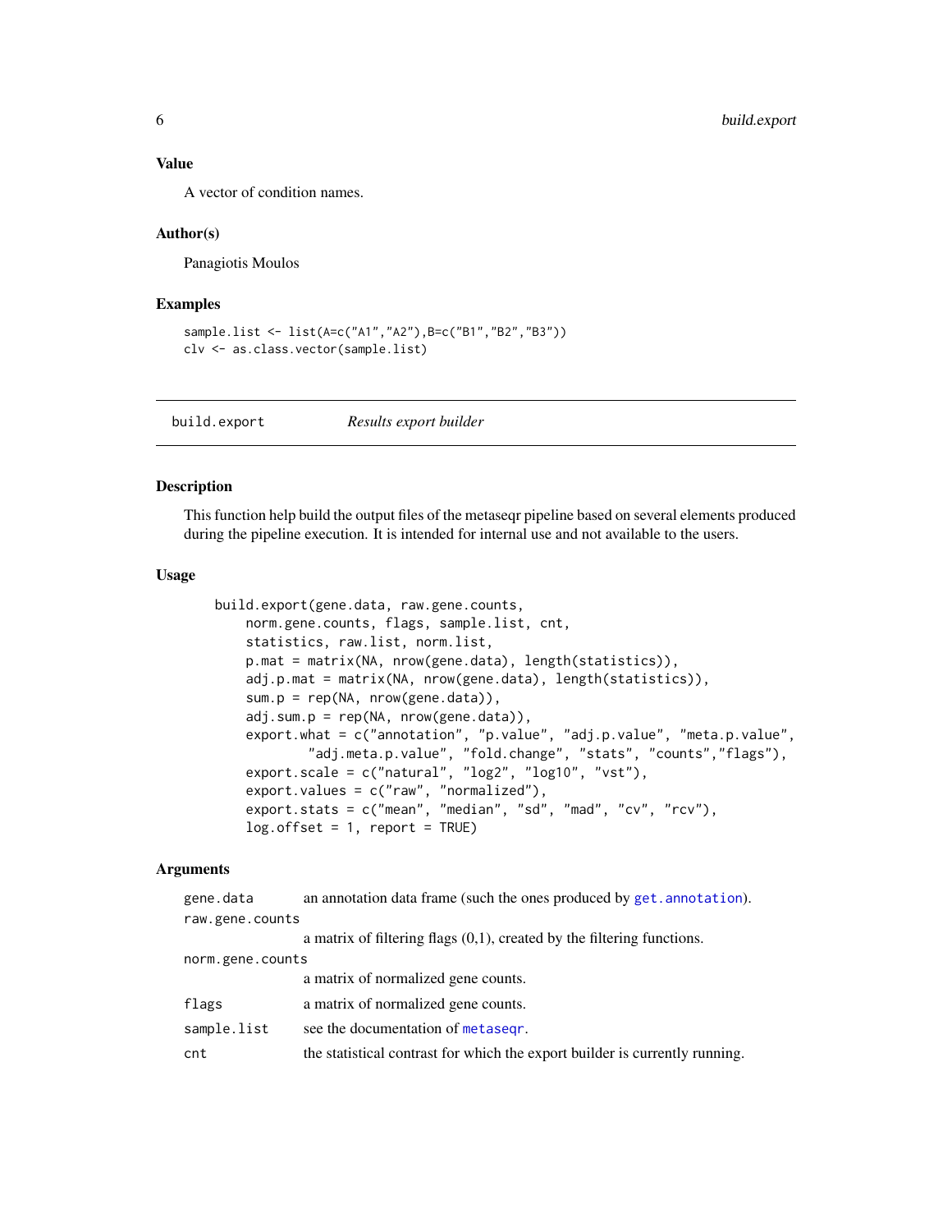## Value

A vector of condition names.

## Author(s)

Panagiotis Moulos

## Examples

```
sample.list <- list(A=c("A1","A2"),B=c("B1","B2","B3"))
clv <- as.class.vector(sample.list)
```

---

# build.export *Results export builder*

## Description

This function help build the output files of the metaseqr pipeline based on several elements produced during the pipeline execution. It is intended for internal use and not available to the users.

## Usage

```
build.export(gene.data, raw.gene.counts,
    norm.gene.counts, flags, sample.list, cnt,
    statistics, raw.list, norm.list,
    p.mat = matrix(NA, nrow(gene.data), length(statistics)),
    adj.p.mat = matrix(NA, nrow(gene.data), length(statistics)),
    sum.p = rep(NA, nrow(gene.data)),
    adj.sum.p = rep(NA, nrow(gene.data)),
    export.what = c("annotation", "p.value", "adj.p.value", "meta.p.value",
            "adj.meta.p.value", "fold.change", "stats", "counts","flags"),
    export.scale = c("natural", "log2", "log10", "vst"),
    export.values = c("raw", "normalized"),
    export.stats = c("mean", "median", "sd", "mad", "cv", "rcv"),
    log.offset = 1, report = TRUE)
```

## Arguments

| | |
|---|---|
| `gene.data` | an annotation data frame (such the ones produced by `get.annotation`). |
| `raw.gene.counts` | a matrix of filtering flags (0,1), created by the filtering functions. |
| `norm.gene.counts` | a matrix of normalized gene counts. |
| `flags` | a matrix of normalized gene counts. |
| `sample.list` | see the documentation of `metaseqr`. |
| `cnt` | the statistical contrast for which the export builder is currently running. |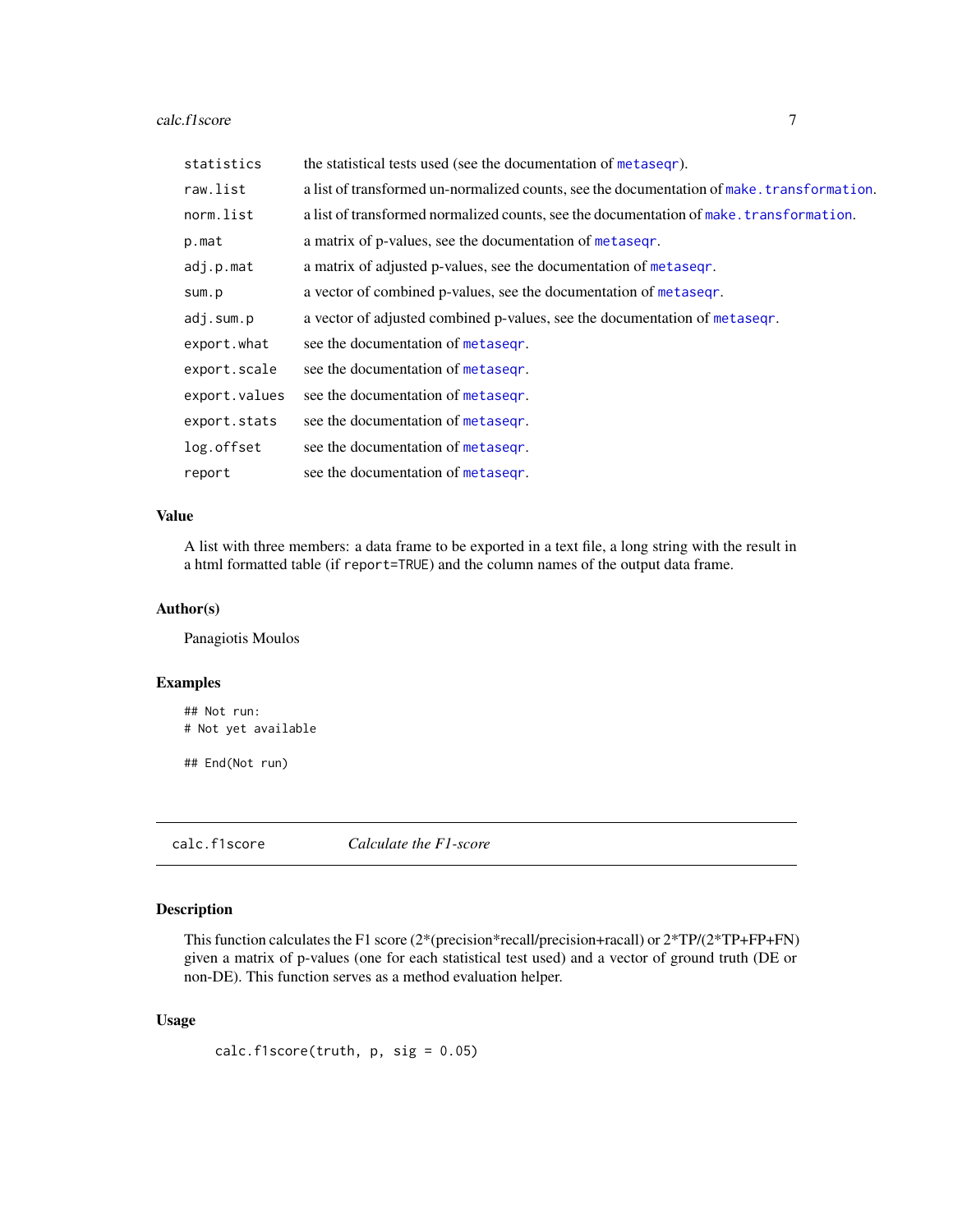| | |
|---|---|
| `statistics` | the statistical tests used (see the documentation of `metaseqr`). |
| `raw.list` | a list of transformed un-normalized counts, see the documentation of `make.transformation`. |
| `norm.list` | a list of transformed normalized counts, see the documentation of `make.transformation`. |
| `p.mat` | a matrix of p-values, see the documentation of `metaseqr`. |
| `adj.p.mat` | a matrix of adjusted p-values, see the documentation of `metaseqr`. |
| `sum.p` | a vector of combined p-values, see the documentation of `metaseqr`. |
| `adj.sum.p` | a vector of adjusted combined p-values, see the documentation of `metaseqr`. |
| `export.what` | see the documentation of `metaseqr`. |
| `export.scale` | see the documentation of `metaseqr`. |
| `export.values` | see the documentation of `metaseqr`. |
| `export.stats` | see the documentation of `metaseqr`. |
| `log.offset` | see the documentation of `metaseqr`. |
| `report` | see the documentation of `metaseqr`. |

## Value

A list with three members: a data frame to be exported in a text file, a long string with the result in a html formatted table (if `report=TRUE`) and the column names of the output data frame.

## Author(s)

Panagiotis Moulos

## Examples

```
## Not run:
# Not yet available

## End(Not run)
```

---

# `calc.f1score` *Calculate the F1-score*

## Description

This function calculates the F1 score (2*(precision*recall/precision+racall) or 2*TP/(2*TP+FP+FN) given a matrix of p-values (one for each statistical test used) and a vector of ground truth (DE or non-DE). This function serves as a method evaluation helper.

## Usage

```
calc.f1score(truth, p, sig = 0.05)
```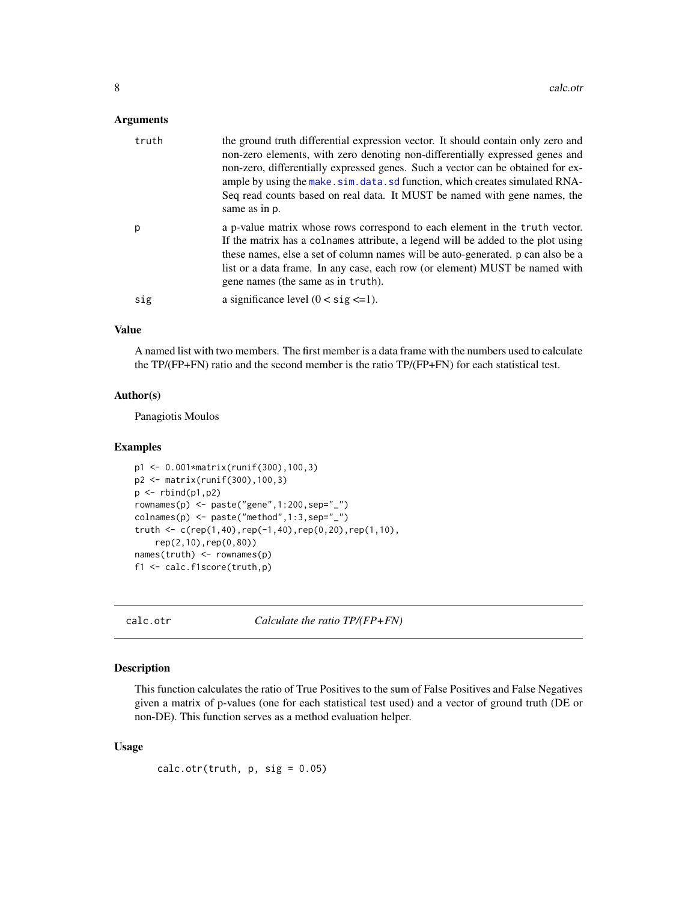### Arguments

| | |
|---|---|
| truth | the ground truth differential expression vector. It should contain only zero and non-zero elements, with zero denoting non-differentially expressed genes and non-zero, differentially expressed genes. Such a vector can be obtained for example by using the make.sim.data.sd function, which creates simulated RNA-Seq read counts based on real data. It MUST be named with gene names, the same as in p. |
| p | a p-value matrix whose rows correspond to each element in the truth vector. If the matrix has a colnames attribute, a legend will be added to the plot using these names, else a set of column names will be auto-generated. p can also be a list or a data frame. In any case, each row (or element) MUST be named with gene names (the same as in truth). |
| sig | a significance level (0 < sig <=1). |

### Value

A named list with two members. The first member is a data frame with the numbers used to calculate the TP/(FP+FN) ratio and the second member is the ratio TP/(FP+FN) for each statistical test.

### Author(s)

Panagiotis Moulos

### Examples

```
p1 <- 0.001*matrix(runif(300),100,3)
p2 <- matrix(runif(300),100,3)
p <- rbind(p1,p2)
rownames(p) <- paste("gene",1:200,sep="_")
colnames(p) <- paste("method",1:3,sep="_")
truth <- c(rep(1,40),rep(-1,40),rep(0,20),rep(1,10),
    rep(2,10),rep(0,80))
names(truth) <- rownames(p)
f1 <- calc.f1score(truth,p)
```

---

## calc.otr — *Calculate the ratio TP/(FP+FN)*

### Description

This function calculates the ratio of True Positives to the sum of False Positives and False Negatives given a matrix of p-values (one for each statistical test used) and a vector of ground truth (DE or non-DE). This function serves as a method evaluation helper.

### Usage

```
calc.otr(truth, p, sig = 0.05)
```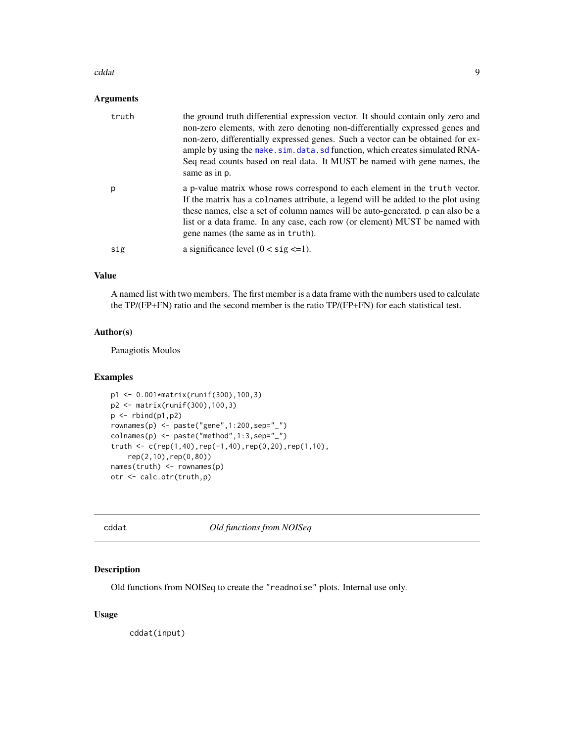### Arguments

| | |
|---|---|
| truth | the ground truth differential expression vector. It should contain only zero and non-zero elements, with zero denoting non-differentially expressed genes and non-zero, differentially expressed genes. Such a vector can be obtained for example by using the `make.sim.data.sd` function, which creates simulated RNA-Seq read counts based on real data. It MUST be named with gene names, the same as in p. |
| p | a p-value matrix whose rows correspond to each element in the `truth` vector. If the matrix has a `colnames` attribute, a legend will be added to the plot using these names, else a set of column names will be auto-generated. p can also be a list or a data frame. In any case, each row (or element) MUST be named with gene names (the same as in `truth`). |
| sig | a significance level (0 < `sig` <=1). |

### Value

A named list with two members. The first member is a data frame with the numbers used to calculate the TP/(FP+FN) ratio and the second member is the ratio TP/(FP+FN) for each statistical test.

### Author(s)

Panagiotis Moulos

### Examples

```
p1 <- 0.001*matrix(runif(300),100,3)
p2 <- matrix(runif(300),100,3)
p <- rbind(p1,p2)
rownames(p) <- paste("gene",1:200,sep="_")
colnames(p) <- paste("method",1:3,sep="_")
truth <- c(rep(1,40),rep(-1,40),rep(0,20),rep(1,10),
    rep(2,10),rep(0,80))
names(truth) <- rownames(p)
otr <- calc.otr(truth,p)
```

---

## cddat — *Old functions from NOISeq*

### Description

Old functions from NOISeq to create the `"readnoise"` plots. Internal use only.

### Usage

```
cddat(input)
```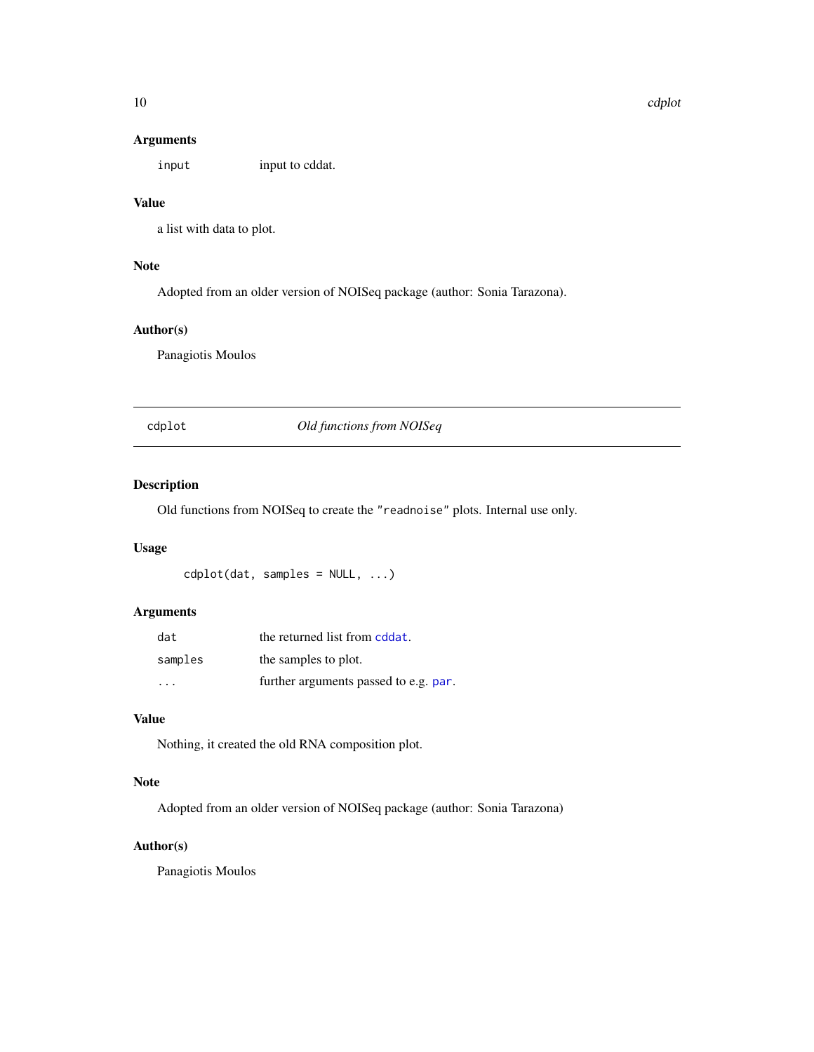## Arguments

`input` input to cddat.

## Value

a list with data to plot.

## Note

Adopted from an older version of NOISeq package (author: Sonia Tarazona).

## Author(s)

Panagiotis Moulos

---

# cdplot *Old functions from NOISeq*

## Description

Old functions from NOISeq to create the `"readnoise"` plots. Internal use only.

## Usage

```
cdplot(dat, samples = NULL, ...)
```

## Arguments

| | |
|---|---|
| `dat` | the returned list from `cddat`. |
| `samples` | the samples to plot. |
| `...` | further arguments passed to e.g. `par`. |

## Value

Nothing, it created the old RNA composition plot.

## Note

Adopted from an older version of NOISeq package (author: Sonia Tarazona)

## Author(s)

Panagiotis Moulos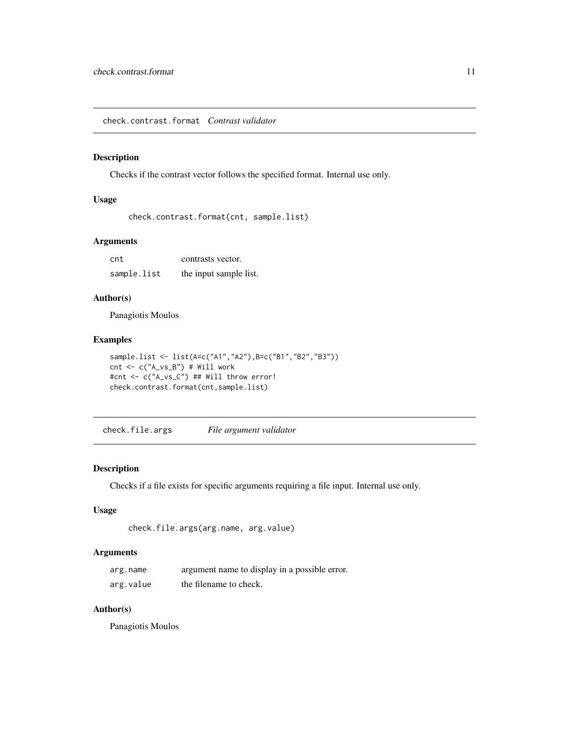## check.contrast.format *Contrast validator*

### Description

Checks if the contrast vector follows the specified format. Internal use only.

### Usage

```
check.contrast.format(cnt, sample.list)
```

### Arguments

| | |
|---|---|
| cnt | contrasts vector. |
| sample.list | the input sample list. |

### Author(s)

Panagiotis Moulos

### Examples

```
sample.list <- list(A=c("A1","A2"),B=c("B1","B2","B3"))
cnt <- c("A_vs_B") # Will work
#cnt <- c("A_vs_C") ## Will throw error!
check.contrast.format(cnt,sample.list)
```

## check.file.args *File argument validator*

### Description

Checks if a file exists for specific arguments requiring a file input. Internal use only.

### Usage

```
check.file.args(arg.name, arg.value)
```

### Arguments

| | |
|---|---|
| arg.name | argument name to display in a possible error. |
| arg.value | the filename to check. |

### Author(s)

Panagiotis Moulos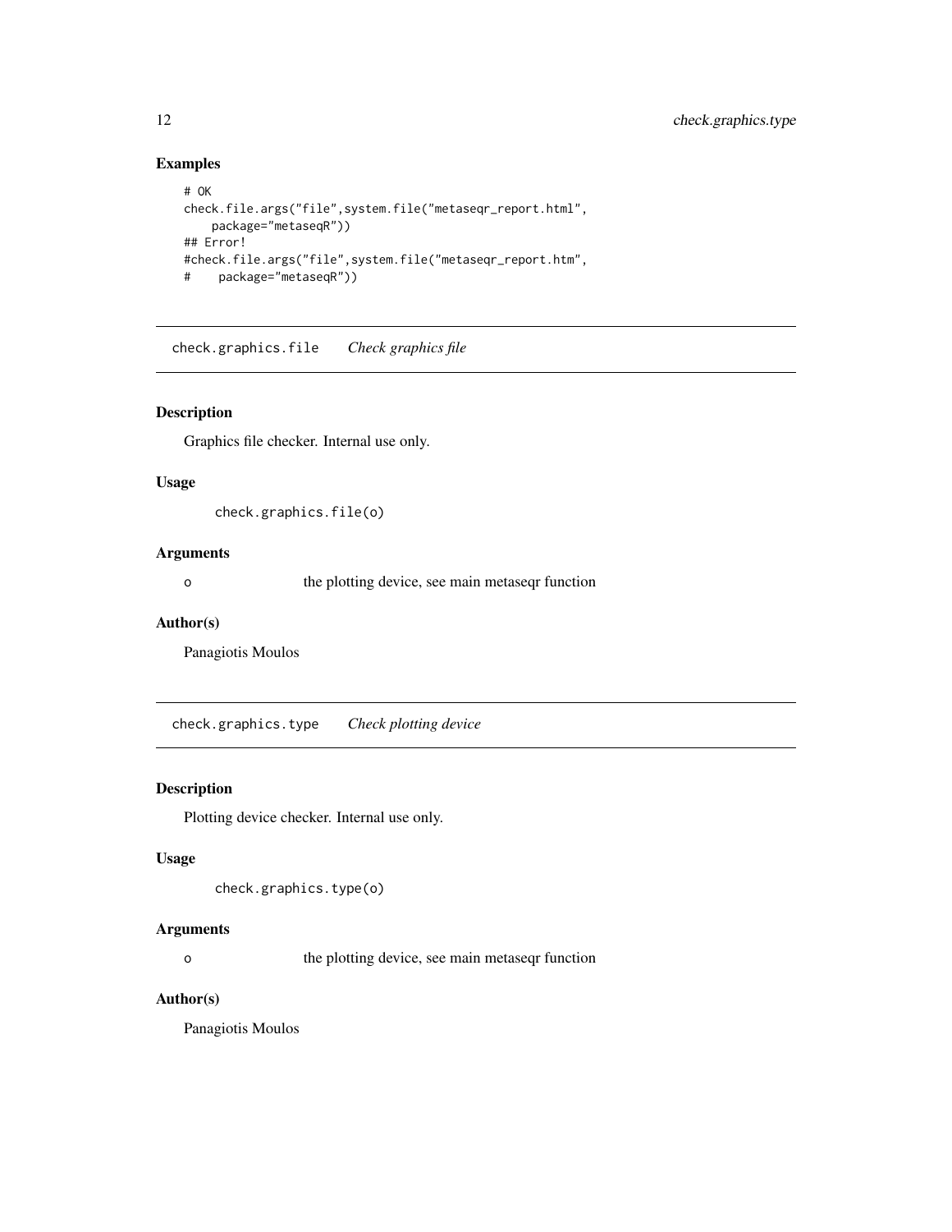## Examples

```
# OK
check.file.args("file",system.file("metaseqr_report.html",
    package="metaseqR"))
## Error!
#check.file.args("file",system.file("metaseqr_report.htm",
#    package="metaseqR"))
```

---

# check.graphics.file *Check graphics file*

---

## Description

Graphics file checker. Internal use only.

## Usage

```
check.graphics.file(o)
```

## Arguments

| | |
|---|---|
| o | the plotting device, see main metaseqr function |

## Author(s)

Panagiotis Moulos

---

# check.graphics.type *Check plotting device*

---

## Description

Plotting device checker. Internal use only.

## Usage

```
check.graphics.type(o)
```

## Arguments

| | |
|---|---|
| o | the plotting device, see main metaseqr function |

## Author(s)

Panagiotis Moulos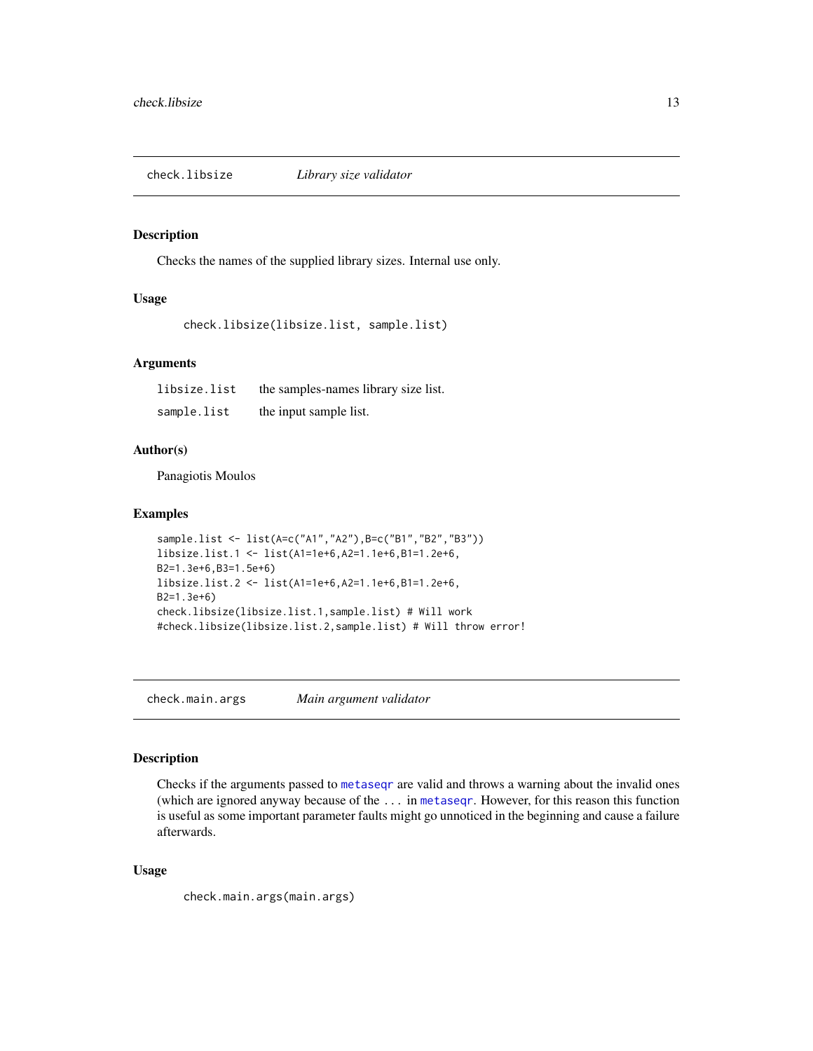## check.libsize — *Library size validator*

### Description

Checks the names of the supplied library sizes. Internal use only.

### Usage

```
check.libsize(libsize.list, sample.list)
```

### Arguments

| | |
|---|---|
| libsize.list | the samples-names library size list. |
| sample.list | the input sample list. |

### Author(s)

Panagiotis Moulos

### Examples

```
sample.list <- list(A=c("A1","A2"),B=c("B1","B2","B3"))
libsize.list.1 <- list(A1=1e+6,A2=1.1e+6,B1=1.2e+6,
B2=1.3e+6,B3=1.5e+6)
libsize.list.2 <- list(A1=1e+6,A2=1.1e+6,B1=1.2e+6,
B2=1.3e+6)
check.libsize(libsize.list.1,sample.list) # Will work
#check.libsize(libsize.list.2,sample.list) # Will throw error!
```

## check.main.args — *Main argument validator*

### Description

Checks if the arguments passed to metaseqr are valid and throws a warning about the invalid ones (which are ignored anyway because of the ... in metaseqr. However, for this reason this function is useful as some important parameter faults might go unnoticed in the beginning and cause a failure afterwards.

### Usage

```
check.main.args(main.args)
```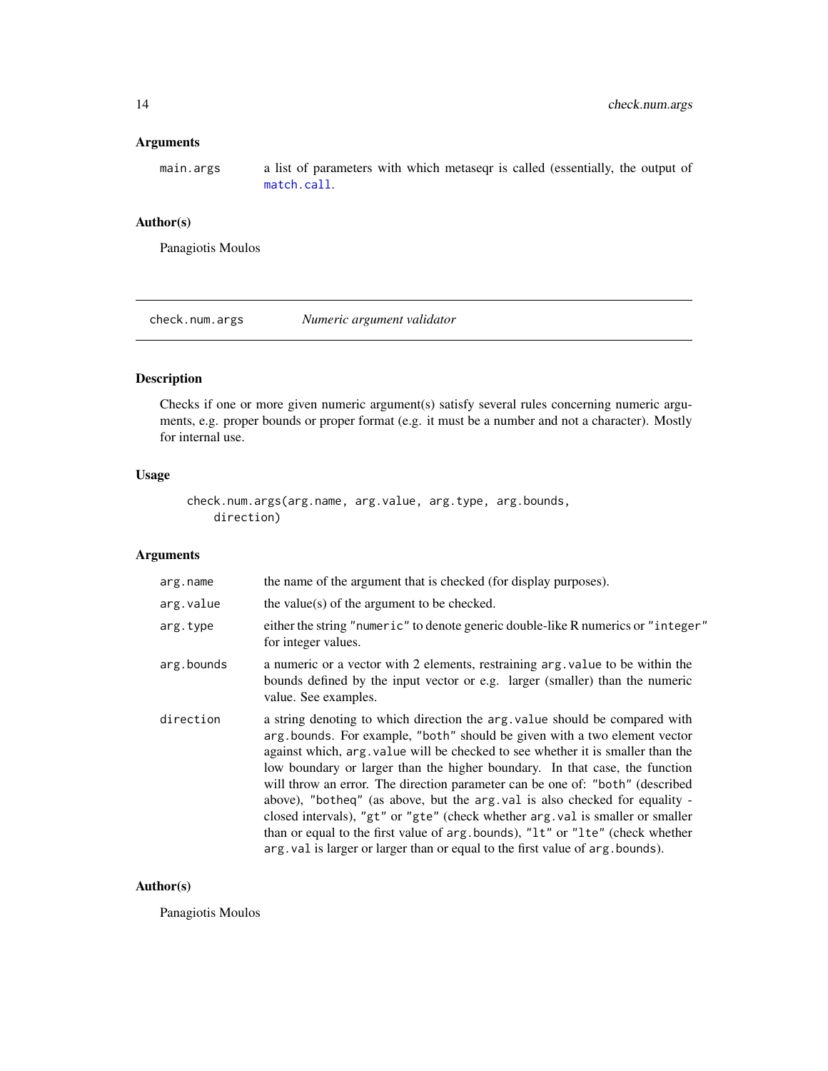### Arguments

| | |
|---|---|
| `main.args` | a list of parameters with which metaseqr is called (essentially, the output of `match.call`. |

### Author(s)

Panagiotis Moulos

---

## check.num.args — *Numeric argument validator*

---

### Description

Checks if one or more given numeric argument(s) satisfy several rules concerning numeric arguments, e.g. proper bounds or proper format (e.g. it must be a number and not a character). Mostly for internal use.

### Usage

```
check.num.args(arg.name, arg.value, arg.type, arg.bounds,
    direction)
```

### Arguments

| | |
|---|---|
| `arg.name` | the name of the argument that is checked (for display purposes). |
| `arg.value` | the value(s) of the argument to be checked. |
| `arg.type` | either the string `"numeric"` to denote generic double-like R numerics or `"integer"` for integer values. |
| `arg.bounds` | a numeric or a vector with 2 elements, restraining `arg.value` to be within the bounds defined by the input vector or e.g. larger (smaller) than the numeric value. See examples. |
| `direction` | a string denoting to which direction the `arg.value` should be compared with `arg.bounds`. For example, `"both"` should be given with a two element vector against which, `arg.value` will be checked to see whether it is smaller than the low boundary or larger than the higher boundary. In that case, the function will throw an error. The direction parameter can be one of: `"both"` (described above), `"botheq"` (as above, but the `arg.val` is also checked for equality - closed intervals), `"gt"` or `"gte"` (check whether `arg.val` is smaller or smaller than or equal to the first value of `arg.bounds`), `"lt"` or `"lte"` (check whether `arg.val` is larger or larger than or equal to the first value of `arg.bounds`). |

### Author(s)

Panagiotis Moulos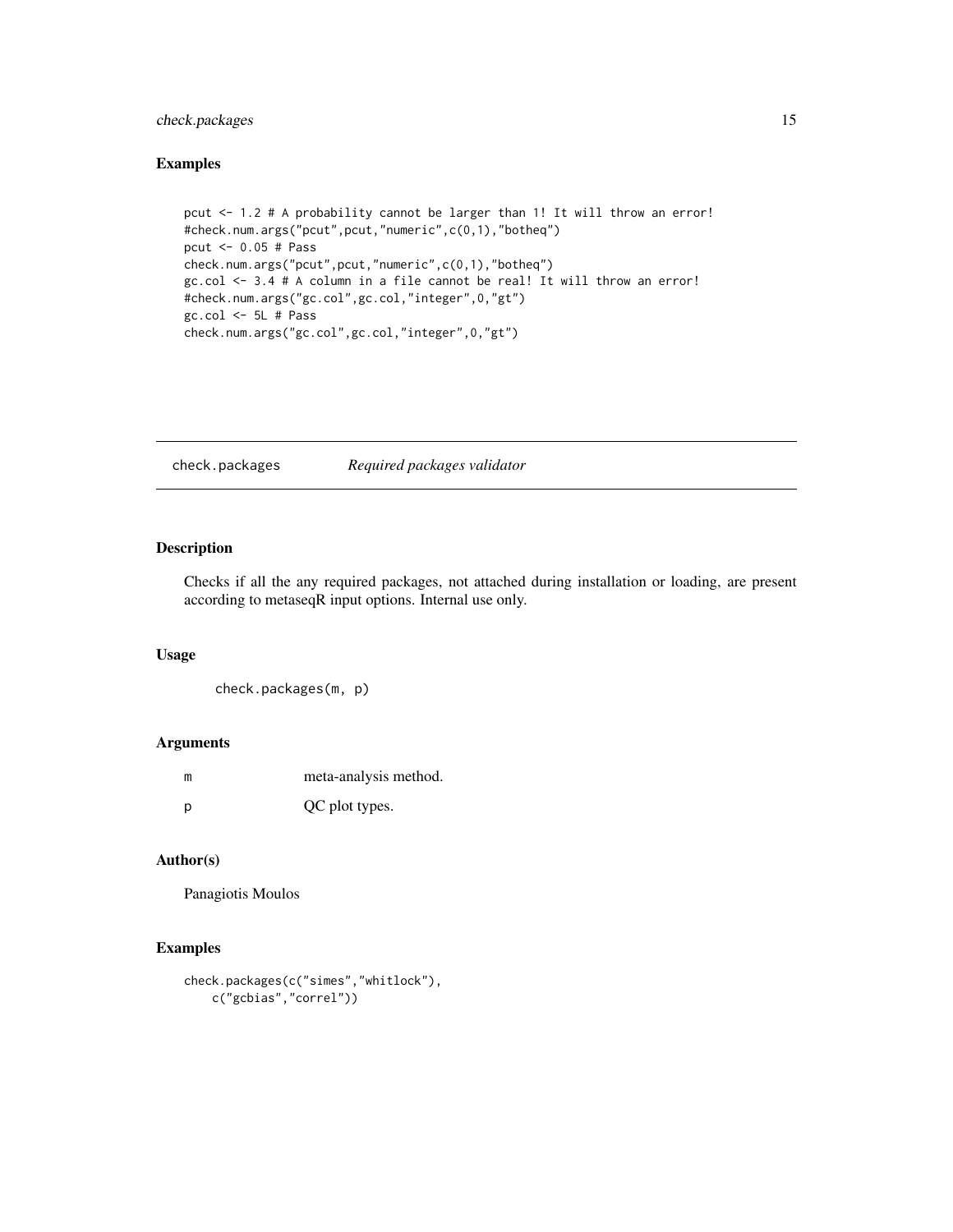### Examples

```
pcut <- 1.2 # A probability cannot be larger than 1! It will throw an error!
#check.num.args("pcut",pcut,"numeric",c(0,1),"botheq")
pcut <- 0.05 # Pass
check.num.args("pcut",pcut,"numeric",c(0,1),"botheq")
gc.col <- 3.4 # A column in a file cannot be real! It will throw an error!
#check.num.args("gc.col",gc.col,"integer",0,"gt")
gc.col <- 5L # Pass
check.num.args("gc.col",gc.col,"integer",0,"gt")
```

---

## check.packages *Required packages validator*

---

### Description

Checks if all the any required packages, not attached during installation or loading, are present according to metaseqR input options. Internal use only.

### Usage

```
check.packages(m, p)
```

### Arguments

| | |
|---|---|
| m | meta-analysis method. |
| p | QC plot types. |

### Author(s)

Panagiotis Moulos

### Examples

```
check.packages(c("simes","whitlock"),
    c("gcbias","correl"))
```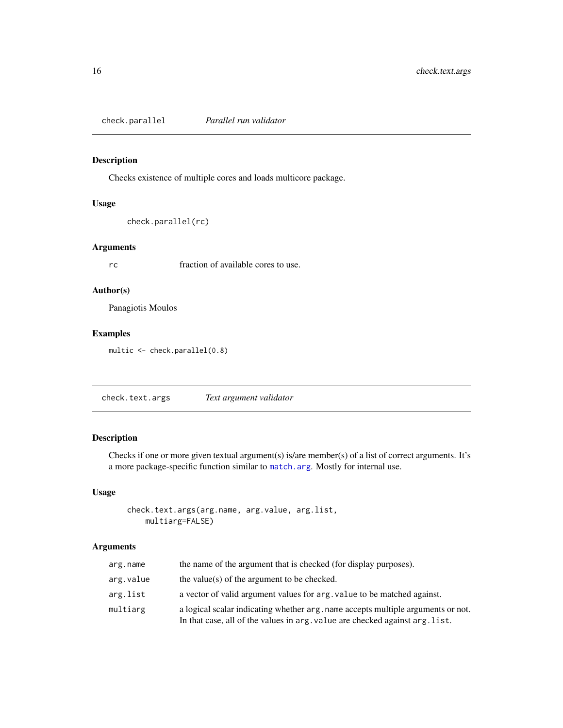## check.parallel *Parallel run validator*

### Description

Checks existence of multiple cores and loads multicore package.

### Usage

```
check.parallel(rc)
```

### Arguments

| | |
|---|---|
| rc | fraction of available cores to use. |

### Author(s)

Panagiotis Moulos

### Examples

```
multic <- check.parallel(0.8)
```

## check.text.args *Text argument validator*

### Description

Checks if one or more given textual argument(s) is/are member(s) of a list of correct arguments. It's a more package-specific function similar to `match.arg`. Mostly for internal use.

### Usage

```
check.text.args(arg.name, arg.value, arg.list,
    multiarg=FALSE)
```

### Arguments

| | |
|---|---|
| arg.name | the name of the argument that is checked (for display purposes). |
| arg.value | the value(s) of the argument to be checked. |
| arg.list | a vector of valid argument values for `arg.value` to be matched against. |
| multiarg | a logical scalar indicating whether `arg.name` accepts multiple arguments or not. In that case, all of the values in `arg.value` are checked against `arg.list`. |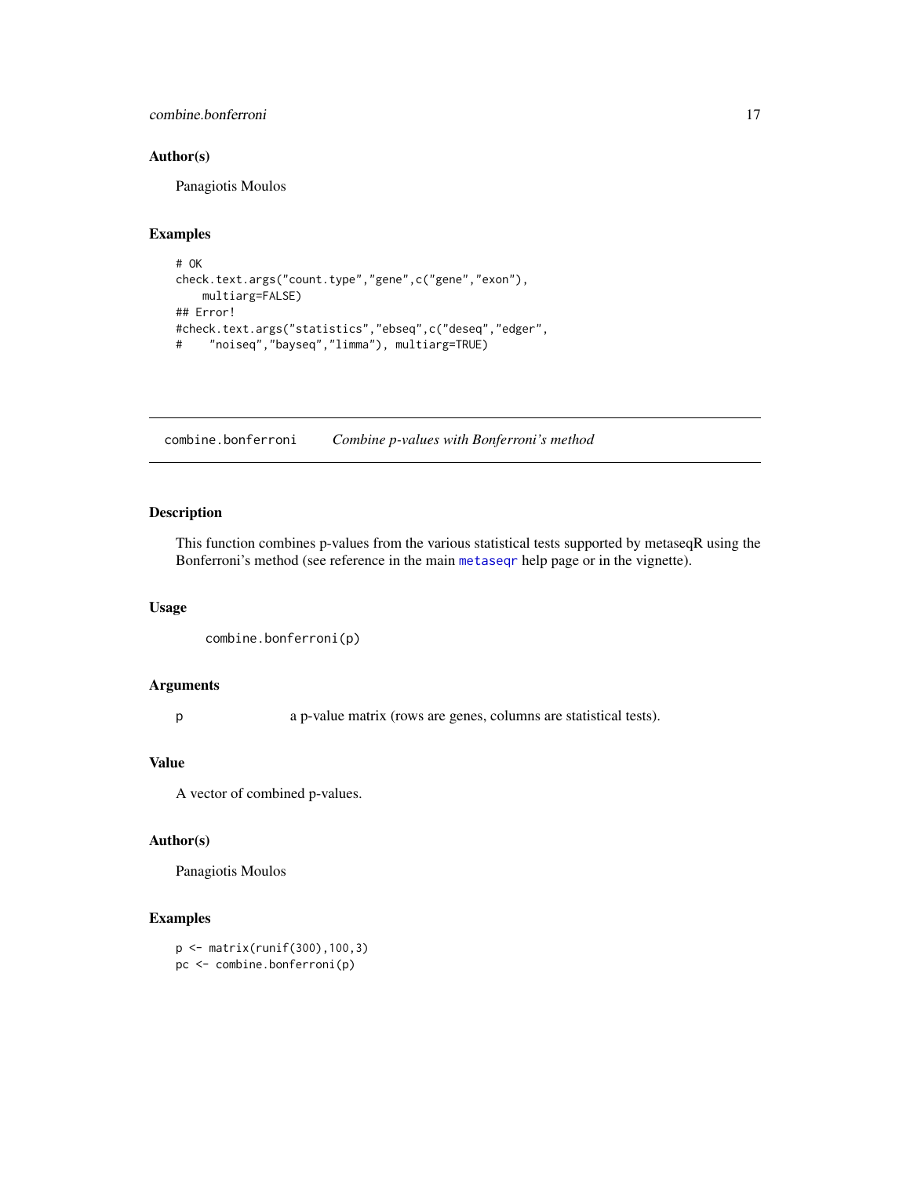## Author(s)

Panagiotis Moulos

## Examples

```
# OK
check.text.args("count.type","gene",c("gene","exon"),
    multiarg=FALSE)
## Error!
#check.text.args("statistics","ebseq",c("deseq","edger",
#    "noiseq","bayseq","limma"), multiarg=TRUE)
```

---

# combine.bonferroni *Combine p-values with Bonferroni's method*

## Description

This function combines p-values from the various statistical tests supported by metaseqR using the Bonferroni's method (see reference in the main `metaseqr` help page or in the vignette).

## Usage

```
combine.bonferroni(p)
```

## Arguments

| | |
|---|---|
| p | a p-value matrix (rows are genes, columns are statistical tests). |

## Value

A vector of combined p-values.

## Author(s)

Panagiotis Moulos

## Examples

```
p <- matrix(runif(300),100,3)
pc <- combine.bonferroni(p)
```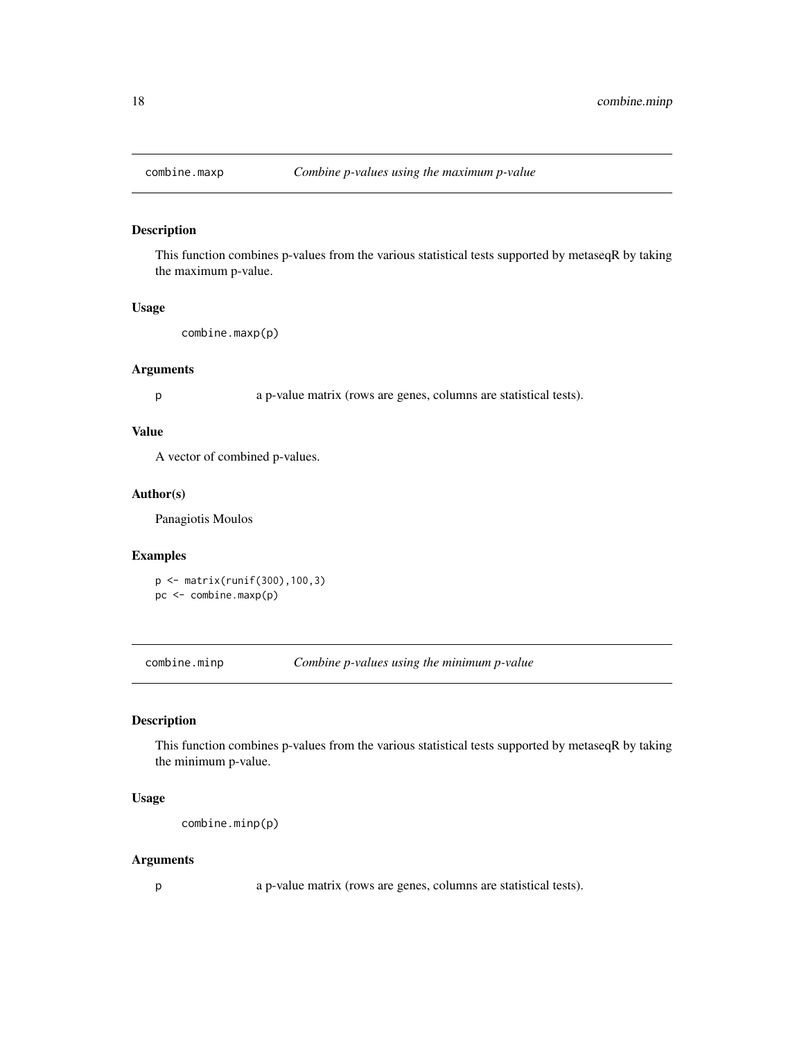## combine.maxp *Combine p-values using the maximum p-value*

### Description

This function combines p-values from the various statistical tests supported by metaseqR by taking the maximum p-value.

### Usage

```
combine.maxp(p)
```

### Arguments

p    a p-value matrix (rows are genes, columns are statistical tests).

### Value

A vector of combined p-values.

### Author(s)

Panagiotis Moulos

### Examples

```
p <- matrix(runif(300),100,3)
pc <- combine.maxp(p)
```

## combine.minp *Combine p-values using the minimum p-value*

### Description

This function combines p-values from the various statistical tests supported by metaseqR by taking the minimum p-value.

### Usage

```
combine.minp(p)
```

### Arguments

p    a p-value matrix (rows are genes, columns are statistical tests).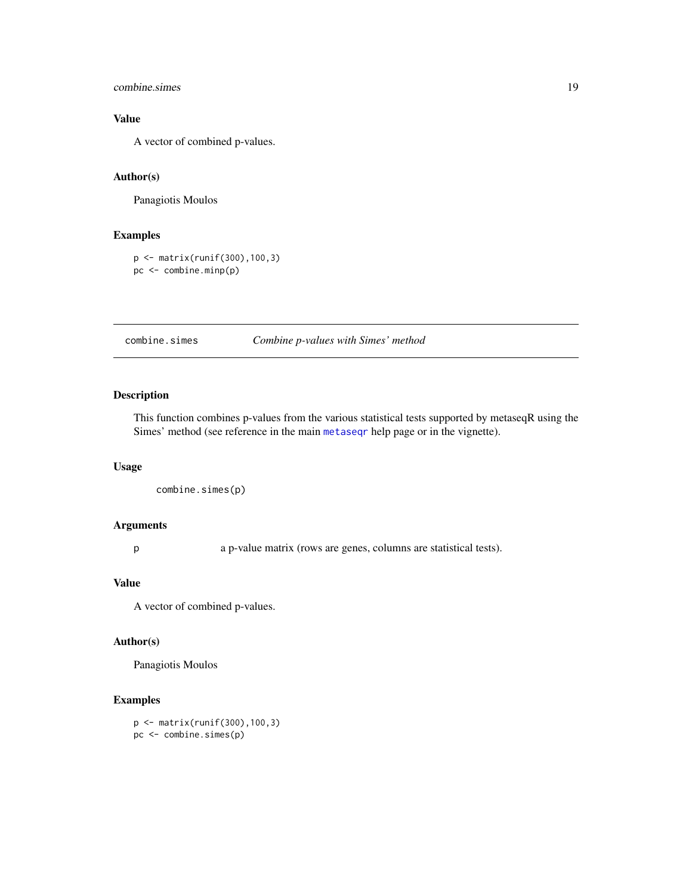### Value

A vector of combined p-values.

### Author(s)

Panagiotis Moulos

### Examples

```
p <- matrix(runif(300),100,3)
pc <- combine.minp(p)
```

---

## combine.simes — *Combine p-values with Simes' method*

### Description

This function combines p-values from the various statistical tests supported by metaseqR using the Simes' method (see reference in the main metaseqr help page or in the vignette).

### Usage

```
combine.simes(p)
```

### Arguments

| | |
|---|---|
| p | a p-value matrix (rows are genes, columns are statistical tests). |

### Value

A vector of combined p-values.

### Author(s)

Panagiotis Moulos

### Examples

```
p <- matrix(runif(300),100,3)
pc <- combine.simes(p)
```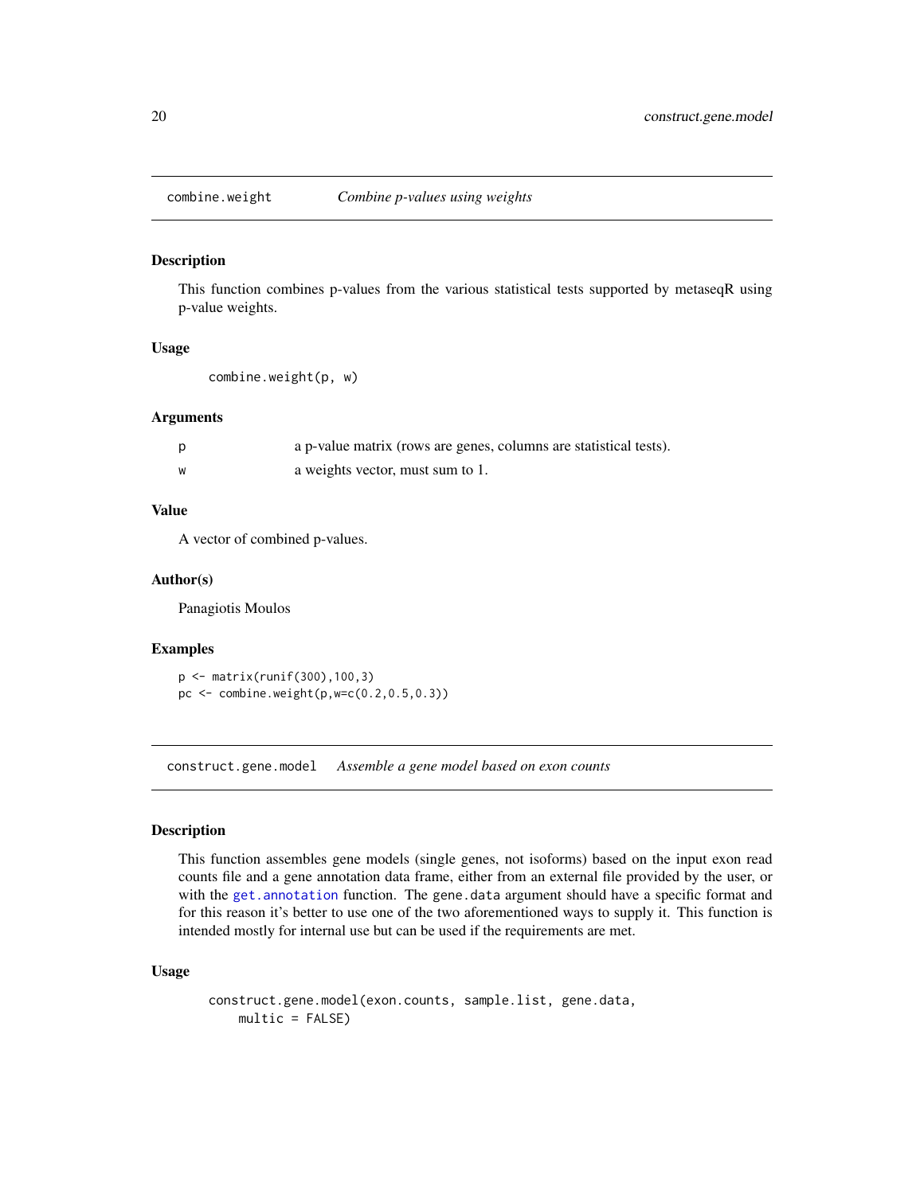## combine.weight — *Combine p-values using weights*

### Description

This function combines p-values from the various statistical tests supported by metaseqR using p-value weights.

### Usage

```
combine.weight(p, w)
```

### Arguments

| | |
|---|---|
| p | a p-value matrix (rows are genes, columns are statistical tests). |
| w | a weights vector, must sum to 1. |

### Value

A vector of combined p-values.

### Author(s)

Panagiotis Moulos

### Examples

```
p <- matrix(runif(300),100,3)
pc <- combine.weight(p,w=c(0.2,0.5,0.3))
```

## construct.gene.model — *Assemble a gene model based on exon counts*

### Description

This function assembles gene models (single genes, not isoforms) based on the input exon read counts file and a gene annotation data frame, either from an external file provided by the user, or with the `get.annotation` function. The `gene.data` argument should have a specific format and for this reason it's better to use one of the two aforementioned ways to supply it. This function is intended mostly for internal use but can be used if the requirements are met.

### Usage

```
construct.gene.model(exon.counts, sample.list, gene.data,
    multic = FALSE)
```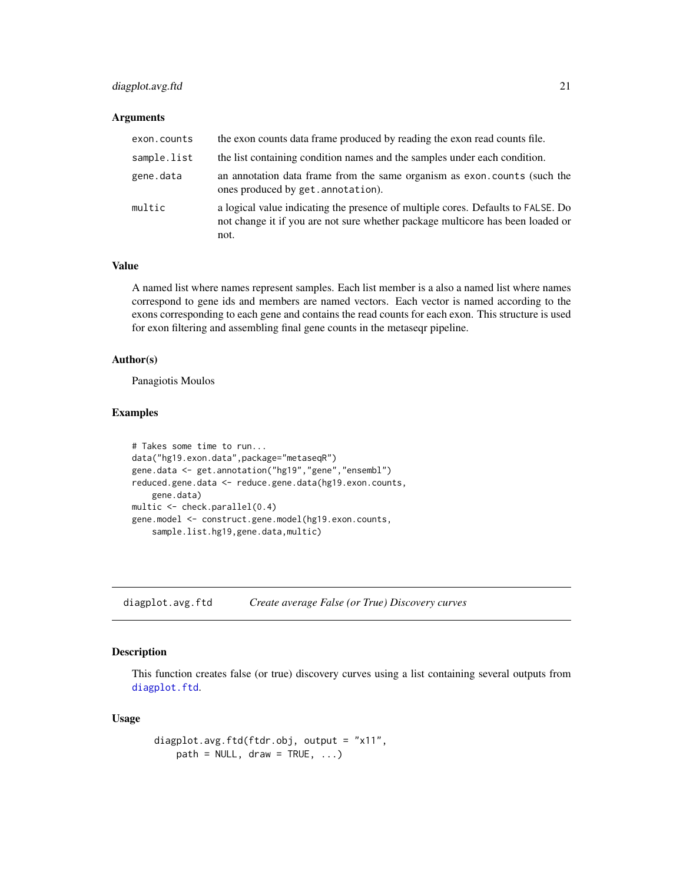### Arguments

| | |
|---|---|
| `exon.counts` | the exon counts data frame produced by reading the exon read counts file. |
| `sample.list` | the list containing condition names and the samples under each condition. |
| `gene.data` | an annotation data frame from the same organism as `exon.counts` (such the ones produced by `get.annotation`). |
| `multic` | a logical value indicating the presence of multiple cores. Defaults to `FALSE`. Do not change it if you are not sure whether package multicore has been loaded or not. |

### Value

A named list where names represent samples. Each list member is a also a named list where names correspond to gene ids and members are named vectors. Each vector is named according to the exons corresponding to each gene and contains the read counts for each exon. This structure is used for exon filtering and assembling final gene counts in the metaseqr pipeline.

### Author(s)

Panagiotis Moulos

### Examples

```
# Takes some time to run...
data("hg19.exon.data",package="metaseqR")
gene.data <- get.annotation("hg19","gene","ensembl")
reduced.gene.data <- reduce.gene.data(hg19.exon.counts,
    gene.data)
multic <- check.parallel(0.4)
gene.model <- construct.gene.model(hg19.exon.counts,
    sample.list.hg19,gene.data,multic)
```

---

## `diagplot.avg.ftd` — *Create average False (or True) Discovery curves*

### Description

This function creates false (or true) discovery curves using a list containing several outputs from `diagplot.ftd`.

### Usage

```
diagplot.avg.ftd(ftdr.obj, output = "x11",
    path = NULL, draw = TRUE, ...)
```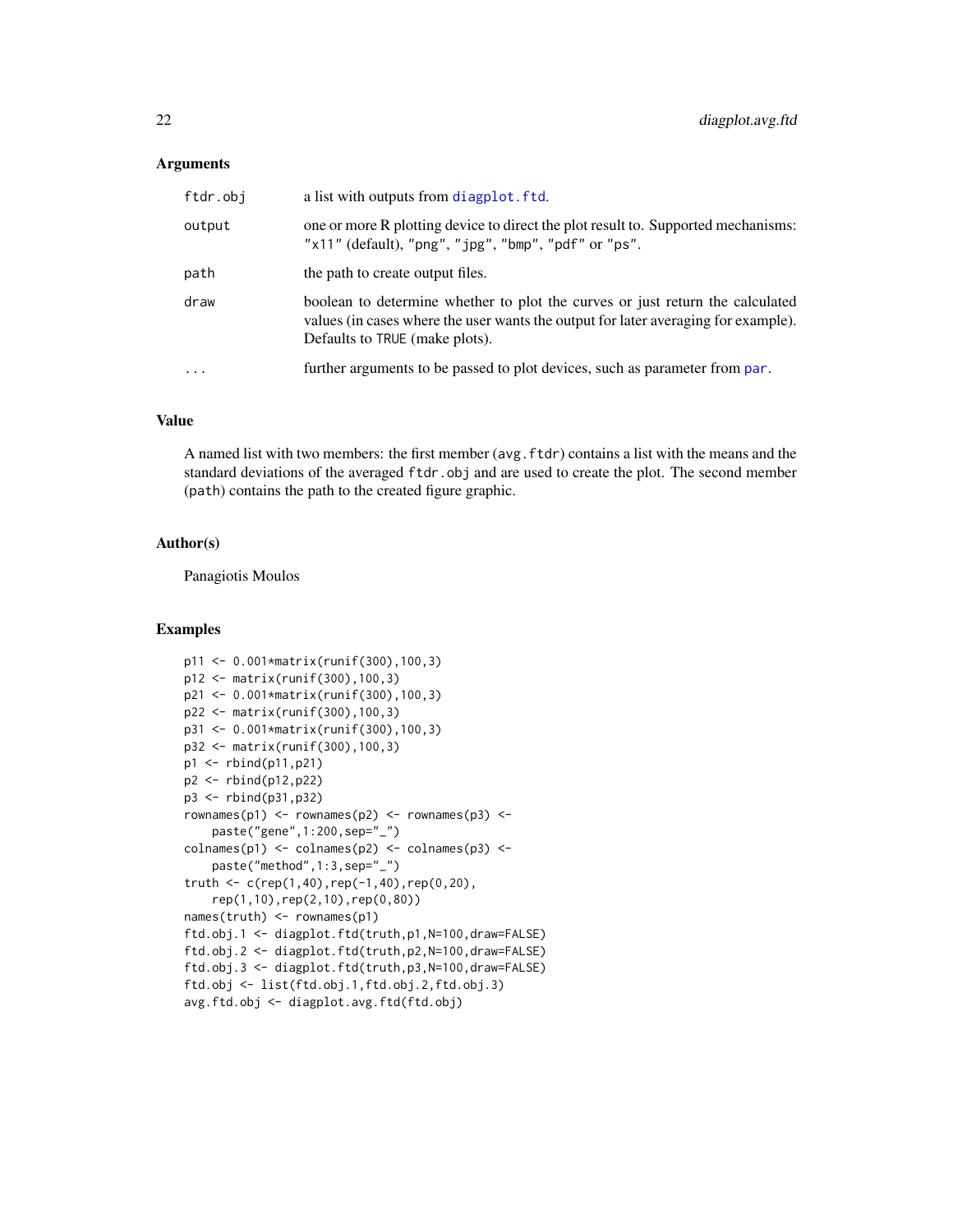### Arguments

| | |
|---|---|
| ftdr.obj | a list with outputs from diagplot.ftd. |
| output | one or more R plotting device to direct the plot result to. Supported mechanisms: "x11" (default), "png", "jpg", "bmp", "pdf" or "ps". |
| path | the path to create output files. |
| draw | boolean to determine whether to plot the curves or just return the calculated values (in cases where the user wants the output for later averaging for example). Defaults to TRUE (make plots). |
| ... | further arguments to be passed to plot devices, such as parameter from par. |

### Value

A named list with two members: the first member (avg.ftdr) contains a list with the means and the standard deviations of the averaged ftdr.obj and are used to create the plot. The second member (path) contains the path to the created figure graphic.

### Author(s)

Panagiotis Moulos

### Examples

```
p11 <- 0.001*matrix(runif(300),100,3)
p12 <- matrix(runif(300),100,3)
p21 <- 0.001*matrix(runif(300),100,3)
p22 <- matrix(runif(300),100,3)
p31 <- 0.001*matrix(runif(300),100,3)
p32 <- matrix(runif(300),100,3)
p1 <- rbind(p11,p21)
p2 <- rbind(p12,p22)
p3 <- rbind(p31,p32)
rownames(p1) <- rownames(p2) <- rownames(p3) <-
    paste("gene",1:200,sep="_")
colnames(p1) <- colnames(p2) <- colnames(p3) <-
    paste("method",1:3,sep="_")
truth <- c(rep(1,40),rep(-1,40),rep(0,20),
    rep(1,10),rep(2,10),rep(0,80))
names(truth) <- rownames(p1)
ftd.obj.1 <- diagplot.ftd(truth,p1,N=100,draw=FALSE)
ftd.obj.2 <- diagplot.ftd(truth,p2,N=100,draw=FALSE)
ftd.obj.3 <- diagplot.ftd(truth,p3,N=100,draw=FALSE)
ftd.obj <- list(ftd.obj.1,ftd.obj.2,ftd.obj.3)
avg.ftd.obj <- diagplot.avg.ftd(ftd.obj)
```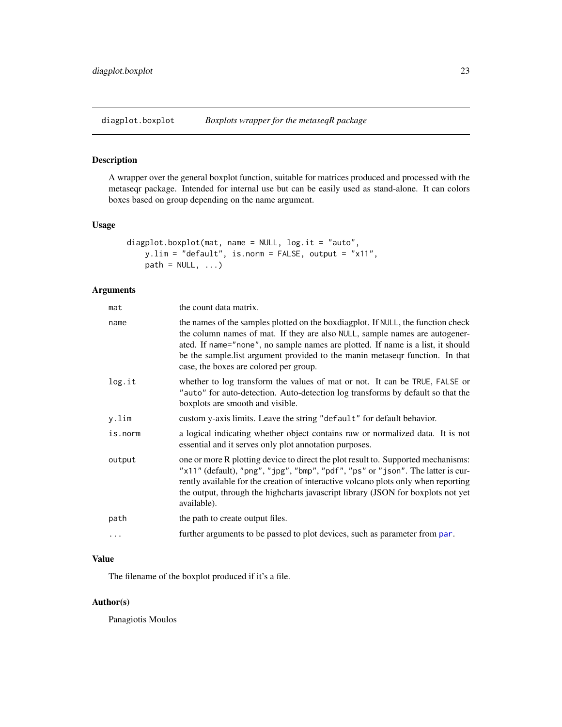## diagplot.boxplot — *Boxplots wrapper for the metaseqR package*

### Description

A wrapper over the general boxplot function, suitable for matrices produced and processed with the metaseqr package. Intended for internal use but can be easily used as stand-alone. It can colors boxes based on group depending on the name argument.

### Usage

```
diagplot.boxplot(mat, name = NULL, log.it = "auto",
    y.lim = "default", is.norm = FALSE, output = "x11",
    path = NULL, ...)
```

### Arguments

| | |
|---|---|
| `mat` | the count data matrix. |
| `name` | the names of the samples plotted on the boxdiagplot. If `NULL`, the function check the column names of mat. If they are also `NULL`, sample names are autogenerated. If `name="none"`, no sample names are plotted. If name is a list, it should be the sample.list argument provided to the manin metaseqr function. In that case, the boxes are colored per group. |
| `log.it` | whether to log transform the values of mat or not. It can be `TRUE`, `FALSE` or `"auto"` for auto-detection. Auto-detection log transforms by default so that the boxplots are smooth and visible. |
| `y.lim` | custom y-axis limits. Leave the string `"default"` for default behavior. |
| `is.norm` | a logical indicating whether object contains raw or normalized data. It is not essential and it serves only plot annotation purposes. |
| `output` | one or more R plotting device to direct the plot result to. Supported mechanisms: `"x11"` (default), `"png"`, `"jpg"`, `"bmp"`, `"pdf"`, `"ps"` or `"json"`. The latter is currently available for the creation of interactive volcano plots only when reporting the output, through the highcharts javascript library (JSON for boxplots not yet available). |
| `path` | the path to create output files. |
| `...` | further arguments to be passed to plot devices, such as parameter from `par`. |

### Value

The filename of the boxplot produced if it's a file.

### Author(s)

Panagiotis Moulos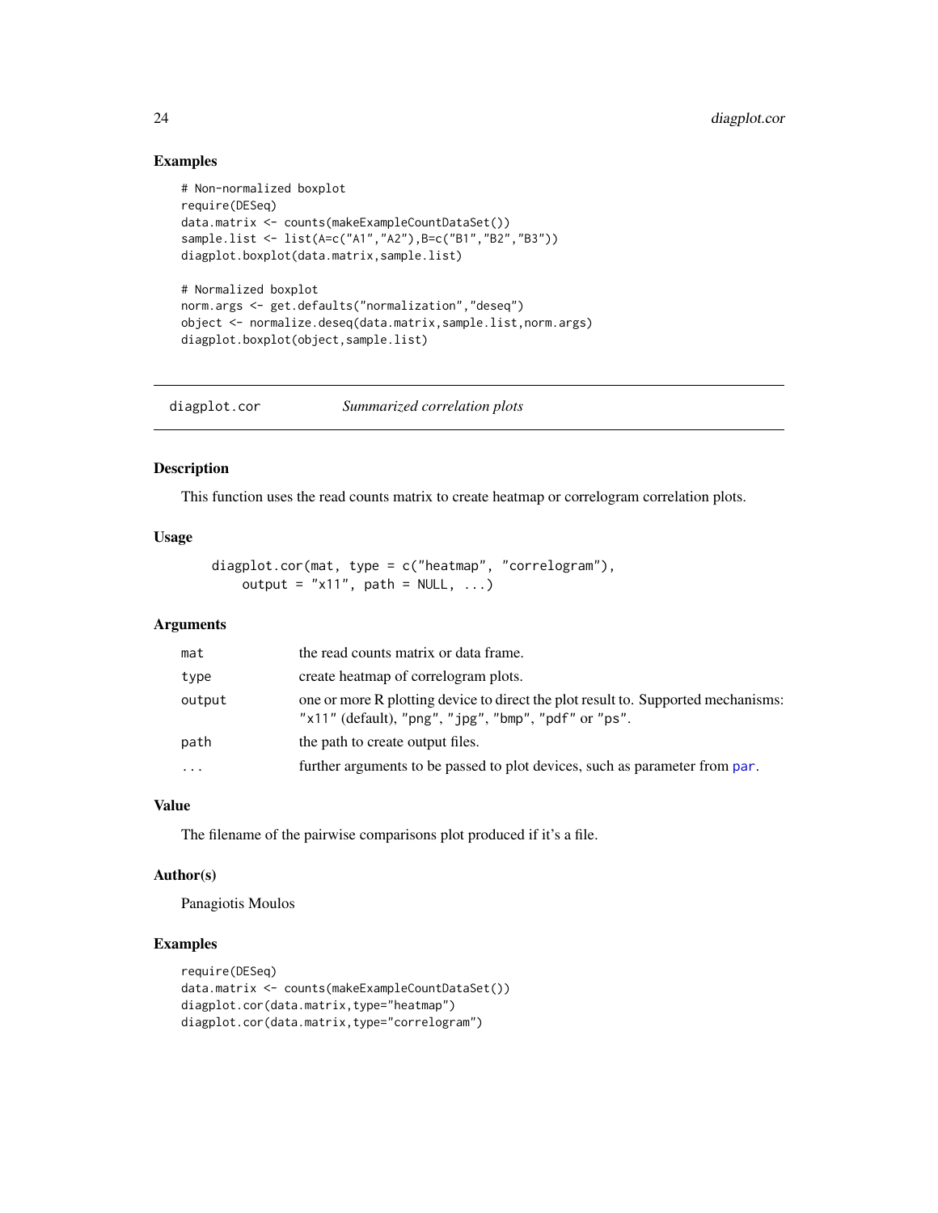## Examples

```
# Non-normalized boxplot
require(DESeq)
data.matrix <- counts(makeExampleCountDataSet())
sample.list <- list(A=c("A1","A2"),B=c("B1","B2","B3"))
diagplot.boxplot(data.matrix,sample.list)

# Normalized boxplot
norm.args <- get.defaults("normalization","deseq")
object <- normalize.deseq(data.matrix,sample.list,norm.args)
diagplot.boxplot(object,sample.list)
```

---

# diagplot.cor *Summarized correlation plots*

---

## Description

This function uses the read counts matrix to create heatmap or correlogram correlation plots.

## Usage

```
diagplot.cor(mat, type = c("heatmap", "correlogram"),
    output = "x11", path = NULL, ...)
```

## Arguments

| | |
|---|---|
| mat | the read counts matrix or data frame. |
| type | create heatmap of correlogram plots. |
| output | one or more R plotting device to direct the plot result to. Supported mechanisms: "x11" (default), "png", "jpg", "bmp", "pdf" or "ps". |
| path | the path to create output files. |
| ... | further arguments to be passed to plot devices, such as parameter from par. |

## Value

The filename of the pairwise comparisons plot produced if it's a file.

## Author(s)

Panagiotis Moulos

## Examples

```
require(DESeq)
data.matrix <- counts(makeExampleCountDataSet())
diagplot.cor(data.matrix,type="heatmap")
diagplot.cor(data.matrix,type="correlogram")
```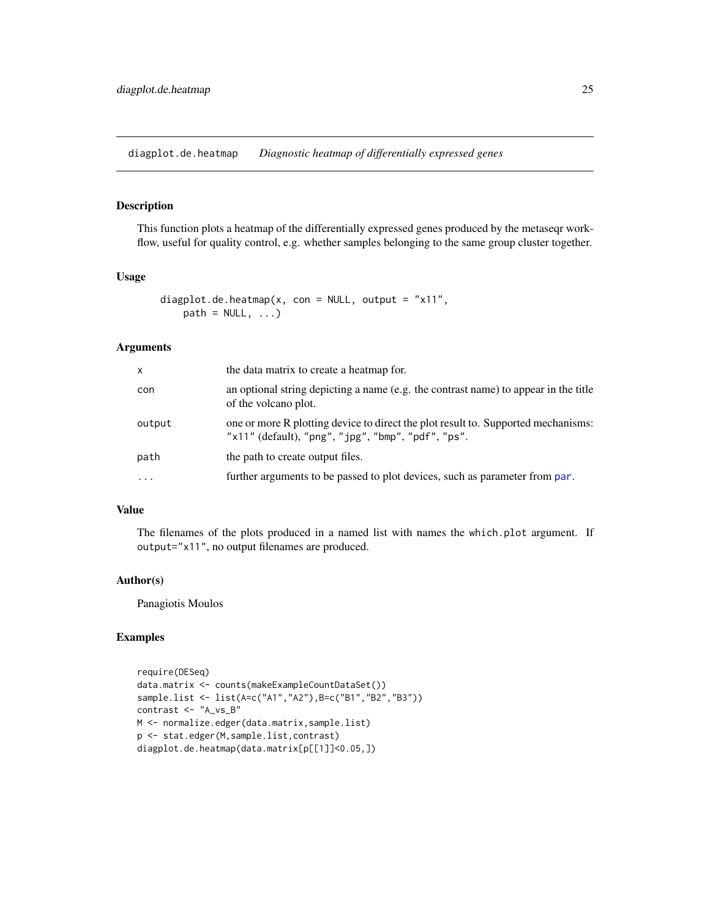## diagplot.de.heatmap    *Diagnostic heatmap of differentially expressed genes*

### Description

This function plots a heatmap of the differentially expressed genes produced by the metaseqr workflow, useful for quality control, e.g. whether samples belonging to the same group cluster together.

### Usage

```
diagplot.de.heatmap(x, con = NULL, output = "x11",
    path = NULL, ...)
```

### Arguments

| | |
|---|---|
| `x` | the data matrix to create a heatmap for. |
| `con` | an optional string depicting a name (e.g. the contrast name) to appear in the title of the volcano plot. |
| `output` | one or more R plotting device to direct the plot result to. Supported mechanisms: `"x11"` (default), `"png"`, `"jpg"`, `"bmp"`, `"pdf"`, `"ps"`. |
| `path` | the path to create output files. |
| `...` | further arguments to be passed to plot devices, such as parameter from `par`. |

### Value

The filenames of the plots produced in a named list with names the `which.plot` argument. If `output="x11"`, no output filenames are produced.

### Author(s)

Panagiotis Moulos

### Examples

```
require(DESeq)
data.matrix <- counts(makeExampleCountDataSet())
sample.list <- list(A=c("A1","A2"),B=c("B1","B2","B3"))
contrast <- "A_vs_B"
M <- normalize.edger(data.matrix,sample.list)
p <- stat.edger(M,sample.list,contrast)
diagplot.de.heatmap(data.matrix[p[[1]]<0.05,])
```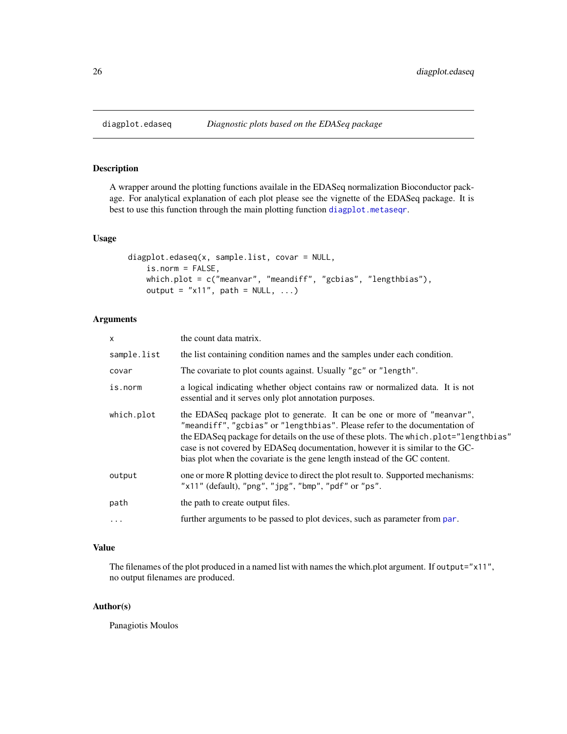# diagplot.edaseq *Diagnostic plots based on the EDASeq package*

## Description

A wrapper around the plotting functions availale in the EDASeq normalization Bioconductor package. For analytical explanation of each plot please see the vignette of the EDASeq package. It is best to use this function through the main plotting function `diagplot.metaseqr`.

## Usage

```
diagplot.edaseq(x, sample.list, covar = NULL,
    is.norm = FALSE,
    which.plot = c("meanvar", "meandiff", "gcbias", "lengthbias"),
    output = "x11", path = NULL, ...)
```

## Arguments

| | |
|---|---|
| `x` | the count data matrix. |
| `sample.list` | the list containing condition names and the samples under each condition. |
| `covar` | The covariate to plot counts against. Usually `"gc"` or `"length"`. |
| `is.norm` | a logical indicating whether object contains raw or normalized data. It is not essential and it serves only plot annotation purposes. |
| `which.plot` | the EDASeq package plot to generate. It can be one or more of `"meanvar"`, `"meandiff"`, `"gcbias"` or `"lengthbias"`. Please refer to the documentation of the EDASeq package for details on the use of these plots. The `which.plot="lengthbias"` case is not covered by EDASeq documentation, however it is similar to the GC-bias plot when the covariate is the gene length instead of the GC content. |
| `output` | one or more R plotting device to direct the plot result to. Supported mechanisms: `"x11"` (default), `"png"`, `"jpg"`, `"bmp"`, `"pdf"` or `"ps"`. |
| `path` | the path to create output files. |
| `...` | further arguments to be passed to plot devices, such as parameter from `par`. |

## Value

The filenames of the plot produced in a named list with names the which.plot argument. If `output="x11"`, no output filenames are produced.

## Author(s)

Panagiotis Moulos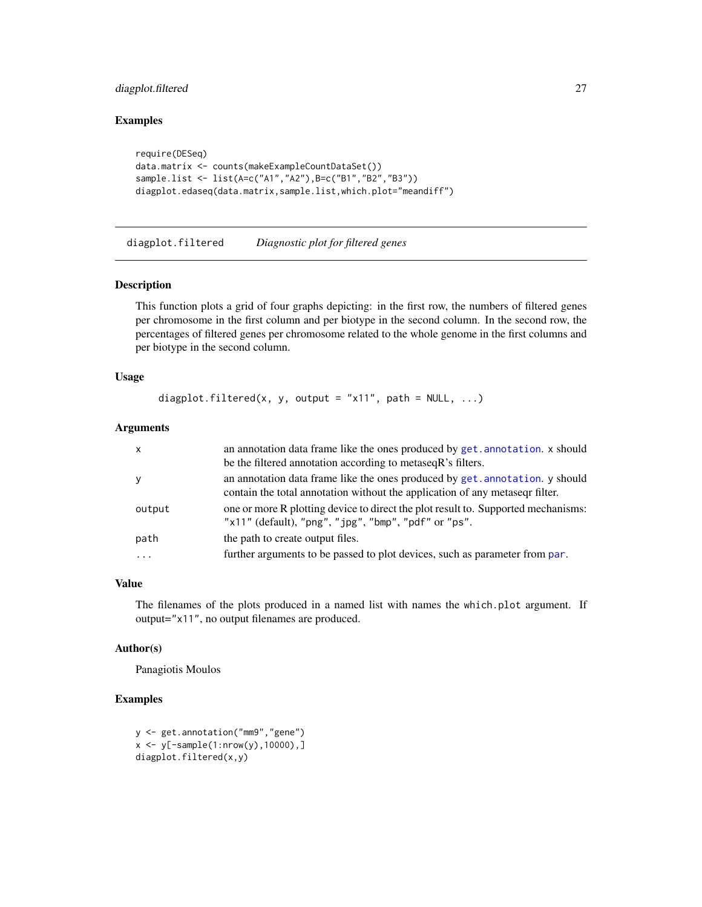### Examples

```
require(DESeq)
data.matrix <- counts(makeExampleCountDataSet())
sample.list <- list(A=c("A1","A2"),B=c("B1","B2","B3"))
diagplot.edaseq(data.matrix,sample.list,which.plot="meandiff")
```

---

## diagplot.filtered *Diagnostic plot for filtered genes*

---

### Description

This function plots a grid of four graphs depicting: in the first row, the numbers of filtered genes per chromosome in the first column and per biotype in the second column. In the second row, the percentages of filtered genes per chromosome related to the whole genome in the first columns and per biotype in the second column.

### Usage

```
diagplot.filtered(x, y, output = "x11", path = NULL, ...)
```

### Arguments

| | |
|---|---|
| x | an annotation data frame like the ones produced by get.annotation. x should be the filtered annotation according to metaseqR's filters. |
| y | an annotation data frame like the ones produced by get.annotation. y should contain the total annotation without the application of any metaseqr filter. |
| output | one or more R plotting device to direct the plot result to. Supported mechanisms: "x11" (default), "png", "jpg", "bmp", "pdf" or "ps". |
| path | the path to create output files. |
| ... | further arguments to be passed to plot devices, such as parameter from par. |

### Value

The filenames of the plots produced in a named list with names the which.plot argument. If output="x11", no output filenames are produced.

### Author(s)

Panagiotis Moulos

### Examples

```
y <- get.annotation("mm9","gene")
x <- y[-sample(1:nrow(y),10000),]
diagplot.filtered(x,y)
```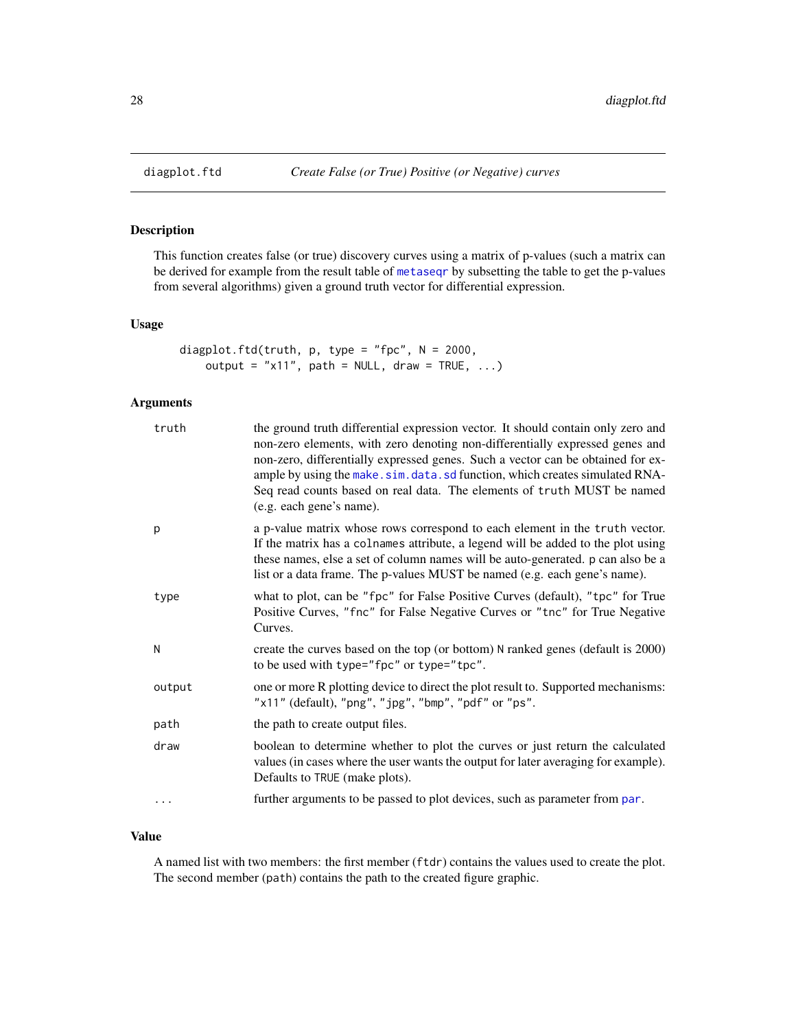## diagplot.ftd *Create False (or True) Positive (or Negative) curves*

### Description

This function creates false (or true) discovery curves using a matrix of p-values (such a matrix can be derived for example from the result table of `metaseqr` by subsetting the table to get the p-values from several algorithms) given a ground truth vector for differential expression.

### Usage

```
diagplot.ftd(truth, p, type = "fpc", N = 2000,
    output = "x11", path = NULL, draw = TRUE, ...)
```

### Arguments

| | |
|---|---|
| `truth` | the ground truth differential expression vector. It should contain only zero and non-zero elements, with zero denoting non-differentially expressed genes and non-zero, differentially expressed genes. Such a vector can be obtained for example by using the `make.sim.data.sd` function, which creates simulated RNA-Seq read counts based on real data. The elements of `truth` MUST be named (e.g. each gene's name). |
| `p` | a p-value matrix whose rows correspond to each element in the `truth` vector. If the matrix has a `colnames` attribute, a legend will be added to the plot using these names, else a set of column names will be auto-generated. `p` can also be a list or a data frame. The p-values MUST be named (e.g. each gene's name). |
| `type` | what to plot, can be `"fpc"` for False Positive Curves (default), `"tpc"` for True Positive Curves, `"fnc"` for False Negative Curves or `"tnc"` for True Negative Curves. |
| `N` | create the curves based on the top (or bottom) `N` ranked genes (default is 2000) to be used with `type="fpc"` or `type="tpc"`. |
| `output` | one or more R plotting device to direct the plot result to. Supported mechanisms: `"x11"` (default), `"png"`, `"jpg"`, `"bmp"`, `"pdf"` or `"ps"`. |
| `path` | the path to create output files. |
| `draw` | boolean to determine whether to plot the curves or just return the calculated values (in cases where the user wants the output for later averaging for example). Defaults to `TRUE` (make plots). |
| `...` | further arguments to be passed to plot devices, such as parameter from `par`. |

### Value

A named list with two members: the first member (`ftdr`) contains the values used to create the plot. The second member (`path`) contains the path to the created figure graphic.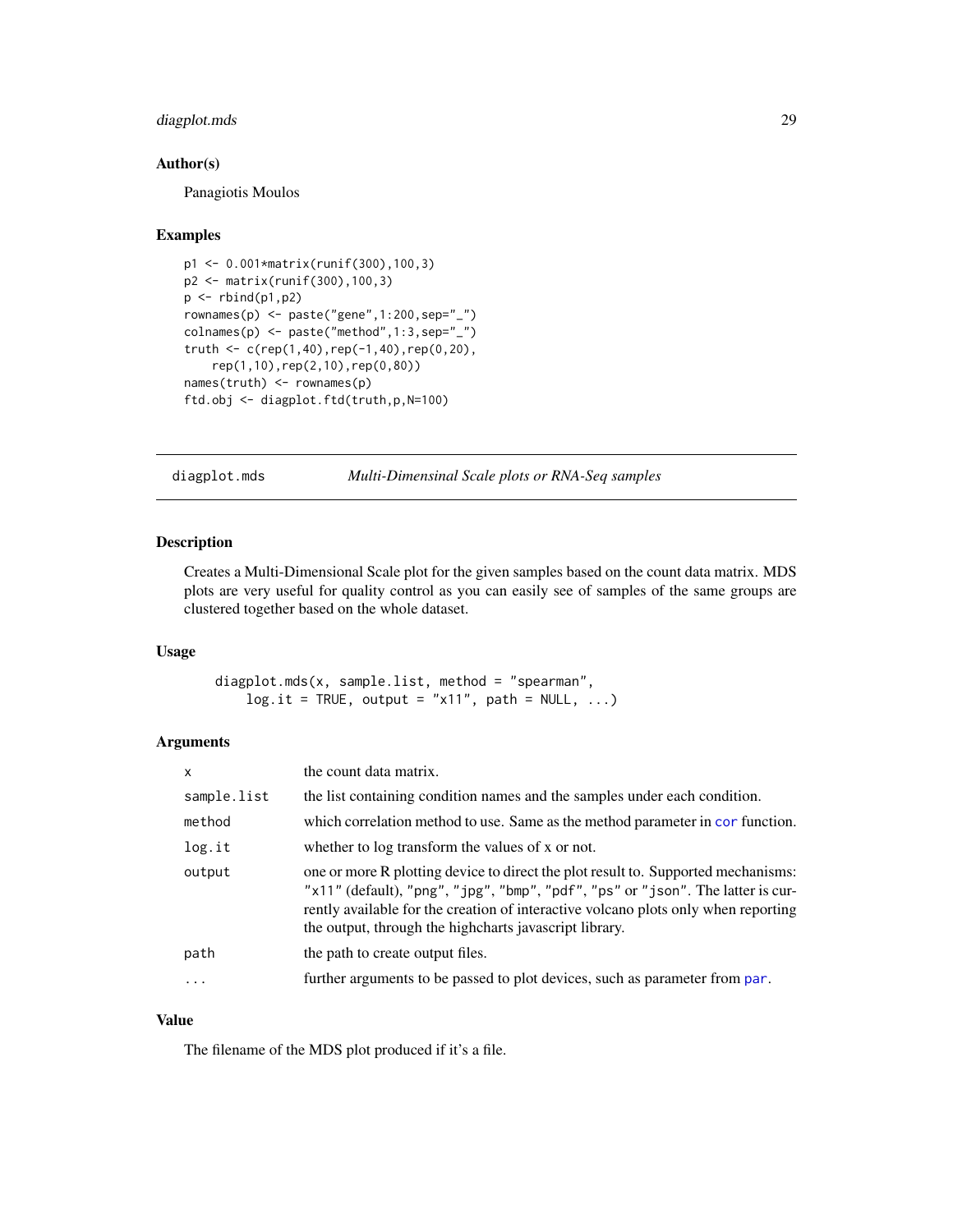### Author(s)

Panagiotis Moulos

### Examples

```
p1 <- 0.001*matrix(runif(300),100,3)
p2 <- matrix(runif(300),100,3)
p <- rbind(p1,p2)
rownames(p) <- paste("gene",1:200,sep="_")
colnames(p) <- paste("method",1:3,sep="_")
truth <- c(rep(1,40),rep(-1,40),rep(0,20),
    rep(1,10),rep(2,10),rep(0,80))
names(truth) <- rownames(p)
ftd.obj <- diagplot.ftd(truth,p,N=100)
```

---

## diagplot.mds *Multi-Dimensinal Scale plots or RNA-Seq samples*

### Description

Creates a Multi-Dimensional Scale plot for the given samples based on the count data matrix. MDS plots are very useful for quality control as you can easily see of samples of the same groups are clustered together based on the whole dataset.

### Usage

```
diagplot.mds(x, sample.list, method = "spearman",
    log.it = TRUE, output = "x11", path = NULL, ...)
```

### Arguments

| | |
|---|---|
| x | the count data matrix. |
| sample.list | the list containing condition names and the samples under each condition. |
| method | which correlation method to use. Same as the method parameter in cor function. |
| log.it | whether to log transform the values of x or not. |
| output | one or more R plotting device to direct the plot result to. Supported mechanisms: "x11" (default), "png", "jpg", "bmp", "pdf", "ps" or "json". The latter is currently available for the creation of interactive volcano plots only when reporting the output, through the highcharts javascript library. |
| path | the path to create output files. |
| ... | further arguments to be passed to plot devices, such as parameter from par. |

### Value

The filename of the MDS plot produced if it's a file.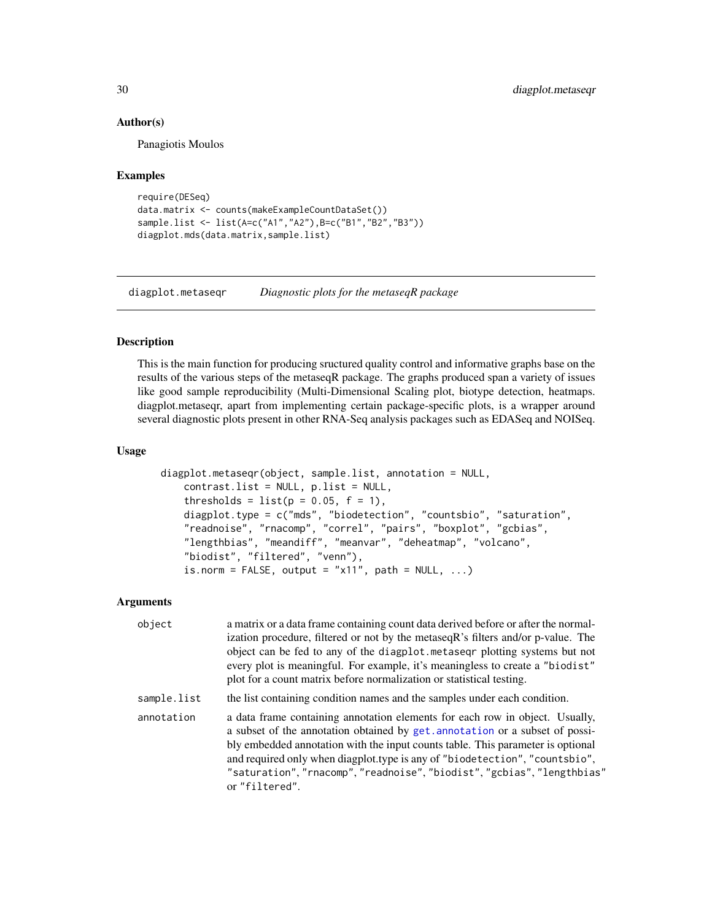## Author(s)

Panagiotis Moulos

## Examples

```
require(DESeq)
data.matrix <- counts(makeExampleCountDataSet())
sample.list <- list(A=c("A1","A2"),B=c("B1","B2","B3"))
diagplot.mds(data.matrix,sample.list)
```

---

# diagplot.metaseqr *Diagnostic plots for the metaseqR package*

---

## Description

This is the main function for producing sructured quality control and informative graphs base on the results of the various steps of the metaseqR package. The graphs produced span a variety of issues like good sample reproducibility (Multi-Dimensional Scaling plot, biotype detection, heatmaps. diagplot.metaseqr, apart from implementing certain package-specific plots, is a wrapper around several diagnostic plots present in other RNA-Seq analysis packages such as EDASeq and NOISeq.

## Usage

```
diagplot.metaseqr(object, sample.list, annotation = NULL,
    contrast.list = NULL, p.list = NULL,
    thresholds = list(p = 0.05, f = 1),
    diagplot.type = c("mds", "biodetection", "countsbio", "saturation",
    "readnoise", "rnacomp", "correl", "pairs", "boxplot", "gcbias",
    "lengthbias", "meandiff", "meanvar", "deheatmap", "volcano",
    "biodist", "filtered", "venn"),
    is.norm = FALSE, output = "x11", path = NULL, ...)
```

## Arguments

| | |
|---|---|
| object | a matrix or a data frame containing count data derived before or after the normalization procedure, filtered or not by the metaseqR's filters and/or p-value. The object can be fed to any of the `diagplot.metaseqr` plotting systems but not every plot is meaningful. For example, it's meaningless to create a `"biodist"` plot for a count matrix before normalization or statistical testing. |
| sample.list | the list containing condition names and the samples under each condition. |
| annotation | a data frame containing annotation elements for each row in object. Usually, a subset of the annotation obtained by `get.annotation` or a subset of possibly embedded annotation with the input counts table. This parameter is optional and required only when diagplot.type is any of `"biodetection"`, `"countsbio"`, `"saturation"`, `"rnacomp"`, `"readnoise"`, `"biodist"`, `"gcbias"`, `"lengthbias"` or `"filtered"`. |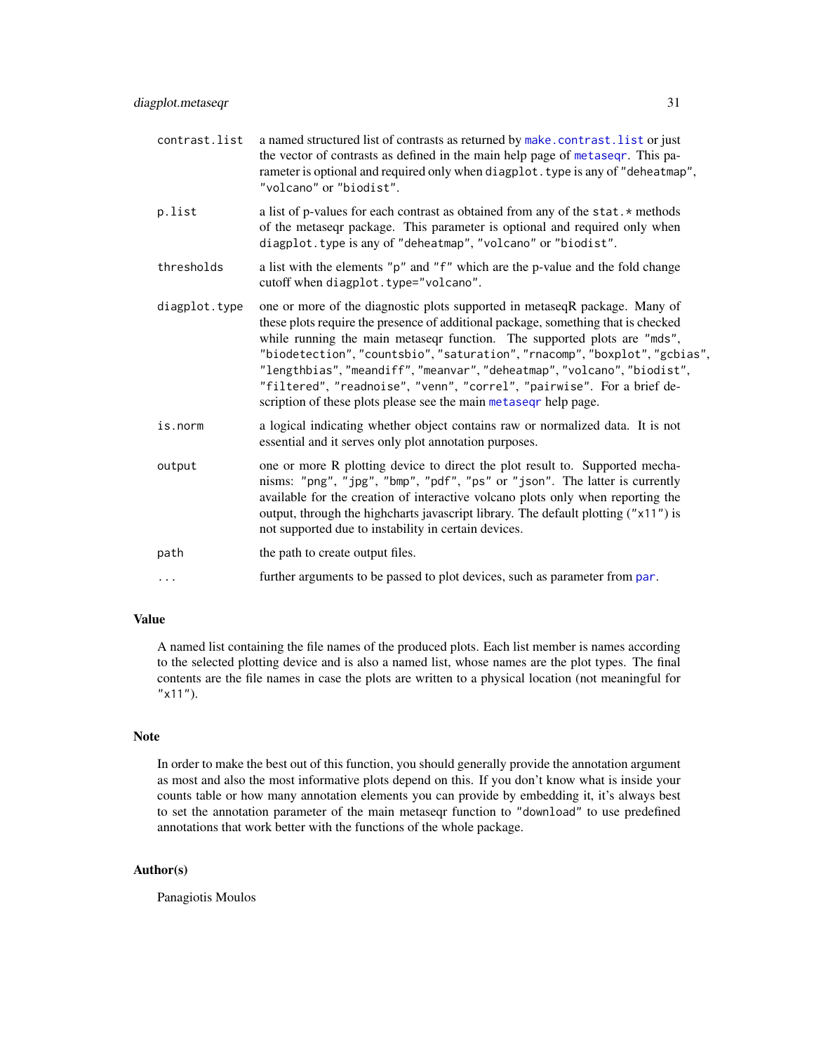| | |
|---|---|
| `contrast.list` | a named structured list of contrasts as returned by `make.contrast.list` or just the vector of contrasts as defined in the main help page of `metaseqr`. This parameter is optional and required only when `diagplot.type` is any of `"deheatmap"`, `"volcano"` or `"biodist"`. |
| `p.list` | a list of p-values for each contrast as obtained from any of the `stat.*` methods of the metaseqr package. This parameter is optional and required only when `diagplot.type` is any of `"deheatmap"`, `"volcano"` or `"biodist"`. |
| `thresholds` | a list with the elements `"p"` and `"f"` which are the p-value and the fold change cutoff when `diagplot.type="volcano"`. |
| `diagplot.type` | one or more of the diagnostic plots supported in metaseqR package. Many of these plots require the presence of additional package, something that is checked while running the main metaseqr function. The supported plots are `"mds"`, `"biodetection"`, `"countsbio"`, `"saturation"`, `"rnacomp"`, `"boxplot"`, `"gcbias"`, `"lengthbias"`, `"meandiff"`, `"meanvar"`, `"deheatmap"`, `"volcano"`, `"biodist"`, `"filtered"`, `"readnoise"`, `"venn"`, `"correl"`, `"pairwise"`. For a brief description of these plots please see the main `metaseqr` help page. |
| `is.norm` | a logical indicating whether object contains raw or normalized data. It is not essential and it serves only plot annotation purposes. |
| `output` | one or more R plotting device to direct the plot result to. Supported mechanisms: `"png"`, `"jpg"`, `"bmp"`, `"pdf"`, `"ps"` or `"json"`. The latter is currently available for the creation of interactive volcano plots only when reporting the output, through the highcharts javascript library. The default plotting (`"x11"`) is not supported due to instability in certain devices. |
| `path` | the path to create output files. |
| `...` | further arguments to be passed to plot devices, such as parameter from `par`. |

## Value

A named list containing the file names of the produced plots. Each list member is names according to the selected plotting device and is also a named list, whose names are the plot types. The final contents are the file names in case the plots are written to a physical location (not meaningful for `"x11"`).

## Note

In order to make the best out of this function, you should generally provide the annotation argument as most and also the most informative plots depend on this. If you don't know what is inside your counts table or how many annotation elements you can provide by embedding it, it's always best to set the annotation parameter of the main metaseqr function to `"download"` to use predefined annotations that work better with the functions of the whole package.

## Author(s)

Panagiotis Moulos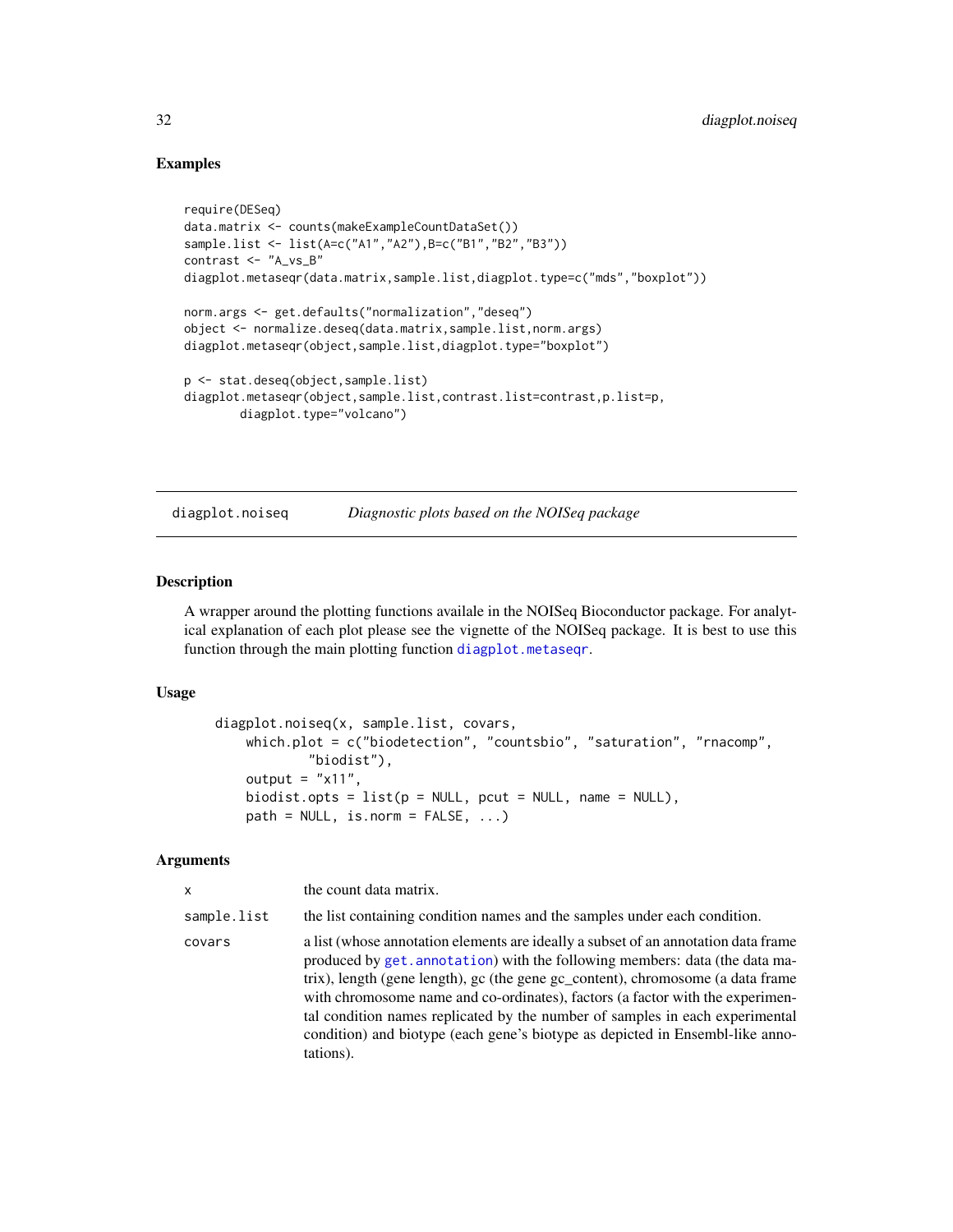## Examples

```
require(DESeq)
data.matrix <- counts(makeExampleCountDataSet())
sample.list <- list(A=c("A1","A2"),B=c("B1","B2","B3"))
contrast <- "A_vs_B"
diagplot.metaseqr(data.matrix,sample.list,diagplot.type=c("mds","boxplot"))

norm.args <- get.defaults("normalization","deseq")
object <- normalize.deseq(data.matrix,sample.list,norm.args)
diagplot.metaseqr(object,sample.list,diagplot.type="boxplot")

p <- stat.deseq(object,sample.list)
diagplot.metaseqr(object,sample.list,contrast.list=contrast,p.list=p,
        diagplot.type="volcano")
```

---

# diagplot.noiseq — *Diagnostic plots based on the NOISeq package*

## Description

A wrapper around the plotting functions availale in the NOISeq Bioconductor package. For analytical explanation of each plot please see the vignette of the NOISeq package. It is best to use this function through the main plotting function diagplot.metaseqr.

## Usage

```
diagplot.noiseq(x, sample.list, covars,
    which.plot = c("biodetection", "countsbio", "saturation", "rnacomp",
            "biodist"),
    output = "x11",
    biodist.opts = list(p = NULL, pcut = NULL, name = NULL),
    path = NULL, is.norm = FALSE, ...)
```

## Arguments

| | |
|---|---|
| x | the count data matrix. |
| sample.list | the list containing condition names and the samples under each condition. |
| covars | a list (whose annotation elements are ideally a subset of an annotation data frame produced by get.annotation) with the following members: data (the data matrix), length (gene length), gc (the gene gc_content), chromosome (a data frame with chromosome name and co-ordinates), factors (a factor with the experimental condition names replicated by the number of samples in each experimental condition) and biotype (each gene's biotype as depicted in Ensembl-like annotations). |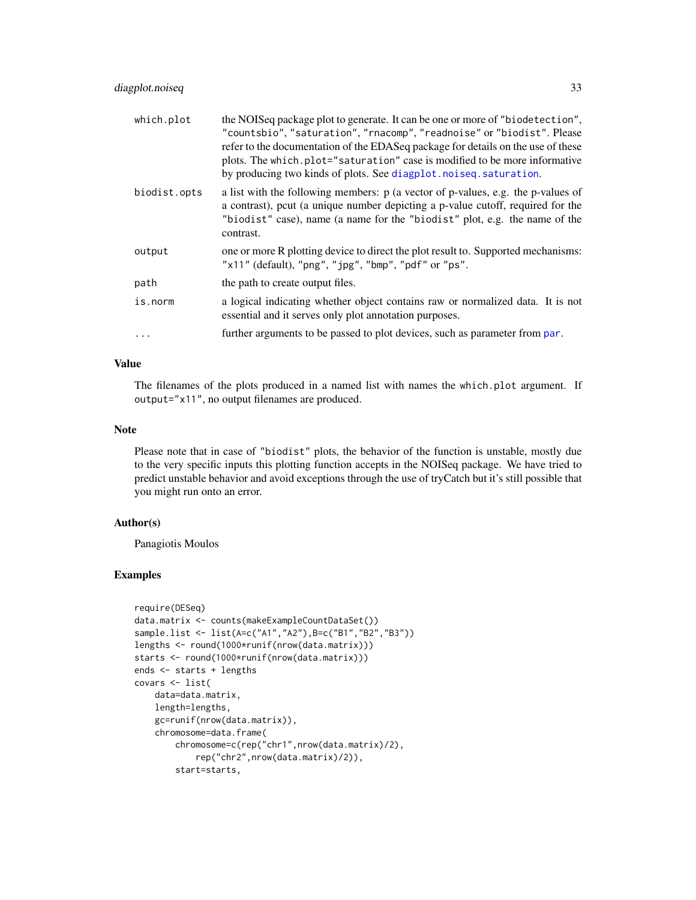| | |
|---|---|
| `which.plot` | the NOISeq package plot to generate. It can be one or more of `"biodetection"`, `"countsbio"`, `"saturation"`, `"rnacomp"`, `"readnoise"` or `"biodist"`. Please refer to the documentation of the EDASeq package for details on the use of these plots. The `which.plot="saturation"` case is modified to be more informative by producing two kinds of plots. See `diagplot.noiseq.saturation`. |
| `biodist.opts` | a list with the following members: p (a vector of p-values, e.g. the p-values of a contrast), pcut (a unique number depicting a p-value cutoff, required for the `"biodist"` case), name (a name for the `"biodist"` plot, e.g. the name of the contrast. |
| `output` | one or more R plotting device to direct the plot result to. Supported mechanisms: `"x11"` (default), `"png"`, `"jpg"`, `"bmp"`, `"pdf"` or `"ps"`. |
| `path` | the path to create output files. |
| `is.norm` | a logical indicating whether object contains raw or normalized data. It is not essential and it serves only plot annotation purposes. |
| `...` | further arguments to be passed to plot devices, such as parameter from `par`. |

## Value

The filenames of the plots produced in a named list with names the `which.plot` argument. If `output="x11"`, no output filenames are produced.

## Note

Please note that in case of `"biodist"` plots, the behavior of the function is unstable, mostly due to the very specific inputs this plotting function accepts in the NOISeq package. We have tried to predict unstable behavior and avoid exceptions through the use of tryCatch but it's still possible that you might run onto an error.

## Author(s)

Panagiotis Moulos

## Examples

```
require(DESeq)
data.matrix <- counts(makeExampleCountDataSet())
sample.list <- list(A=c("A1","A2"),B=c("B1","B2","B3"))
lengths <- round(1000*runif(nrow(data.matrix)))
starts <- round(1000*runif(nrow(data.matrix)))
ends <- starts + lengths
covars <- list(
    data=data.matrix,
    length=lengths,
    gc=runif(nrow(data.matrix)),
    chromosome=data.frame(
        chromosome=c(rep("chr1",nrow(data.matrix)/2),
            rep("chr2",nrow(data.matrix)/2)),
        start=starts,
```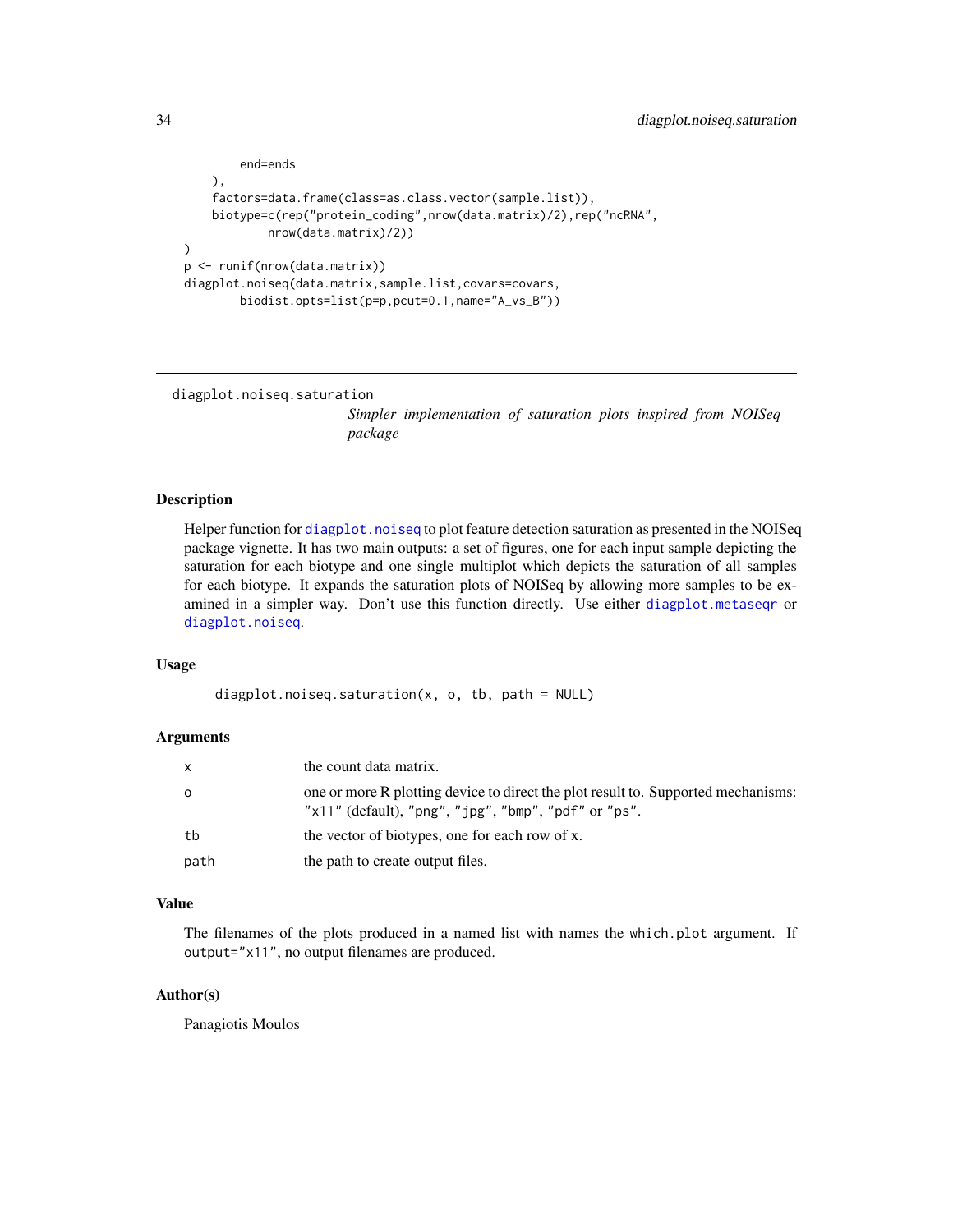```
        end=ends
    ),
    factors=data.frame(class=as.class.vector(sample.list)),
    biotype=c(rep("protein_coding",nrow(data.matrix)/2),rep("ncRNA",
            nrow(data.matrix)/2))
)
p <- runif(nrow(data.matrix))
diagplot.noiseq(data.matrix,sample.list,covars=covars,
        biodist.opts=list(p=p,pcut=0.1,name="A_vs_B"))
```

---

## diagplot.noiseq.saturation

*Simpler implementation of saturation plots inspired from NOISeq package*

---

### Description

Helper function for diagplot.noiseq to plot feature detection saturation as presented in the NOISeq package vignette. It has two main outputs: a set of figures, one for each input sample depicting the saturation for each biotype and one single multiplot which depicts the saturation of all samples for each biotype. It expands the saturation plots of NOISeq by allowing more samples to be examined in a simpler way. Don't use this function directly. Use either diagplot.metaseqr or diagplot.noiseq.

### Usage

```
diagplot.noiseq.saturation(x, o, tb, path = NULL)
```

### Arguments

| | |
|---|---|
| x | the count data matrix. |
| o | one or more R plotting device to direct the plot result to. Supported mechanisms: "x11" (default), "png", "jpg", "bmp", "pdf" or "ps". |
| tb | the vector of biotypes, one for each row of x. |
| path | the path to create output files. |

### Value

The filenames of the plots produced in a named list with names the `which.plot` argument. If `output="x11"`, no output filenames are produced.

### Author(s)

Panagiotis Moulos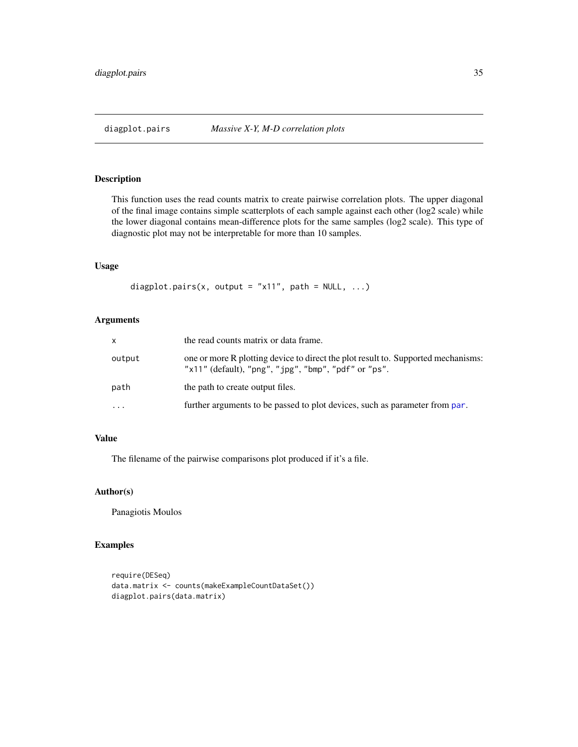# diagplot.pairs — *Massive X-Y, M-D correlation plots*

## Description

This function uses the read counts matrix to create pairwise correlation plots. The upper diagonal of the final image contains simple scatterplots of each sample against each other (log2 scale) while the lower diagonal contains mean-difference plots for the same samples (log2 scale). This type of diagnostic plot may not be interpretable for more than 10 samples.

## Usage

```
diagplot.pairs(x, output = "x11", path = NULL, ...)
```

## Arguments

| | |
|---|---|
| `x` | the read counts matrix or data frame. |
| `output` | one or more R plotting device to direct the plot result to. Supported mechanisms: `"x11"` (default), `"png"`, `"jpg"`, `"bmp"`, `"pdf"` or `"ps"`. |
| `path` | the path to create output files. |
| `...` | further arguments to be passed to plot devices, such as parameter from `par`. |

## Value

The filename of the pairwise comparisons plot produced if it's a file.

## Author(s)

Panagiotis Moulos

## Examples

```
require(DESeq)
data.matrix <- counts(makeExampleCountDataSet())
diagplot.pairs(data.matrix)
```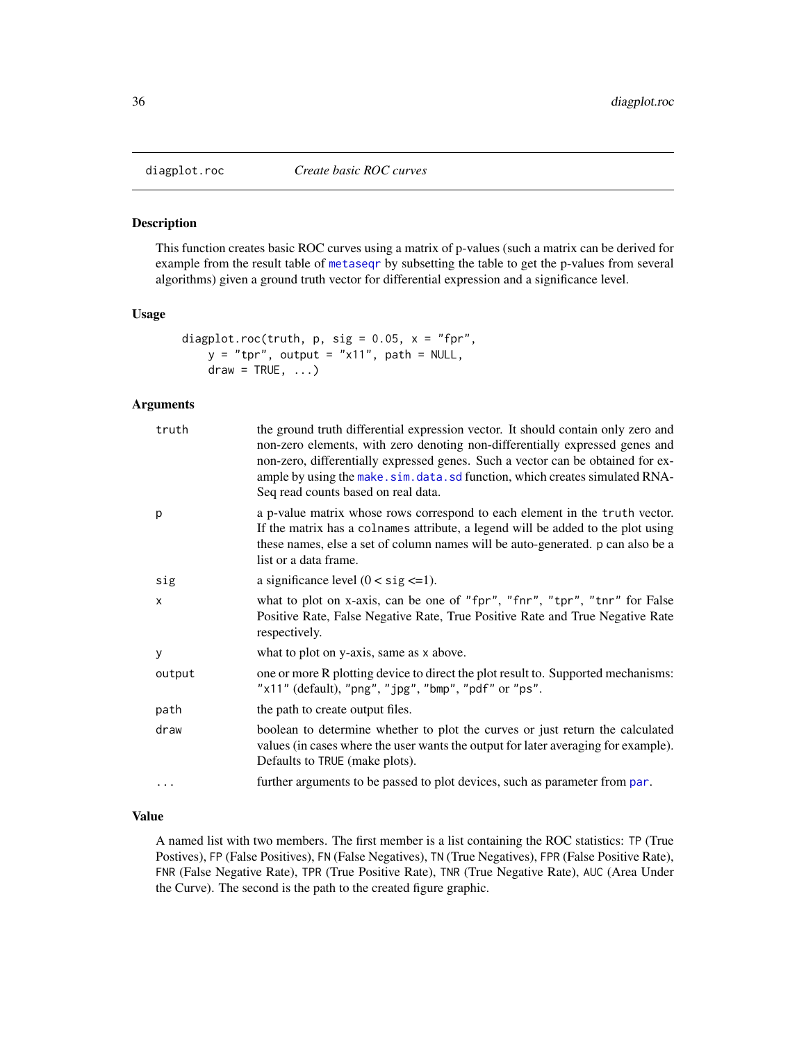## diagplot.roc — *Create basic ROC curves*

### Description

This function creates basic ROC curves using a matrix of p-values (such a matrix can be derived for example from the result table of metaseqr by subsetting the table to get the p-values from several algorithms) given a ground truth vector for differential expression and a significance level.

### Usage

```
diagplot.roc(truth, p, sig = 0.05, x = "fpr",
    y = "tpr", output = "x11", path = NULL,
    draw = TRUE, ...)
```

### Arguments

| | |
|---|---|
| `truth` | the ground truth differential expression vector. It should contain only zero and non-zero elements, with zero denoting non-differentially expressed genes and non-zero, differentially expressed genes. Such a vector can be obtained for example by using the `make.sim.data.sd` function, which creates simulated RNA-Seq read counts based on real data. |
| `p` | a p-value matrix whose rows correspond to each element in the `truth` vector. If the matrix has a `colnames` attribute, a legend will be added to the plot using these names, else a set of column names will be auto-generated. `p` can also be a list or a data frame. |
| `sig` | a significance level (0 < `sig` <=1). |
| `x` | what to plot on x-axis, can be one of `"fpr"`, `"fnr"`, `"tpr"`, `"tnr"` for False Positive Rate, False Negative Rate, True Positive Rate and True Negative Rate respectively. |
| `y` | what to plot on y-axis, same as `x` above. |
| `output` | one or more R plotting device to direct the plot result to. Supported mechanisms: `"x11"` (default), `"png"`, `"jpg"`, `"bmp"`, `"pdf"` or `"ps"`. |
| `path` | the path to create output files. |
| `draw` | boolean to determine whether to plot the curves or just return the calculated values (in cases where the user wants the output for later averaging for example). Defaults to `TRUE` (make plots). |
| `...` | further arguments to be passed to plot devices, such as parameter from `par`. |

### Value

A named list with two members. The first member is a list containing the ROC statistics: `TP` (True Postives), `FP` (False Positives), `FN` (False Negatives), `TN` (True Negatives), `FPR` (False Positive Rate), `FNR` (False Negative Rate), `TPR` (True Positive Rate), `TNR` (True Negative Rate), `AUC` (Area Under the Curve). The second is the path to the created figure graphic.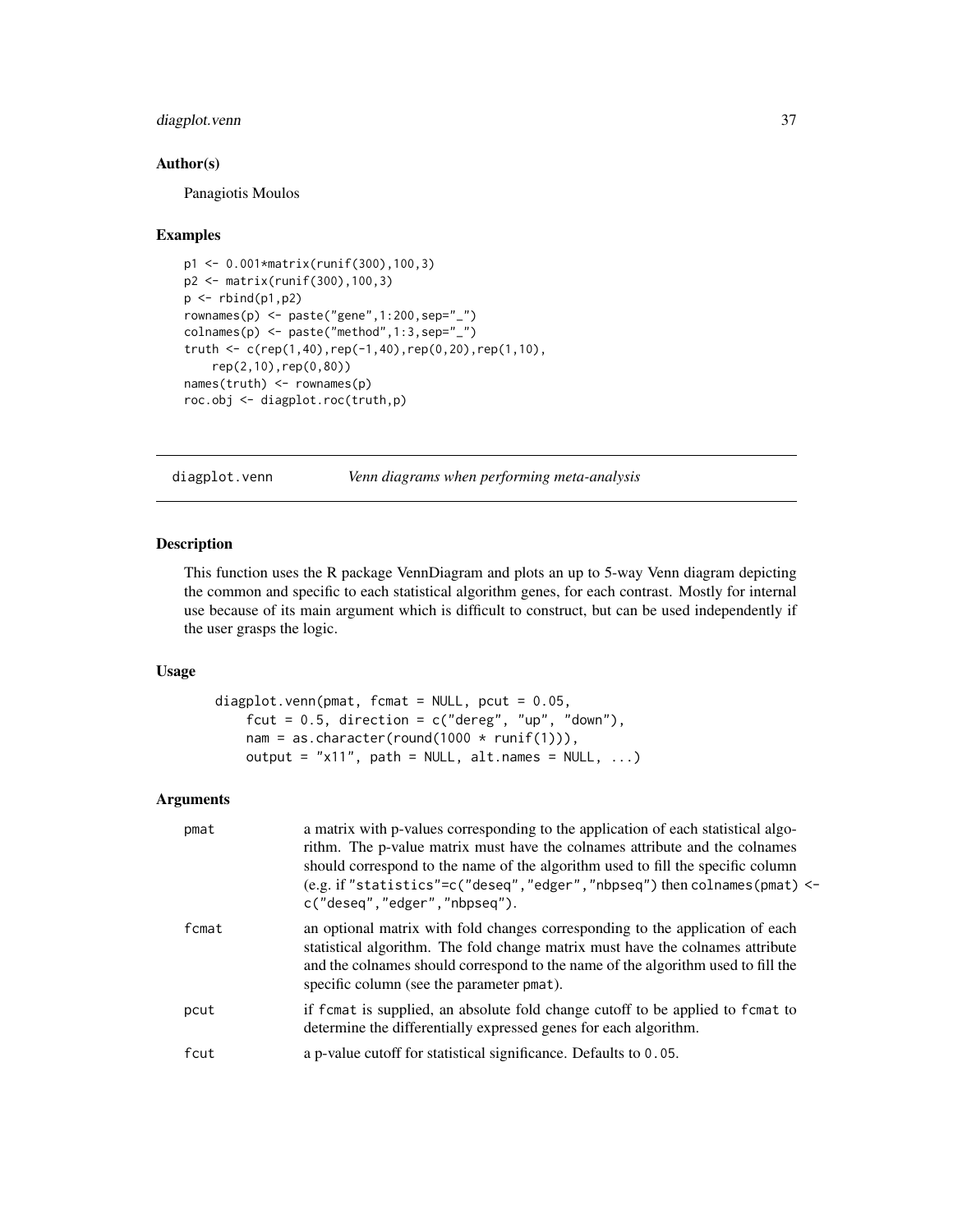## Author(s)

Panagiotis Moulos

## Examples

```
p1 <- 0.001*matrix(runif(300),100,3)
p2 <- matrix(runif(300),100,3)
p <- rbind(p1,p2)
rownames(p) <- paste("gene",1:200,sep="_")
colnames(p) <- paste("method",1:3,sep="_")
truth <- c(rep(1,40),rep(-1,40),rep(0,20),rep(1,10),
    rep(2,10),rep(0,80))
names(truth) <- rownames(p)
roc.obj <- diagplot.roc(truth,p)
```

---

# diagplot.venn *Venn diagrams when performing meta-analysis*

## Description

This function uses the R package VennDiagram and plots an up to 5-way Venn diagram depicting the common and specific to each statistical algorithm genes, for each contrast. Mostly for internal use because of its main argument which is difficult to construct, but can be used independently if the user grasps the logic.

## Usage

```
diagplot.venn(pmat, fcmat = NULL, pcut = 0.05,
    fcut = 0.5, direction = c("dereg", "up", "down"),
    nam = as.character(round(1000 * runif(1))),
    output = "x11", path = NULL, alt.names = NULL, ...)
```

## Arguments

| | |
|---|---|
| pmat | a matrix with p-values corresponding to the application of each statistical algorithm. The p-value matrix must have the colnames attribute and the colnames should correspond to the name of the algorithm used to fill the specific column (e.g. if "statistics"=c("deseq","edger","nbpseq") then colnames(pmat) <- c("deseq","edger","nbpseq"). |
| fcmat | an optional matrix with fold changes corresponding to the application of each statistical algorithm. The fold change matrix must have the colnames attribute and the colnames should correspond to the name of the algorithm used to fill the specific column (see the parameter pmat). |
| pcut | if fcmat is supplied, an absolute fold change cutoff to be applied to fcmat to determine the differentially expressed genes for each algorithm. |
| fcut | a p-value cutoff for statistical significance. Defaults to 0.05. |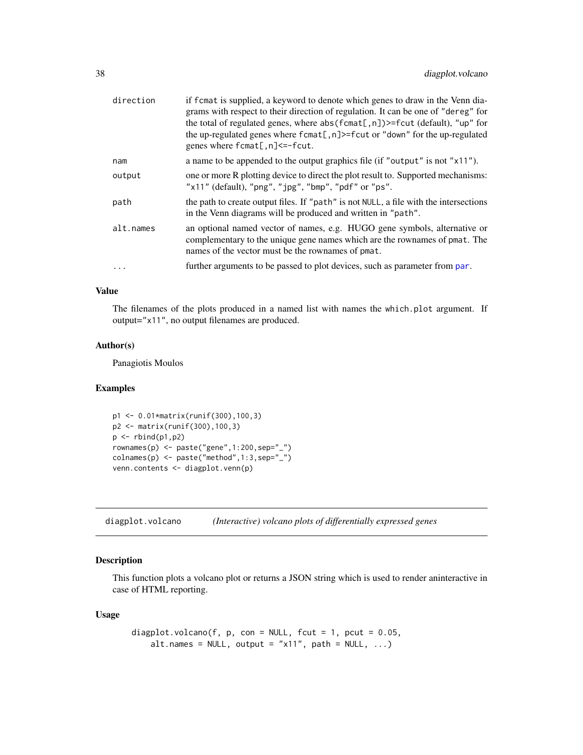| | |
|---|---|
| direction | if fcmat is supplied, a keyword to denote which genes to draw in the Venn diagrams with respect to their direction of regulation. It can be one of "dereg" for the total of regulated genes, where abs(fcmat[,n])>=fcut (default), "up" for the up-regulated genes where fcmat[,n]>=fcut or "down" for the up-regulated genes where fcmat[,n]<=-fcut. |
| nam | a name to be appended to the output graphics file (if "output" is not "x11"). |
| output | one or more R plotting device to direct the plot result to. Supported mechanisms: "x11" (default), "png", "jpg", "bmp", "pdf" or "ps". |
| path | the path to create output files. If "path" is not NULL, a file with the intersections in the Venn diagrams will be produced and written in "path". |
| alt.names | an optional named vector of names, e.g. HUGO gene symbols, alternative or complementary to the unique gene names which are the rownames of pmat. The names of the vector must be the rownames of pmat. |
| ... | further arguments to be passed to plot devices, such as parameter from par. |

### Value

The filenames of the plots produced in a named list with names the which.plot argument. If output="x11", no output filenames are produced.

### Author(s)

Panagiotis Moulos

### Examples

```
p1 <- 0.01*matrix(runif(300),100,3)
p2 <- matrix(runif(300),100,3)
p <- rbind(p1,p2)
rownames(p) <- paste("gene",1:200,sep="_")
colnames(p) <- paste("method",1:3,sep="_")
venn.contents <- diagplot.venn(p)
```

---

## diagplot.volcano *(Interactive) volcano plots of differentially expressed genes*

### Description

This function plots a volcano plot or returns a JSON string which is used to render aninteractive in case of HTML reporting.

### Usage

```
diagplot.volcano(f, p, con = NULL, fcut = 1, pcut = 0.05,
    alt.names = NULL, output = "x11", path = NULL, ...)
```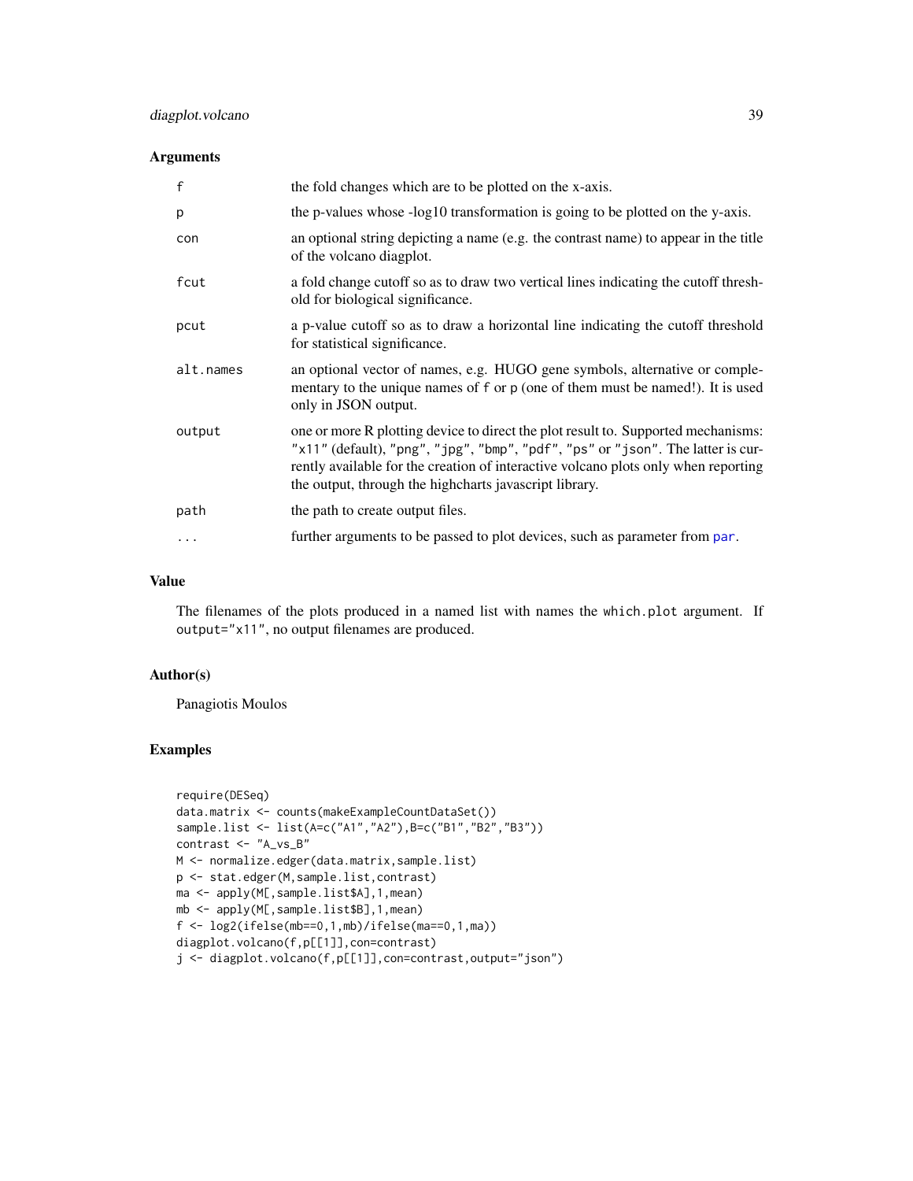## Arguments

| | |
|---|---|
| f | the fold changes which are to be plotted on the x-axis. |
| p | the p-values whose -log10 transformation is going to be plotted on the y-axis. |
| con | an optional string depicting a name (e.g. the contrast name) to appear in the title of the volcano diagplot. |
| fcut | a fold change cutoff so as to draw two vertical lines indicating the cutoff threshold for biological significance. |
| pcut | a p-value cutoff so as to draw a horizontal line indicating the cutoff threshold for statistical significance. |
| alt.names | an optional vector of names, e.g. HUGO gene symbols, alternative or complementary to the unique names of `f` or `p` (one of them must be named!). It is used only in JSON output. |
| output | one or more R plotting device to direct the plot result to. Supported mechanisms: `"x11"` (default), `"png"`, `"jpg"`, `"bmp"`, `"pdf"`, `"ps"` or `"json"`. The latter is currently available for the creation of interactive volcano plots only when reporting the output, through the highcharts javascript library. |
| path | the path to create output files. |
| ... | further arguments to be passed to plot devices, such as parameter from par. |

## Value

The filenames of the plots produced in a named list with names the `which.plot` argument. If `output="x11"`, no output filenames are produced.

## Author(s)

Panagiotis Moulos

## Examples

```
require(DESeq)
data.matrix <- counts(makeExampleCountDataSet())
sample.list <- list(A=c("A1","A2"),B=c("B1","B2","B3"))
contrast <- "A_vs_B"
M <- normalize.edger(data.matrix,sample.list)
p <- stat.edger(M,sample.list,contrast)
ma <- apply(M[,sample.list$A],1,mean)
mb <- apply(M[,sample.list$B],1,mean)
f <- log2(ifelse(mb==0,1,mb)/ifelse(ma==0,1,ma))
diagplot.volcano(f,p[[1]],con=contrast)
j <- diagplot.volcano(f,p[[1]],con=contrast,output="json")
```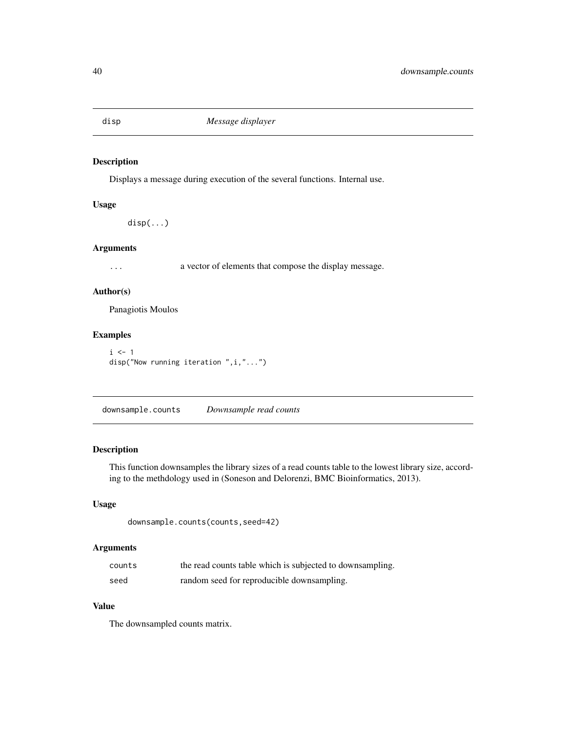## disp *Message displayer*

### Description

Displays a message during execution of the several functions. Internal use.

### Usage

```
disp(...)
```

### Arguments

| | |
|---|---|
| ... | a vector of elements that compose the display message. |

### Author(s)

Panagiotis Moulos

### Examples

```
i <- 1
disp("Now running iteration ",i,"...")
```

## downsample.counts *Downsample read counts*

### Description

This function downsamples the library sizes of a read counts table to the lowest library size, according to the methdology used in (Soneson and Delorenzi, BMC Bioinformatics, 2013).

### Usage

```
downsample.counts(counts,seed=42)
```

### Arguments

| | |
|---|---|
| counts | the read counts table which is subjected to downsampling. |
| seed | random seed for reproducible downsampling. |

### Value

The downsampled counts matrix.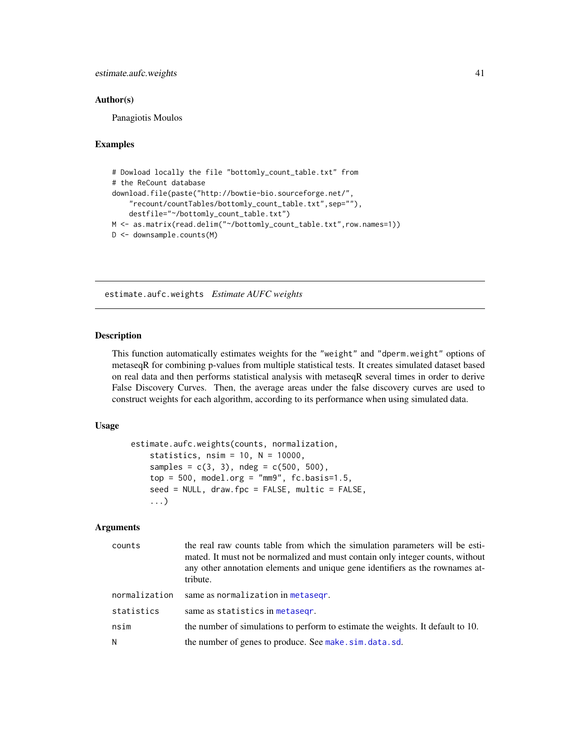### Author(s)

Panagiotis Moulos

### Examples

```
# Dowload locally the file "bottomly_count_table.txt" from
# the ReCount database
download.file(paste("http://bowtie-bio.sourceforge.net/",
    "recount/countTables/bottomly_count_table.txt",sep=""),
    destfile="~/bottomly_count_table.txt")
M <- as.matrix(read.delim("~/bottomly_count_table.txt",row.names=1))
D <- downsample.counts(M)
```

---

## estimate.aufc.weights *Estimate AUFC weights*

---

### Description

This function automatically estimates weights for the "weight" and "dperm.weight" options of metaseqR for combining p-values from multiple statistical tests. It creates simulated dataset based on real data and then performs statistical analysis with metaseqR several times in order to derive False Discovery Curves. Then, the average areas under the false discovery curves are used to construct weights for each algorithm, according to its performance when using simulated data.

### Usage

```
estimate.aufc.weights(counts, normalization,
    statistics, nsim = 10, N = 10000,
    samples = c(3, 3), ndeg = c(500, 500),
    top = 500, model.org = "mm9", fc.basis=1.5,
    seed = NULL, draw.fpc = FALSE, multic = FALSE,
    ...)
```

### Arguments

| | |
|---|---|
| counts | the real raw counts table from which the simulation parameters will be estimated. It must not be normalized and must contain only integer counts, without any other annotation elements and unique gene identifiers as the rownames attribute. |
| normalization | same as normalization in metaseqr. |
| statistics | same as statistics in metaseqr. |
| nsim | the number of simulations to perform to estimate the weights. It default to 10. |
| N | the number of genes to produce. See make.sim.data.sd. |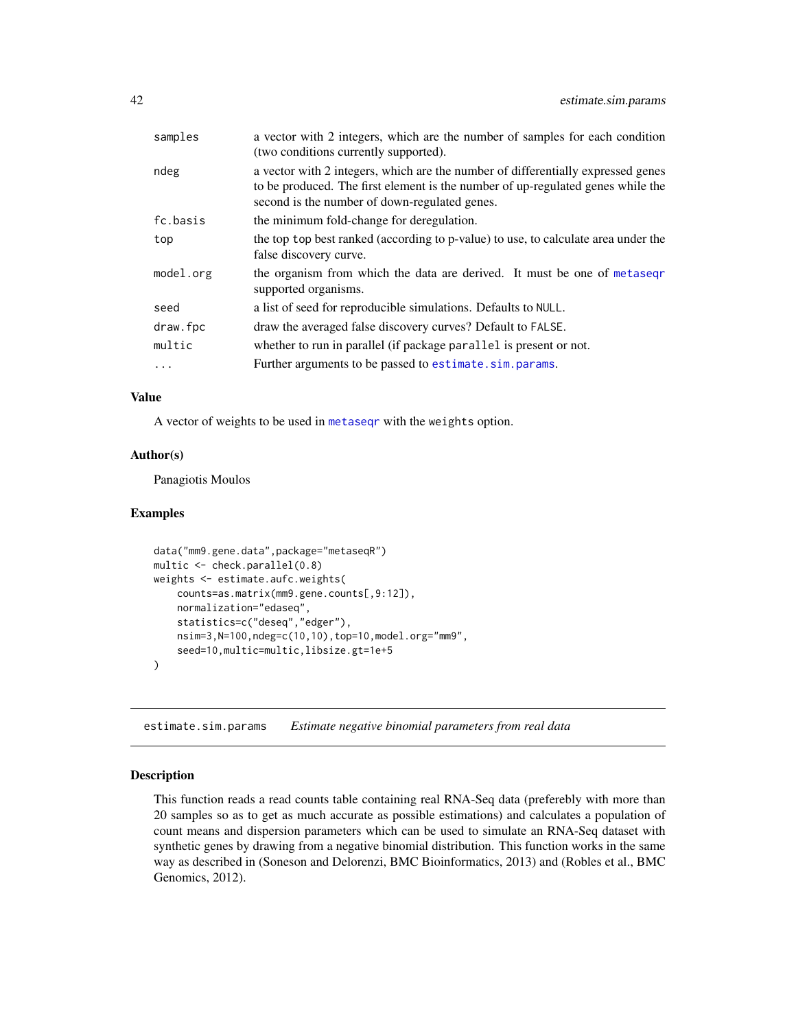| | |
|---|---|
| samples | a vector with 2 integers, which are the number of samples for each condition (two conditions currently supported). |
| ndeg | a vector with 2 integers, which are the number of differentially expressed genes to be produced. The first element is the number of up-regulated genes while the second is the number of down-regulated genes. |
| fc.basis | the minimum fold-change for deregulation. |
| top | the top top best ranked (according to p-value) to use, to calculate area under the false discovery curve. |
| model.org | the organism from which the data are derived. It must be one of metaseqr supported organisms. |
| seed | a list of seed for reproducible simulations. Defaults to NULL. |
| draw.fpc | draw the averaged false discovery curves? Default to FALSE. |
| multic | whether to run in parallel (if package parallel is present or not. |
| ... | Further arguments to be passed to estimate.sim.params. |

### Value

A vector of weights to be used in metaseqr with the weights option.

### Author(s)

Panagiotis Moulos

### Examples

```
data("mm9.gene.data",package="metaseqR")
multic <- check.parallel(0.8)
weights <- estimate.aufc.weights(
    counts=as.matrix(mm9.gene.counts[,9:12]),
    normalization="edaseq",
    statistics=c("deseq","edger"),
    nsim=3,N=100,ndeg=c(10,10),top=10,model.org="mm9",
    seed=10,multic=multic,libsize.gt=1e+5
)
```

---

## estimate.sim.params    *Estimate negative binomial parameters from real data*

### Description

This function reads a read counts table containing real RNA-Seq data (preferebly with more than 20 samples so as to get as much accurate as possible estimations) and calculates a population of count means and dispersion parameters which can be used to simulate an RNA-Seq dataset with synthetic genes by drawing from a negative binomial distribution. This function works in the same way as described in (Soneson and Delorenzi, BMC Bioinformatics, 2013) and (Robles et al., BMC Genomics, 2012).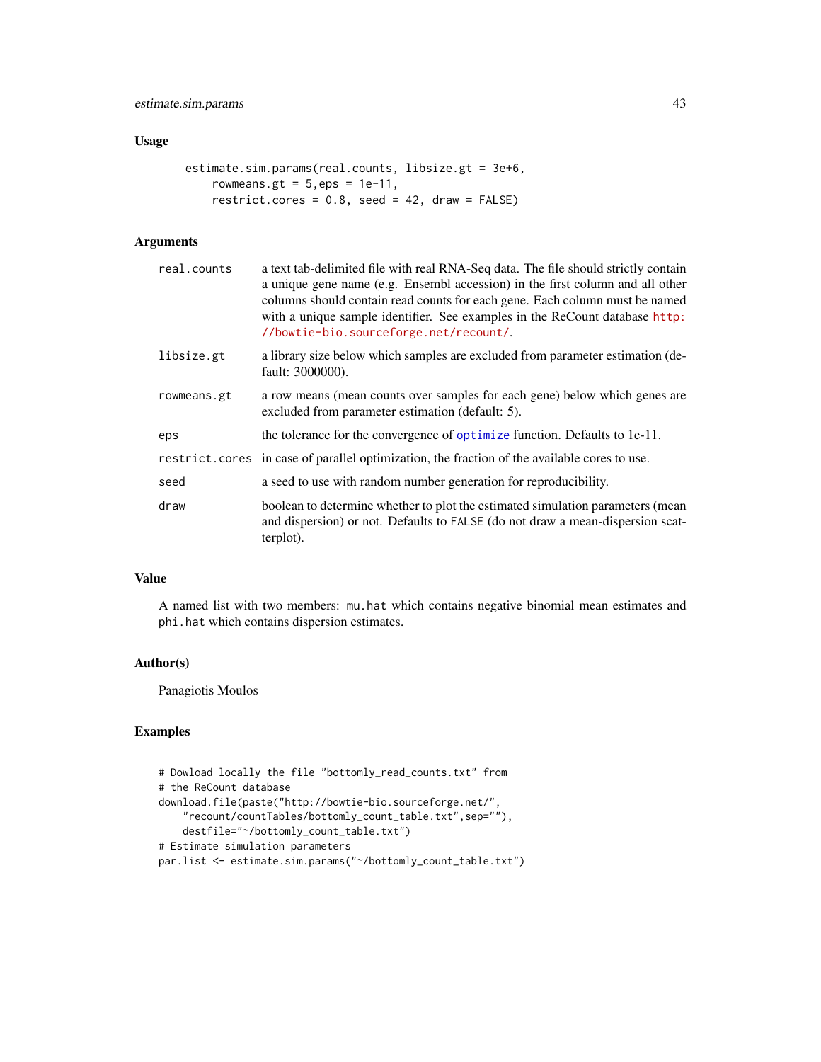## Usage

```
estimate.sim.params(real.counts, libsize.gt = 3e+6,
    rowmeans.gt = 5,eps = 1e-11,
    restrict.cores = 0.8, seed = 42, draw = FALSE)
```

## Arguments

| | |
|---|---|
| `real.counts` | a text tab-delimited file with real RNA-Seq data. The file should strictly contain a unique gene name (e.g. Ensembl accession) in the first column and all other columns should contain read counts for each gene. Each column must be named with a unique sample identifier. See examples in the ReCount database http://bowtie-bio.sourceforge.net/recount/. |
| `libsize.gt` | a library size below which samples are excluded from parameter estimation (default: 3000000). |
| `rowmeans.gt` | a row means (mean counts over samples for each gene) below which genes are excluded from parameter estimation (default: 5). |
| `eps` | the tolerance for the convergence of `optimize` function. Defaults to 1e-11. |
| `restrict.cores` | in case of parallel optimization, the fraction of the available cores to use. |
| `seed` | a seed to use with random number generation for reproducibility. |
| `draw` | boolean to determine whether to plot the estimated simulation parameters (mean and dispersion) or not. Defaults to `FALSE` (do not draw a mean-dispersion scatterplot). |

## Value

A named list with two members: `mu.hat` which contains negative binomial mean estimates and `phi.hat` which contains dispersion estimates.

## Author(s)

Panagiotis Moulos

## Examples

```
# Dowload locally the file "bottomly_read_counts.txt" from
# the ReCount database
download.file(paste("http://bowtie-bio.sourceforge.net/",
    "recount/countTables/bottomly_count_table.txt",sep=""),
    destfile="~/bottomly_count_table.txt")
# Estimate simulation parameters
par.list <- estimate.sim.params("~/bottomly_count_table.txt")
```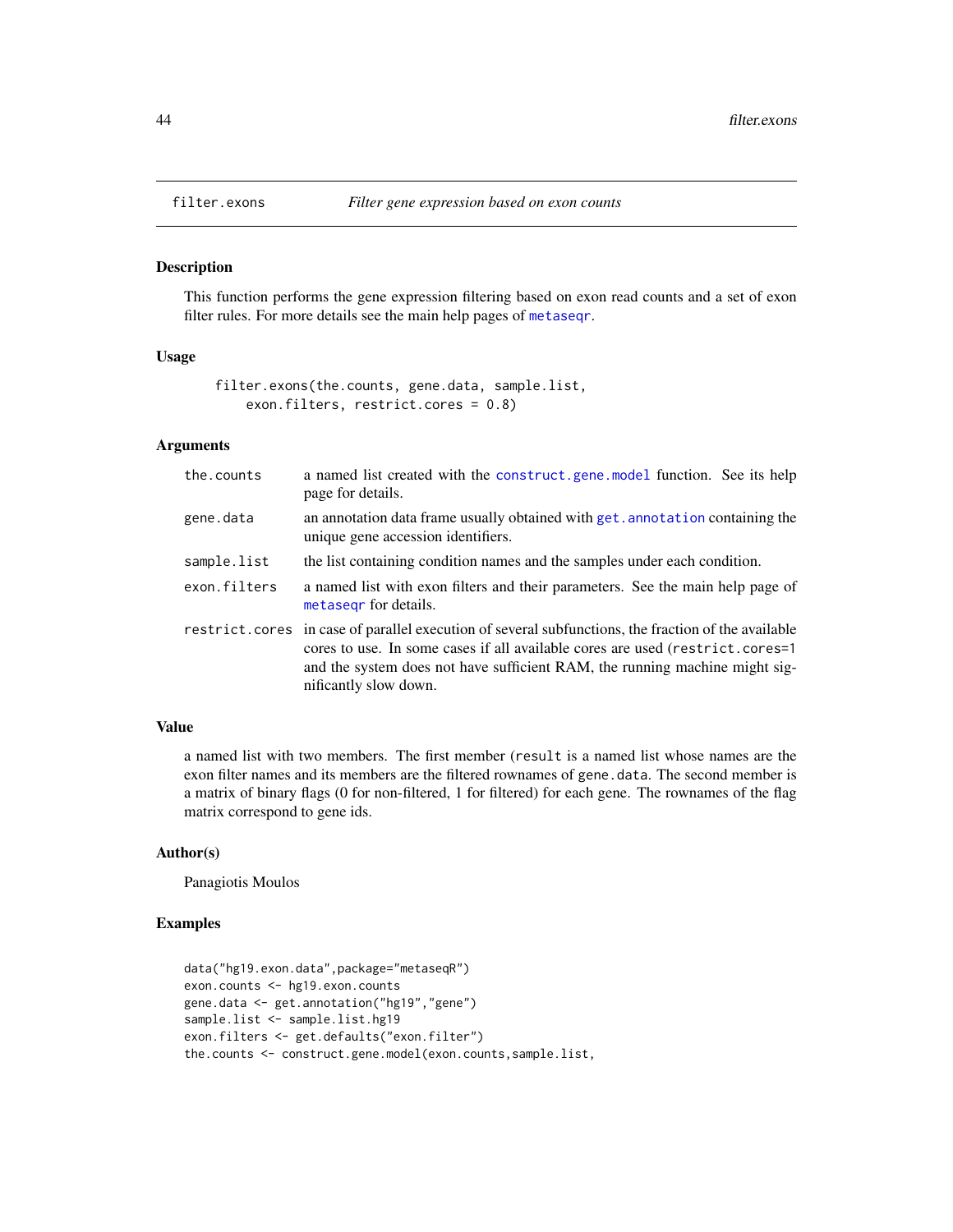# filter.exons — *Filter gene expression based on exon counts*

## Description

This function performs the gene expression filtering based on exon read counts and a set of exon filter rules. For more details see the main help pages of `metaseqr`.

## Usage

```
filter.exons(the.counts, gene.data, sample.list,
    exon.filters, restrict.cores = 0.8)
```

## Arguments

| | |
|---|---|
| `the.counts` | a named list created with the `construct.gene.model` function. See its help page for details. |
| `gene.data` | an annotation data frame usually obtained with `get.annotation` containing the unique gene accession identifiers. |
| `sample.list` | the list containing condition names and the samples under each condition. |
| `exon.filters` | a named list with exon filters and their parameters. See the main help page of `metaseqr` for details. |
| `restrict.cores` | in case of parallel execution of several subfunctions, the fraction of the available cores to use. In some cases if all available cores are used (`restrict.cores=1` and the system does not have sufficient RAM, the running machine might significantly slow down. |

## Value

a named list with two members. The first member (`result` is a named list whose names are the exon filter names and its members are the filtered rownames of `gene.data`. The second member is a matrix of binary flags (0 for non-filtered, 1 for filtered) for each gene. The rownames of the flag matrix correspond to gene ids.

## Author(s)

Panagiotis Moulos

## Examples

```
data("hg19.exon.data",package="metaseqR")
exon.counts <- hg19.exon.counts
gene.data <- get.annotation("hg19","gene")
sample.list <- sample.list.hg19
exon.filters <- get.defaults("exon.filter")
the.counts <- construct.gene.model(exon.counts,sample.list,
```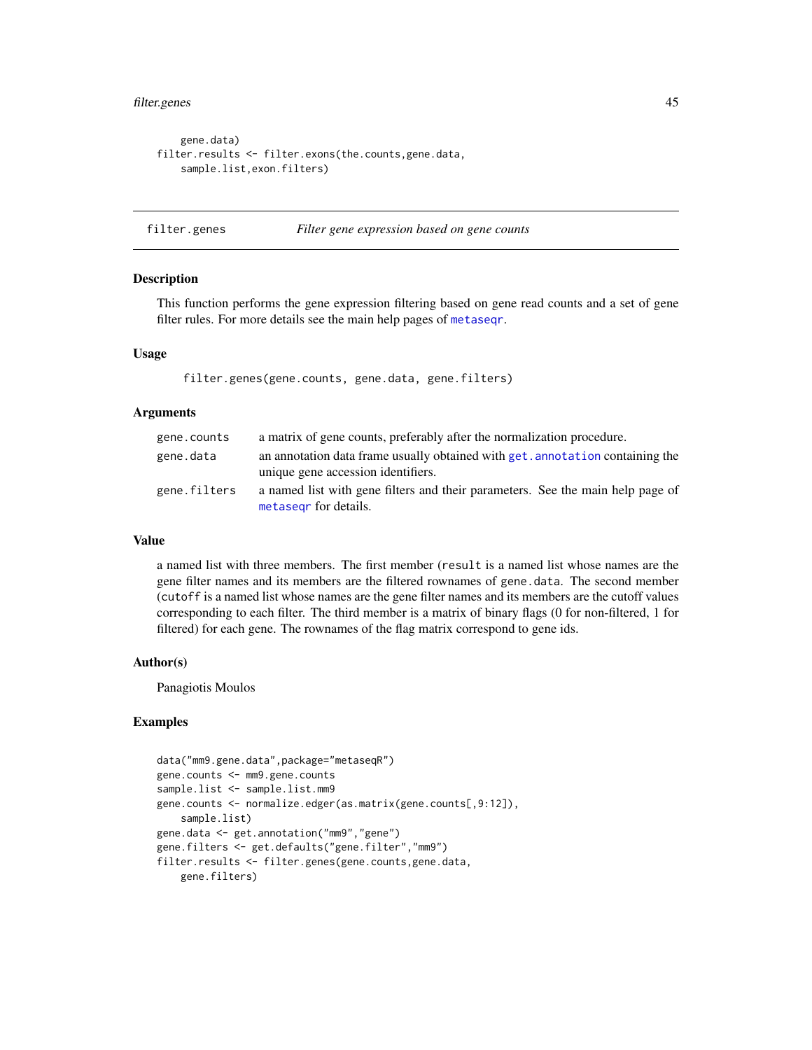```
    gene.data)
filter.results <- filter.exons(the.counts,gene.data,
    sample.list,exon.filters)
```

## filter.genes — *Filter gene expression based on gene counts*

### Description

This function performs the gene expression filtering based on gene read counts and a set of gene filter rules. For more details see the main help pages of metaseqr.

### Usage

```
filter.genes(gene.counts, gene.data, gene.filters)
```

### Arguments

| | |
|---|---|
| gene.counts | a matrix of gene counts, preferably after the normalization procedure. |
| gene.data | an annotation data frame usually obtained with get.annotation containing the unique gene accession identifiers. |
| gene.filters | a named list with gene filters and their parameters. See the main help page of metaseqr for details. |

### Value

a named list with three members. The first member (result is a named list whose names are the gene filter names and its members are the filtered rownames of gene.data. The second member (cutoff is a named list whose names are the gene filter names and its members are the cutoff values corresponding to each filter. The third member is a matrix of binary flags (0 for non-filtered, 1 for filtered) for each gene. The rownames of the flag matrix correspond to gene ids.

### Author(s)

Panagiotis Moulos

### Examples

```
data("mm9.gene.data",package="metaseqR")
gene.counts <- mm9.gene.counts
sample.list <- sample.list.mm9
gene.counts <- normalize.edger(as.matrix(gene.counts[,9:12]),
    sample.list)
gene.data <- get.annotation("mm9","gene")
gene.filters <- get.defaults("gene.filter","mm9")
filter.results <- filter.genes(gene.counts,gene.data,
    gene.filters)
```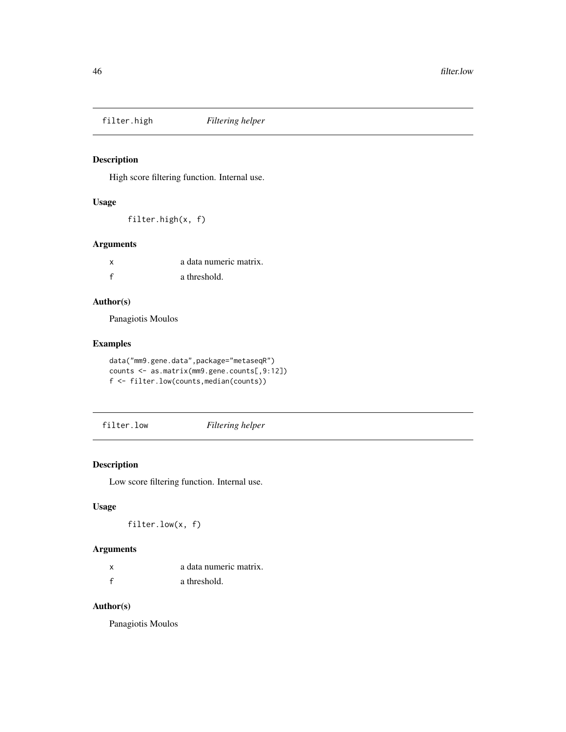## filter.high *Filtering helper*

### Description

High score filtering function. Internal use.

### Usage

```
filter.high(x, f)
```

### Arguments

| | |
|---|---|
| x | a data numeric matrix. |
| f | a threshold. |

### Author(s)

Panagiotis Moulos

### Examples

```
data("mm9.gene.data",package="metaseqR")
counts <- as.matrix(mm9.gene.counts[,9:12])
f <- filter.low(counts,median(counts))
```

## filter.low *Filtering helper*

### Description

Low score filtering function. Internal use.

### Usage

```
filter.low(x, f)
```

### Arguments

| | |
|---|---|
| x | a data numeric matrix. |
| f | a threshold. |

### Author(s)

Panagiotis Moulos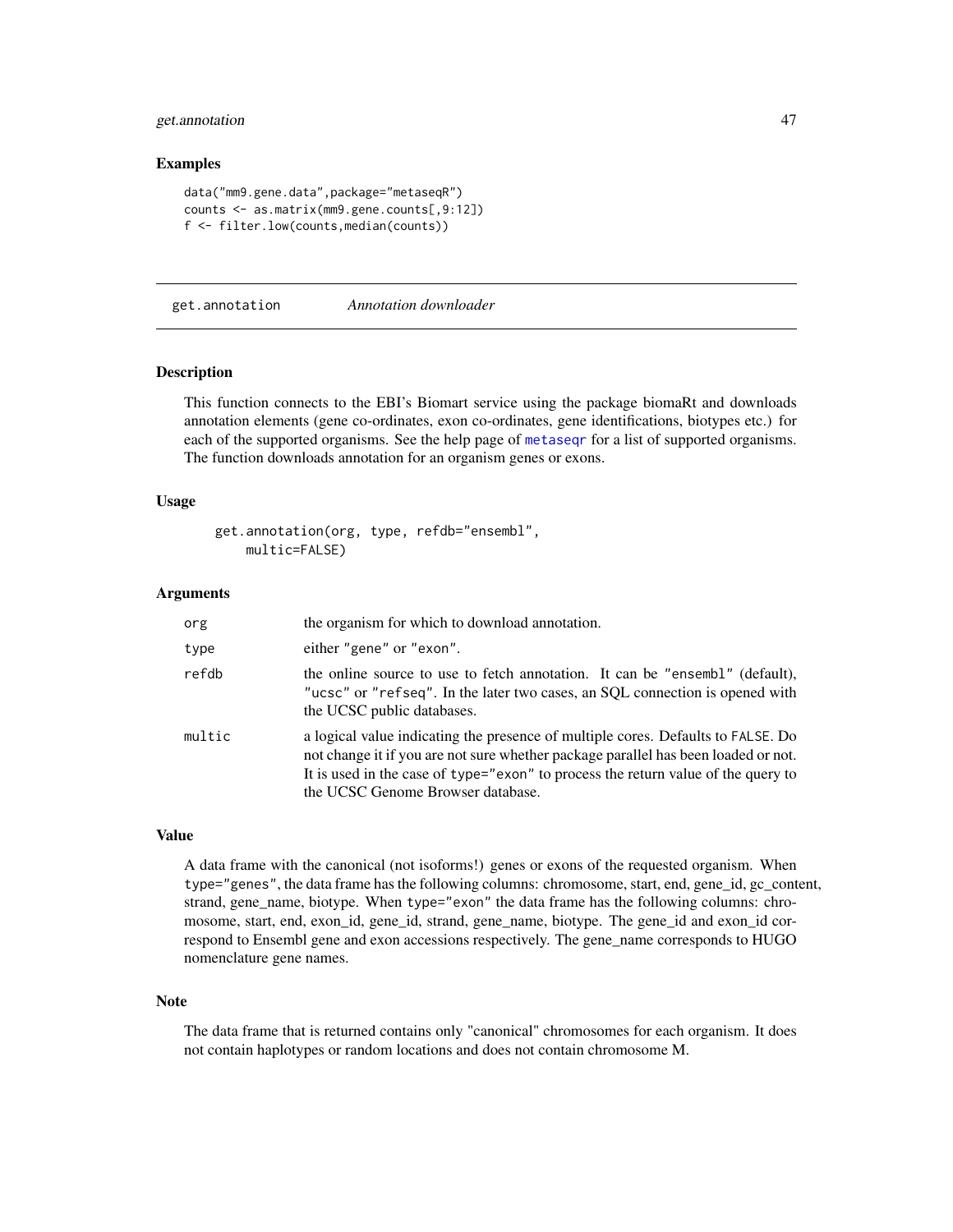### Examples

```
data("mm9.gene.data",package="metaseqR")
counts <- as.matrix(mm9.gene.counts[,9:12])
f <- filter.low(counts,median(counts))
```

---

## get.annotation *Annotation downloader*

### Description

This function connects to the EBI's Biomart service using the package biomaRt and downloads annotation elements (gene co-ordinates, exon co-ordinates, gene identifications, biotypes etc.) for each of the supported organisms. See the help page of metaseqr for a list of supported organisms. The function downloads annotation for an organism genes or exons.

### Usage

```
get.annotation(org, type, refdb="ensembl",
    multic=FALSE)
```

### Arguments

| | |
|---|---|
| org | the organism for which to download annotation. |
| type | either "gene" or "exon". |
| refdb | the online source to use to fetch annotation. It can be "ensembl" (default), "ucsc" or "refseq". In the later two cases, an SQL connection is opened with the UCSC public databases. |
| multic | a logical value indicating the presence of multiple cores. Defaults to FALSE. Do not change it if you are not sure whether package parallel has been loaded or not. It is used in the case of type="exon" to process the return value of the query to the UCSC Genome Browser database. |

### Value

A data frame with the canonical (not isoforms!) genes or exons of the requested organism. When type="genes", the data frame has the following columns: chromosome, start, end, gene_id, gc_content, strand, gene_name, biotype. When type="exon" the data frame has the following columns: chromosome, start, end, exon_id, gene_id, strand, gene_name, biotype. The gene_id and exon_id correspond to Ensembl gene and exon accessions respectively. The gene_name corresponds to HUGO nomenclature gene names.

### Note

The data frame that is returned contains only "canonical" chromosomes for each organism. It does not contain haplotypes or random locations and does not contain chromosome M.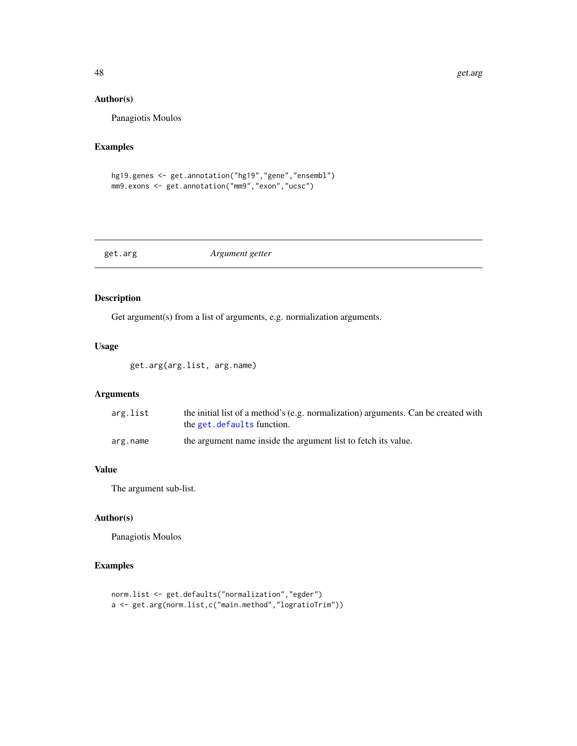## Author(s)

Panagiotis Moulos

## Examples

```
hg19.genes <- get.annotation("hg19","gene","ensembl")
mm9.exons <- get.annotation("mm9","exon","ucsc")
```

---

# get.arg *Argument getter*

---

## Description

Get argument(s) from a list of arguments, e.g. normalization arguments.

## Usage

```
get.arg(arg.list, arg.name)
```

## Arguments

| | |
|---|---|
| arg.list | the initial list of a method's (e.g. normalization) arguments. Can be created with the get.defaults function. |
| arg.name | the argument name inside the argument list to fetch its value. |

## Value

The argument sub-list.

## Author(s)

Panagiotis Moulos

## Examples

```
norm.list <- get.defaults("normalization","egder")
a <- get.arg(norm.list,c("main.method","logratioTrim"))
```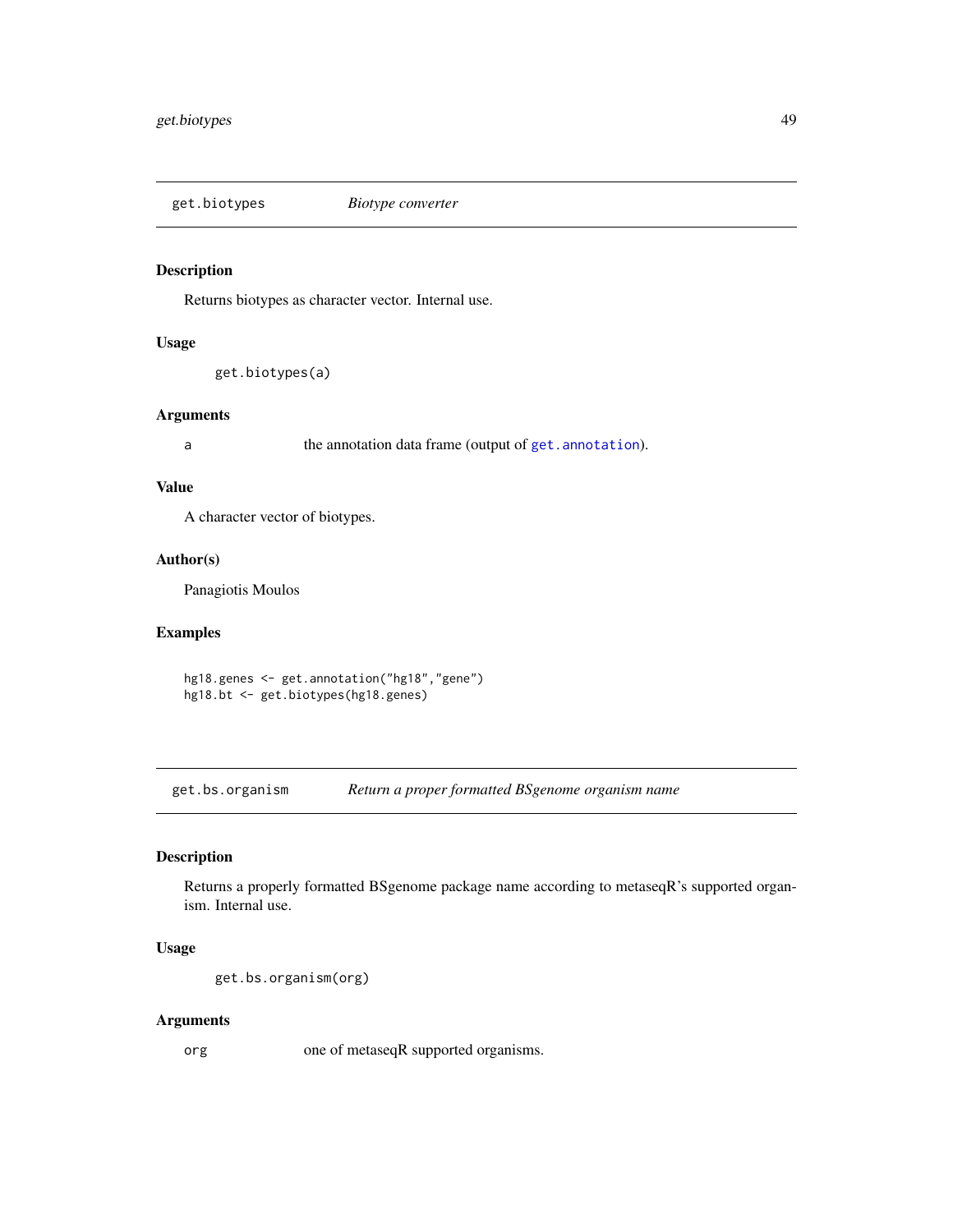## get.biotypes — *Biotype converter*

### Description

Returns biotypes as character vector. Internal use.

### Usage

```
get.biotypes(a)
```

### Arguments

| | |
|---|---|
| a | the annotation data frame (output of `get.annotation`). |

### Value

A character vector of biotypes.

### Author(s)

Panagiotis Moulos

### Examples

```
hg18.genes <- get.annotation("hg18","gene")
hg18.bt <- get.biotypes(hg18.genes)
```

## get.bs.organism — *Return a proper formatted BSgenome organism name*

### Description

Returns a properly formatted BSgenome package name according to metaseqR's supported organism. Internal use.

### Usage

```
get.bs.organism(org)
```

### Arguments

| | |
|---|---|
| org | one of metaseqR supported organisms. |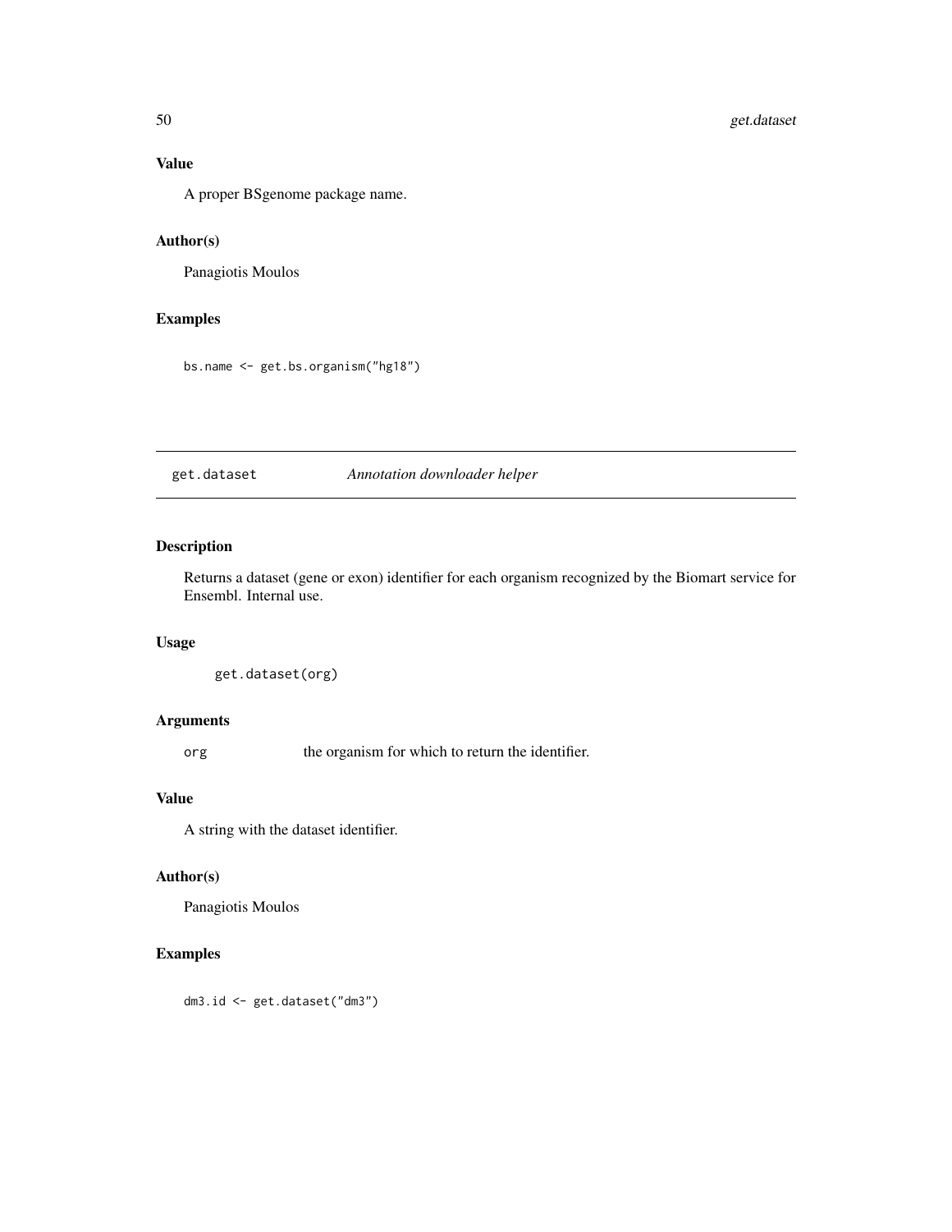## Value

A proper BSgenome package name.

## Author(s)

Panagiotis Moulos

## Examples

```
bs.name <- get.bs.organism("hg18")
```

---

# get.dataset *Annotation downloader helper*

---

## Description

Returns a dataset (gene or exon) identifier for each organism recognized by the Biomart service for Ensembl. Internal use.

## Usage

```
get.dataset(org)
```

## Arguments

| | |
|---|---|
| org | the organism for which to return the identifier. |

## Value

A string with the dataset identifier.

## Author(s)

Panagiotis Moulos

## Examples

```
dm3.id <- get.dataset("dm3")
```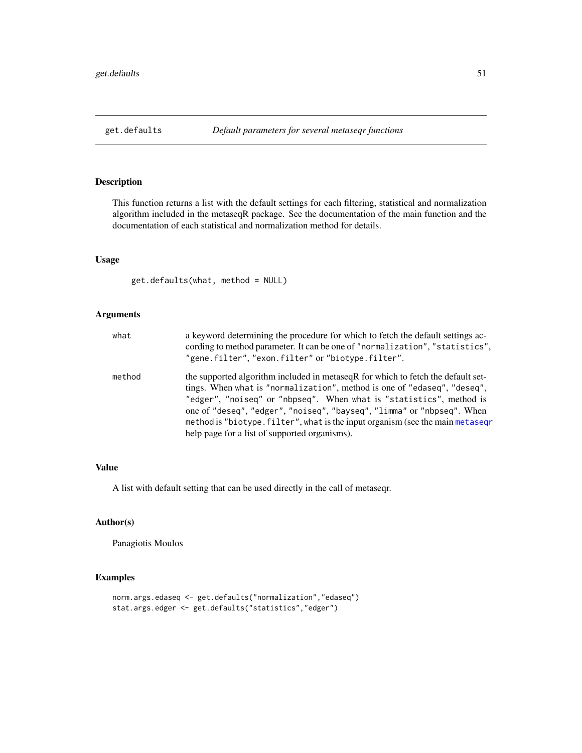## get.defaults — *Default parameters for several metaseqr functions*

### Description

This function returns a list with the default settings for each filtering, statistical and normalization algorithm included in the metaseqR package. See the documentation of the main function and the documentation of each statistical and normalization method for details.

### Usage

```
get.defaults(what, method = NULL)
```

### Arguments

| | |
|---|---|
| `what` | a keyword determining the procedure for which to fetch the default settings according to method parameter. It can be one of `"normalization"`, `"statistics"`, `"gene.filter"`, `"exon.filter"` or `"biotype.filter"`. |
| `method` | the supported algorithm included in metaseqR for which to fetch the default settings. When `what` is `"normalization"`, method is one of `"edaseq"`, `"deseq"`, `"edger"`, `"noiseq"` or `"nbpseq"`. When `what` is `"statistics"`, method is one of `"deseq"`, `"edger"`, `"noiseq"`, `"bayseq"`, `"limma"` or `"nbpseq"`. When `method` is `"biotype.filter"`, `what` is the input organism (see the main `metaseqr` help page for a list of supported organisms). |

### Value

A list with default setting that can be used directly in the call of metaseqr.

### Author(s)

Panagiotis Moulos

### Examples

```
norm.args.edaseq <- get.defaults("normalization","edaseq")
stat.args.edger <- get.defaults("statistics","edger")
```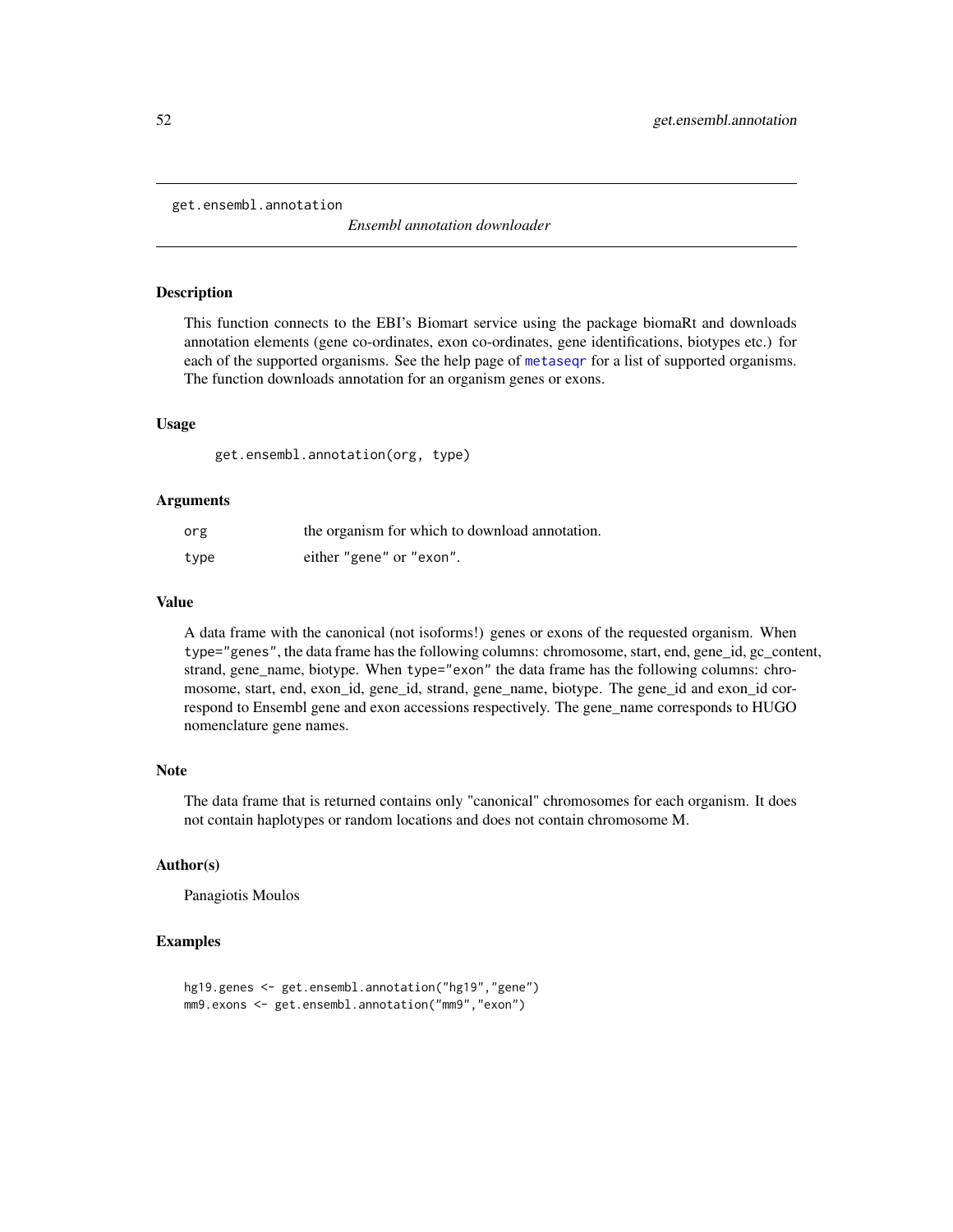`get.ensembl.annotation` *Ensembl annotation downloader*

## Description

This function connects to the EBI's Biomart service using the package biomaRt and downloads annotation elements (gene co-ordinates, exon co-ordinates, gene identifications, biotypes etc.) for each of the supported organisms. See the help page of `metaseqr` for a list of supported organisms. The function downloads annotation for an organism genes or exons.

## Usage

```
get.ensembl.annotation(org, type)
```

## Arguments

| | |
|---|---|
| `org` | the organism for which to download annotation. |
| `type` | either `"gene"` or `"exon"`. |

## Value

A data frame with the canonical (not isoforms!) genes or exons of the requested organism. When `type="genes"`, the data frame has the following columns: chromosome, start, end, gene_id, gc_content, strand, gene_name, biotype. When `type="exon"` the data frame has the following columns: chromosome, start, end, exon_id, gene_id, strand, gene_name, biotype. The gene_id and exon_id correspond to Ensembl gene and exon accessions respectively. The gene_name corresponds to HUGO nomenclature gene names.

## Note

The data frame that is returned contains only "canonical" chromosomes for each organism. It does not contain haplotypes or random locations and does not contain chromosome M.

## Author(s)

Panagiotis Moulos

## Examples

```
hg19.genes <- get.ensembl.annotation("hg19","gene")
mm9.exons <- get.ensembl.annotation("mm9","exon")
```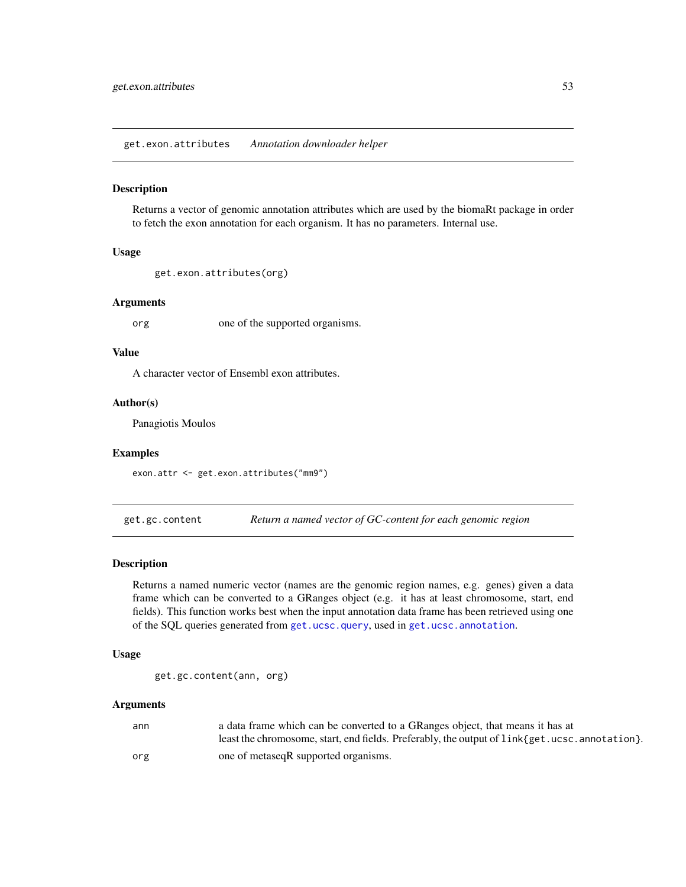## get.exon.attributes *Annotation downloader helper*

### Description

Returns a vector of genomic annotation attributes which are used by the biomaRt package in order to fetch the exon annotation for each organism. It has no parameters. Internal use.

### Usage

```
get.exon.attributes(org)
```

### Arguments

| | |
|---|---|
| org | one of the supported organisms. |

### Value

A character vector of Ensembl exon attributes.

### Author(s)

Panagiotis Moulos

### Examples

```
exon.attr <- get.exon.attributes("mm9")
```

## get.gc.content *Return a named vector of GC-content for each genomic region*

### Description

Returns a named numeric vector (names are the genomic region names, e.g. genes) given a data frame which can be converted to a GRanges object (e.g. it has at least chromosome, start, end fields). This function works best when the input annotation data frame has been retrieved using one of the SQL queries generated from `get.ucsc.query`, used in `get.ucsc.annotation`.

### Usage

```
get.gc.content(ann, org)
```

### Arguments

| | |
|---|---|
| ann | a data frame which can be converted to a GRanges object, that means it has at least the chromosome, start, end fields. Preferably, the output of `link{get.ucsc.annotation}`. |
| org | one of metaseqR supported organisms. |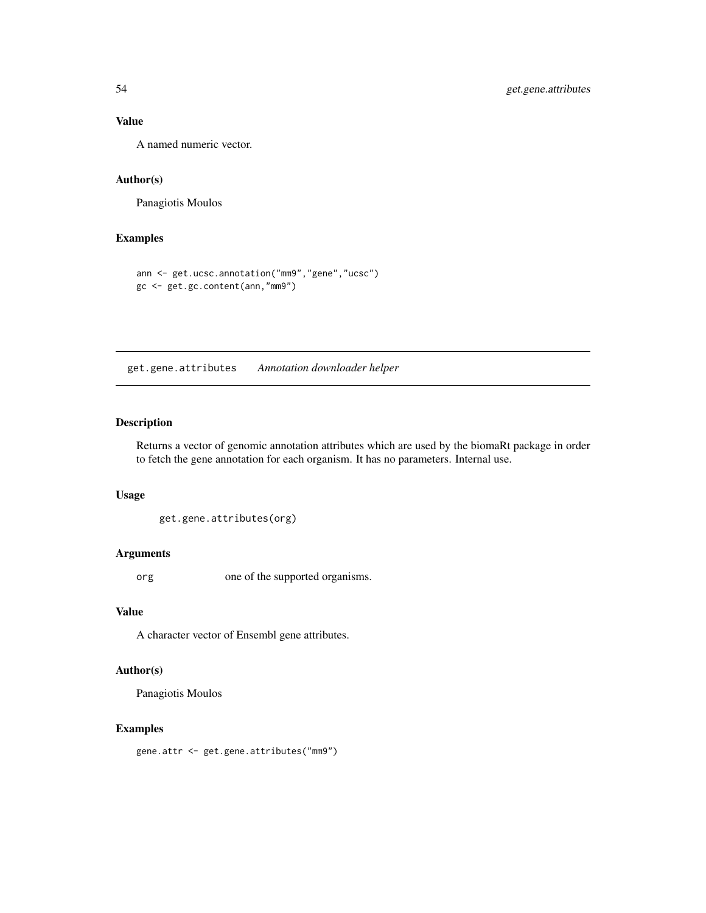### Value

A named numeric vector.

### Author(s)

Panagiotis Moulos

### Examples

```
ann <- get.ucsc.annotation("mm9","gene","ucsc")
gc <- get.gc.content(ann,"mm9")
```

---

## get.gene.attributes    *Annotation downloader helper*

---

### Description

Returns a vector of genomic annotation attributes which are used by the biomaRt package in order to fetch the gene annotation for each organism. It has no parameters. Internal use.

### Usage

```
get.gene.attributes(org)
```

### Arguments

| | |
|---|---|
| org | one of the supported organisms. |

### Value

A character vector of Ensembl gene attributes.

### Author(s)

Panagiotis Moulos

### Examples

```
gene.attr <- get.gene.attributes("mm9")
```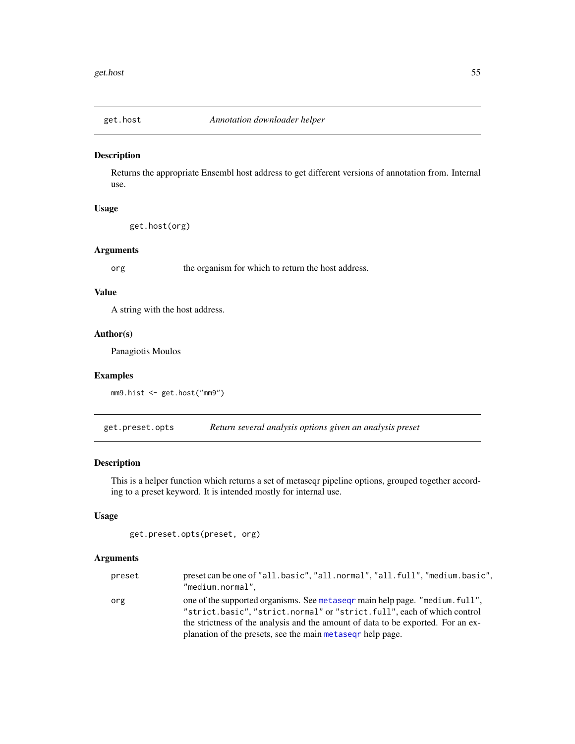## get.host — *Annotation downloader helper*

### Description

Returns the appropriate Ensembl host address to get different versions of annotation from. Internal use.

### Usage

```
get.host(org)
```

### Arguments

| | |
|---|---|
| org | the organism for which to return the host address. |

### Value

A string with the host address.

### Author(s)

Panagiotis Moulos

### Examples

```
mm9.hist <- get.host("mm9")
```

## get.preset.opts — *Return several analysis options given an analysis preset*

### Description

This is a helper function which returns a set of metaseqr pipeline options, grouped together according to a preset keyword. It is intended mostly for internal use.

### Usage

```
get.preset.opts(preset, org)
```

### Arguments

| | |
|---|---|
| preset | preset can be one of "all.basic", "all.normal", "all.full", "medium.basic", "medium.normal", |
| org | one of the supported organisms. See metaseqr main help page. "medium.full", "strict.basic", "strict.normal" or "strict.full", each of which control the strictness of the analysis and the amount of data to be exported. For an explanation of the presets, see the main metaseqr help page. |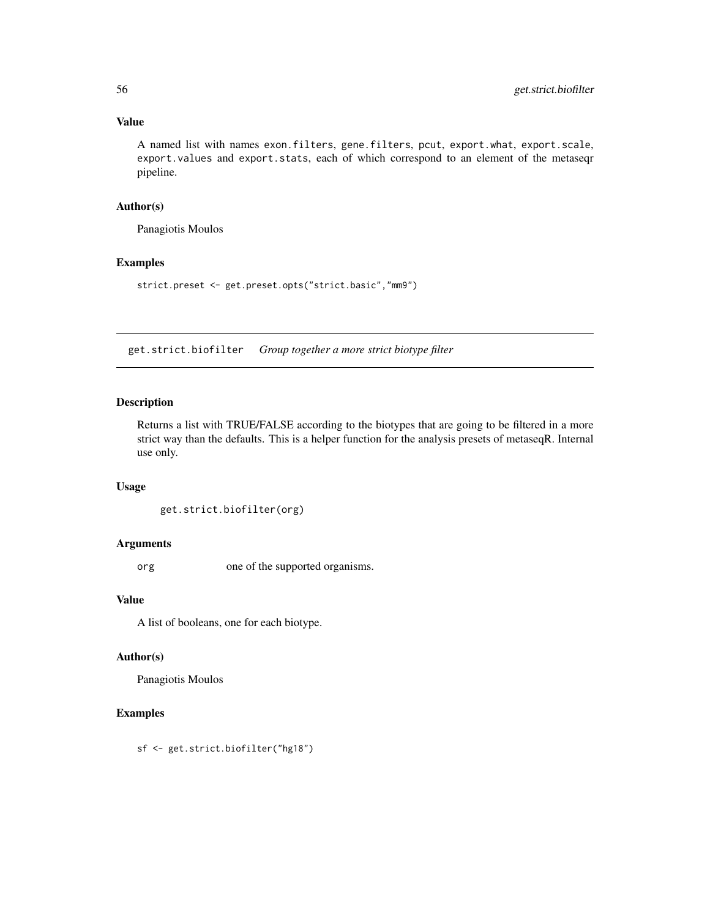### Value

A named list with names exon.filters, gene.filters, pcut, export.what, export.scale, export.values and export.stats, each of which correspond to an element of the metaseqr pipeline.

### Author(s)

Panagiotis Moulos

### Examples

```
strict.preset <- get.preset.opts("strict.basic","mm9")
```

---

## get.strict.biofilter *Group together a more strict biotype filter*

---

### Description

Returns a list with TRUE/FALSE according to the biotypes that are going to be filtered in a more strict way than the defaults. This is a helper function for the analysis presets of metaseqR. Internal use only.

### Usage

```
get.strict.biofilter(org)
```

### Arguments

| | |
|---|---|
| org | one of the supported organisms. |

### Value

A list of booleans, one for each biotype.

### Author(s)

Panagiotis Moulos

### Examples

```
sf <- get.strict.biofilter("hg18")
```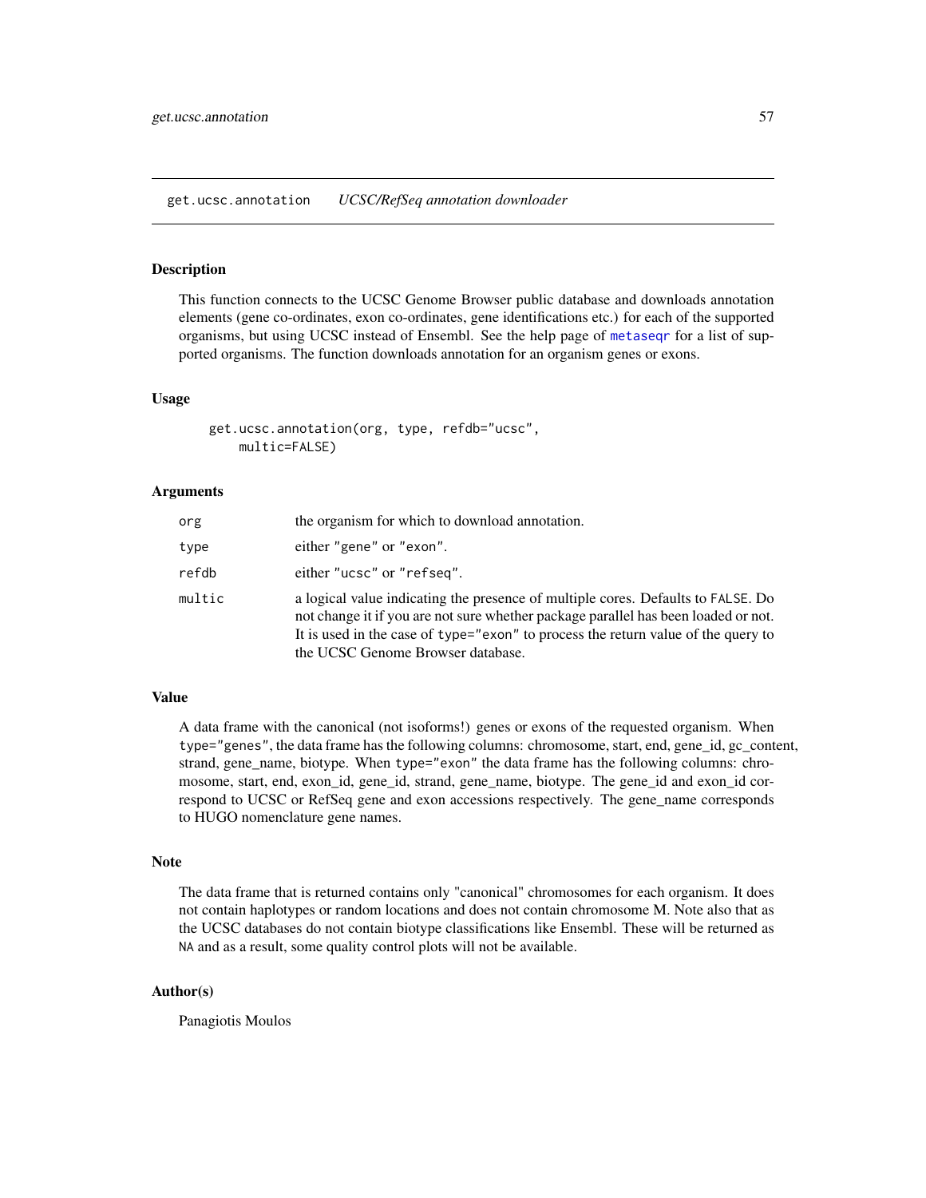get.ucsc.annotation *UCSC/RefSeq annotation downloader*

### Description

This function connects to the UCSC Genome Browser public database and downloads annotation elements (gene co-ordinates, exon co-ordinates, gene identifications etc.) for each of the supported organisms, but using UCSC instead of Ensembl. See the help page of metaseqr for a list of supported organisms. The function downloads annotation for an organism genes or exons.

### Usage

```
get.ucsc.annotation(org, type, refdb="ucsc",
    multic=FALSE)
```

### Arguments

| | |
|---|---|
| org | the organism for which to download annotation. |
| type | either "gene" or "exon". |
| refdb | either "ucsc" or "refseq". |
| multic | a logical value indicating the presence of multiple cores. Defaults to FALSE. Do not change it if you are not sure whether package parallel has been loaded or not. It is used in the case of type="exon" to process the return value of the query to the UCSC Genome Browser database. |

### Value

A data frame with the canonical (not isoforms!) genes or exons of the requested organism. When type="genes", the data frame has the following columns: chromosome, start, end, gene_id, gc_content, strand, gene_name, biotype. When type="exon" the data frame has the following columns: chromosome, start, end, exon_id, gene_id, strand, gene_name, biotype. The gene_id and exon_id correspond to UCSC or RefSeq gene and exon accessions respectively. The gene_name corresponds to HUGO nomenclature gene names.

### Note

The data frame that is returned contains only "canonical" chromosomes for each organism. It does not contain haplotypes or random locations and does not contain chromosome M. Note also that as the UCSC databases do not contain biotype classifications like Ensembl. These will be returned as NA and as a result, some quality control plots will not be available.

### Author(s)

Panagiotis Moulos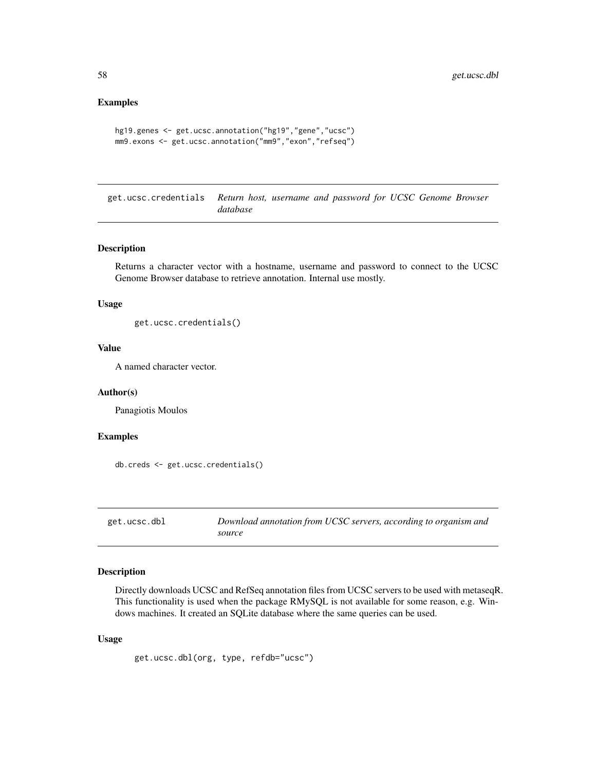## Examples

```
hg19.genes <- get.ucsc.annotation("hg19","gene","ucsc")
mm9.exons <- get.ucsc.annotation("mm9","exon","refseq")
```

---

## get.ucsc.credentials *Return host, username and password for UCSC Genome Browser database*

---

### Description

Returns a character vector with a hostname, username and password to connect to the UCSC Genome Browser database to retrieve annotation. Internal use mostly.

### Usage

```
get.ucsc.credentials()
```

### Value

A named character vector.

### Author(s)

Panagiotis Moulos

### Examples

```
db.creds <- get.ucsc.credentials()
```

---

## get.ucsc.dbl *Download annotation from UCSC servers, according to organism and source*

---

### Description

Directly downloads UCSC and RefSeq annotation files from UCSC servers to be used with metaseqR. This functionality is used when the package RMySQL is not available for some reason, e.g. Windows machines. It created an SQLite database where the same queries can be used.

### Usage

```
get.ucsc.dbl(org, type, refdb="ucsc")
```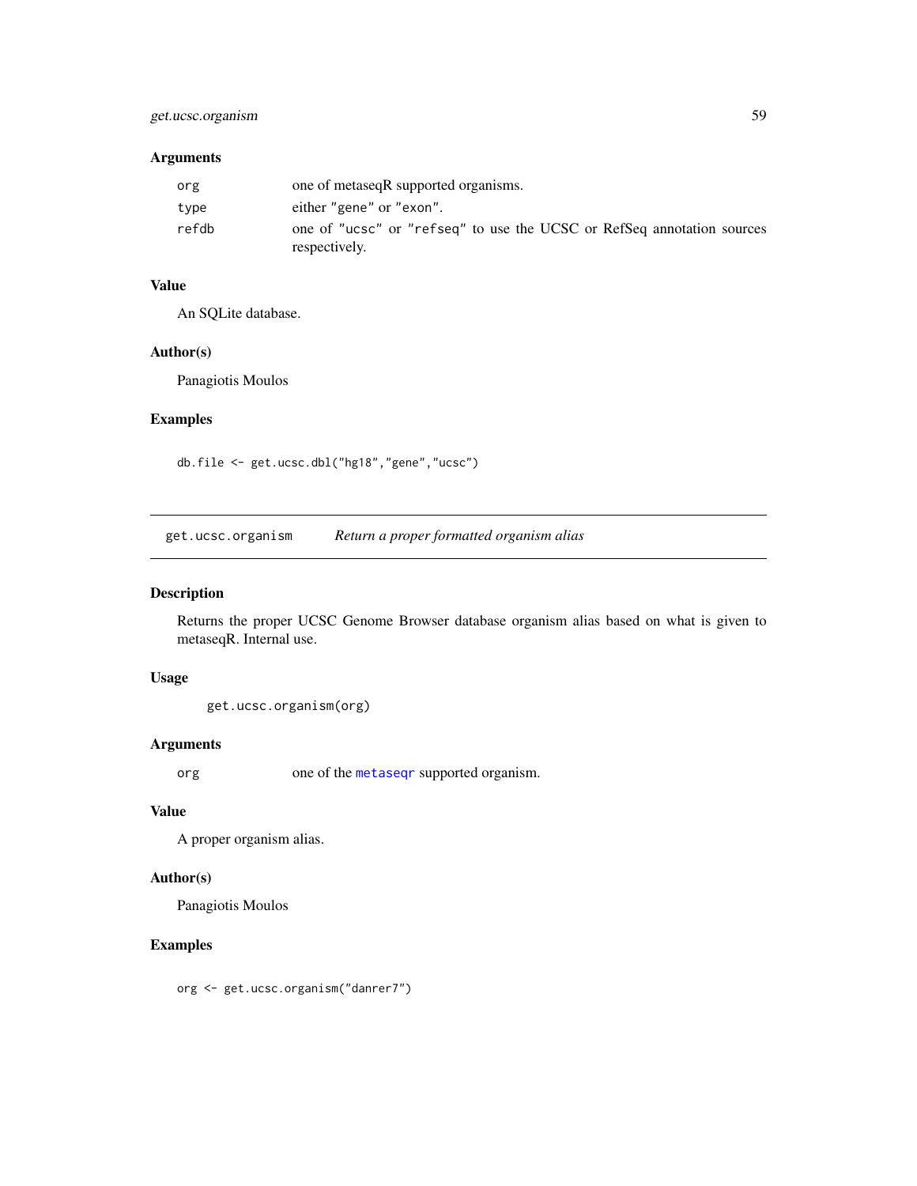### Arguments

| | |
|---|---|
| org | one of metaseqR supported organisms. |
| type | either "gene" or "exon". |
| refdb | one of "ucsc" or "refseq" to use the UCSC or RefSeq annotation sources respectively. |

### Value

An SQLite database.

### Author(s)

Panagiotis Moulos

### Examples

```
db.file <- get.ucsc.dbl("hg18","gene","ucsc")
```

---

## get.ucsc.organism *Return a proper formatted organism alias*

### Description

Returns the proper UCSC Genome Browser database organism alias based on what is given to metaseqR. Internal use.

### Usage

```
get.ucsc.organism(org)
```

### Arguments

| | |
|---|---|
| org | one of the metaseqr supported organism. |

### Value

A proper organism alias.

### Author(s)

Panagiotis Moulos

### Examples

```
org <- get.ucsc.organism("danrer7")
```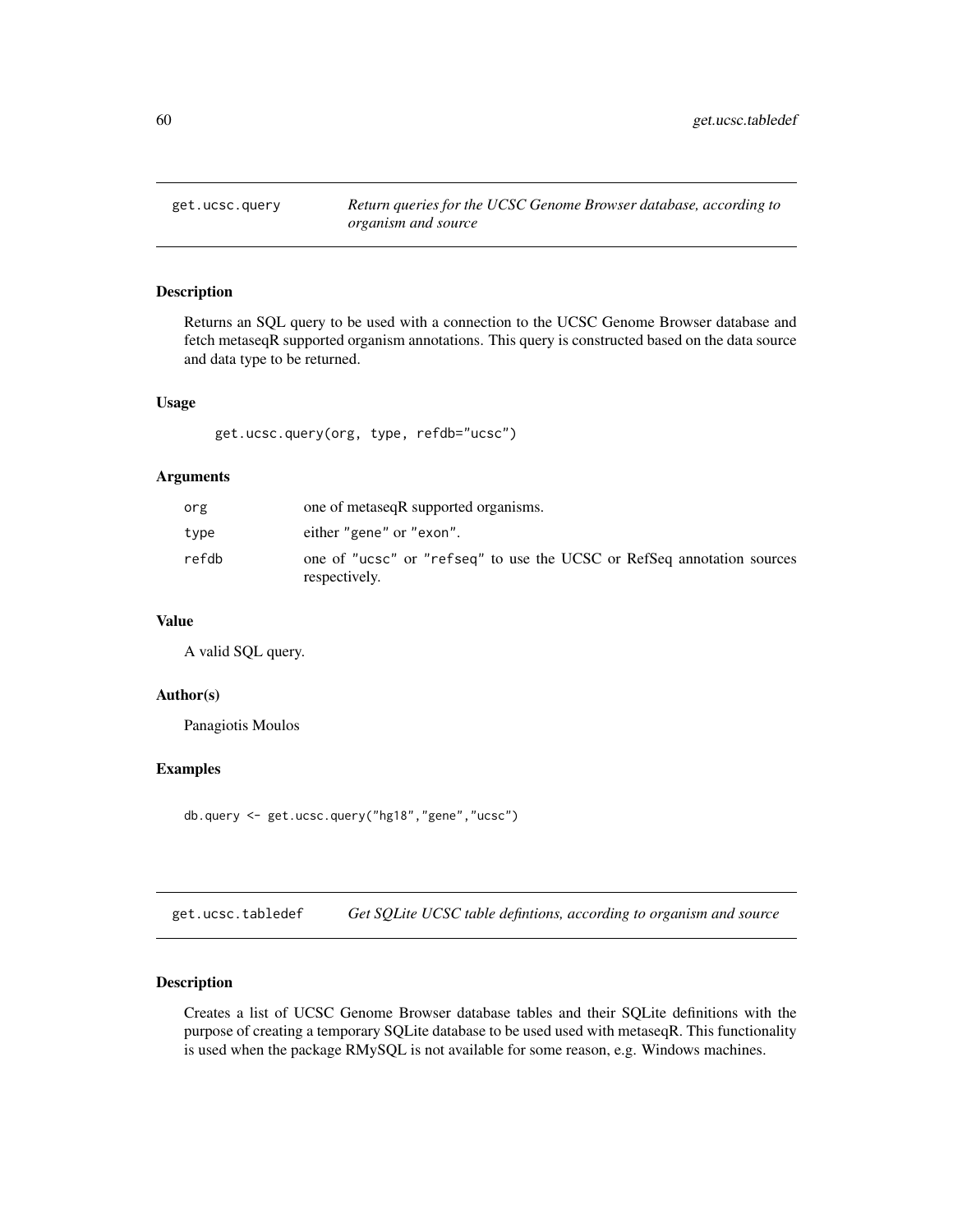## get.ucsc.query *Return queries for the UCSC Genome Browser database, according to organism and source*

### Description

Returns an SQL query to be used with a connection to the UCSC Genome Browser database and fetch metaseqR supported organism annotations. This query is constructed based on the data source and data type to be returned.

### Usage

```
get.ucsc.query(org, type, refdb="ucsc")
```

### Arguments

| | |
|---|---|
| org | one of metaseqR supported organisms. |
| type | either "gene" or "exon". |
| refdb | one of "ucsc" or "refseq" to use the UCSC or RefSeq annotation sources respectively. |

### Value

A valid SQL query.

### Author(s)

Panagiotis Moulos

### Examples

```
db.query <- get.ucsc.query("hg18","gene","ucsc")
```

## get.ucsc.tabledef *Get SQLite UCSC table defintions, according to organism and source*

### Description

Creates a list of UCSC Genome Browser database tables and their SQLite definitions with the purpose of creating a temporary SQLite database to be used used with metaseqR. This functionality is used when the package RMySQL is not available for some reason, e.g. Windows machines.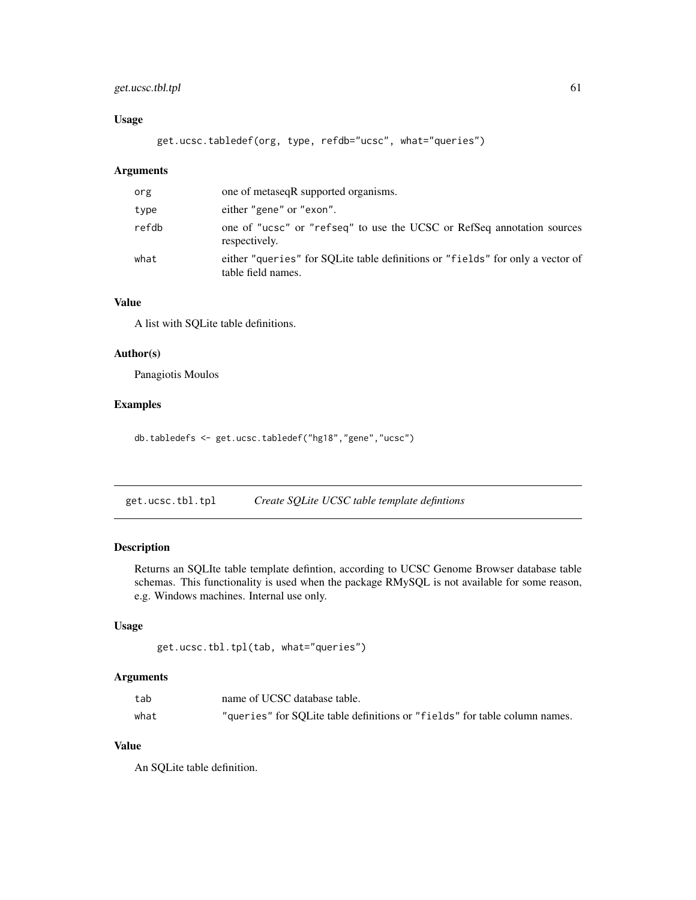### Usage

```
get.ucsc.tabledef(org, type, refdb="ucsc", what="queries")
```

### Arguments

| | |
|---|---|
| org | one of metaseqR supported organisms. |
| type | either "gene" or "exon". |
| refdb | one of "ucsc" or "refseq" to use the UCSC or RefSeq annotation sources respectively. |
| what | either "queries" for SQLite table definitions or "fields" for only a vector of table field names. |

### Value

A list with SQLite table definitions.

### Author(s)

Panagiotis Moulos

### Examples

```
db.tabledefs <- get.ucsc.tabledef("hg18","gene","ucsc")
```

---

## get.ucsc.tbl.tpl    *Create SQLite UCSC table template defintions*

### Description

Returns an SQLIte table template defintion, according to UCSC Genome Browser database table schemas. This functionality is used when the package RMySQL is not available for some reason, e.g. Windows machines. Internal use only.

### Usage

```
get.ucsc.tbl.tpl(tab, what="queries")
```

### Arguments

| | |
|---|---|
| tab | name of UCSC database table. |
| what | "queries" for SQLite table definitions or "fields" for table column names. |

### Value

An SQLite table definition.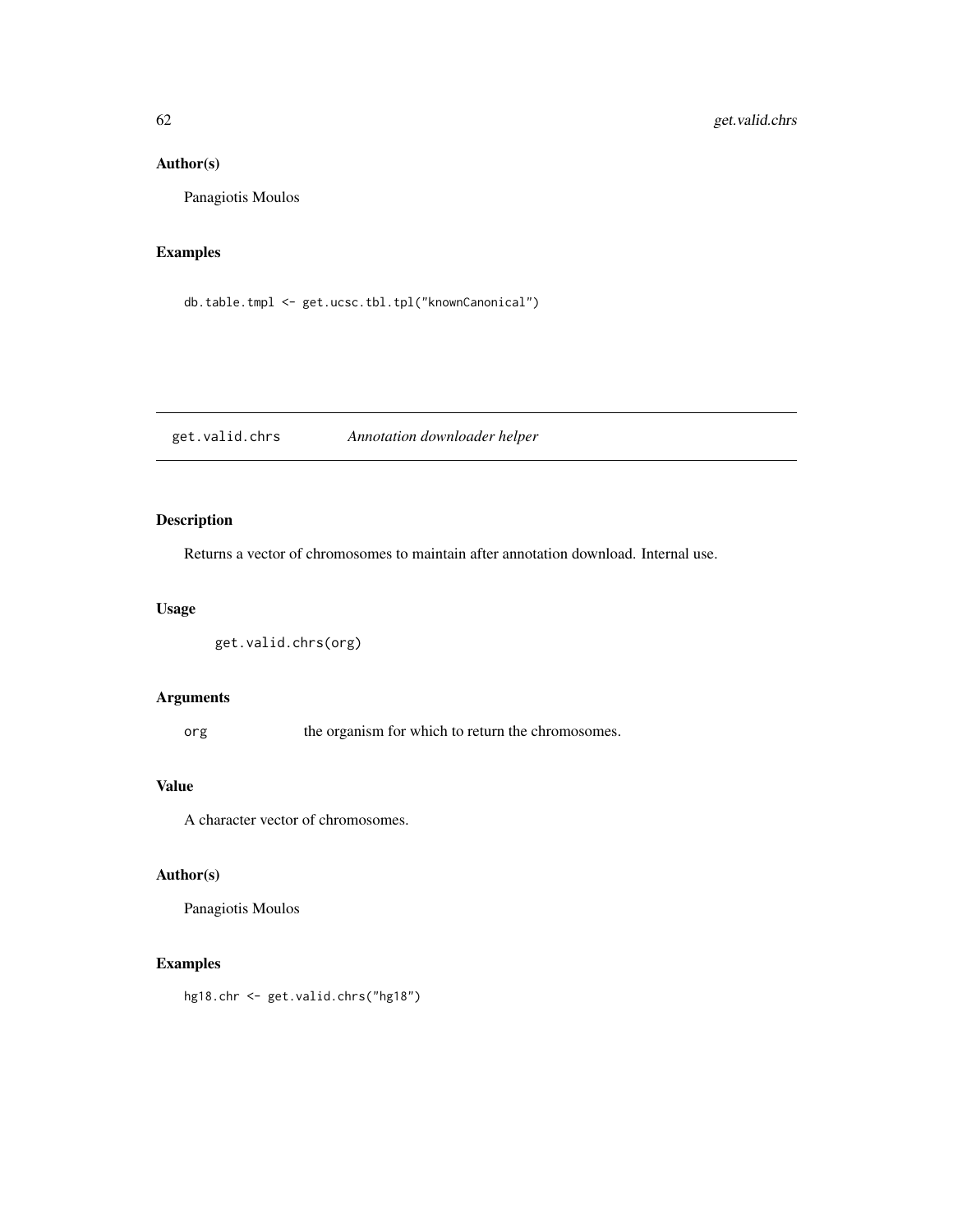## Author(s)

Panagiotis Moulos

## Examples

```
db.table.tmpl <- get.ucsc.tbl.tpl("knownCanonical")
```

---

# get.valid.chrs *Annotation downloader helper*

---

## Description

Returns a vector of chromosomes to maintain after annotation download. Internal use.

## Usage

```
get.valid.chrs(org)
```

## Arguments

`org` the organism for which to return the chromosomes.

## Value

A character vector of chromosomes.

## Author(s)

Panagiotis Moulos

## Examples

```
hg18.chr <- get.valid.chrs("hg18")
```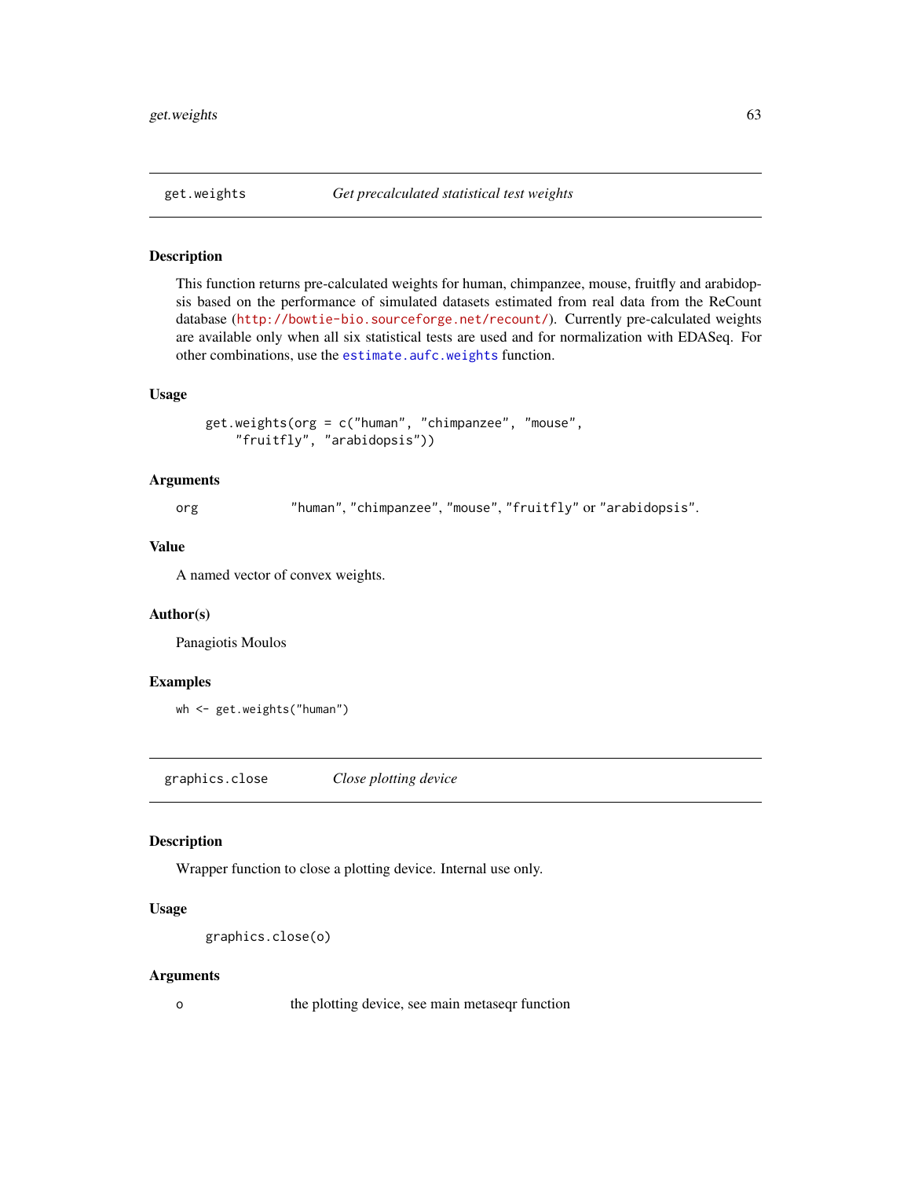## get.weights — *Get precalculated statistical test weights*

### Description

This function returns pre-calculated weights for human, chimpanzee, mouse, fruitfly and arabidopsis based on the performance of simulated datasets estimated from real data from the ReCount database (http://bowtie-bio.sourceforge.net/recount/). Currently pre-calculated weights are available only when all six statistical tests are used and for normalization with EDASeq. For other combinations, use the `estimate.aufc.weights` function.

### Usage

```
get.weights(org = c("human", "chimpanzee", "mouse",
    "fruitfly", "arabidopsis"))
```

### Arguments

| | |
|---|---|
| `org` | `"human"`, `"chimpanzee"`, `"mouse"`, `"fruitfly"` or `"arabidopsis"`. |

### Value

A named vector of convex weights.

### Author(s)

Panagiotis Moulos

### Examples

```
wh <- get.weights("human")
```

## graphics.close — *Close plotting device*

### Description

Wrapper function to close a plotting device. Internal use only.

### Usage

```
graphics.close(o)
```

### Arguments

| | |
|---|---|
| `o` | the plotting device, see main metaseqr function |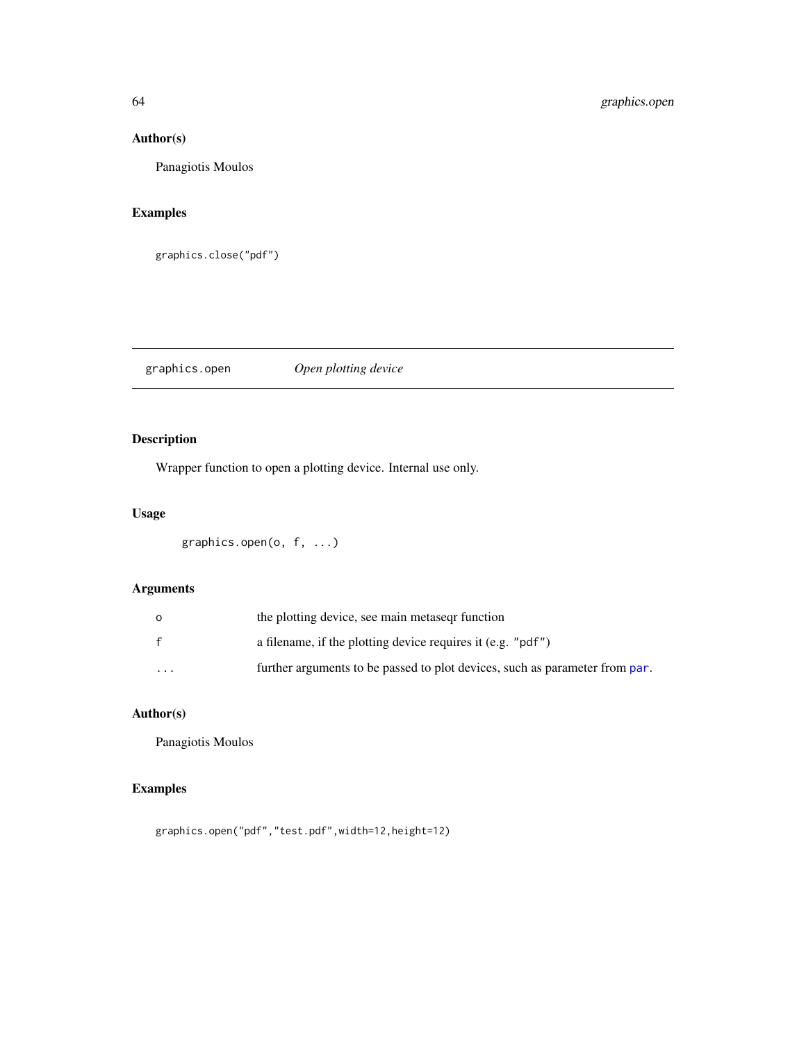## Author(s)

Panagiotis Moulos

## Examples

```
graphics.close("pdf")
```

---

# graphics.open — *Open plotting device*

---

## Description

Wrapper function to open a plotting device. Internal use only.

## Usage

```
graphics.open(o, f, ...)
```

## Arguments

| | |
|---|---|
| `o` | the plotting device, see main metaseqr function |
| `f` | a filename, if the plotting device requires it (e.g. `"pdf"`) |
| `...` | further arguments to be passed to plot devices, such as parameter from `par`. |

## Author(s)

Panagiotis Moulos

## Examples

```
graphics.open("pdf","test.pdf",width=12,height=12)
```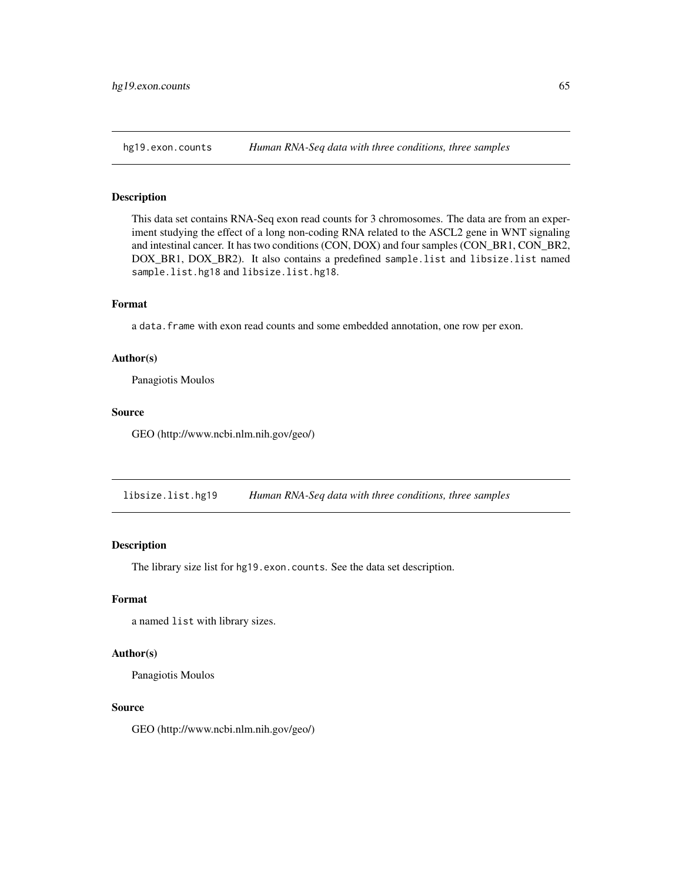## hg19.exon.counts — *Human RNA-Seq data with three conditions, three samples*

### Description

This data set contains RNA-Seq exon read counts for 3 chromosomes. The data are from an experiment studying the effect of a long non-coding RNA related to the ASCL2 gene in WNT signaling and intestinal cancer. It has two conditions (CON, DOX) and four samples (CON_BR1, CON_BR2, DOX_BR1, DOX_BR2). It also contains a predefined `sample.list` and `libsize.list` named `sample.list.hg18` and `libsize.list.hg18`.

### Format

a `data.frame` with exon read counts and some embedded annotation, one row per exon.

### Author(s)

Panagiotis Moulos

### Source

GEO (http://www.ncbi.nlm.nih.gov/geo/)

## libsize.list.hg19 — *Human RNA-Seq data with three conditions, three samples*

### Description

The library size list for `hg19.exon.counts`. See the data set description.

### Format

a named `list` with library sizes.

### Author(s)

Panagiotis Moulos

### Source

GEO (http://www.ncbi.nlm.nih.gov/geo/)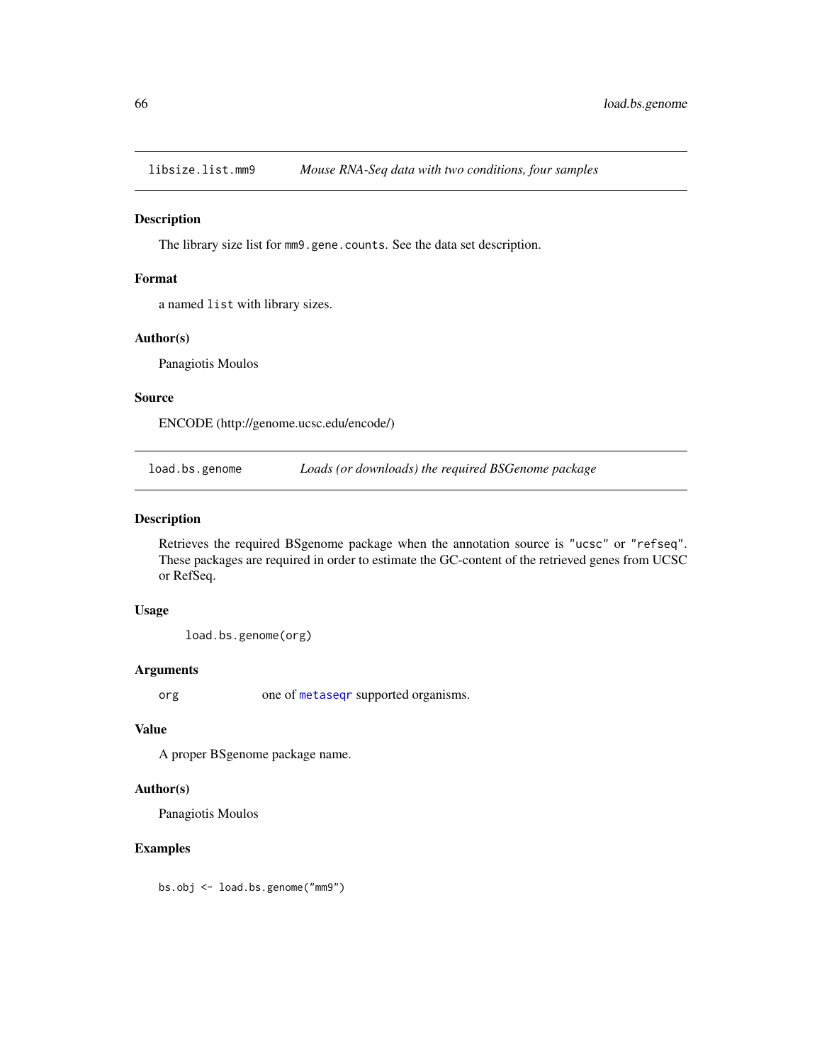## libsize.list.mm9 — *Mouse RNA-Seq data with two conditions, four samples*

### Description

The library size list for `mm9.gene.counts`. See the data set description.

### Format

a named `list` with library sizes.

### Author(s)

Panagiotis Moulos

### Source

ENCODE (http://genome.ucsc.edu/encode/)

## load.bs.genome — *Loads (or downloads) the required BSGenome package*

### Description

Retrieves the required BSgenome package when the annotation source is `"ucsc"` or `"refseq"`. These packages are required in order to estimate the GC-content of the retrieved genes from UCSC or RefSeq.

### Usage

```
load.bs.genome(org)
```

### Arguments

| | |
|---|---|
| `org` | one of `metaseqr` supported organisms. |

### Value

A proper BSgenome package name.

### Author(s)

Panagiotis Moulos

### Examples

```
bs.obj <- load.bs.genome("mm9")
```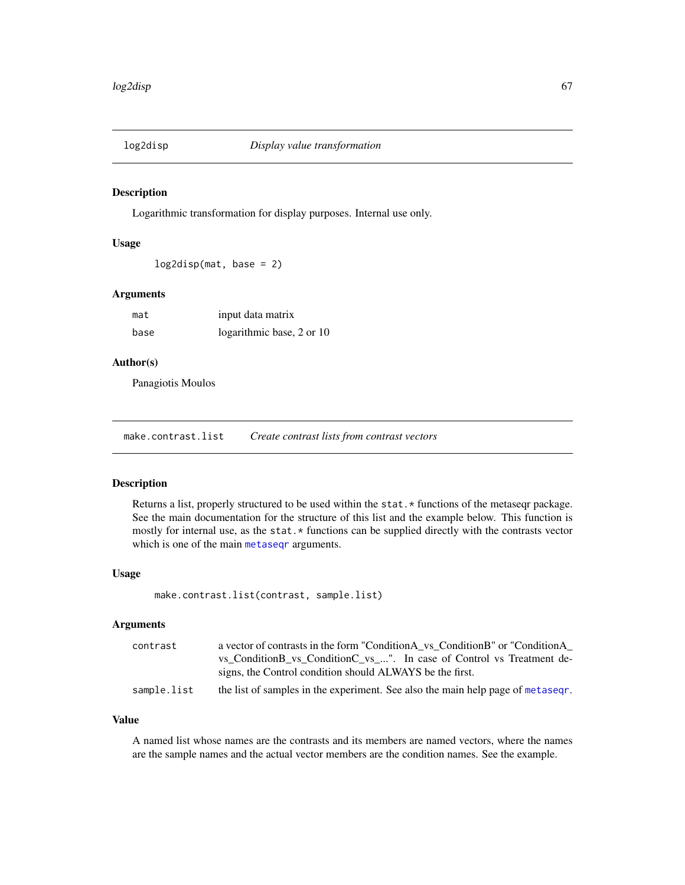## log2disp — *Display value transformation*

### Description

Logarithmic transformation for display purposes. Internal use only.

### Usage

```
log2disp(mat, base = 2)
```

### Arguments

| | |
|---|---|
| mat | input data matrix |
| base | logarithmic base, 2 or 10 |

### Author(s)

Panagiotis Moulos

## make.contrast.list — *Create contrast lists from contrast vectors*

### Description

Returns a list, properly structured to be used within the stat.* functions of the metaseqr package. See the main documentation for the structure of this list and the example below. This function is mostly for internal use, as the stat.* functions can be supplied directly with the contrasts vector which is one of the main metaseqr arguments.

### Usage

```
make.contrast.list(contrast, sample.list)
```

### Arguments

| | |
|---|---|
| contrast | a vector of contrasts in the form "ConditionA_vs_ConditionB" or "ConditionA_vs_ConditionB_vs_ConditionC_vs_...". In case of Control vs Treatment designs, the Control condition should ALWAYS be the first. |
| sample.list | the list of samples in the experiment. See also the main help page of metaseqr. |

### Value

A named list whose names are the contrasts and its members are named vectors, where the names are the sample names and the actual vector members are the condition names. See the example.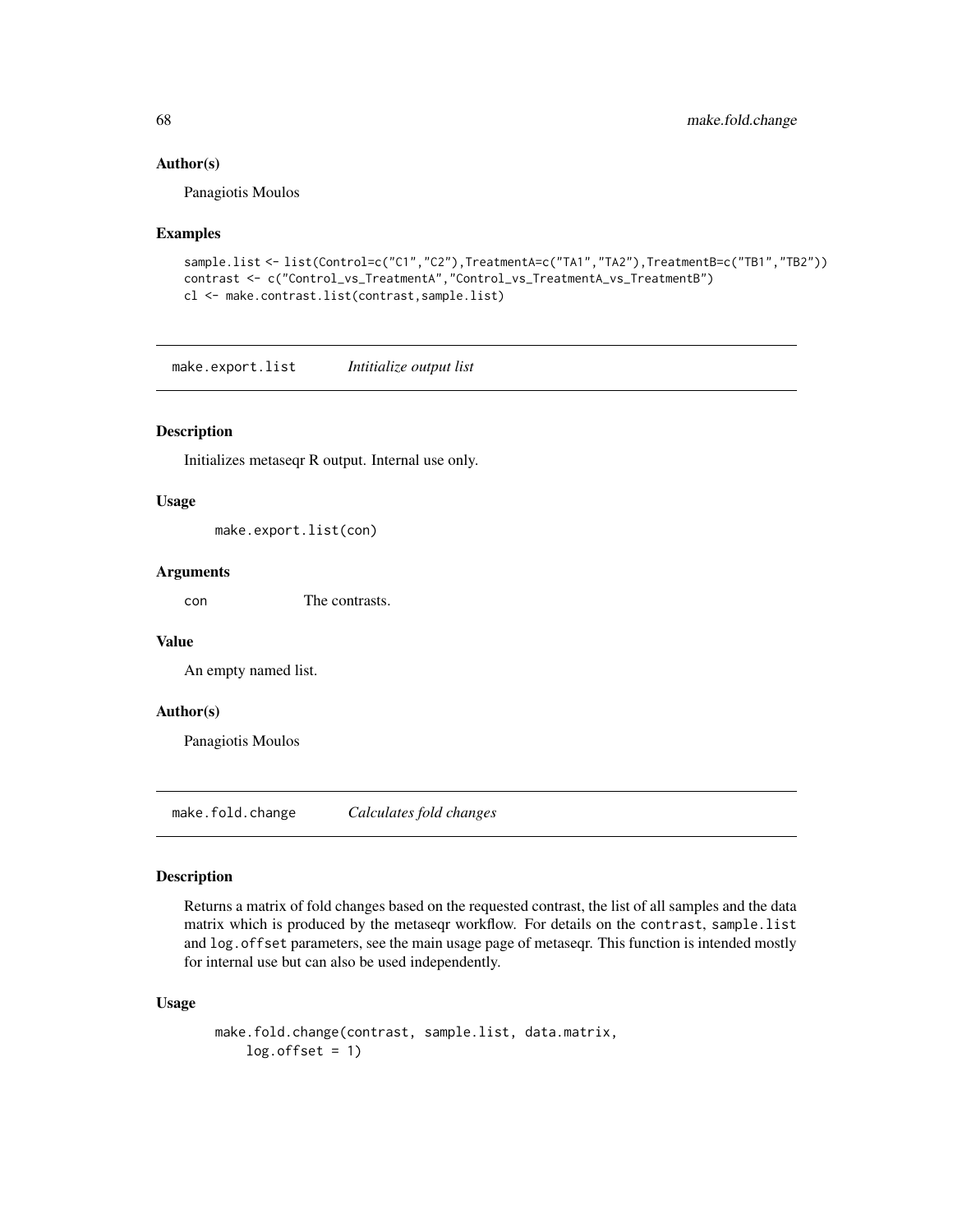### Author(s)

Panagiotis Moulos

### Examples

```
sample.list <- list(Control=c("C1","C2"),TreatmentA=c("TA1","TA2"),TreatmentB=c("TB1","TB2"))
contrast <- c("Control_vs_TreatmentA","Control_vs_TreatmentA_vs_TreatmentB")
cl <- make.contrast.list(contrast,sample.list)
```

---

## make.export.list — *Intitialize output list*

### Description

Initializes metaseqr R output. Internal use only.

### Usage

```
make.export.list(con)
```

### Arguments

| | |
|---|---|
| con | The contrasts. |

### Value

An empty named list.

### Author(s)

Panagiotis Moulos

---

## make.fold.change — *Calculates fold changes*

### Description

Returns a matrix of fold changes based on the requested contrast, the list of all samples and the data matrix which is produced by the metaseqr workflow. For details on the contrast, sample.list and log.offset parameters, see the main usage page of metaseqr. This function is intended mostly for internal use but can also be used independently.

### Usage

```
make.fold.change(contrast, sample.list, data.matrix,
    log.offset = 1)
```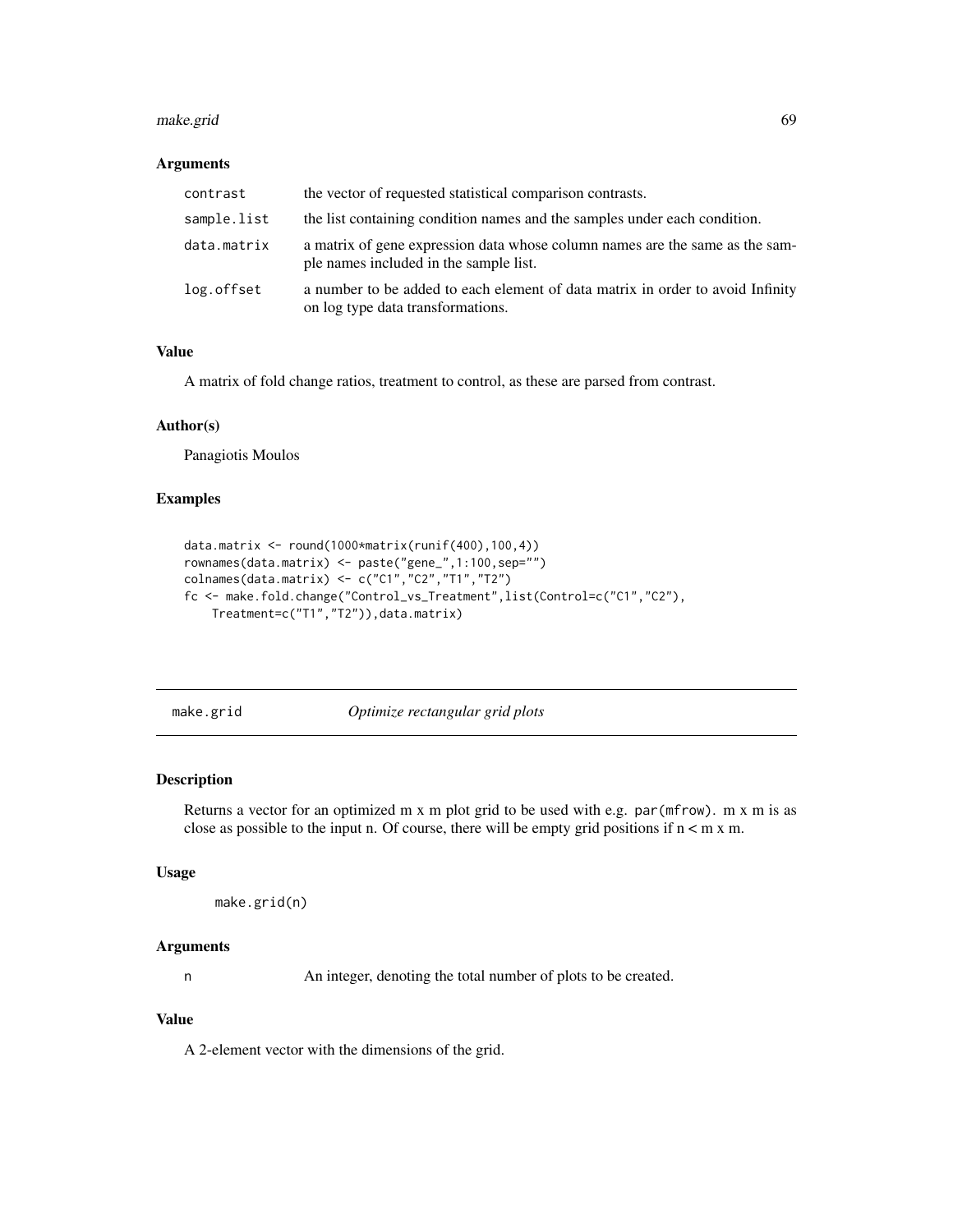## Arguments

| | |
|---|---|
| `contrast` | the vector of requested statistical comparison contrasts. |
| `sample.list` | the list containing condition names and the samples under each condition. |
| `data.matrix` | a matrix of gene expression data whose column names are the same as the sample names included in the sample list. |
| `log.offset` | a number to be added to each element of data matrix in order to avoid Infinity on log type data transformations. |

## Value

A matrix of fold change ratios, treatment to control, as these are parsed from contrast.

## Author(s)

Panagiotis Moulos

## Examples

```
data.matrix <- round(1000*matrix(runif(400),100,4))
rownames(data.matrix) <- paste("gene_",1:100,sep="")
colnames(data.matrix) <- c("C1","C2","T1","T2")
fc <- make.fold.change("Control_vs_Treatment",list(Control=c("C1","C2"),
    Treatment=c("T1","T2")),data.matrix)
```

---

# make.grid *Optimize rectangular grid plots*

## Description

Returns a vector for an optimized m x m plot grid to be used with e.g. `par(mfrow)`. m x m is as close as possible to the input n. Of course, there will be empty grid positions if n < m x m.

## Usage

```
make.grid(n)
```

## Arguments

| | |
|---|---|
| `n` | An integer, denoting the total number of plots to be created. |

## Value

A 2-element vector with the dimensions of the grid.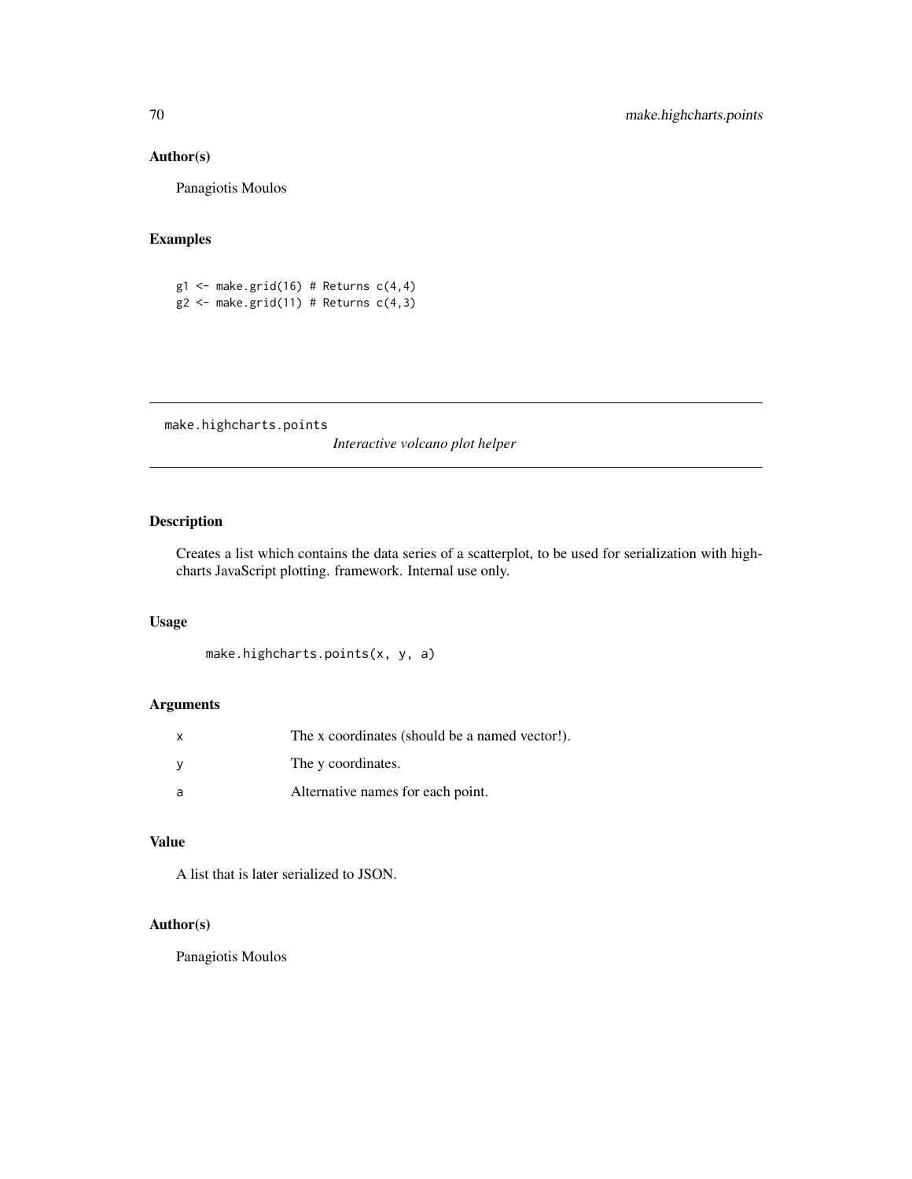## Author(s)

Panagiotis Moulos

## Examples

```
g1 <- make.grid(16) # Returns c(4,4)
g2 <- make.grid(11) # Returns c(4,3)
```

---

# make.highcharts.points    *Interactive volcano plot helper*

---

## Description

Creates a list which contains the data series of a scatterplot, to be used for serialization with highcharts JavaScript plotting. framework. Internal use only.

## Usage

```
make.highcharts.points(x, y, a)
```

## Arguments

| | |
|---|---|
| x | The x coordinates (should be a named vector!). |
| y | The y coordinates. |
| a | Alternative names for each point. |

## Value

A list that is later serialized to JSON.

## Author(s)

Panagiotis Moulos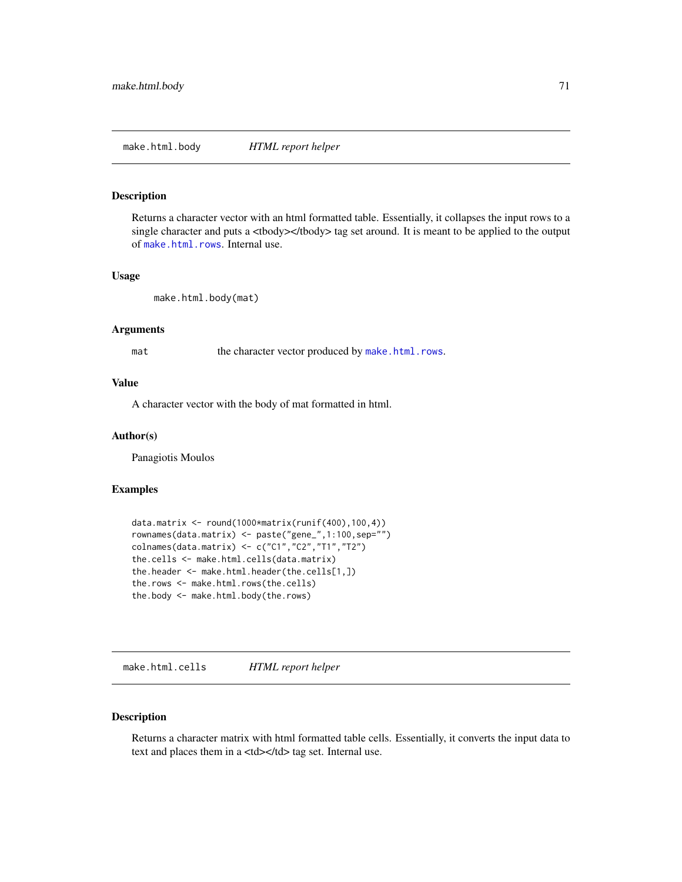## make.html.body    *HTML report helper*

### Description

Returns a character vector with an html formatted table. Essentially, it collapses the input rows to a single character and puts a <tbody></tbody> tag set around. It is meant to be applied to the output of `make.html.rows`. Internal use.

### Usage

```
make.html.body(mat)
```

### Arguments

| | |
|---|---|
| `mat` | the character vector produced by `make.html.rows`. |

### Value

A character vector with the body of mat formatted in html.

### Author(s)

Panagiotis Moulos

### Examples

```
data.matrix <- round(1000*matrix(runif(400),100,4))
rownames(data.matrix) <- paste("gene_",1:100,sep="")
colnames(data.matrix) <- c("C1","C2","T1","T2")
the.cells <- make.html.cells(data.matrix)
the.header <- make.html.header(the.cells[1,])
the.rows <- make.html.rows(the.cells)
the.body <- make.html.body(the.rows)
```

## make.html.cells    *HTML report helper*

### Description

Returns a character matrix with html formatted table cells. Essentially, it converts the input data to text and places them in a <td></td> tag set. Internal use.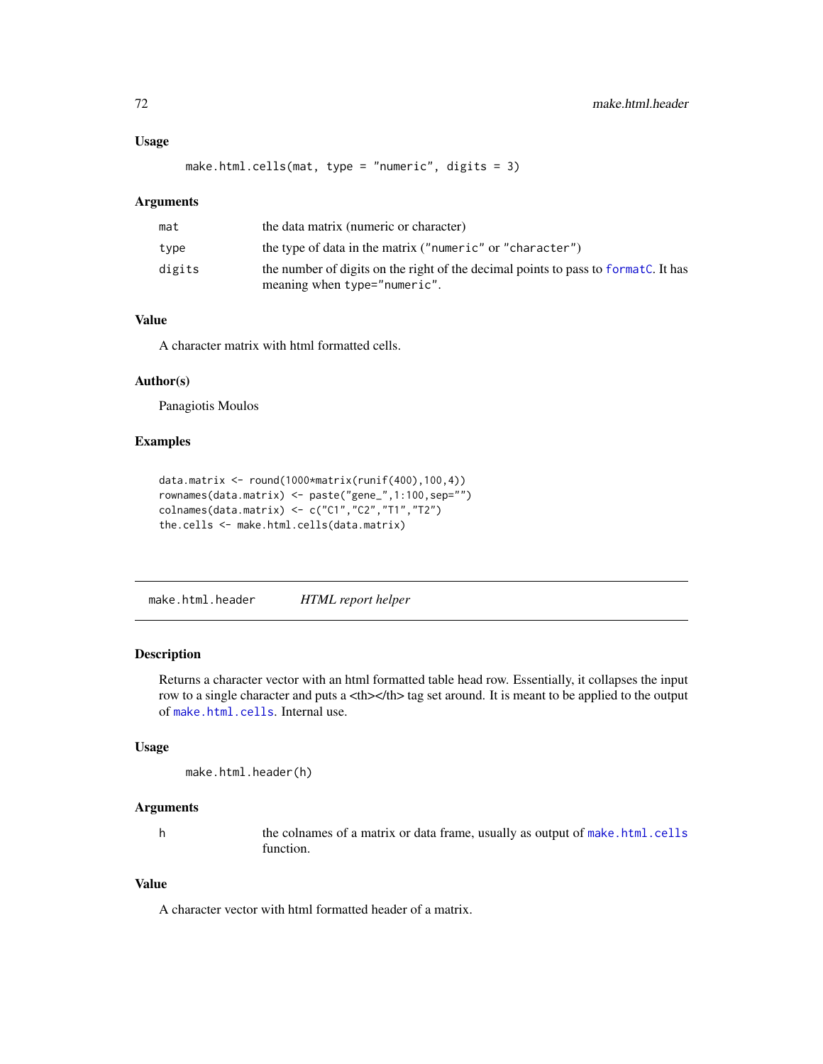### Usage

```
make.html.cells(mat, type = "numeric", digits = 3)
```

### Arguments

| | |
|---|---|
| mat | the data matrix (numeric or character) |
| type | the type of data in the matrix ("numeric" or "character") |
| digits | the number of digits on the right of the decimal points to pass to formatC. It has meaning when type="numeric". |

### Value

A character matrix with html formatted cells.

### Author(s)

Panagiotis Moulos

### Examples

```
data.matrix <- round(1000*matrix(runif(400),100,4))
rownames(data.matrix) <- paste("gene_",1:100,sep="")
colnames(data.matrix) <- c("C1","C2","T1","T2")
the.cells <- make.html.cells(data.matrix)
```

---

## make.html.header    *HTML report helper*

---

### Description

Returns a character vector with an html formatted table head row. Essentially, it collapses the input row to a single character and puts a <th></th> tag set around. It is meant to be applied to the output of make.html.cells. Internal use.

### Usage

```
make.html.header(h)
```

### Arguments

| | |
|---|---|
| h | the colnames of a matrix or data frame, usually as output of make.html.cells function. |

### Value

A character vector with html formatted header of a matrix.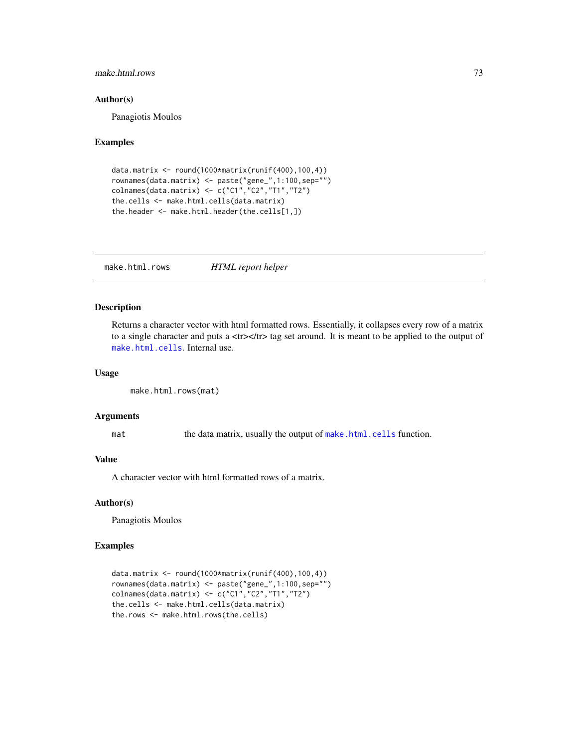## Author(s)

Panagiotis Moulos

## Examples

```
data.matrix <- round(1000*matrix(runif(400),100,4))
rownames(data.matrix) <- paste("gene_",1:100,sep="")
colnames(data.matrix) <- c("C1","C2","T1","T2")
the.cells <- make.html.cells(data.matrix)
the.header <- make.html.header(the.cells[1,])
```

---

# make.html.rows *HTML report helper*

## Description

Returns a character vector with html formatted rows. Essentially, it collapses every row of a matrix to a single character and puts a <tr></tr> tag set around. It is meant to be applied to the output of `make.html.cells`. Internal use.

## Usage

```
make.html.rows(mat)
```

## Arguments

| | |
|---|---|
| `mat` | the data matrix, usually the output of `make.html.cells` function. |

## Value

A character vector with html formatted rows of a matrix.

## Author(s)

Panagiotis Moulos

## Examples

```
data.matrix <- round(1000*matrix(runif(400),100,4))
rownames(data.matrix) <- paste("gene_",1:100,sep="")
colnames(data.matrix) <- c("C1","C2","T1","T2")
the.cells <- make.html.cells(data.matrix)
the.rows <- make.html.rows(the.cells)
```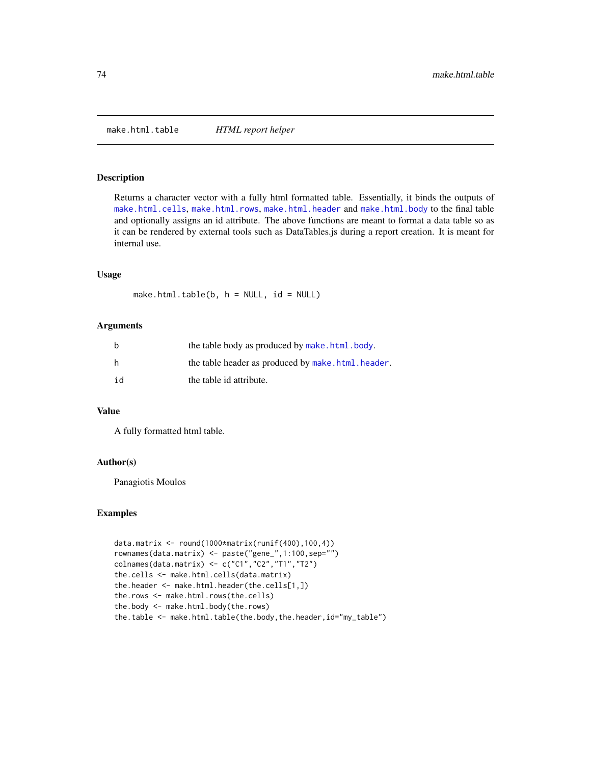make.html.table *HTML report helper*

## Description

Returns a character vector with a fully html formatted table. Essentially, it binds the outputs of `make.html.cells`, `make.html.rows`, `make.html.header` and `make.html.body` to the final table and optionally assigns an id attribute. The above functions are meant to format a data table so as it can be rendered by external tools such as DataTables.js during a report creation. It is meant for internal use.

## Usage

```
make.html.table(b, h = NULL, id = NULL)
```

## Arguments

| | |
|---|---|
| b | the table body as produced by `make.html.body`. |
| h | the table header as produced by `make.html.header`. |
| id | the table id attribute. |

## Value

A fully formatted html table.

## Author(s)

Panagiotis Moulos

## Examples

```
data.matrix <- round(1000*matrix(runif(400),100,4))
rownames(data.matrix) <- paste("gene_",1:100,sep="")
colnames(data.matrix) <- c("C1","C2","T1","T2")
the.cells <- make.html.cells(data.matrix)
the.header <- make.html.header(the.cells[1,])
the.rows <- make.html.rows(the.cells)
the.body <- make.html.body(the.rows)
the.table <- make.html.table(the.body,the.header,id="my_table")
```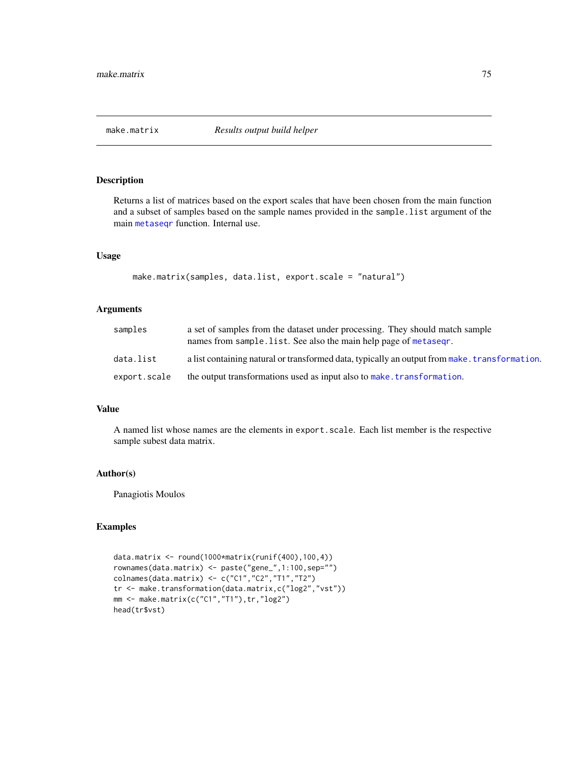## make.matrix *Results output build helper*

### Description

Returns a list of matrices based on the export scales that have been chosen from the main function and a subset of samples based on the sample names provided in the `sample.list` argument of the main `metaseqr` function. Internal use.

### Usage

```
make.matrix(samples, data.list, export.scale = "natural")
```

### Arguments

| | |
|---|---|
| `samples` | a set of samples from the dataset under processing. They should match sample names from `sample.list`. See also the main help page of `metaseqr`. |
| `data.list` | a list containing natural or transformed data, typically an output from `make.transformation`. |
| `export.scale` | the output transformations used as input also to `make.transformation`. |

### Value

A named list whose names are the elements in `export.scale`. Each list member is the respective sample subest data matrix.

### Author(s)

Panagiotis Moulos

### Examples

```
data.matrix <- round(1000*matrix(runif(400),100,4))
rownames(data.matrix) <- paste("gene_",1:100,sep="")
colnames(data.matrix) <- c("C1","C2","T1","T2")
tr <- make.transformation(data.matrix,c("log2","vst"))
mm <- make.matrix(c("C1","T1"),tr,"log2")
head(tr$vst)
```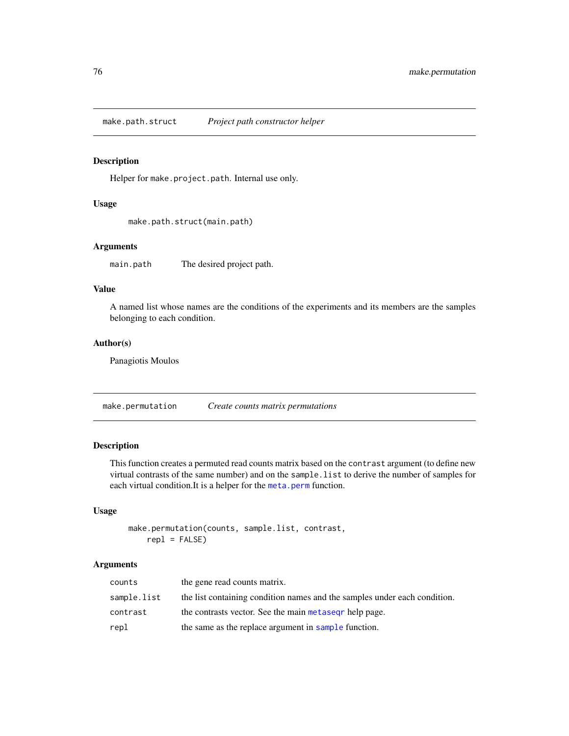## make.path.struct *Project path constructor helper*

### Description

Helper for `make.project.path`. Internal use only.

### Usage

```
make.path.struct(main.path)
```

### Arguments

| | |
|---|---|
| `main.path` | The desired project path. |

### Value

A named list whose names are the conditions of the experiments and its members are the samples belonging to each condition.

### Author(s)

Panagiotis Moulos

## make.permutation *Create counts matrix permutations*

### Description

This function creates a permuted read counts matrix based on the `contrast` argument (to define new virtual contrasts of the same number) and on the `sample.list` to derive the number of samples for each virtual condition.It is a helper for the `meta.perm` function.

### Usage

```
make.permutation(counts, sample.list, contrast,
    repl = FALSE)
```

### Arguments

| | |
|---|---|
| `counts` | the gene read counts matrix. |
| `sample.list` | the list containing condition names and the samples under each condition. |
| `contrast` | the contrasts vector. See the main `metaseqr` help page. |
| `repl` | the same as the replace argument in `sample` function. |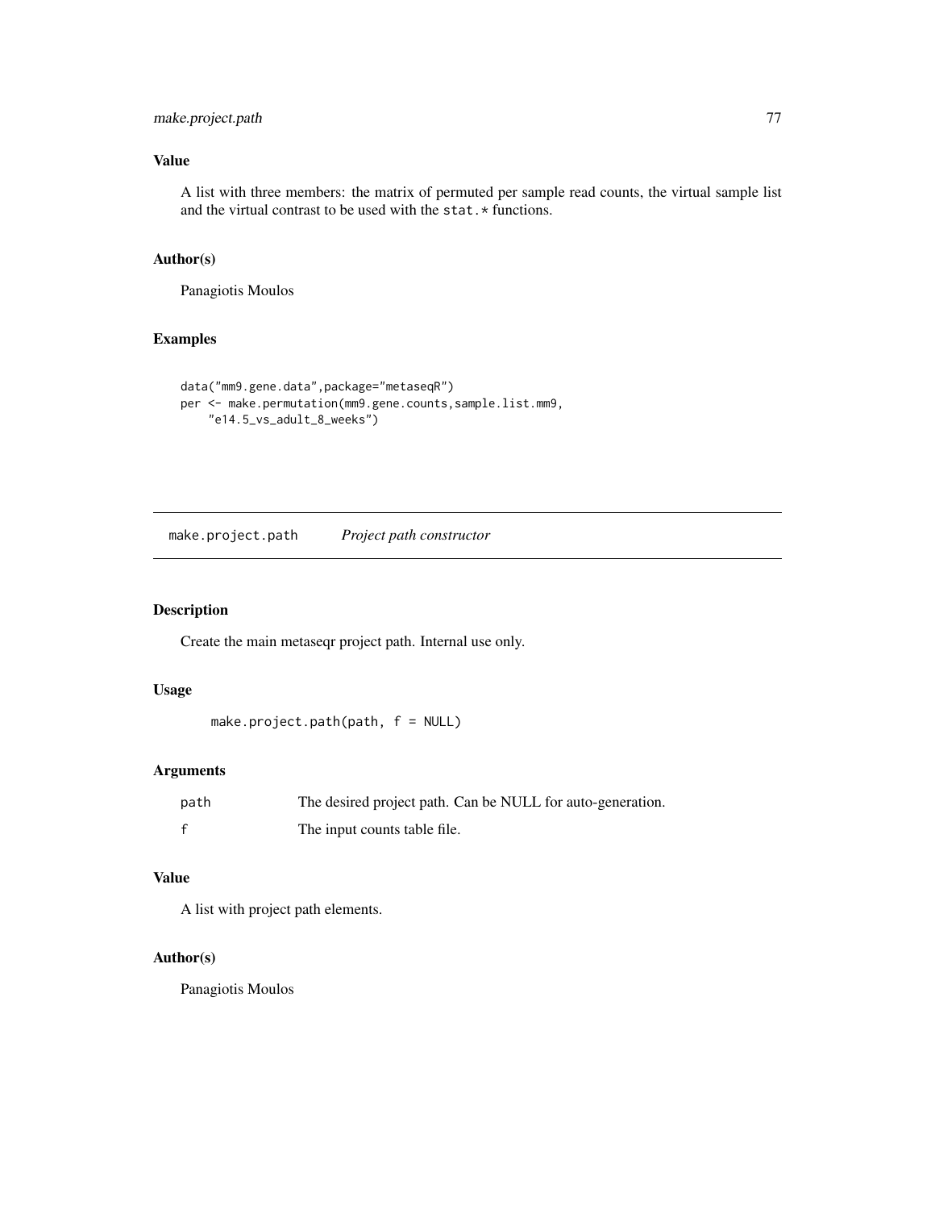### Value

A list with three members: the matrix of permuted per sample read counts, the virtual sample list and the virtual contrast to be used with the `stat.*` functions.

### Author(s)

Panagiotis Moulos

### Examples

```
data("mm9.gene.data",package="metaseqR")
per <- make.permutation(mm9.gene.counts,sample.list.mm9,
    "e14.5_vs_adult_8_weeks")
```

---

## make.project.path *Project path constructor*

---

### Description

Create the main metaseqr project path. Internal use only.

### Usage

```
make.project.path(path, f = NULL)
```

### Arguments

| | |
|---|---|
| path | The desired project path. Can be NULL for auto-generation. |
| f | The input counts table file. |

### Value

A list with project path elements.

### Author(s)

Panagiotis Moulos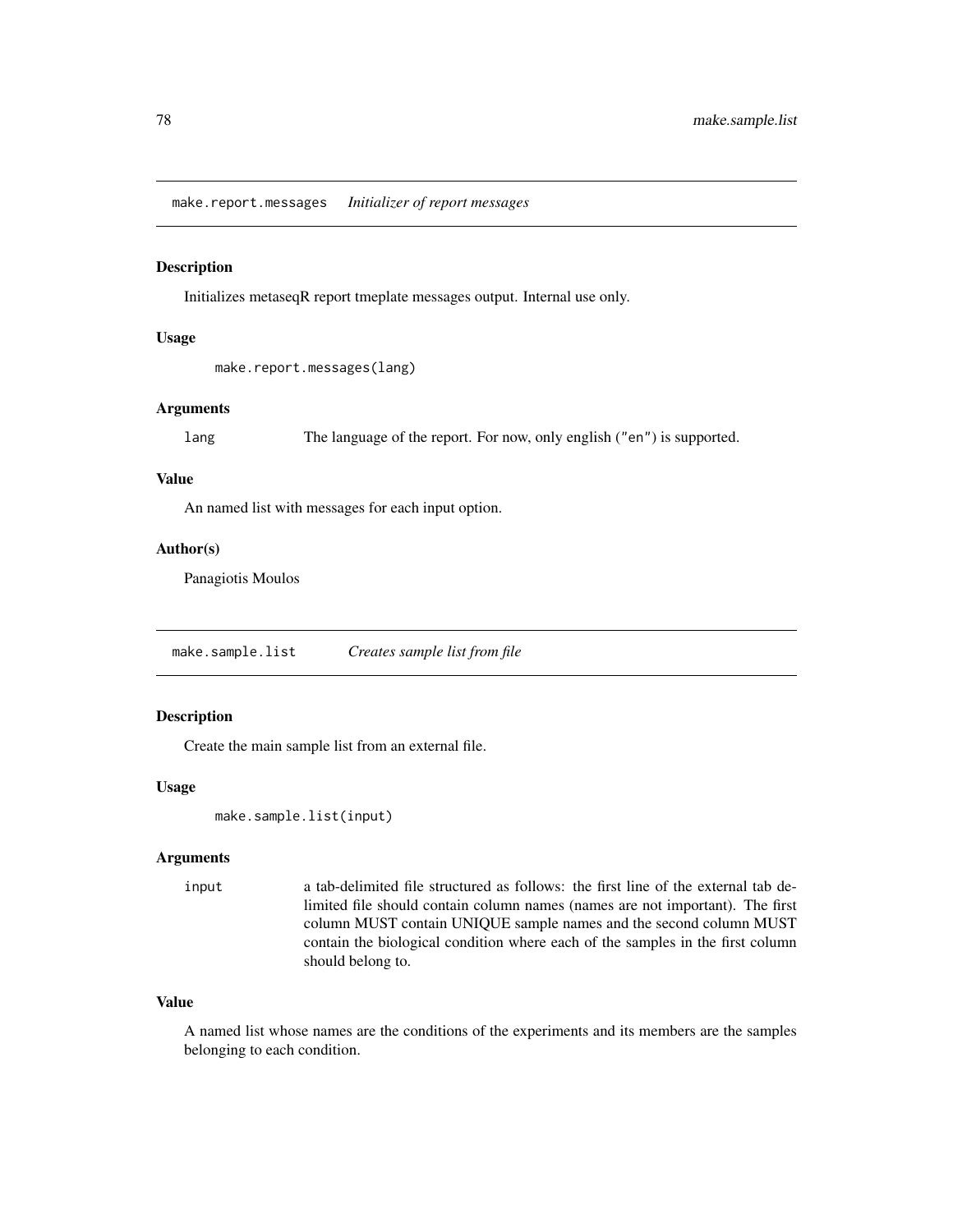## make.report.messages *Initializer of report messages*

### Description

Initializes metaseqR report tmeplate messages output. Internal use only.

### Usage

```
make.report.messages(lang)
```

### Arguments

| | |
|---|---|
| lang | The language of the report. For now, only english ("en") is supported. |

### Value

An named list with messages for each input option.

### Author(s)

Panagiotis Moulos

## make.sample.list *Creates sample list from file*

### Description

Create the main sample list from an external file.

### Usage

```
make.sample.list(input)
```

### Arguments

| | |
|---|---|
| input | a tab-delimited file structured as follows: the first line of the external tab delimited file should contain column names (names are not important). The first column MUST contain UNIQUE sample names and the second column MUST contain the biological condition where each of the samples in the first column should belong to. |

### Value

A named list whose names are the conditions of the experiments and its members are the samples belonging to each condition.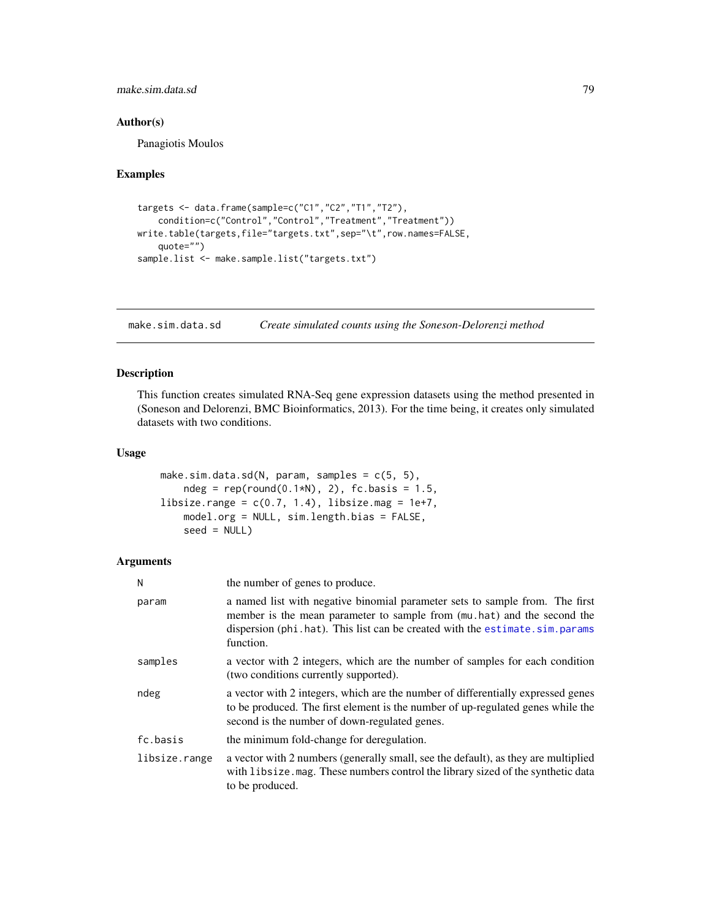## Author(s)

Panagiotis Moulos

## Examples

```
targets <- data.frame(sample=c("C1","C2","T1","T2"),
    condition=c("Control","Control","Treatment","Treatment"))
write.table(targets,file="targets.txt",sep="\t",row.names=FALSE,
    quote="")
sample.list <- make.sample.list("targets.txt")
```

---

# make.sim.data.sd — *Create simulated counts using the Soneson-Delorenzi method*

---

## Description

This function creates simulated RNA-Seq gene expression datasets using the method presented in (Soneson and Delorenzi, BMC Bioinformatics, 2013). For the time being, it creates only simulated datasets with two conditions.

## Usage

```
make.sim.data.sd(N, param, samples = c(5, 5),
    ndeg = rep(round(0.1*N), 2), fc.basis = 1.5,
libsize.range = c(0.7, 1.4), libsize.mag = 1e+7,
    model.org = NULL, sim.length.bias = FALSE,
    seed = NULL)
```

## Arguments

| | |
|---|---|
| `N` | the number of genes to produce. |
| `param` | a named list with negative binomial parameter sets to sample from. The first member is the mean parameter to sample from (`mu.hat`) and the second the dispersion (`phi.hat`). This list can be created with the `estimate.sim.params` function. |
| `samples` | a vector with 2 integers, which are the number of samples for each condition (two conditions currently supported). |
| `ndeg` | a vector with 2 integers, which are the number of differentially expressed genes to be produced. The first element is the number of up-regulated genes while the second is the number of down-regulated genes. |
| `fc.basis` | the minimum fold-change for deregulation. |
| `libsize.range` | a vector with 2 numbers (generally small, see the default), as they are multiplied with `libsize.mag`. These numbers control the library sized of the synthetic data to be produced. |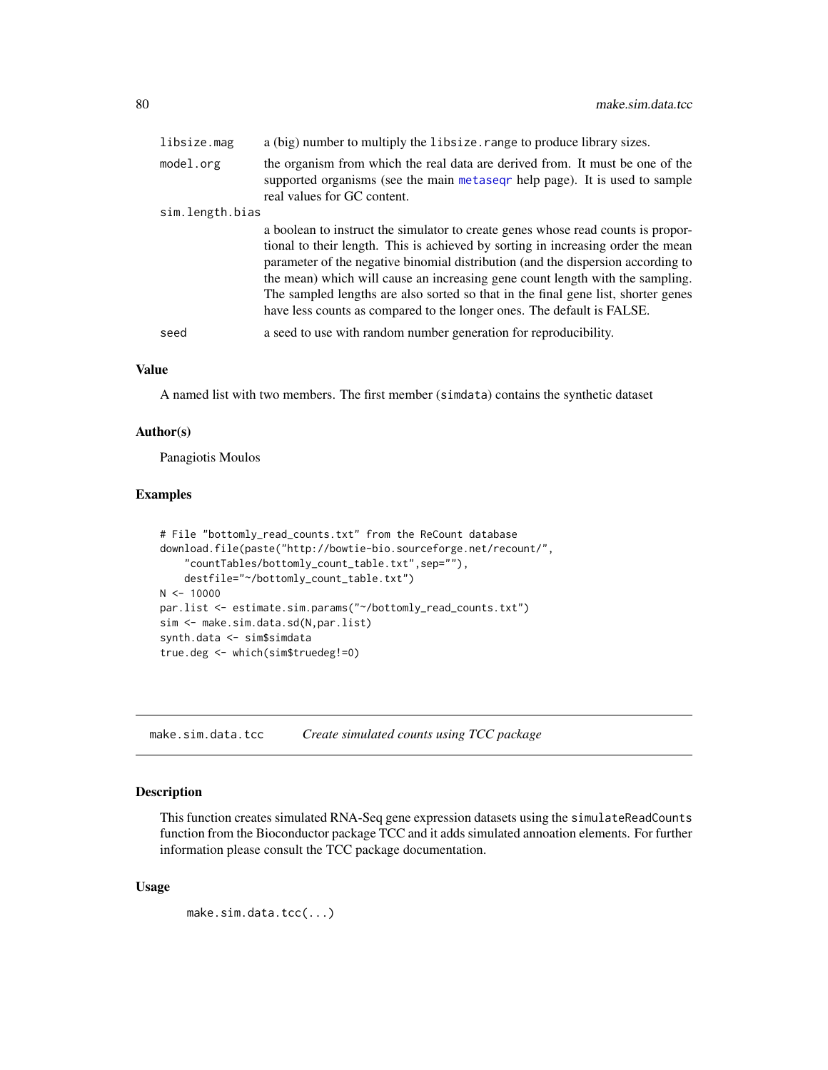libsize.mag a (big) number to multiply the libsize.range to produce library sizes.

model.org the organism from which the real data are derived from. It must be one of the supported organisms (see the main metaseqr help page). It is used to sample real values for GC content.

sim.length.bias a boolean to instruct the simulator to create genes whose read counts is proportional to their length. This is achieved by sorting in increasing order the mean parameter of the negative binomial distribution (and the dispersion according to the mean) which will cause an increasing gene count length with the sampling. The sampled lengths are also sorted so that in the final gene list, shorter genes have less counts as compared to the longer ones. The default is FALSE.

seed a seed to use with random number generation for reproducibility.

### Value

A named list with two members. The first member (simdata) contains the synthetic dataset

### Author(s)

Panagiotis Moulos

### Examples

```
# File "bottomly_read_counts.txt" from the ReCount database
download.file(paste("http://bowtie-bio.sourceforge.net/recount/",
    "countTables/bottomly_count_table.txt",sep=""),
    destfile="~/bottomly_count_table.txt")
N <- 10000
par.list <- estimate.sim.params("~/bottomly_read_counts.txt")
sim <- make.sim.data.sd(N,par.list)
synth.data <- sim$simdata
true.deg <- which(sim$truedeg!=0)
```

---

## make.sim.data.tcc *Create simulated counts using TCC package*

### Description

This function creates simulated RNA-Seq gene expression datasets using the simulateReadCounts function from the Bioconductor package TCC and it adds simulated annoation elements. For further information please consult the TCC package documentation.

### Usage

```
make.sim.data.tcc(...)
```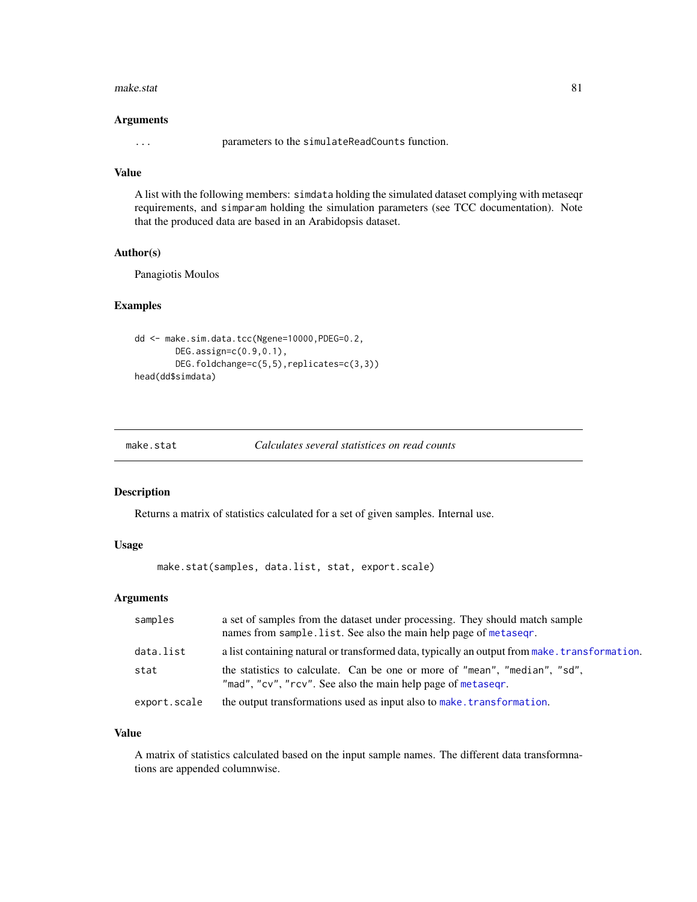## Arguments

| | |
|---|---|
| ... | parameters to the `simulateReadCounts` function. |

## Value

A list with the following members: `simdata` holding the simulated dataset complying with metaseqr requirements, and `simparam` holding the simulation parameters (see TCC documentation). Note that the produced data are based in an Arabidopsis dataset.

## Author(s)

Panagiotis Moulos

## Examples

```
dd <- make.sim.data.tcc(Ngene=10000,PDEG=0.2,
        DEG.assign=c(0.9,0.1),
        DEG.foldchange=c(5,5),replicates=c(3,3))
head(dd$simdata)
```

---

# make.stat *Calculates several statistics on read counts*

## Description

Returns a matrix of statistics calculated for a set of given samples. Internal use.

## Usage

```
make.stat(samples, data.list, stat, export.scale)
```

## Arguments

| | |
|---|---|
| samples | a set of samples from the dataset under processing. They should match sample names from `sample.list`. See also the main help page of `metaseqr`. |
| data.list | a list containing natural or transformed data, typically an output from `make.transformation`. |
| stat | the statistics to calculate. Can be one or more of `"mean"`, `"median"`, `"sd"`, `"mad"`, `"cv"`, `"rcv"`. See also the main help page of `metaseqr`. |
| export.scale | the output transformations used as input also to `make.transformation`. |

## Value

A matrix of statistics calculated based on the input sample names. The different data transformnations are appended columnwise.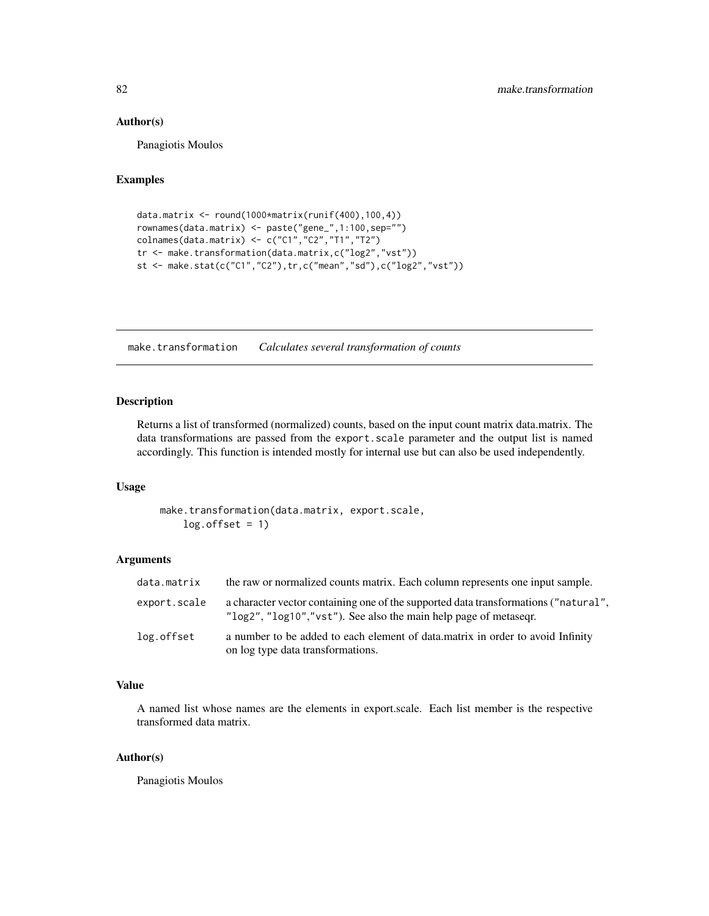### Author(s)

Panagiotis Moulos

### Examples

```
data.matrix <- round(1000*matrix(runif(400),100,4))
rownames(data.matrix) <- paste("gene_",1:100,sep="")
colnames(data.matrix) <- c("C1","C2","T1","T2")
tr <- make.transformation(data.matrix,c("log2","vst"))
st <- make.stat(c("C1","C2"),tr,c("mean","sd"),c("log2","vst"))
```

---

## make.transformation *Calculates several transformation of counts*

---

### Description

Returns a list of transformed (normalized) counts, based on the input count matrix data.matrix. The data transformations are passed from the `export.scale` parameter and the output list is named accordingly. This function is intended mostly for internal use but can also be used independently.

### Usage

```
make.transformation(data.matrix, export.scale,
    log.offset = 1)
```

### Arguments

| | |
|---|---|
| `data.matrix` | the raw or normalized counts matrix. Each column represents one input sample. |
| `export.scale` | a character vector containing one of the supported data transformations (`"natural"`, `"log2"`, `"log10"`,`"vst"`). See also the main help page of metaseqr. |
| `log.offset` | a number to be added to each element of data.matrix in order to avoid Infinity on log type data transformations. |

### Value

A named list whose names are the elements in export.scale. Each list member is the respective transformed data matrix.

### Author(s)

Panagiotis Moulos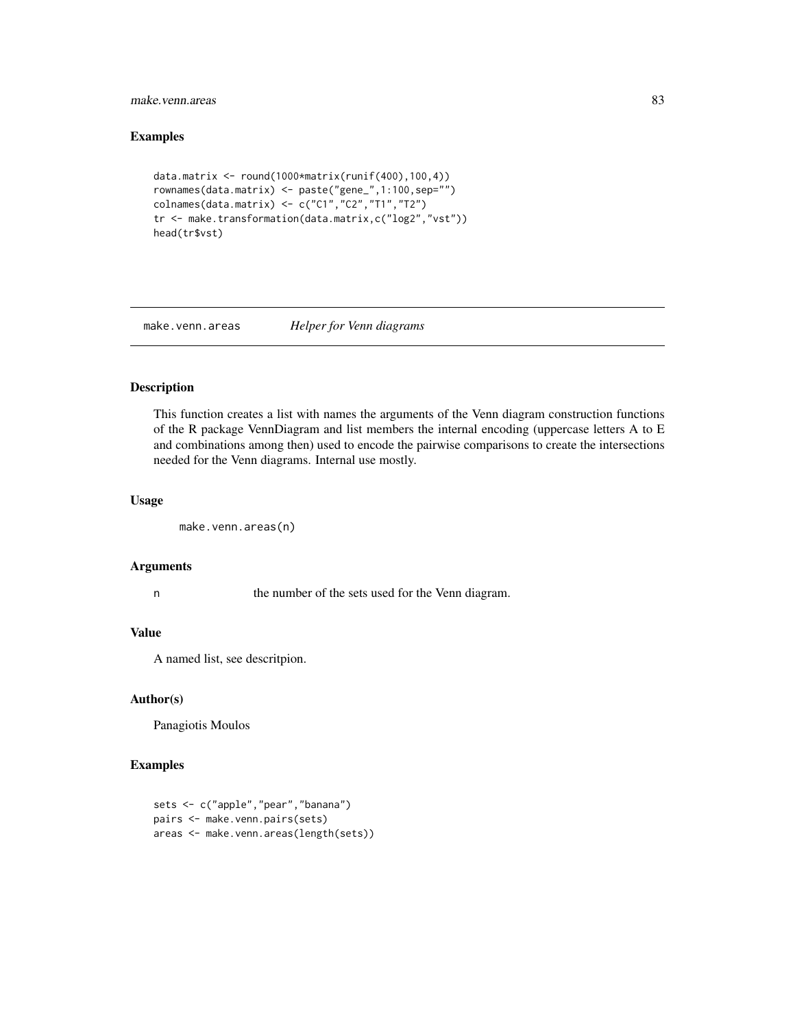## Examples

```
data.matrix <- round(1000*matrix(runif(400),100,4))
rownames(data.matrix) <- paste("gene_",1:100,sep="")
colnames(data.matrix) <- c("C1","C2","T1","T2")
tr <- make.transformation(data.matrix,c("log2","vst"))
head(tr$vst)
```

---

# make.venn.areas *Helper for Venn diagrams*

---

## Description

This function creates a list with names the arguments of the Venn diagram construction functions of the R package VennDiagram and list members the internal encoding (uppercase letters A to E and combinations among then) used to encode the pairwise comparisons to create the intersections needed for the Venn diagrams. Internal use mostly.

## Usage

```
make.venn.areas(n)
```

## Arguments

| | |
|---|---|
| n | the number of the sets used for the Venn diagram. |

## Value

A named list, see descritpion.

## Author(s)

Panagiotis Moulos

## Examples

```
sets <- c("apple","pear","banana")
pairs <- make.venn.pairs(sets)
areas <- make.venn.areas(length(sets))
```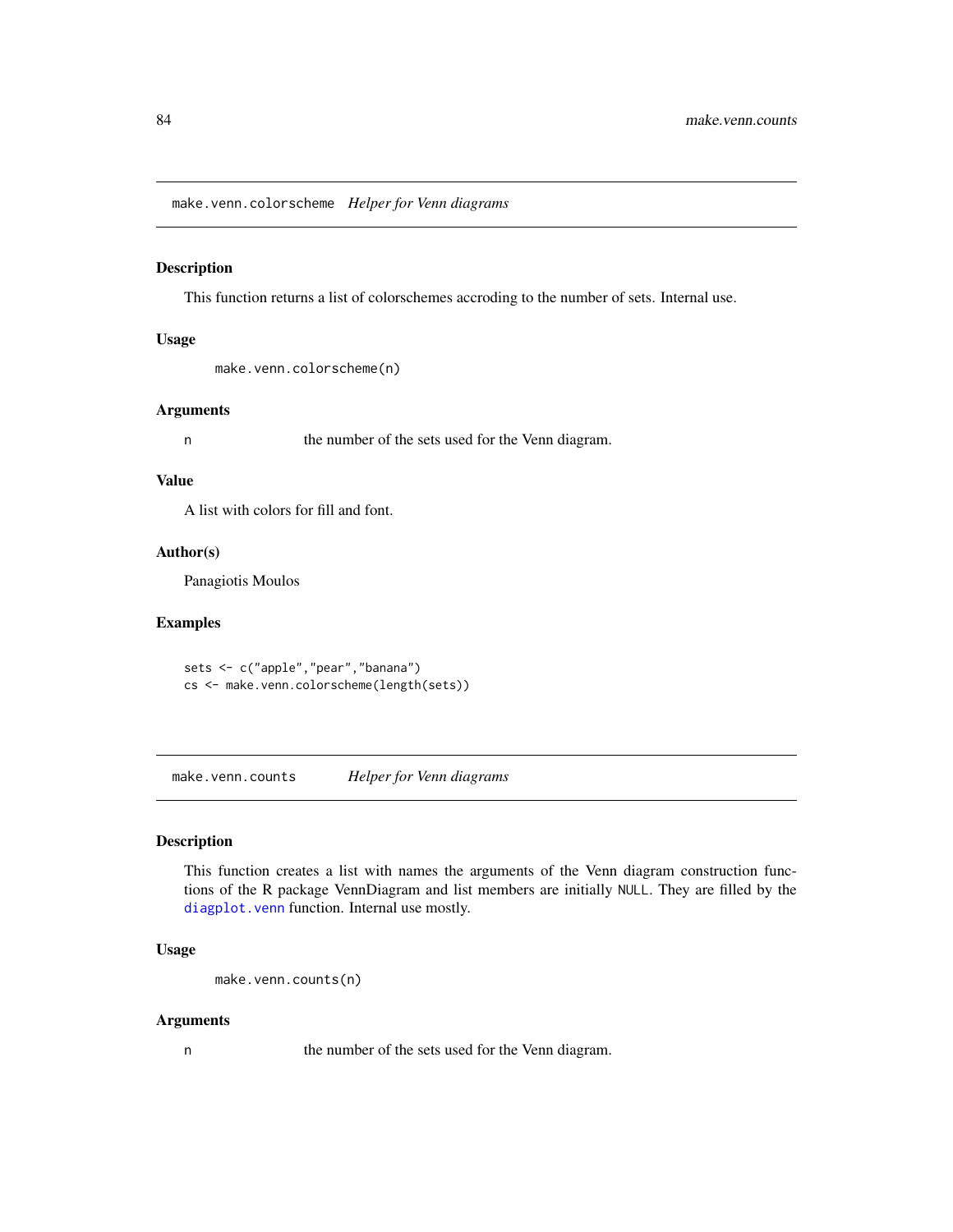## make.venn.colorscheme *Helper for Venn diagrams*

### Description

This function returns a list of colorschemes accroding to the number of sets. Internal use.

### Usage

```
make.venn.colorscheme(n)
```

### Arguments

| | |
|---|---|
| n | the number of the sets used for the Venn diagram. |

### Value

A list with colors for fill and font.

### Author(s)

Panagiotis Moulos

### Examples

```
sets <- c("apple","pear","banana")
cs <- make.venn.colorscheme(length(sets))
```

## make.venn.counts *Helper for Venn diagrams*

### Description

This function creates a list with names the arguments of the Venn diagram construction functions of the R package VennDiagram and list members are initially NULL. They are filled by the diagplot.venn function. Internal use mostly.

### Usage

```
make.venn.counts(n)
```

### Arguments

| | |
|---|---|
| n | the number of the sets used for the Venn diagram. |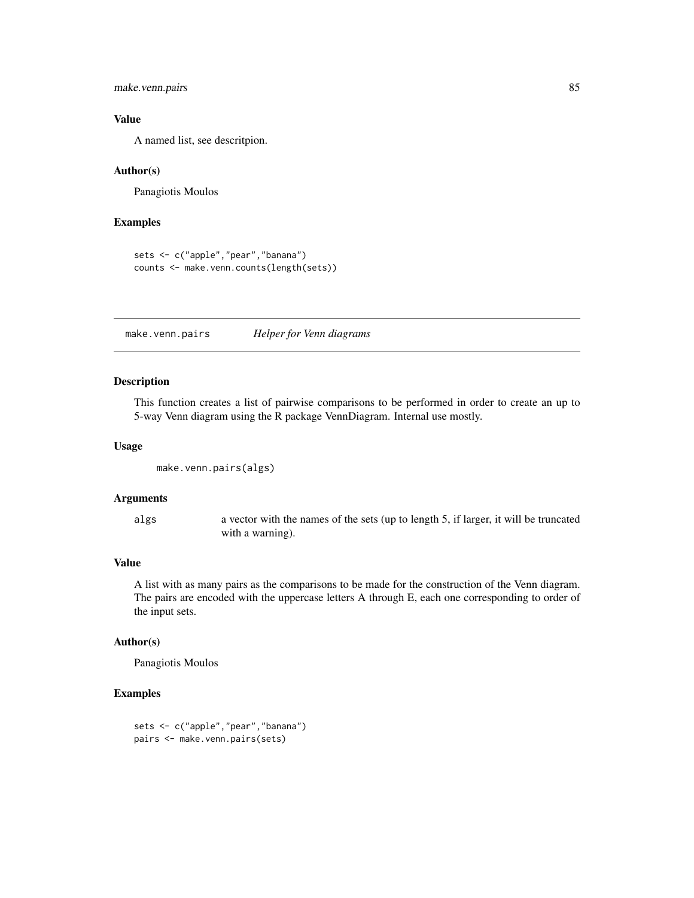### Value

A named list, see descritpion.

### Author(s)

Panagiotis Moulos

### Examples

```
sets <- c("apple","pear","banana")
counts <- make.venn.counts(length(sets))
```

---

## make.venn.pairs *Helper for Venn diagrams*

---

### Description

This function creates a list of pairwise comparisons to be performed in order to create an up to 5-way Venn diagram using the R package VennDiagram. Internal use mostly.

### Usage

```
make.venn.pairs(algs)
```

### Arguments

| | |
|---|---|
| algs | a vector with the names of the sets (up to length 5, if larger, it will be truncated with a warning). |

### Value

A list with as many pairs as the comparisons to be made for the construction of the Venn diagram. The pairs are encoded with the uppercase letters A through E, each one corresponding to order of the input sets.

### Author(s)

Panagiotis Moulos

### Examples

```
sets <- c("apple","pear","banana")
pairs <- make.venn.pairs(sets)
```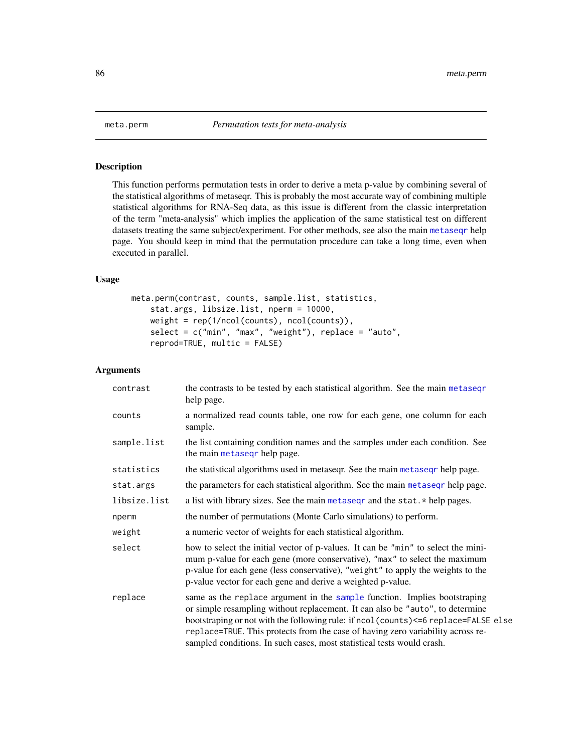meta.perm — *Permutation tests for meta-analysis*

## Description

This function performs permutation tests in order to derive a meta p-value by combining several of the statistical algorithms of metaseqr. This is probably the most accurate way of combining multiple statistical algorithms for RNA-Seq data, as this issue is different from the classic interpretation of the term "meta-analysis" which implies the application of the same statistical test on different datasets treating the same subject/experiment. For other methods, see also the main metaseqr help page. You should keep in mind that the permutation procedure can take a long time, even when executed in parallel.

## Usage

```
meta.perm(contrast, counts, sample.list, statistics,
    stat.args, libsize.list, nperm = 10000,
    weight = rep(1/ncol(counts), ncol(counts)),
    select = c("min", "max", "weight"), replace = "auto",
    reprod=TRUE, multic = FALSE)
```

## Arguments

| | |
|---|---|
| `contrast` | the contrasts to be tested by each statistical algorithm. See the main metaseqr help page. |
| `counts` | a normalized read counts table, one row for each gene, one column for each sample. |
| `sample.list` | the list containing condition names and the samples under each condition. See the main metaseqr help page. |
| `statistics` | the statistical algorithms used in metaseqr. See the main metaseqr help page. |
| `stat.args` | the parameters for each statistical algorithm. See the main metaseqr help page. |
| `libsize.list` | a list with library sizes. See the main metaseqr and the `stat.*` help pages. |
| `nperm` | the number of permutations (Monte Carlo simulations) to perform. |
| `weight` | a numeric vector of weights for each statistical algorithm. |
| `select` | how to select the initial vector of p-values. It can be "min" to select the minimum p-value for each gene (more conservative), "max" to select the maximum p-value for each gene (less conservative), "weight" to apply the weights to the p-value vector for each gene and derive a weighted p-value. |
| `replace` | same as the `replace` argument in the sample function. Implies bootstraping or simple resampling without replacement. It can also be "auto", to determine bootstraping or not with the following rule: if `ncol(counts)<=6 replace=FALSE else replace=TRUE`. This protects from the case of having zero variability across resampled conditions. In such cases, most statistical tests would crash. |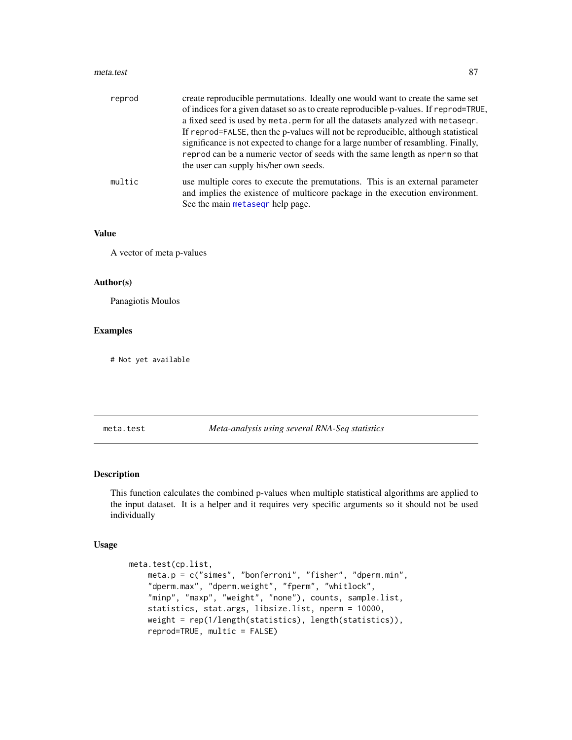| | |
|---|---|
| reprod | create reproducible permutations. Ideally one would want to create the same set of indices for a given dataset so as to create reproducible p-values. If `reprod=TRUE`, a fixed seed is used by `meta.perm` for all the datasets analyzed with `metaseqr`. If `reprod=FALSE`, then the p-values will not be reproducible, although statistical significance is not expected to change for a large number of resambling. Finally, `reprod` can be a numeric vector of seeds with the same length as `nperm` so that the user can supply his/her own seeds. |
| multic | use multiple cores to execute the premutations. This is an external parameter and implies the existence of multicore package in the execution environment. See the main `metaseqr` help page. |

### Value

A vector of meta p-values

### Author(s)

Panagiotis Moulos

### Examples

```
# Not yet available
```

---

## meta.test — *Meta-analysis using several RNA-Seq statistics*

---

### Description

This function calculates the combined p-values when multiple statistical algorithms are applied to the input dataset. It is a helper and it requires very specific arguments so it should not be used individually

### Usage

```
meta.test(cp.list,
    meta.p = c("simes", "bonferroni", "fisher", "dperm.min",
    "dperm.max", "dperm.weight", "fperm", "whitlock",
    "minp", "maxp", "weight", "none"), counts, sample.list,
    statistics, stat.args, libsize.list, nperm = 10000,
    weight = rep(1/length(statistics), length(statistics)),
    reprod=TRUE, multic = FALSE)
```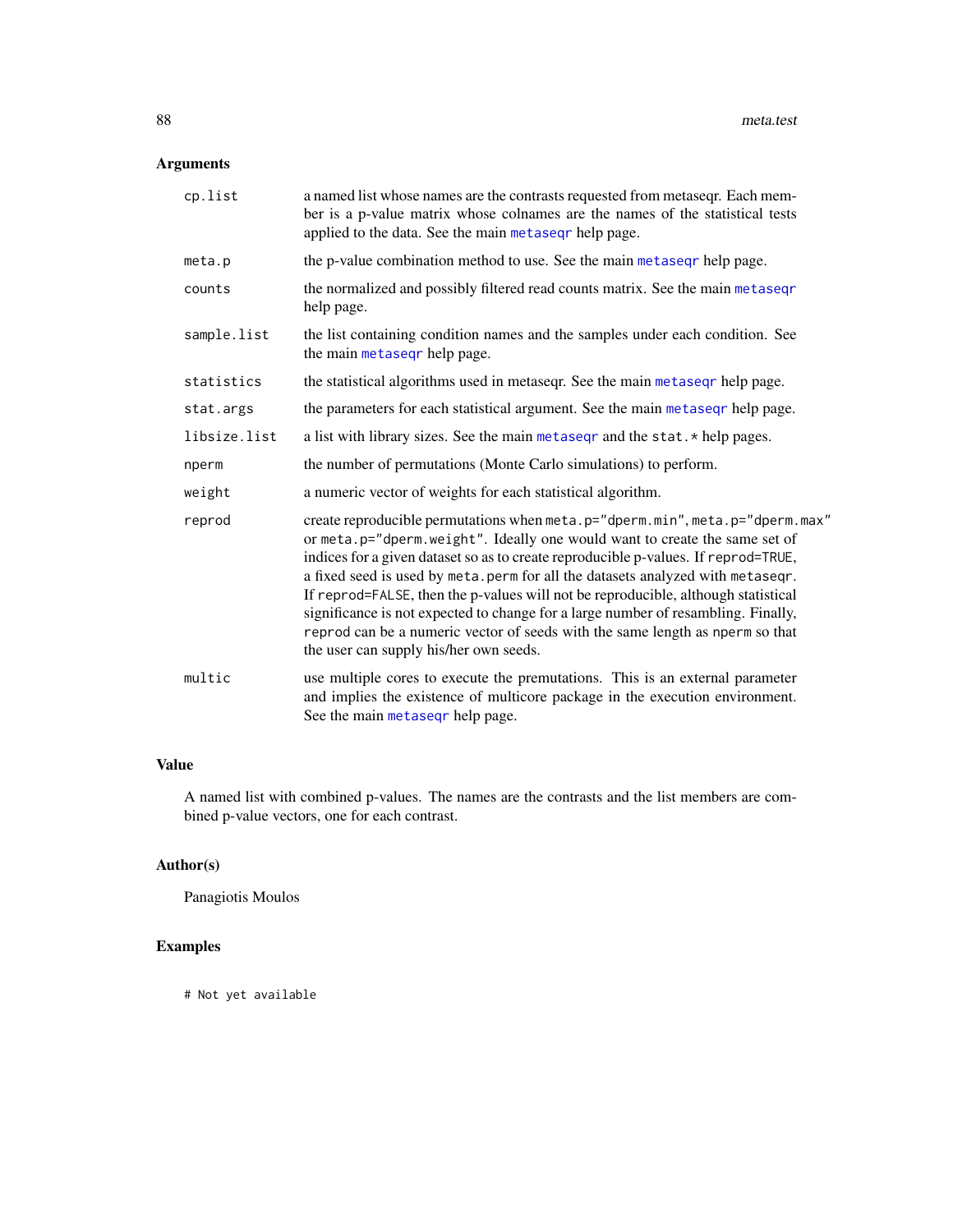## Arguments

| | |
|---|---|
| `cp.list` | a named list whose names are the contrasts requested from metaseqr. Each member is a p-value matrix whose colnames are the names of the statistical tests applied to the data. See the main metaseqr help page. |
| `meta.p` | the p-value combination method to use. See the main metaseqr help page. |
| `counts` | the normalized and possibly filtered read counts matrix. See the main metaseqr help page. |
| `sample.list` | the list containing condition names and the samples under each condition. See the main metaseqr help page. |
| `statistics` | the statistical algorithms used in metaseqr. See the main metaseqr help page. |
| `stat.args` | the parameters for each statistical argument. See the main metaseqr help page. |
| `libsize.list` | a list with library sizes. See the main metaseqr and the `stat.*` help pages. |
| `nperm` | the number of permutations (Monte Carlo simulations) to perform. |
| `weight` | a numeric vector of weights for each statistical algorithm. |
| `reprod` | create reproducible permutations when `meta.p="dperm.min"`, `meta.p="dperm.max"` or `meta.p="dperm.weight"`. Ideally one would want to create the same set of indices for a given dataset so as to create reproducible p-values. If `reprod=TRUE`, a fixed seed is used by `meta.perm` for all the datasets analyzed with `metaseqr`. If `reprod=FALSE`, then the p-values will not be reproducible, although statistical significance is not expected to change for a large number of resambling. Finally, `reprod` can be a numeric vector of seeds with the same length as `nperm` so that the user can supply his/her own seeds. |
| `multic` | use multiple cores to execute the premutations. This is an external parameter and implies the existence of multicore package in the execution environment. See the main metaseqr help page. |

## Value

A named list with combined p-values. The names are the contrasts and the list members are combined p-value vectors, one for each contrast.

## Author(s)

Panagiotis Moulos

## Examples

```
# Not yet available
```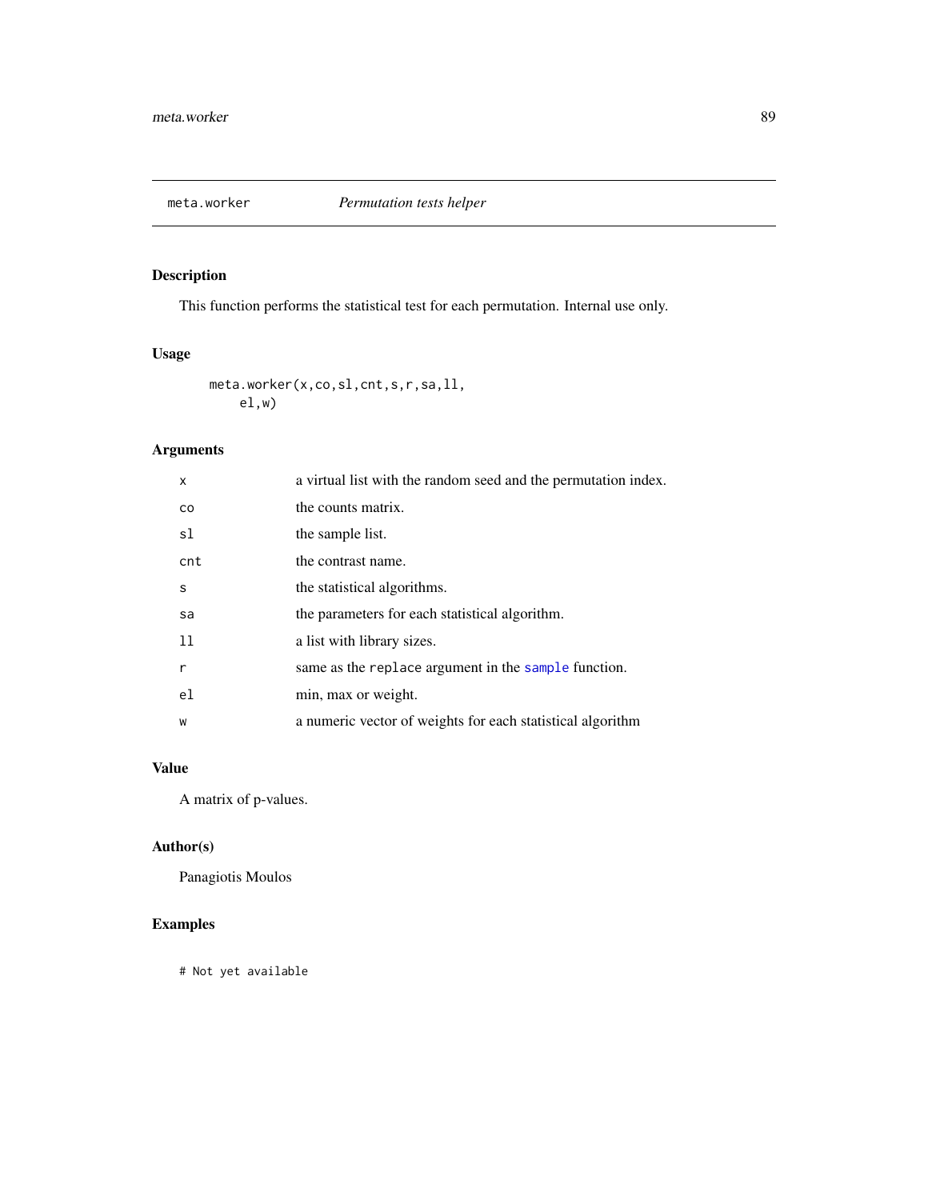## meta.worker *Permutation tests helper*

### Description

This function performs the statistical test for each permutation. Internal use only.

### Usage

```
meta.worker(x,co,sl,cnt,s,r,sa,ll,
    el,w)
```

### Arguments

| | |
|---|---|
| `x` | a virtual list with the random seed and the permutation index. |
| `co` | the counts matrix. |
| `sl` | the sample list. |
| `cnt` | the contrast name. |
| `s` | the statistical algorithms. |
| `sa` | the parameters for each statistical algorithm. |
| `ll` | a list with library sizes. |
| `r` | same as the `replace` argument in the `sample` function. |
| `el` | min, max or weight. |
| `w` | a numeric vector of weights for each statistical algorithm |

### Value

A matrix of p-values.

### Author(s)

Panagiotis Moulos

### Examples

```
# Not yet available
```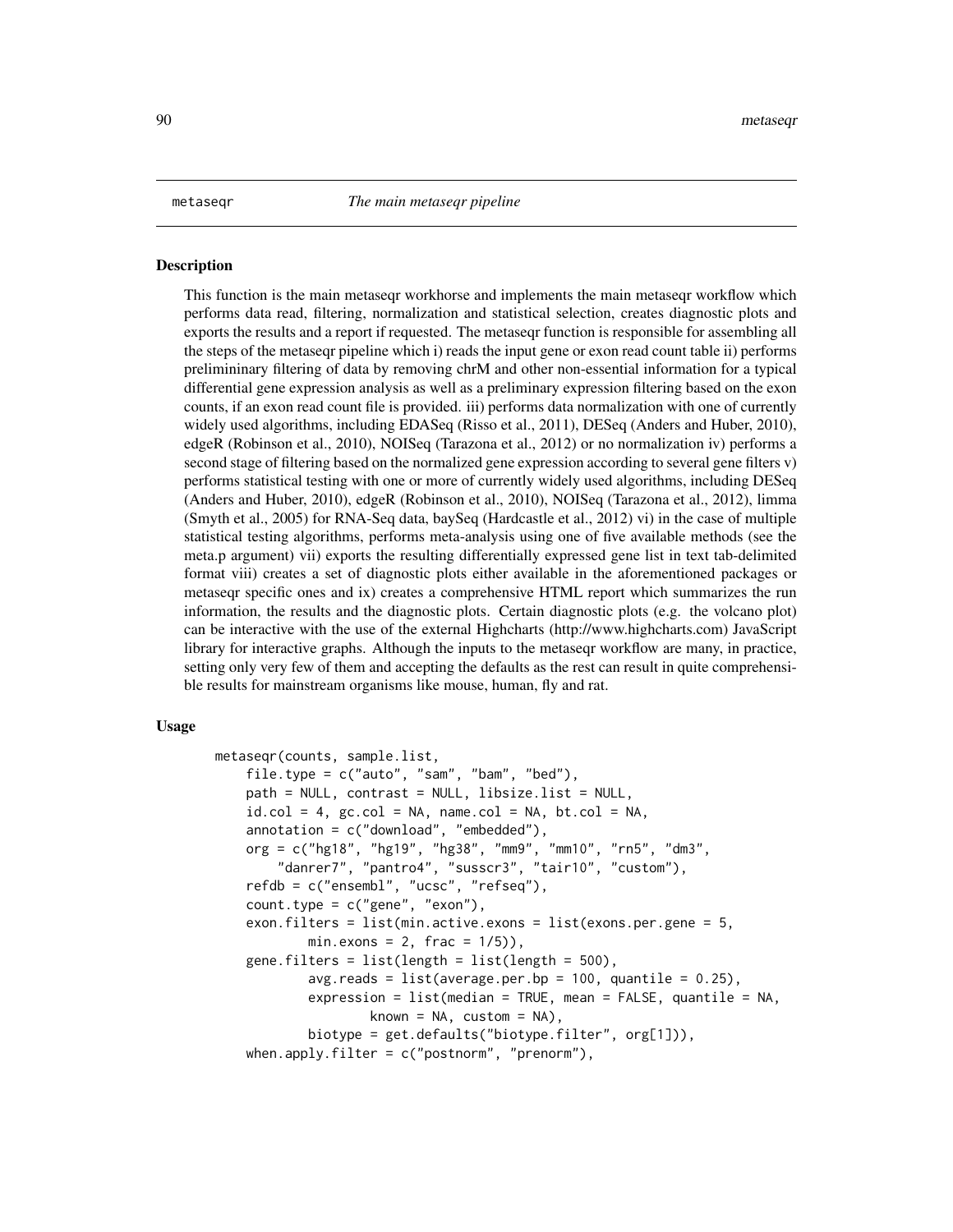metaseqr *The main metaseqr pipeline*

## Description

This function is the main metaseqr workhorse and implements the main metaseqr workflow which performs data read, filtering, normalization and statistical selection, creates diagnostic plots and exports the results and a report if requested. The metaseqr function is responsible for assembling all the steps of the metaseqr pipeline which i) reads the input gene or exon read count table ii) performs prelimininary filtering of data by removing chrM and other non-essential information for a typical differential gene expression analysis as well as a preliminary expression filtering based on the exon counts, if an exon read count file is provided. iii) performs data normalization with one of currently widely used algorithms, including EDASeq (Risso et al., 2011), DESeq (Anders and Huber, 2010), edgeR (Robinson et al., 2010), NOISeq (Tarazona et al., 2012) or no normalization iv) performs a second stage of filtering based on the normalized gene expression according to several gene filters v) performs statistical testing with one or more of currently widely used algorithms, including DESeq (Anders and Huber, 2010), edgeR (Robinson et al., 2010), NOISeq (Tarazona et al., 2012), limma (Smyth et al., 2005) for RNA-Seq data, baySeq (Hardcastle et al., 2012) vi) in the case of multiple statistical testing algorithms, performs meta-analysis using one of five available methods (see the meta.p argument) vii) exports the resulting differentially expressed gene list in text tab-delimited format viii) creates a set of diagnostic plots either available in the aforementioned packages or metaseqr specific ones and ix) creates a comprehensive HTML report which summarizes the run information, the results and the diagnostic plots. Certain diagnostic plots (e.g. the volcano plot) can be interactive with the use of the external Highcharts (http://www.highcharts.com) JavaScript library for interactive graphs. Although the inputs to the metaseqr workflow are many, in practice, setting only very few of them and accepting the defaults as the rest can result in quite comprehensible results for mainstream organisms like mouse, human, fly and rat.

## Usage

```
metaseqr(counts, sample.list,
    file.type = c("auto", "sam", "bam", "bed"),
    path = NULL, contrast = NULL, libsize.list = NULL,
    id.col = 4, gc.col = NA, name.col = NA, bt.col = NA,
    annotation = c("download", "embedded"),
    org = c("hg18", "hg19", "hg38", "mm9", "mm10", "rn5", "dm3",
        "danrer7", "pantro4", "susscr3", "tair10", "custom"),
    refdb = c("ensembl", "ucsc", "refseq"),
    count.type = c("gene", "exon"),
    exon.filters = list(min.active.exons = list(exons.per.gene = 5,
            min.exons = 2, frac = 1/5)),
    gene.filters = list(length = list(length = 500),
            avg.reads = list(average.per.bp = 100, quantile = 0.25),
            expression = list(median = TRUE, mean = FALSE, quantile = NA,
                    known = NA, custom = NA),
            biotype = get.defaults("biotype.filter", org[1])),
    when.apply.filter = c("postnorm", "prenorm"),
```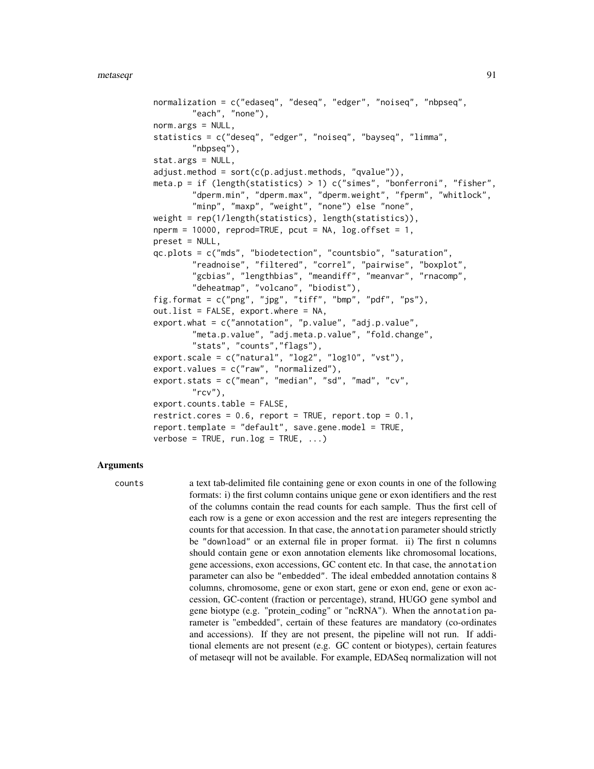```
normalization = c("edaseq", "deseq", "edger", "noiseq", "nbpseq",
        "each", "none"),
norm.args = NULL,
statistics = c("deseq", "edger", "noiseq", "bayseq", "limma",
        "nbpseq"),
stat.args = NULL,
adjust.method = sort(c(p.adjust.methods, "qvalue")),
meta.p = if (length(statistics) > 1) c("simes", "bonferroni", "fisher",
        "dperm.min", "dperm.max", "dperm.weight", "fperm", "whitlock",
        "minp", "maxp", "weight", "none") else "none",
weight = rep(1/length(statistics), length(statistics)),
nperm = 10000, reprod=TRUE, pcut = NA, log.offset = 1,
preset = NULL,
qc.plots = c("mds", "biodetection", "countsbio", "saturation",
        "readnoise", "filtered", "correl", "pairwise", "boxplot",
        "gcbias", "lengthbias", "meandiff", "meanvar", "rnacomp",
        "deheatmap", "volcano", "biodist"),
fig.format = c("png", "jpg", "tiff", "bmp", "pdf", "ps"),
out.list = FALSE, export.where = NA,
export.what = c("annotation", "p.value", "adj.p.value",
        "meta.p.value", "adj.meta.p.value", "fold.change",
        "stats", "counts","flags"),
export.scale = c("natural", "log2", "log10", "vst"),
export.values = c("raw", "normalized"),
export.stats = c("mean", "median", "sd", "mad", "cv",
        "rcv"),
export.counts.table = FALSE,
restrict.cores = 0.6, report = TRUE, report.top = 0.1,
report.template = "default", save.gene.model = TRUE,
verbose = TRUE, run.log = TRUE, ...)
```

## Arguments

`counts` a text tab-delimited file containing gene or exon counts in one of the following formats: i) the first column contains unique gene or exon identifiers and the rest of the columns contain the read counts for each sample. Thus the first cell of each row is a gene or exon accession and the rest are integers representing the counts for that accession. In that case, the `annotation` parameter should strictly be `"download"` or an external file in proper format. ii) The first n columns should contain gene or exon annotation elements like chromosomal locations, gene accessions, exon accessions, GC content etc. In that case, the `annotation` parameter can also be `"embedded"`. The ideal embedded annotation contains 8 columns, chromosome, gene or exon start, gene or exon end, gene or exon accession, GC-content (fraction or percentage), strand, HUGO gene symbol and gene biotype (e.g. "protein_coding" or "ncRNA"). When the `annotation` parameter is "embedded", certain of these features are mandatory (co-ordinates and accessions). If they are not present, the pipeline will not run. If additional elements are not present (e.g. GC content or biotypes), certain features of metaseqr will not be available. For example, EDASeq normalization will not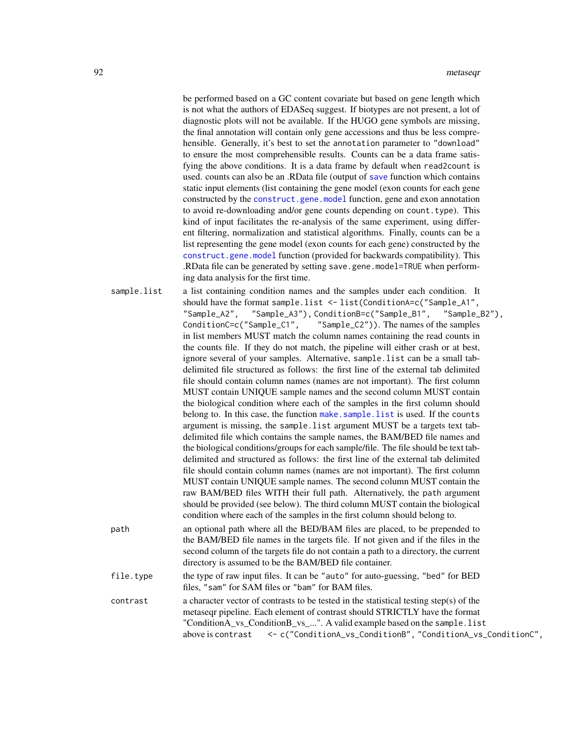be performed based on a GC content covariate but based on gene length which is not what the authors of EDASeq suggest. If biotypes are not present, a lot of diagnostic plots will not be available. If the HUGO gene symbols are missing, the final annotation will contain only gene accessions and thus be less comprehensible. Generally, it's best to set the `annotation` parameter to `"download"` to ensure the most comprehensible results. Counts can be a data frame satisfying the above conditions. It is a data frame by default when `read2count` is used. counts can also be an .RData file (output of `save` function which contains static input elements (list containing the gene model (exon counts for each gene constructed by the `construct.gene.model` function, gene and exon annotation to avoid re-downloading and/or gene counts depending on `count.type`). This kind of input facilitates the re-analysis of the same experiment, using different filtering, normalization and statistical algorithms. Finally, counts can be a list representing the gene model (exon counts for each gene) constructed by the `construct.gene.model` function (provided for backwards compatibility). This .RData file can be generated by setting `save.gene.model=TRUE` when performing data analysis for the first time.

`sample.list`
: a list containing condition names and the samples under each condition. It should have the format `sample.list <- list(ConditionA=c("Sample_A1", "Sample_A2", "Sample_A3"), ConditionB=c("Sample_B1", "Sample_B2"), ConditionC=c("Sample_C1", "Sample_C2"))`. The names of the samples in list members MUST match the column names containing the read counts in the counts file. If they do not match, the pipeline will either crash or at best, ignore several of your samples. Alternative, `sample.list` can be a small tab-delimited file structured as follows: the first line of the external tab delimited file should contain column names (names are not important). The first column MUST contain UNIQUE sample names and the second column MUST contain the biological condition where each of the samples in the first column should belong to. In this case, the function `make.sample.list` is used. If the `counts` argument is missing, the `sample.list` argument MUST be a targets text tab-delimited file which contains the sample names, the BAM/BED file names and the biological conditions/groups for each sample/file. The file should be text tab-delimited and structured as follows: the first line of the external tab delimited file should contain column names (names are not important). The first column MUST contain UNIQUE sample names. The second column MUST contain the raw BAM/BED files WITH their full path. Alternatively, the `path` argument should be provided (see below). The third column MUST contain the biological condition where each of the samples in the first column should belong to.

`path`
: an optional path where all the BED/BAM files are placed, to be prepended to the BAM/BED file names in the targets file. If not given and if the files in the second column of the targets file do not contain a path to a directory, the current directory is assumed to be the BAM/BED file container.

`file.type`
: the type of raw input files. It can be `"auto"` for auto-guessing, `"bed"` for BED files, `"sam"` for SAM files or `"bam"` for BAM files.

`contrast`
: a character vector of contrasts to be tested in the statistical testing step(s) of the metaseqr pipeline. Each element of contrast should STRICTLY have the format "ConditionA_vs_ConditionB_vs_...". A valid example based on the `sample.list` above is `contrast <- c("ConditionA_vs_ConditionB", "ConditionA_vs_ConditionC",`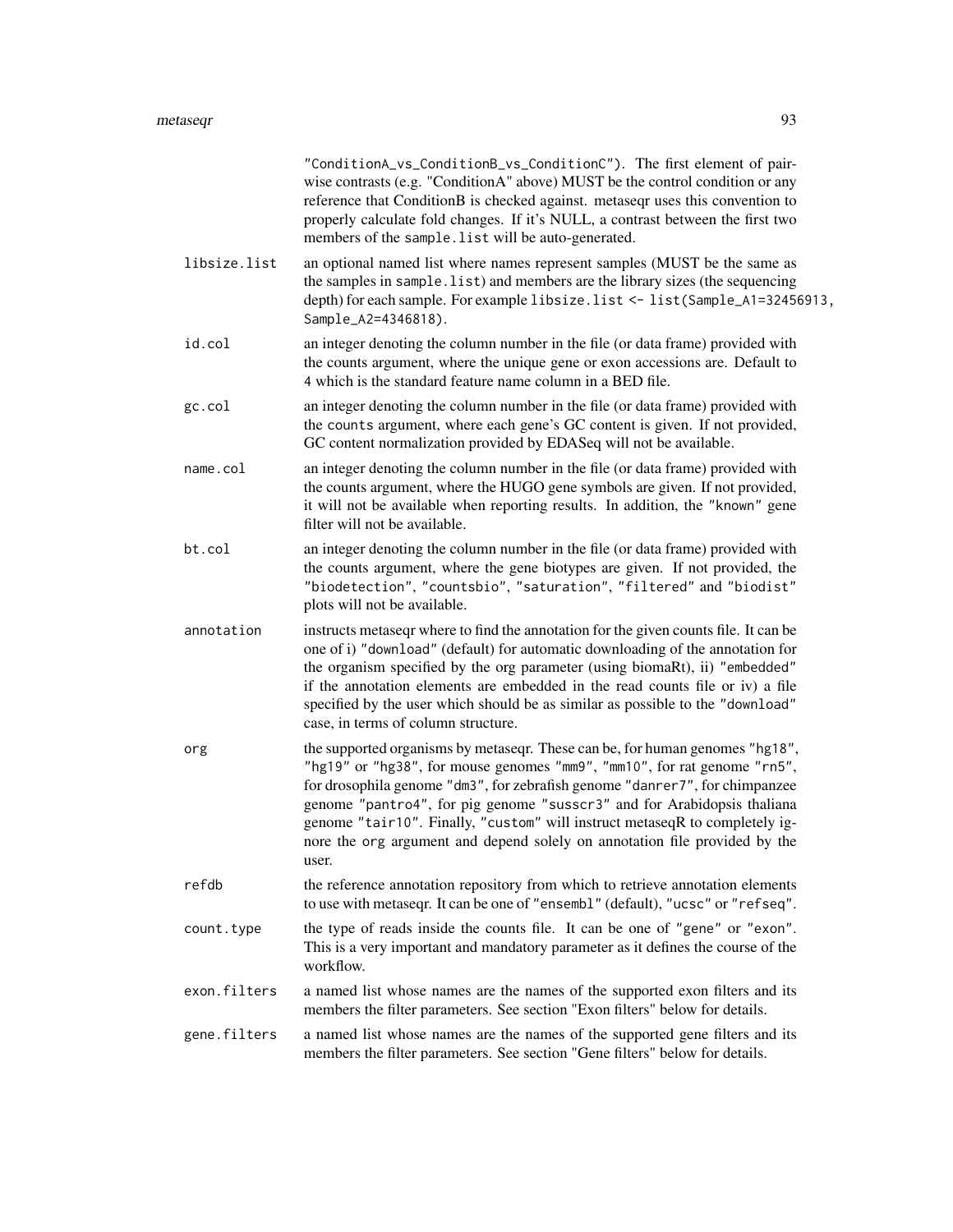"ConditionA_vs_ConditionB_vs_ConditionC"). The first element of pairwise contrasts (e.g. "ConditionA" above) MUST be the control condition or any reference that ConditionB is checked against. metaseqr uses this convention to properly calculate fold changes. If it's NULL, a contrast between the first two members of the `sample.list` will be auto-generated.

`libsize.list`
: an optional named list where names represent samples (MUST be the same as the samples in `sample.list`) and members are the library sizes (the sequencing depth) for each sample. For example `libsize.list <- list(Sample_A1=32456913, Sample_A2=4346818)`.

`id.col`
: an integer denoting the column number in the file (or data frame) provided with the counts argument, where the unique gene or exon accessions are. Default to 4 which is the standard feature name column in a BED file.

`gc.col`
: an integer denoting the column number in the file (or data frame) provided with the `counts` argument, where each gene's GC content is given. If not provided, GC content normalization provided by EDASeq will not be available.

`name.col`
: an integer denoting the column number in the file (or data frame) provided with the counts argument, where the HUGO gene symbols are given. If not provided, it will not be available when reporting results. In addition, the `"known"` gene filter will not be available.

`bt.col`
: an integer denoting the column number in the file (or data frame) provided with the counts argument, where the gene biotypes are given. If not provided, the `"biodetection"`, `"countsbio"`, `"saturation"`, `"filtered"` and `"biodist"` plots will not be available.

`annotation`
: instructs metaseqr where to find the annotation for the given counts file. It can be one of i) `"download"` (default) for automatic downloading of the annotation for the organism specified by the org parameter (using biomaRt), ii) `"embedded"` if the annotation elements are embedded in the read counts file or iv) a file specified by the user which should be as similar as possible to the `"download"` case, in terms of column structure.

`org`
: the supported organisms by metaseqr. These can be, for human genomes `"hg18"`, `"hg19"` or `"hg38"`, for mouse genomes `"mm9"`, `"mm10"`, for rat genome `"rn5"`, for drosophila genome `"dm3"`, for zebrafish genome `"danrer7"`, for chimpanzee genome `"pantro4"`, for pig genome `"susscr3"` and for Arabidopsis thaliana genome `"tair10"`. Finally, `"custom"` will instruct metaseqR to completely ignore the `org` argument and depend solely on annotation file provided by the user.

`refdb`
: the reference annotation repository from which to retrieve annotation elements to use with metaseqr. It can be one of `"ensembl"` (default), `"ucsc"` or `"refseq"`.

`count.type`
: the type of reads inside the counts file. It can be one of `"gene"` or `"exon"`. This is a very important and mandatory parameter as it defines the course of the workflow.

`exon.filters`
: a named list whose names are the names of the supported exon filters and its members the filter parameters. See section "Exon filters" below for details.

`gene.filters`
: a named list whose names are the names of the supported gene filters and its members the filter parameters. See section "Gene filters" below for details.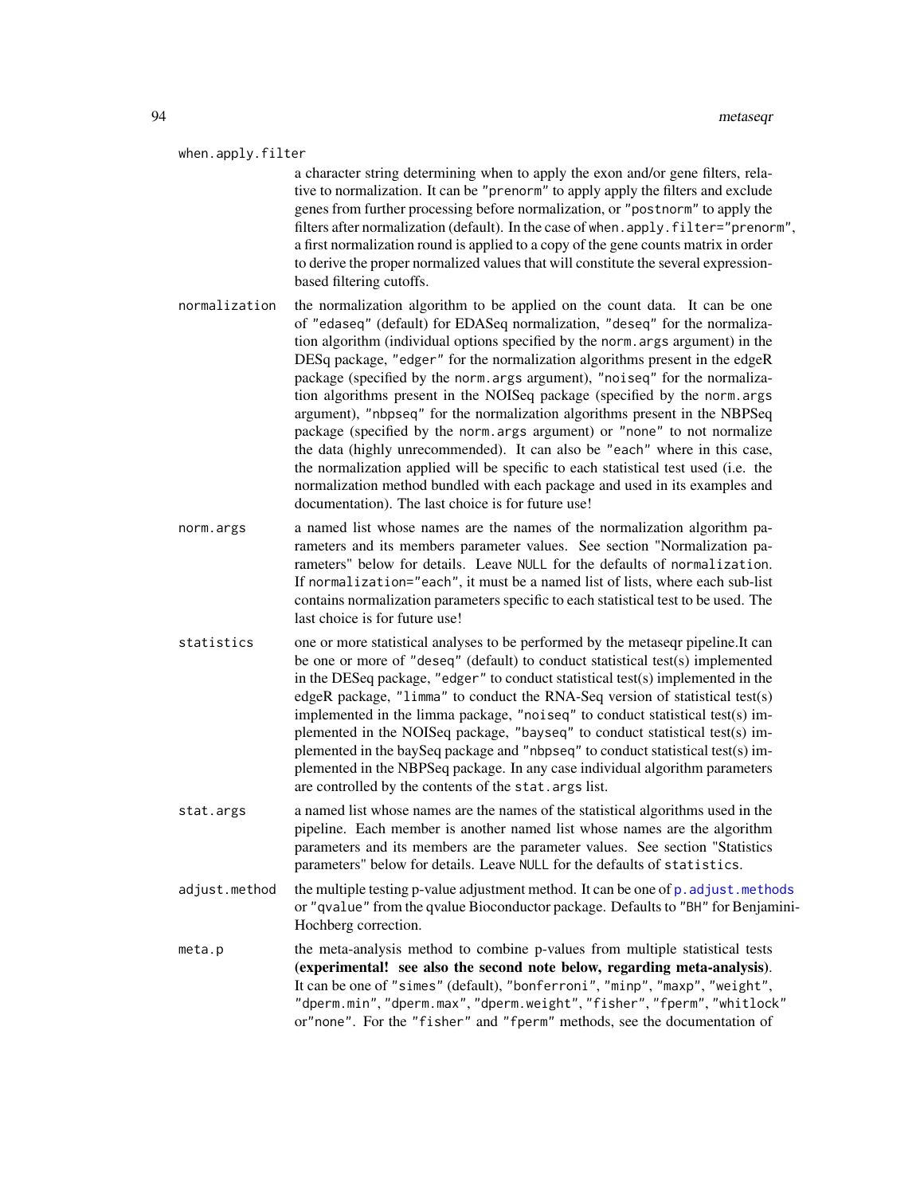`when.apply.filter`
: a character string determining when to apply the exon and/or gene filters, relative to normalization. It can be `"prenorm"` to apply apply the filters and exclude genes from further processing before normalization, or `"postnorm"` to apply the filters after normalization (default). In the case of `when.apply.filter="prenorm"`, a first normalization round is applied to a copy of the gene counts matrix in order to derive the proper normalized values that will constitute the several expression-based filtering cutoffs.

`normalization`
: the normalization algorithm to be applied on the count data. It can be one of `"edaseq"` (default) for EDASeq normalization, `"deseq"` for the normalization algorithm (individual options specified by the `norm.args` argument) in the DESq package, `"edger"` for the normalization algorithms present in the edgeR package (specified by the `norm.args` argument), `"noiseq"` for the normalization algorithms present in the NOISeq package (specified by the `norm.args` argument), `"nbpseq"` for the normalization algorithms present in the NBPSeq package (specified by the `norm.args` argument) or `"none"` to not normalize the data (highly unrecommended). It can also be `"each"` where in this case, the normalization applied will be specific to each statistical test used (i.e. the normalization method bundled with each package and used in its examples and documentation). The last choice is for future use!

`norm.args`
: a named list whose names are the names of the normalization algorithm parameters and its members parameter values. See section "Normalization parameters" below for details. Leave `NULL` for the defaults of `normalization`. If `normalization="each"`, it must be a named list of lists, where each sub-list contains normalization parameters specific to each statistical test to be used. The last choice is for future use!

`statistics`
: one or more statistical analyses to be performed by the metaseqr pipeline.It can be one or more of `"deseq"` (default) to conduct statistical test(s) implemented in the DESeq package, `"edger"` to conduct statistical test(s) implemented in the edgeR package, `"limma"` to conduct the RNA-Seq version of statistical test(s) implemented in the limma package, `"noiseq"` to conduct statistical test(s) implemented in the NOISeq package, `"bayseq"` to conduct statistical test(s) implemented in the baySeq package and `"nbpseq"` to conduct statistical test(s) implemented in the NBPSeq package. In any case individual algorithm parameters are controlled by the contents of the `stat.args` list.

`stat.args`
: a named list whose names are the names of the statistical algorithms used in the pipeline. Each member is another named list whose names are the algorithm parameters and its members are the parameter values. See section "Statistics parameters" below for details. Leave `NULL` for the defaults of `statistics`.

`adjust.method`
: the multiple testing p-value adjustment method. It can be one of `p.adjust.methods` or `"qvalue"` from the qvalue Bioconductor package. Defaults to `"BH"` for Benjamini-Hochberg correction.

`meta.p`
: the meta-analysis method to combine p-values from multiple statistical tests **(experimental! see also the second note below, regarding meta-analysis)**. It can be one of `"simes"` (default), `"bonferroni"`, `"minp"`, `"maxp"`, `"weight"`, `"dperm.min"`, `"dperm.max"`, `"dperm.weight"`, `"fisher"`, `"fperm"`, `"whitlock"` or`"none"`. For the `"fisher"` and `"fperm"` methods, see the documentation of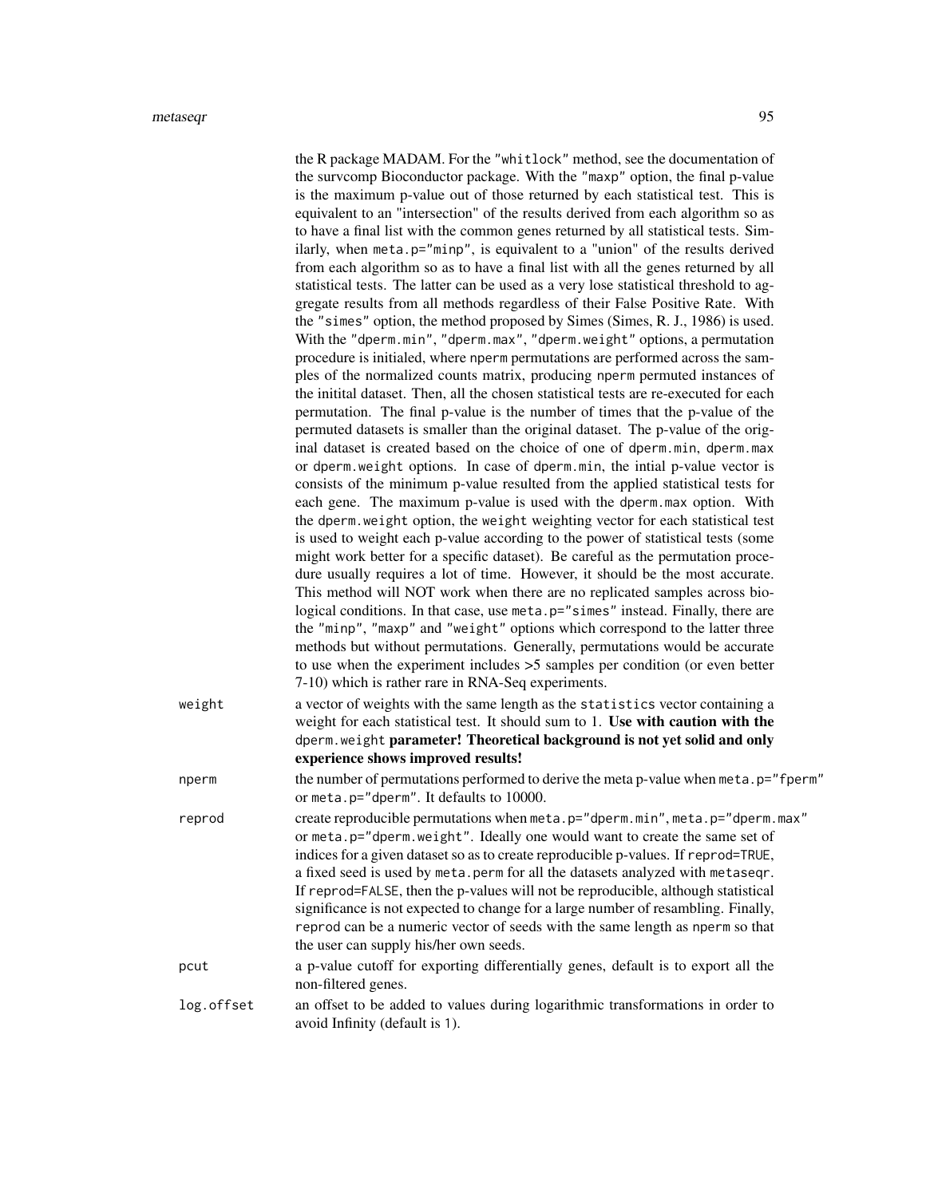the R package MADAM. For the "whitlock" method, see the documentation of the survcomp Bioconductor package. With the "maxp" option, the final p-value is the maximum p-value out of those returned by each statistical test. This is equivalent to an "intersection" of the results derived from each algorithm so as to have a final list with the common genes returned by all statistical tests. Similarly, when meta.p="minp", is equivalent to a "union" of the results derived from each algorithm so as to have a final list with all the genes returned by all statistical tests. The latter can be used as a very lose statistical threshold to aggregate results from all methods regardless of their False Positive Rate. With the "simes" option, the method proposed by Simes (Simes, R. J., 1986) is used. With the "dperm.min", "dperm.max", "dperm.weight" options, a permutation procedure is initialed, where nperm permutations are performed across the samples of the normalized counts matrix, producing nperm permuted instances of the initital dataset. Then, all the chosen statistical tests are re-executed for each permutation. The final p-value is the number of times that the p-value of the permuted datasets is smaller than the original dataset. The p-value of the original dataset is created based on the choice of one of dperm.min, dperm.max or dperm.weight options. In case of dperm.min, the intial p-value vector is consists of the minimum p-value resulted from the applied statistical tests for each gene. The maximum p-value is used with the dperm.max option. With the dperm.weight option, the weight weighting vector for each statistical test is used to weight each p-value according to the power of statistical tests (some might work better for a specific dataset). Be careful as the permutation procedure usually requires a lot of time. However, it should be the most accurate. This method will NOT work when there are no replicated samples across biological conditions. In that case, use meta.p="simes" instead. Finally, there are the "minp", "maxp" and "weight" options which correspond to the latter three methods but without permutations. Generally, permutations would be accurate to use when the experiment includes >5 samples per condition (or even better 7-10) which is rather rare in RNA-Seq experiments.

weight
: a vector of weights with the same length as the statistics vector containing a weight for each statistical test. It should sum to 1. **Use with caution with the dperm.weight parameter! Theoretical background is not yet solid and only experience shows improved results!**

nperm
: the number of permutations performed to derive the meta p-value when meta.p="fperm" or meta.p="dperm". It defaults to 10000.

reprod
: create reproducible permutations when meta.p="dperm.min", meta.p="dperm.max" or meta.p="dperm.weight". Ideally one would want to create the same set of indices for a given dataset so as to create reproducible p-values. If reprod=TRUE, a fixed seed is used by meta.perm for all the datasets analyzed with metaseqr. If reprod=FALSE, then the p-values will not be reproducible, although statistical significance is not expected to change for a large number of resambling. Finally, reprod can be a numeric vector of seeds with the same length as nperm so that the user can supply his/her own seeds.

pcut
: a p-value cutoff for exporting differentially genes, default is to export all the non-filtered genes.

log.offset
: an offset to be added to values during logarithmic transformations in order to avoid Infinity (default is 1).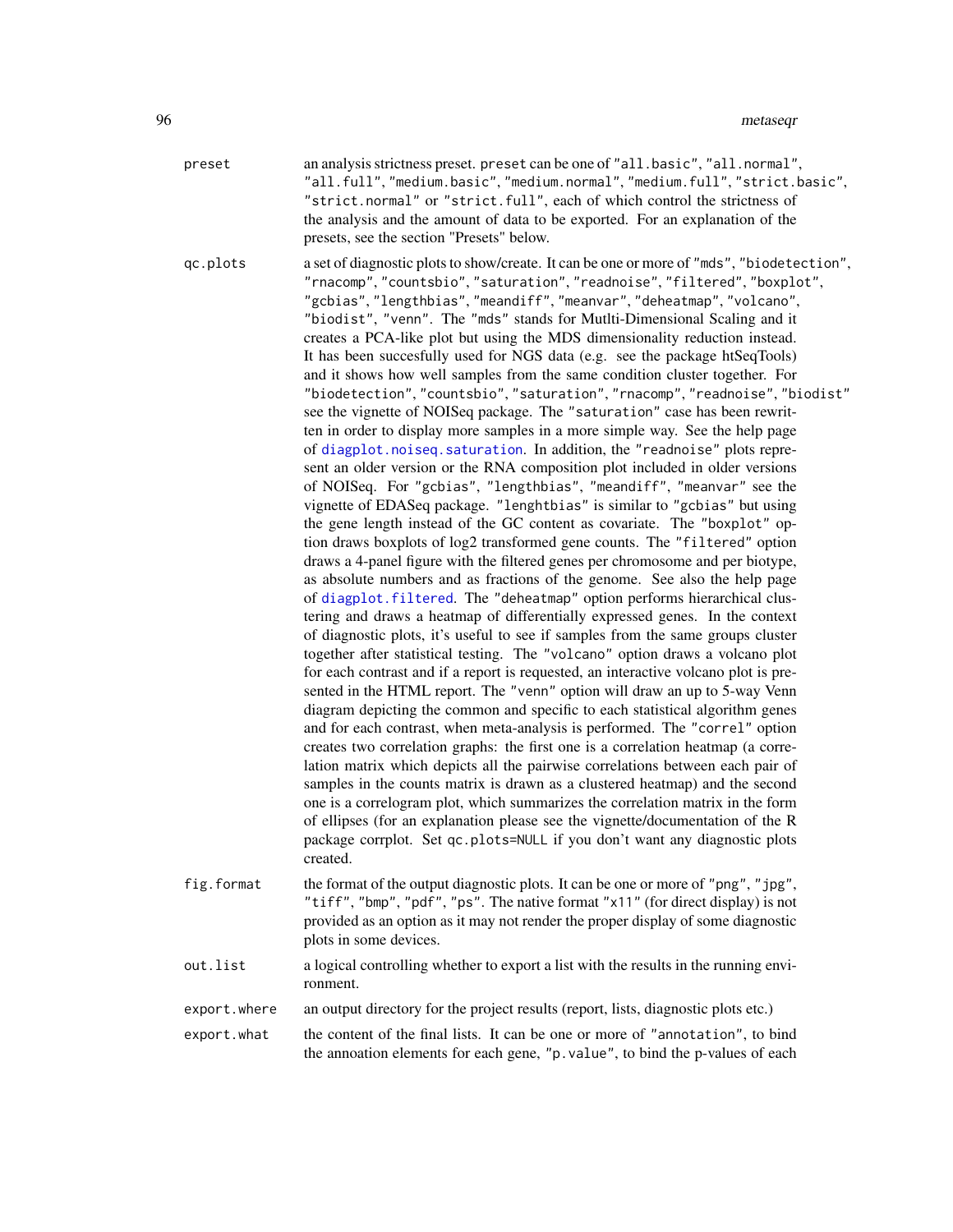preset
: an analysis strictness preset. `preset` can be one of `"all.basic"`, `"all.normal"`, `"all.full"`, `"medium.basic"`, `"medium.normal"`, `"medium.full"`, `"strict.basic"`, `"strict.normal"` or `"strict.full"`, each of which control the strictness of the analysis and the amount of data to be exported. For an explanation of the presets, see the section "Presets" below.

qc.plots
: a set of diagnostic plots to show/create. It can be one or more of `"mds"`, `"biodetection"`, `"rnacomp"`, `"countsbio"`, `"saturation"`, `"readnoise"`, `"filtered"`, `"boxplot"`, `"gcbias"`, `"lengthbias"`, `"meandiff"`, `"meanvar"`, `"deheatmap"`, `"volcano"`, `"biodist"`, `"venn"`. The `"mds"` stands for Mutlti-Dimensional Scaling and it creates a PCA-like plot but using the MDS dimensionality reduction instead. It has been succesfully used for NGS data (e.g. see the package htSeqTools) and it shows how well samples from the same condition cluster together. For `"biodetection"`, `"countsbio"`, `"saturation"`, `"rnacomp"`, `"readnoise"`, `"biodist"` see the vignette of NOISeq package. The `"saturation"` case has been rewritten in order to display more samples in a more simple way. See the help page of `diagplot.noiseq.saturation`. In addition, the `"readnoise"` plots represent an older version or the RNA composition plot included in older versions of NOISeq. For `"gcbias"`, `"lengthbias"`, `"meandiff"`, `"meanvar"` see the vignette of EDASeq package. `"lenghtbias"` is similar to `"gcbias"` but using the gene length instead of the GC content as covariate. The `"boxplot"` option draws boxplots of log2 transformed gene counts. The `"filtered"` option draws a 4-panel figure with the filtered genes per chromosome and per biotype, as absolute numbers and as fractions of the genome. See also the help page of `diagplot.filtered`. The `"deheatmap"` option performs hierarchical clustering and draws a heatmap of differentially expressed genes. In the context of diagnostic plots, it's useful to see if samples from the same groups cluster together after statistical testing. The `"volcano"` option draws a volcano plot for each contrast and if a report is requested, an interactive volcano plot is presented in the HTML report. The `"venn"` option will draw an up to 5-way Venn diagram depicting the common and specific to each statistical algorithm genes and for each contrast, when meta-analysis is performed. The `"correl"` option creates two correlation graphs: the first one is a correlation heatmap (a correlation matrix which depicts all the pairwise correlations between each pair of samples in the counts matrix is drawn as a clustered heatmap) and the second one is a correlogram plot, which summarizes the correlation matrix in the form of ellipses (for an explanation please see the vignette/documentation of the R package corrplot. Set `qc.plots=NULL` if you don't want any diagnostic plots created.

fig.format
: the format of the output diagnostic plots. It can be one or more of `"png"`, `"jpg"`, `"tiff"`, `"bmp"`, `"pdf"`, `"ps"`. The native format `"x11"` (for direct display) is not provided as an option as it may not render the proper display of some diagnostic plots in some devices.

out.list
: a logical controlling whether to export a list with the results in the running environment.

export.where
: an output directory for the project results (report, lists, diagnostic plots etc.)

export.what
: the content of the final lists. It can be one or more of `"annotation"`, to bind the annoation elements for each gene, `"p.value"`, to bind the p-values of each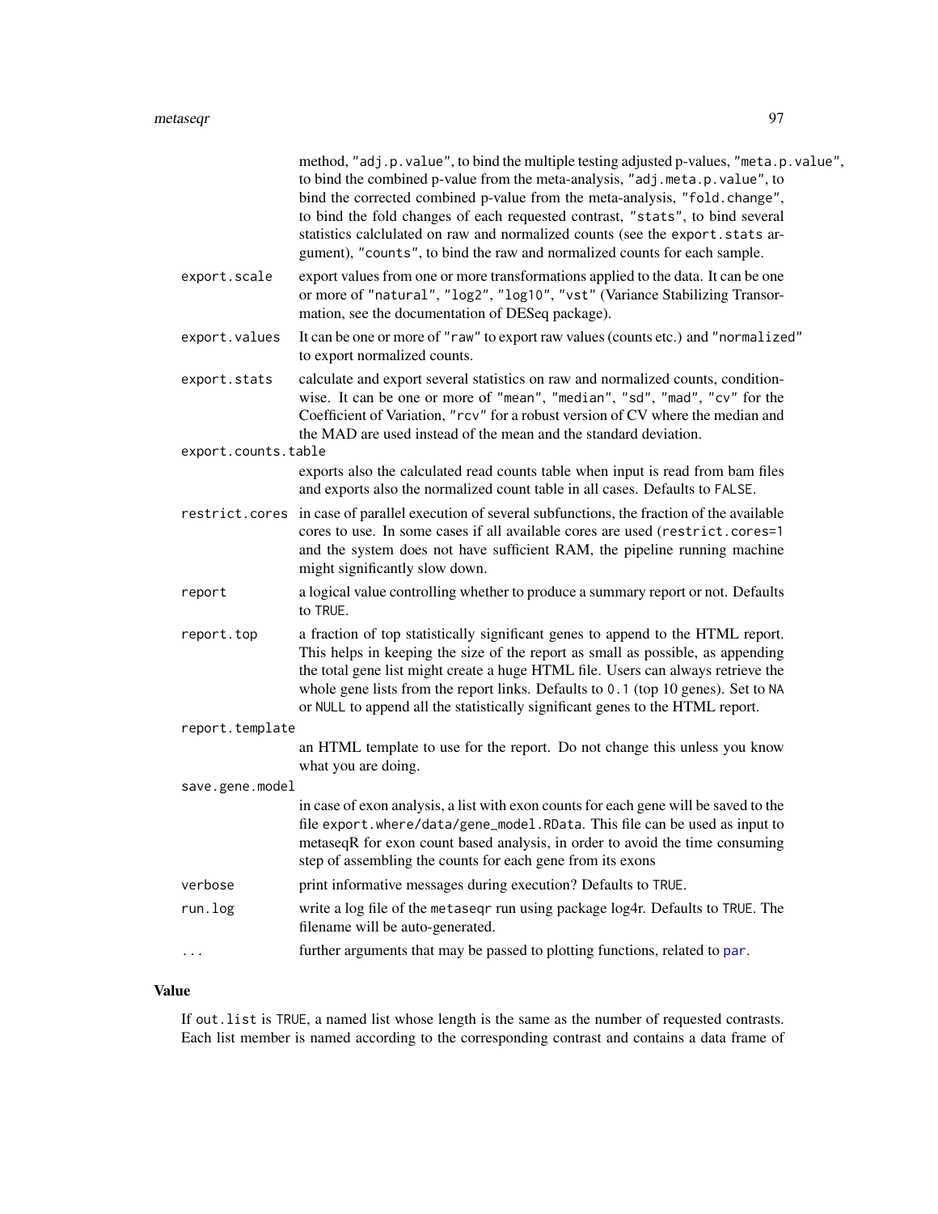method, "adj.p.value", to bind the multiple testing adjusted p-values, "meta.p.value", to bind the combined p-value from the meta-analysis, "adj.meta.p.value", to bind the corrected combined p-value from the meta-analysis, "fold.change", to bind the fold changes of each requested contrast, "stats", to bind several statistics calclulated on raw and normalized counts (see the export.stats argument), "counts", to bind the raw and normalized counts for each sample.

`export.scale`
: export values from one or more transformations applied to the data. It can be one or more of "natural", "log2", "log10", "vst" (Variance Stabilizing Transormation, see the documentation of DESeq package).

`export.values`
: It can be one or more of "raw" to export raw values (counts etc.) and "normalized" to export normalized counts.

`export.stats`
: calculate and export several statistics on raw and normalized counts, condition-wise. It can be one or more of "mean", "median", "sd", "mad", "cv" for the Coefficient of Variation, "rcv" for a robust version of CV where the median and the MAD are used instead of the mean and the standard deviation.

`export.counts.table`
: exports also the calculated read counts table when input is read from bam files and exports also the normalized count table in all cases. Defaults to FALSE.

`restrict.cores`
: in case of parallel execution of several subfunctions, the fraction of the available cores to use. In some cases if all available cores are used (restrict.cores=1 and the system does not have sufficient RAM, the pipeline running machine might significantly slow down.

`report`
: a logical value controlling whether to produce a summary report or not. Defaults to TRUE.

`report.top`
: a fraction of top statistically significant genes to append to the HTML report. This helps in keeping the size of the report as small as possible, as appending the total gene list might create a huge HTML file. Users can always retrieve the whole gene lists from the report links. Defaults to 0.1 (top 10 genes). Set to NA or NULL to append all the statistically significant genes to the HTML report.

`report.template`
: an HTML template to use for the report. Do not change this unless you know what you are doing.

`save.gene.model`
: in case of exon analysis, a list with exon counts for each gene will be saved to the file export.where/data/gene_model.RData. This file can be used as input to metaseqR for exon count based analysis, in order to avoid the time consuming step of assembling the counts for each gene from its exons

`verbose`
: print informative messages during execution? Defaults to TRUE.

`run.log`
: write a log file of the metaseqr run using package log4r. Defaults to TRUE. The filename will be auto-generated.

`...`
: further arguments that may be passed to plotting functions, related to par.

### Value

If out.list is TRUE, a named list whose length is the same as the number of requested contrasts. Each list member is named according to the corresponding contrast and contains a data frame of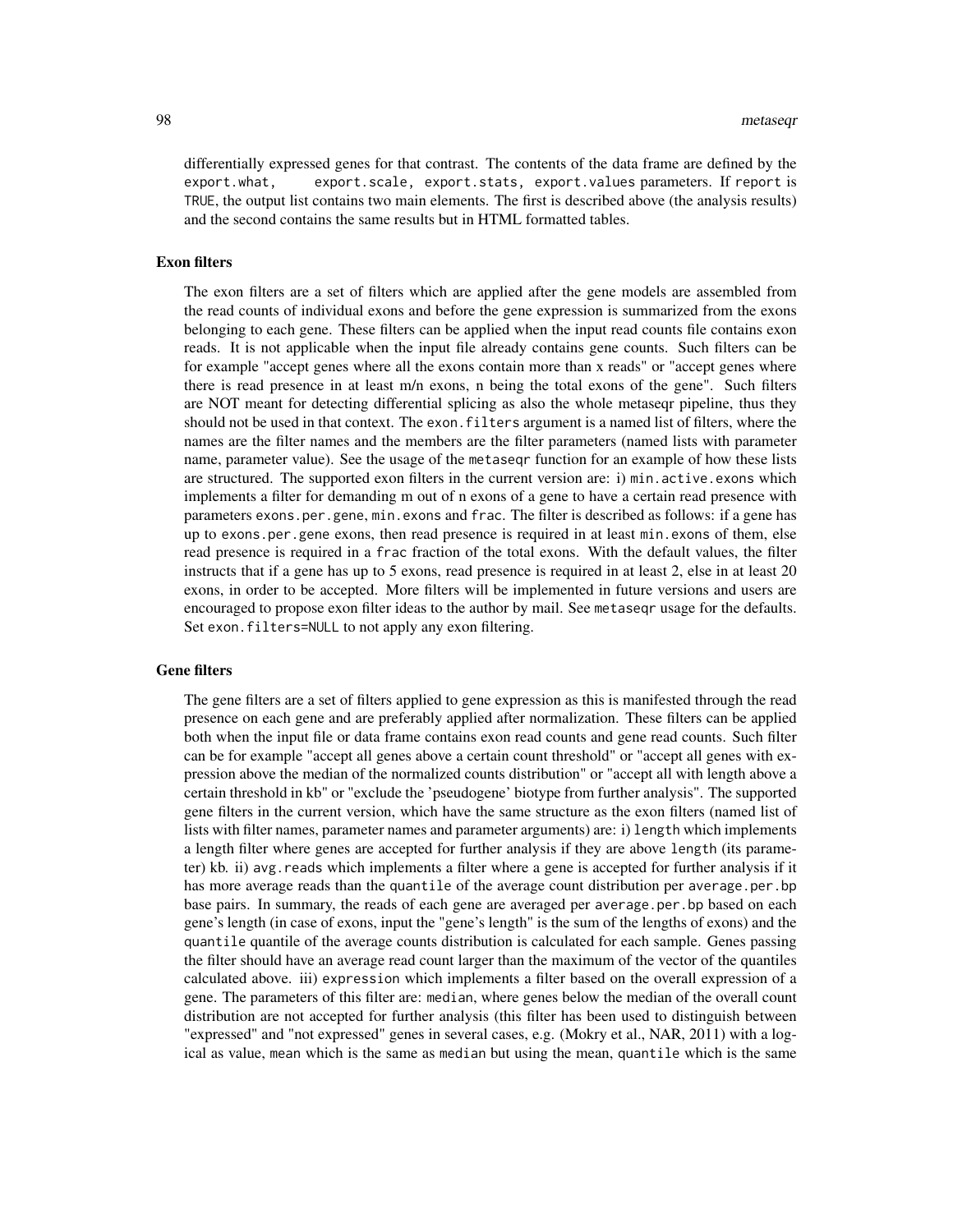differentially expressed genes for that contrast. The contents of the data frame are defined by the `export.what`, `export.scale`, `export.stats`, `export.values` parameters. If `report` is `TRUE`, the output list contains two main elements. The first is described above (the analysis results) and the second contains the same results but in HTML formatted tables.

## Exon filters

The exon filters are a set of filters which are applied after the gene models are assembled from the read counts of individual exons and before the gene expression is summarized from the exons belonging to each gene. These filters can be applied when the input read counts file contains exon reads. It is not applicable when the input file already contains gene counts. Such filters can be for example "accept genes where all the exons contain more than x reads" or "accept genes where there is read presence in at least m/n exons, n being the total exons of the gene". Such filters are NOT meant for detecting differential splicing as also the whole metaseqr pipeline, thus they should not be used in that context. The `exon.filters` argument is a named list of filters, where the names are the filter names and the members are the filter parameters (named lists with parameter name, parameter value). See the usage of the `metaseqr` function for an example of how these lists are structured. The supported exon filters in the current version are: i) `min.active.exons` which implements a filter for demanding m out of n exons of a gene to have a certain read presence with parameters `exons.per.gene`, `min.exons` and `frac`. The filter is described as follows: if a gene has up to `exons.per.gene` exons, then read presence is required in at least `min.exons` of them, else read presence is required in a `frac` fraction of the total exons. With the default values, the filter instructs that if a gene has up to 5 exons, read presence is required in at least 2, else in at least 20 exons, in order to be accepted. More filters will be implemented in future versions and users are encouraged to propose exon filter ideas to the author by mail. See `metaseqr` usage for the defaults. Set `exon.filters=NULL` to not apply any exon filtering.

## Gene filters

The gene filters are a set of filters applied to gene expression as this is manifested through the read presence on each gene and are preferably applied after normalization. These filters can be applied both when the input file or data frame contains exon read counts and gene read counts. Such filter can be for example "accept all genes above a certain count threshold" or "accept all genes with expression above the median of the normalized counts distribution" or "accept all with length above a certain threshold in kb" or "exclude the 'pseudogene' biotype from further analysis". The supported gene filters in the current version, which have the same structure as the exon filters (named list of lists with filter names, parameter names and parameter arguments) are: i) `length` which implements a length filter where genes are accepted for further analysis if they are above `length` (its parameter) kb. ii) `avg.reads` which implements a filter where a gene is accepted for further analysis if it has more average reads than the `quantile` of the average count distribution per `average.per.bp` base pairs. In summary, the reads of each gene are averaged per `average.per.bp` based on each gene's length (in case of exons, input the "gene's length" is the sum of the lengths of exons) and the `quantile` quantile of the average counts distribution is calculated for each sample. Genes passing the filter should have an average read count larger than the maximum of the vector of the quantiles calculated above. iii) `expression` which implements a filter based on the overall expression of a gene. The parameters of this filter are: `median`, where genes below the median of the overall count distribution are not accepted for further analysis (this filter has been used to distinguish between "expressed" and "not expressed" genes in several cases, e.g. (Mokry et al., NAR, 2011) with a logical as value, `mean` which is the same as `median` but using the mean, `quantile` which is the same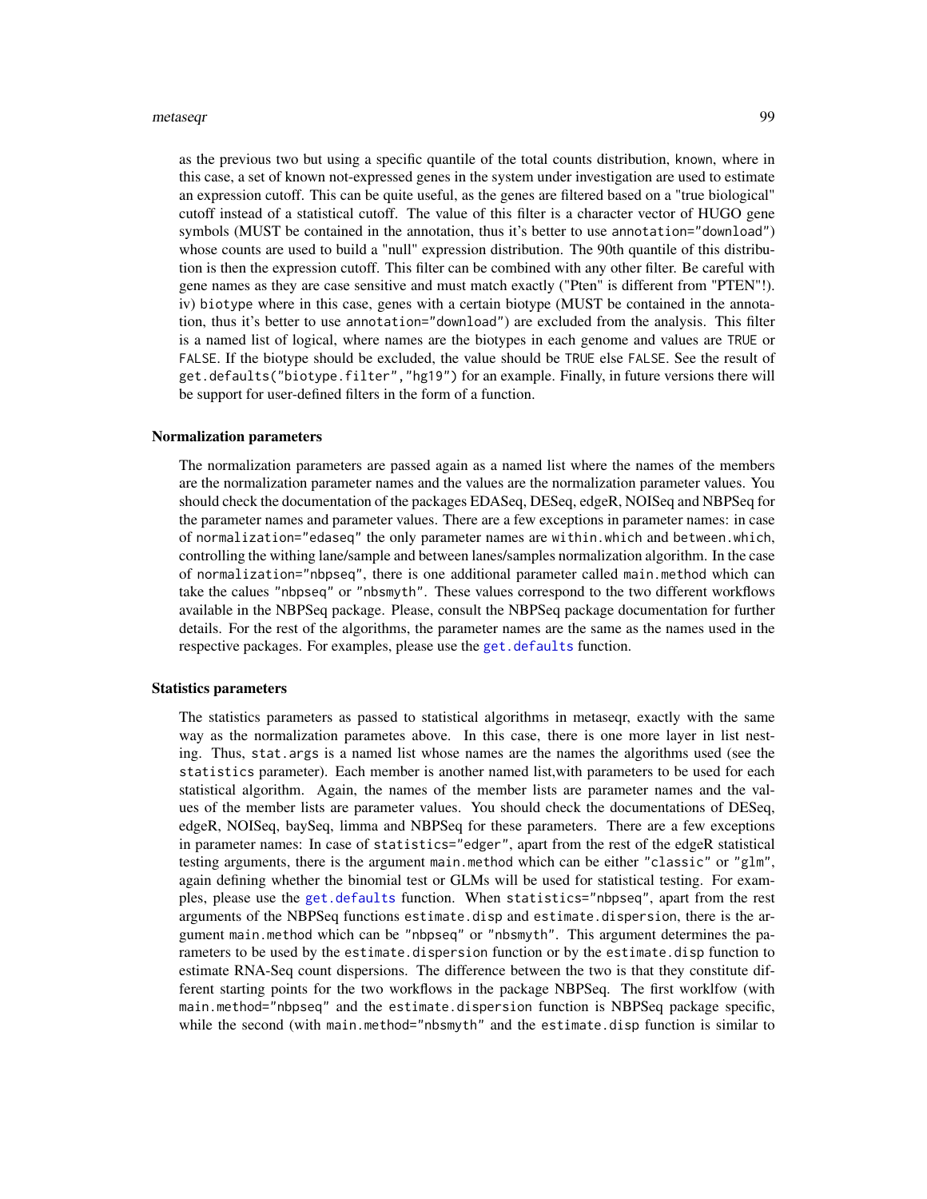as the previous two but using a specific quantile of the total counts distribution, known, where in this case, a set of known not-expressed genes in the system under investigation are used to estimate an expression cutoff. This can be quite useful, as the genes are filtered based on a "true biological" cutoff instead of a statistical cutoff. The value of this filter is a character vector of HUGO gene symbols (MUST be contained in the annotation, thus it's better to use `annotation="download"`) whose counts are used to build a "null" expression distribution. The 90th quantile of this distribution is then the expression cutoff. This filter can be combined with any other filter. Be careful with gene names as they are case sensitive and must match exactly ("Pten" is different from "PTEN"!). iv) `biotype` where in this case, genes with a certain biotype (MUST be contained in the annotation, thus it's better to use `annotation="download"`) are excluded from the analysis. This filter is a named list of logical, where names are the biotypes in each genome and values are `TRUE` or `FALSE`. If the biotype should be excluded, the value should be `TRUE` else `FALSE`. See the result of `get.defaults("biotype.filter","hg19")` for an example. Finally, in future versions there will be support for user-defined filters in the form of a function.

### Normalization parameters

The normalization parameters are passed again as a named list where the names of the members are the normalization parameter names and the values are the normalization parameter values. You should check the documentation of the packages EDASeq, DESeq, edgeR, NOISeq and NBPSeq for the parameter names and parameter values. There are a few exceptions in parameter names: in case of `normalization="edaseq"` the only parameter names are `within.which` and `between.which`, controlling the withing lane/sample and between lanes/samples normalization algorithm. In the case of `normalization="nbpseq"`, there is one additional parameter called `main.method` which can take the calues `"nbpseq"` or `"nbsmyth"`. These values correspond to the two different workflows available in the NBPSeq package. Please, consult the NBPSeq package documentation for further details. For the rest of the algorithms, the parameter names are the same as the names used in the respective packages. For examples, please use the `get.defaults` function.

### Statistics parameters

The statistics parameters as passed to statistical algorithms in metaseqr, exactly with the same way as the normalization parametes above. In this case, there is one more layer in list nesting. Thus, `stat.args` is a named list whose names are the names the algorithms used (see the `statistics` parameter). Each member is another named list,with parameters to be used for each statistical algorithm. Again, the names of the member lists are parameter names and the values of the member lists are parameter values. You should check the documentations of DESeq, edgeR, NOISeq, baySeq, limma and NBPSeq for these parameters. There are a few exceptions in parameter names: In case of `statistics="edger"`, apart from the rest of the edgeR statistical testing arguments, there is the argument `main.method` which can be either `"classic"` or `"glm"`, again defining whether the binomial test or GLMs will be used for statistical testing. For examples, please use the `get.defaults` function. When `statistics="nbpseq"`, apart from the rest arguments of the NBPSeq functions `estimate.disp` and `estimate.dispersion`, there is the argument `main.method` which can be `"nbpseq"` or `"nbsmyth"`. This argument determines the parameters to be used by the `estimate.dispersion` function or by the `estimate.disp` function to estimate RNA-Seq count dispersions. The difference between the two is that they constitute different starting points for the two workflows in the package NBPSeq. The first worklfow (with `main.method="nbpseq"` and the `estimate.dispersion` function is NBPSeq package specific, while the second (with `main.method="nbsmyth"` and the `estimate.disp` function is similar to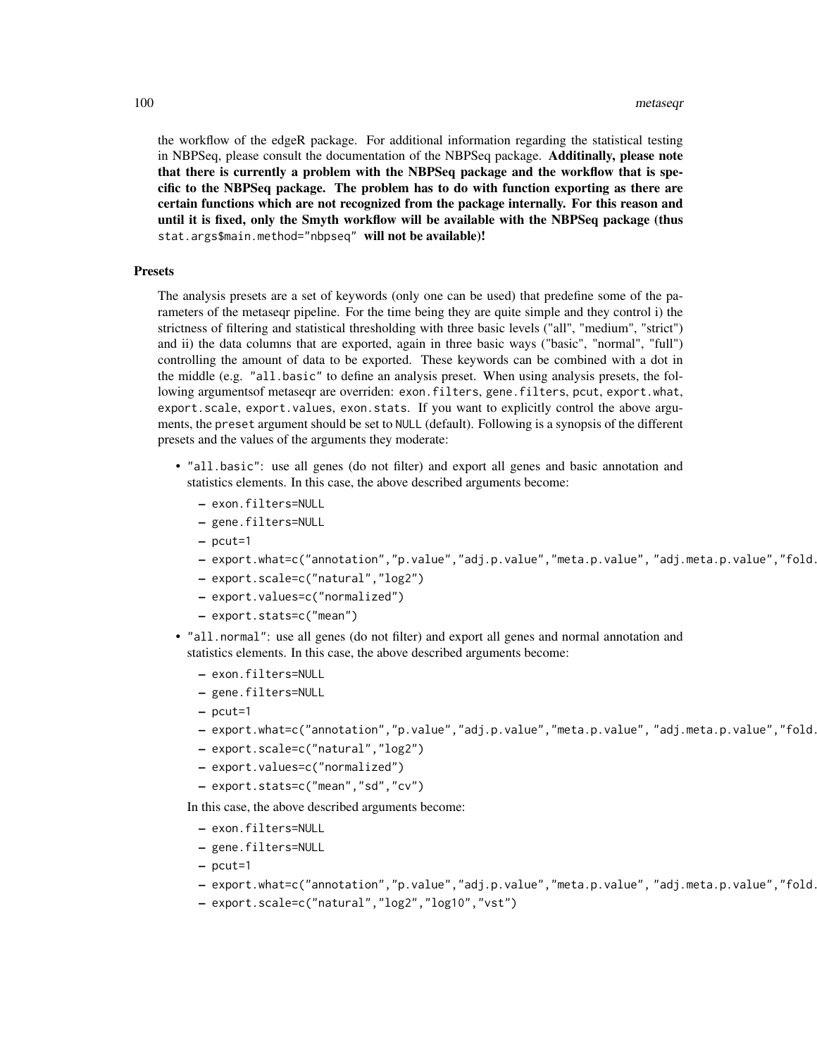the workflow of the edgeR package. For additional information regarding the statistical testing in NBPSeq, please consult the documentation of the NBPSeq package. **Additinally, please note that there is currently a problem with the NBPSeq package and the workflow that is specific to the NBPSeq package. The problem has to do with function exporting as there are certain functions which are not recognized from the package internally. For this reason and until it is fixed, only the Smyth workflow will be available with the NBPSeq package (thus** `stat.args$main.method="nbpseq"` **will not be available)!**

### Presets

The analysis presets are a set of keywords (only one can be used) that predefine some of the parameters of the metaseqr pipeline. For the time being they are quite simple and they control i) the strictness of filtering and statistical thresholding with three basic levels ("all", "medium", "strict") and ii) the data columns that are exported, again in three basic ways ("basic", "normal", "full") controlling the amount of data to be exported. These keywords can be combined with a dot in the middle (e.g. `"all.basic"` to define an analysis preset. When using analysis presets, the following argumentsof metaseqr are overriden: `exon.filters`, `gene.filters`, `pcut`, `export.what`, `export.scale`, `export.values`, `exon.stats`. If you want to explicitly control the above arguments, the `preset` argument should be set to `NULL` (default). Following is a synopsis of the different presets and the values of the arguments they moderate:

- `"all.basic"`: use all genes (do not filter) and export all genes and basic annotation and statistics elements. In this case, the above described arguments become:
  - `exon.filters=NULL`
  - `gene.filters=NULL`
  - `pcut=1`
  - `export.what=c("annotation","p.value","adj.p.value","meta.p.value", "adj.meta.p.value","fold.`
  - `export.scale=c("natural","log2")`
  - `export.values=c("normalized")`
  - `export.stats=c("mean")`
- `"all.normal"`: use all genes (do not filter) and export all genes and normal annotation and statistics elements. In this case, the above described arguments become:
  - `exon.filters=NULL`
  - `gene.filters=NULL`
  - `pcut=1`
  - `export.what=c("annotation","p.value","adj.p.value","meta.p.value", "adj.meta.p.value","fold.`
  - `export.scale=c("natural","log2")`
  - `export.values=c("normalized")`
  - `export.stats=c("mean","sd","cv")`

  In this case, the above described arguments become:
  - `exon.filters=NULL`
  - `gene.filters=NULL`
  - `pcut=1`
  - `export.what=c("annotation","p.value","adj.p.value","meta.p.value", "adj.meta.p.value","fold.`
  - `export.scale=c("natural","log2","log10","vst")`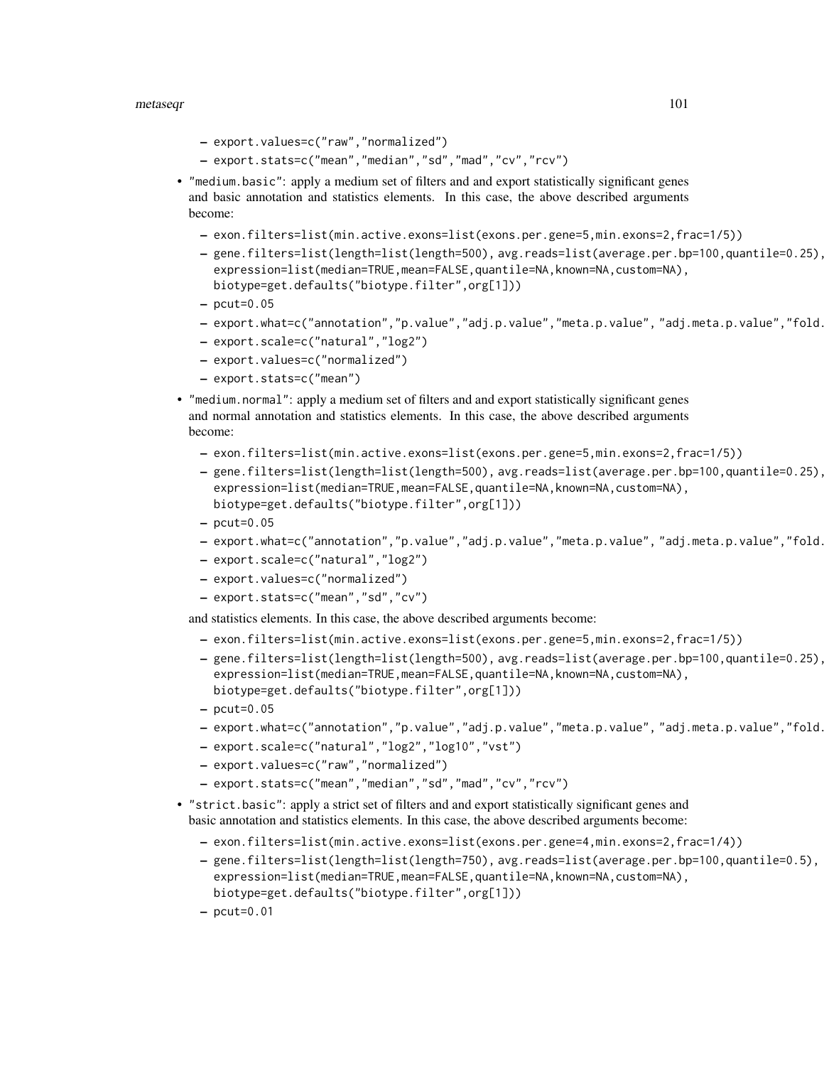- export.values=c("raw","normalized")
- export.stats=c("mean","median","sd","mad","cv","rcv")

- "medium.basic": apply a medium set of filters and and export statistically significant genes and basic annotation and statistics elements. In this case, the above described arguments become:
  - exon.filters=list(min.active.exons=list(exons.per.gene=5,min.exons=2,frac=1/5))
  - gene.filters=list(length=list(length=500), avg.reads=list(average.per.bp=100,quantile=0.25), expression=list(median=TRUE,mean=FALSE,quantile=NA,known=NA,custom=NA), biotype=get.defaults("biotype.filter",org[1]))
  - pcut=0.05
  - export.what=c("annotation","p.value","adj.p.value","meta.p.value", "adj.meta.p.value","fold.
  - export.scale=c("natural","log2")
  - export.values=c("normalized")
  - export.stats=c("mean")
- "medium.normal": apply a medium set of filters and and export statistically significant genes and normal annotation and statistics elements. In this case, the above described arguments become:
  - exon.filters=list(min.active.exons=list(exons.per.gene=5,min.exons=2,frac=1/5))
  - gene.filters=list(length=list(length=500), avg.reads=list(average.per.bp=100,quantile=0.25), expression=list(median=TRUE,mean=FALSE,quantile=NA,known=NA,custom=NA), biotype=get.defaults("biotype.filter",org[1]))
  - pcut=0.05
  - export.what=c("annotation","p.value","adj.p.value","meta.p.value", "adj.meta.p.value","fold.
  - export.scale=c("natural","log2")
  - export.values=c("normalized")
  - export.stats=c("mean","sd","cv")

  and statistics elements. In this case, the above described arguments become:
  - exon.filters=list(min.active.exons=list(exons.per.gene=5,min.exons=2,frac=1/5))
  - gene.filters=list(length=list(length=500), avg.reads=list(average.per.bp=100,quantile=0.25), expression=list(median=TRUE,mean=FALSE,quantile=NA,known=NA,custom=NA), biotype=get.defaults("biotype.filter",org[1]))
  - pcut=0.05
  - export.what=c("annotation","p.value","adj.p.value","meta.p.value", "adj.meta.p.value","fold.
  - export.scale=c("natural","log2","log10","vst")
  - export.values=c("raw","normalized")
  - export.stats=c("mean","median","sd","mad","cv","rcv")
- "strict.basic": apply a strict set of filters and and export statistically significant genes and basic annotation and statistics elements. In this case, the above described arguments become:
  - exon.filters=list(min.active.exons=list(exons.per.gene=4,min.exons=2,frac=1/4))
  - gene.filters=list(length=list(length=750), avg.reads=list(average.per.bp=100,quantile=0.5), expression=list(median=TRUE,mean=FALSE,quantile=NA,known=NA,custom=NA), biotype=get.defaults("biotype.filter",org[1]))
  - pcut=0.01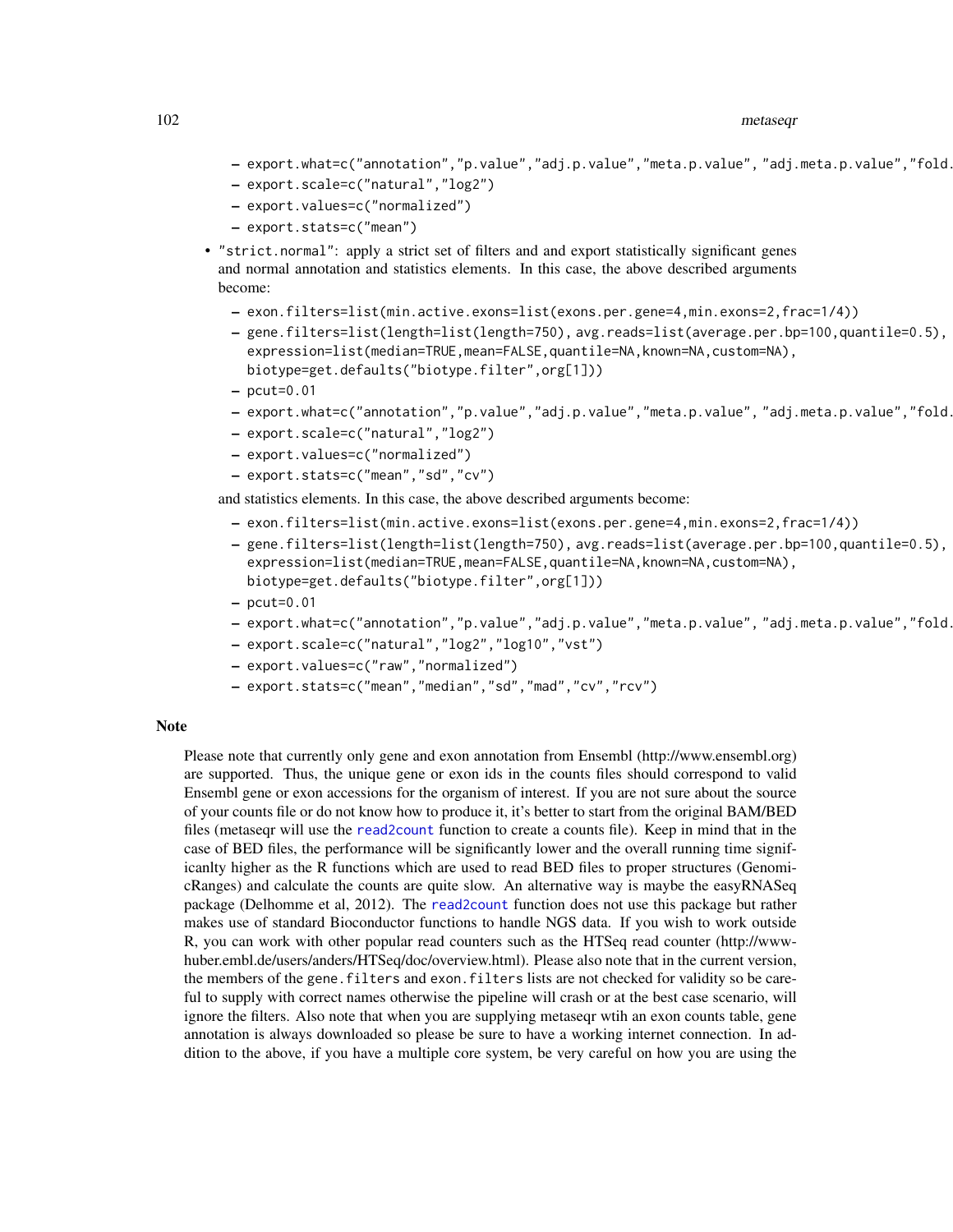- export.what=c("annotation","p.value","adj.p.value","meta.p.value", "adj.meta.p.value","fold.
- export.scale=c("natural","log2")
- export.values=c("normalized")
- export.stats=c("mean")

- "strict.normal": apply a strict set of filters and and export statistically significant genes and normal annotation and statistics elements. In this case, the above described arguments become:
  - exon.filters=list(min.active.exons=list(exons.per.gene=4,min.exons=2,frac=1/4))
  - gene.filters=list(length=list(length=750), avg.reads=list(average.per.bp=100,quantile=0.5), expression=list(median=TRUE,mean=FALSE,quantile=NA,known=NA,custom=NA), biotype=get.defaults("biotype.filter",org[1]))
  - pcut=0.01
  - export.what=c("annotation","p.value","adj.p.value","meta.p.value", "adj.meta.p.value","fold.
  - export.scale=c("natural","log2")
  - export.values=c("normalized")
  - export.stats=c("mean","sd","cv")

  and statistics elements. In this case, the above described arguments become:
  - exon.filters=list(min.active.exons=list(exons.per.gene=4,min.exons=2,frac=1/4))
  - gene.filters=list(length=list(length=750), avg.reads=list(average.per.bp=100,quantile=0.5), expression=list(median=TRUE,mean=FALSE,quantile=NA,known=NA,custom=NA), biotype=get.defaults("biotype.filter",org[1]))
  - pcut=0.01
  - export.what=c("annotation","p.value","adj.p.value","meta.p.value", "adj.meta.p.value","fold.
  - export.scale=c("natural","log2","log10","vst")
  - export.values=c("raw","normalized")
  - export.stats=c("mean","median","sd","mad","cv","rcv")

## Note

Please note that currently only gene and exon annotation from Ensembl (http://www.ensembl.org) are supported. Thus, the unique gene or exon ids in the counts files should correspond to valid Ensembl gene or exon accessions for the organism of interest. If you are not sure about the source of your counts file or do not know how to produce it, it's better to start from the original BAM/BED files (metaseqr will use the read2count function to create a counts file). Keep in mind that in the case of BED files, the performance will be significantly lower and the overall running time significanlty higher as the R functions which are used to read BED files to proper structures (GenomicRanges) and calculate the counts are quite slow. An alternative way is maybe the easyRNASeq package (Delhomme et al, 2012). The read2count function does not use this package but rather makes use of standard Bioconductor functions to handle NGS data. If you wish to work outside R, you can work with other popular read counters such as the HTSeq read counter (http://www-huber.embl.de/users/anders/HTSeq/doc/overview.html). Please also note that in the current version, the members of the gene.filters and exon.filters lists are not checked for validity so be careful to supply with correct names otherwise the pipeline will crash or at the best case scenario, will ignore the filters. Also note that when you are supplying metaseqr wtih an exon counts table, gene annotation is always downloaded so please be sure to have a working internet connection. In addition to the above, if you have a multiple core system, be very careful on how you are using the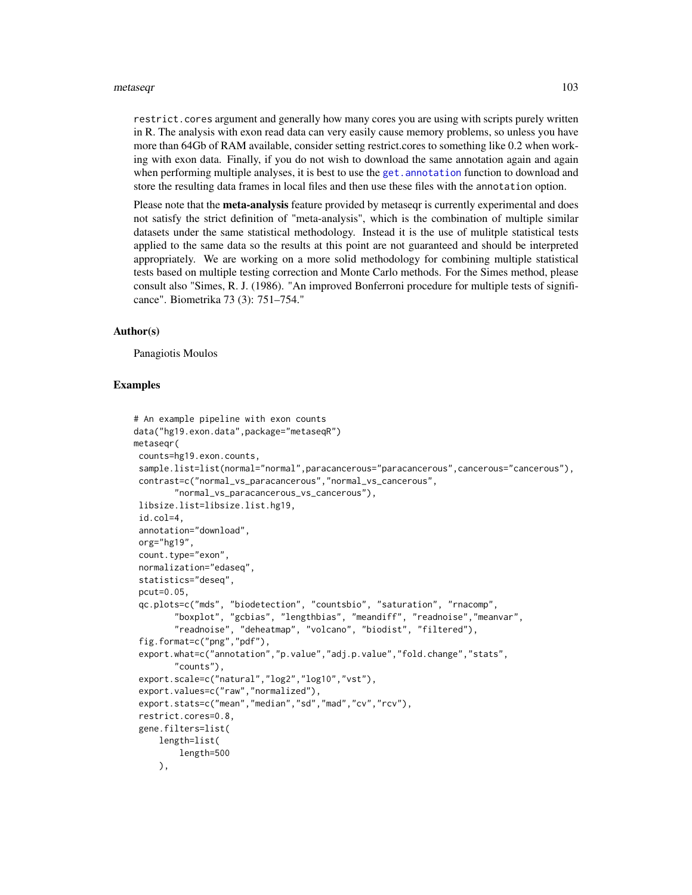restrict.cores argument and generally how many cores you are using with scripts purely written in R. The analysis with exon read data can very easily cause memory problems, so unless you have more than 64Gb of RAM available, consider setting restrict.cores to something like 0.2 when working with exon data. Finally, if you do not wish to download the same annotation again and again when performing multiple analyses, it is best to use the get.annotation function to download and store the resulting data frames in local files and then use these files with the annotation option.

Please note that the **meta-analysis** feature provided by metaseqr is currently experimental and does not satisfy the strict definition of "meta-analysis", which is the combination of multiple similar datasets under the same statistical methodology. Instead it is the use of mulitple statistical tests applied to the same data so the results at this point are not guaranteed and should be interpreted appropriately. We are working on a more solid methodology for combining multiple statistical tests based on multiple testing correction and Monte Carlo methods. For the Simes method, please consult also "Simes, R. J. (1986). "An improved Bonferroni procedure for multiple tests of significance". Biometrika 73 (3): 751–754."

### Author(s)

Panagiotis Moulos

### Examples

```
# An example pipeline with exon counts
data("hg19.exon.data",package="metaseqR")
metaseqr(
 counts=hg19.exon.counts,
 sample.list=list(normal="normal",paracancerous="paracancerous",cancerous="cancerous"),
 contrast=c("normal_vs_paracancerous","normal_vs_cancerous",
        "normal_vs_paracancerous_vs_cancerous"),
 libsize.list=libsize.list.hg19,
 id.col=4,
 annotation="download",
 org="hg19",
 count.type="exon",
 normalization="edaseq",
 statistics="deseq",
 pcut=0.05,
 qc.plots=c("mds", "biodetection", "countsbio", "saturation", "rnacomp",
        "boxplot", "gcbias", "lengthbias", "meandiff", "readnoise","meanvar",
        "readnoise", "deheatmap", "volcano", "biodist", "filtered"),
 fig.format=c("png","pdf"),
 export.what=c("annotation","p.value","adj.p.value","fold.change","stats",
        "counts"),
 export.scale=c("natural","log2","log10","vst"),
 export.values=c("raw","normalized"),
 export.stats=c("mean","median","sd","mad","cv","rcv"),
 restrict.cores=0.8,
 gene.filters=list(
     length=list(
         length=500
     ),
```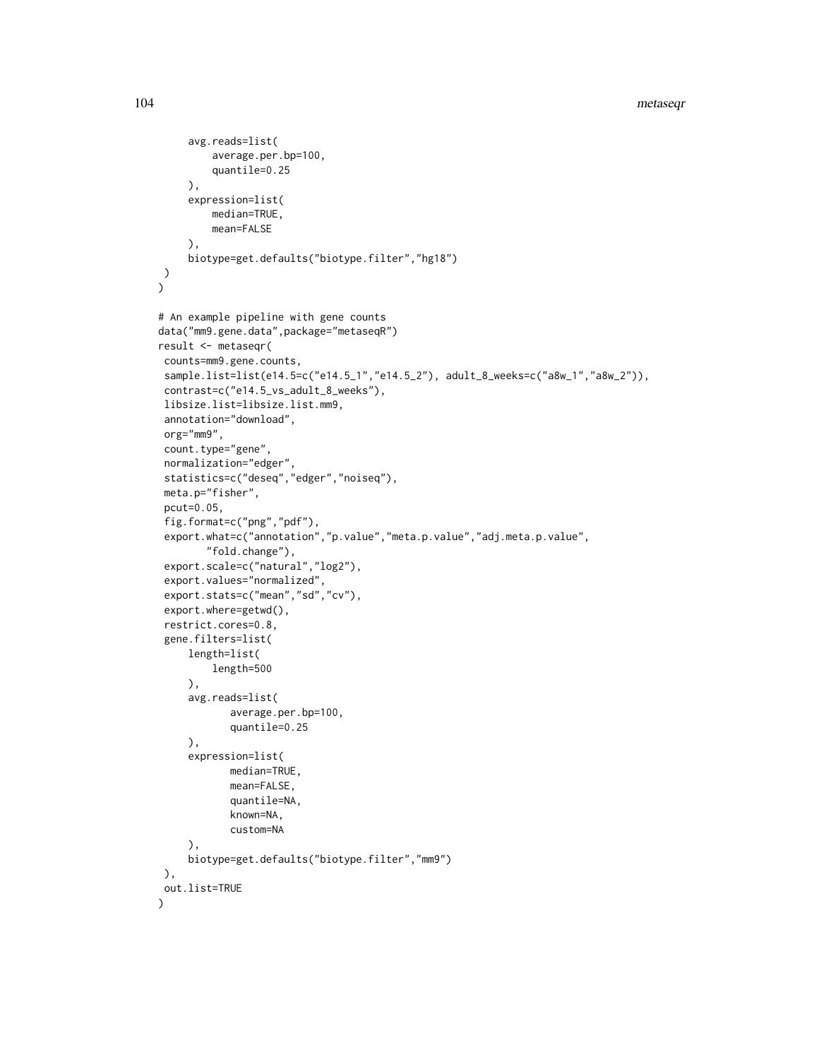```
        avg.reads=list(
            average.per.bp=100,
            quantile=0.25
        ),
        expression=list(
            median=TRUE,
            mean=FALSE
        ),
        biotype=get.defaults("biotype.filter","hg18")
    )
)

# An example pipeline with gene counts
data("mm9.gene.data",package="metaseqR")
result <- metaseqr(
    counts=mm9.gene.counts,
    sample.list=list(e14.5=c("e14.5_1","e14.5_2"), adult_8_weeks=c("a8w_1","a8w_2")),
    contrast=c("e14.5_vs_adult_8_weeks"),
    libsize.list=libsize.list.mm9,
    annotation="download",
    org="mm9",
    count.type="gene",
    normalization="edger",
    statistics=c("deseq","edger","noiseq"),
    meta.p="fisher",
    pcut=0.05,
    fig.format=c("png","pdf"),
    export.what=c("annotation","p.value","meta.p.value","adj.meta.p.value",
        "fold.change"),
    export.scale=c("natural","log2"),
    export.values="normalized",
    export.stats=c("mean","sd","cv"),
    export.where=getwd(),
    restrict.cores=0.8,
    gene.filters=list(
        length=list(
            length=500
        ),
        avg.reads=list(
                average.per.bp=100,
                quantile=0.25
        ),
        expression=list(
                median=TRUE,
                mean=FALSE,
                quantile=NA,
                known=NA,
                custom=NA
        ),
        biotype=get.defaults("biotype.filter","mm9")
    ),
    out.list=TRUE
)
```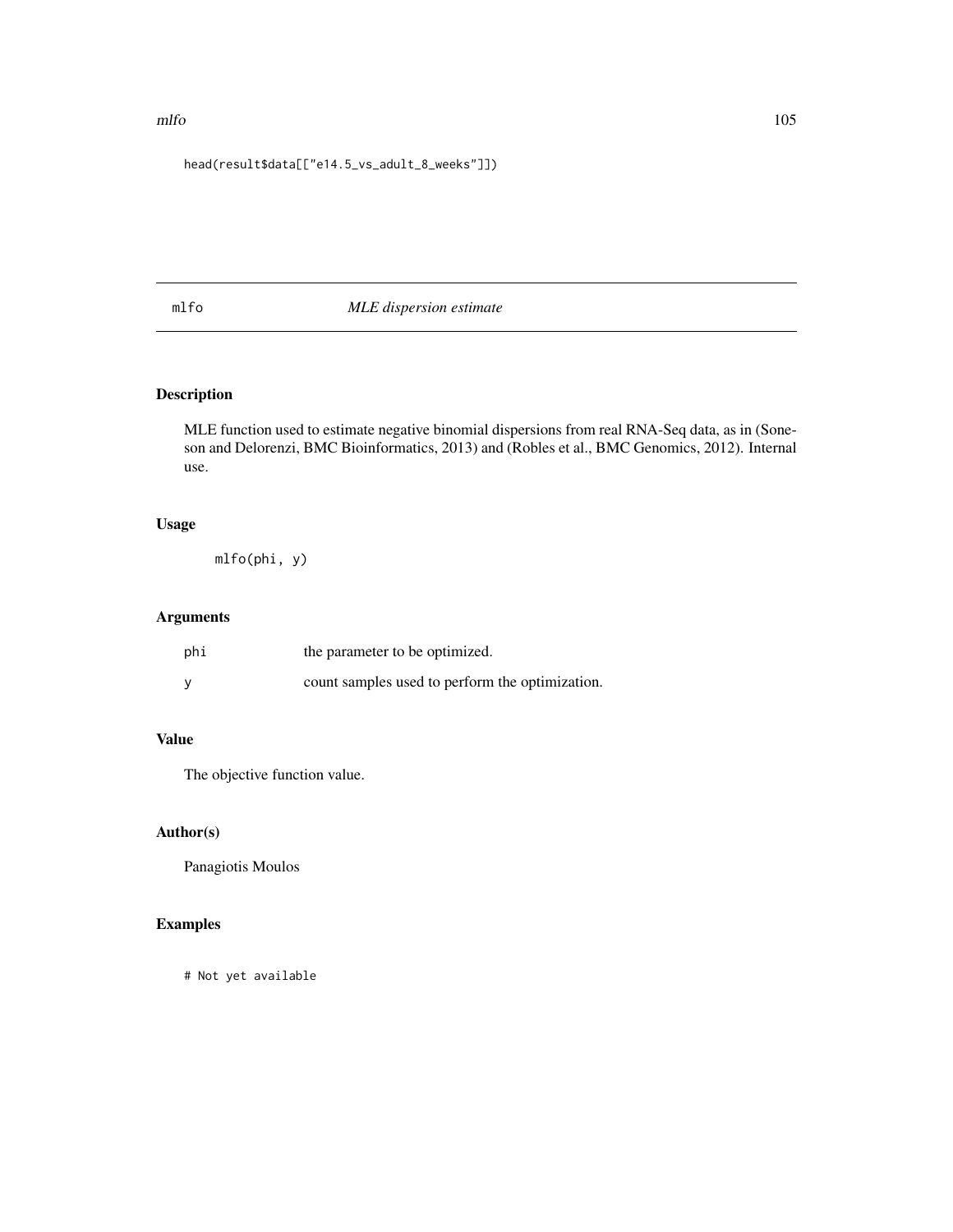```
head(result$data[["e14.5_vs_adult_8_weeks"]])
```

## mlfo *MLE dispersion estimate*

### Description

MLE function used to estimate negative binomial dispersions from real RNA-Seq data, as in (Soneson and Delorenzi, BMC Bioinformatics, 2013) and (Robles et al., BMC Genomics, 2012). Internal use.

### Usage

```
mlfo(phi, y)
```

### Arguments

| | |
|---|---|
| phi | the parameter to be optimized. |
| y | count samples used to perform the optimization. |

### Value

The objective function value.

### Author(s)

Panagiotis Moulos

### Examples

```
# Not yet available
```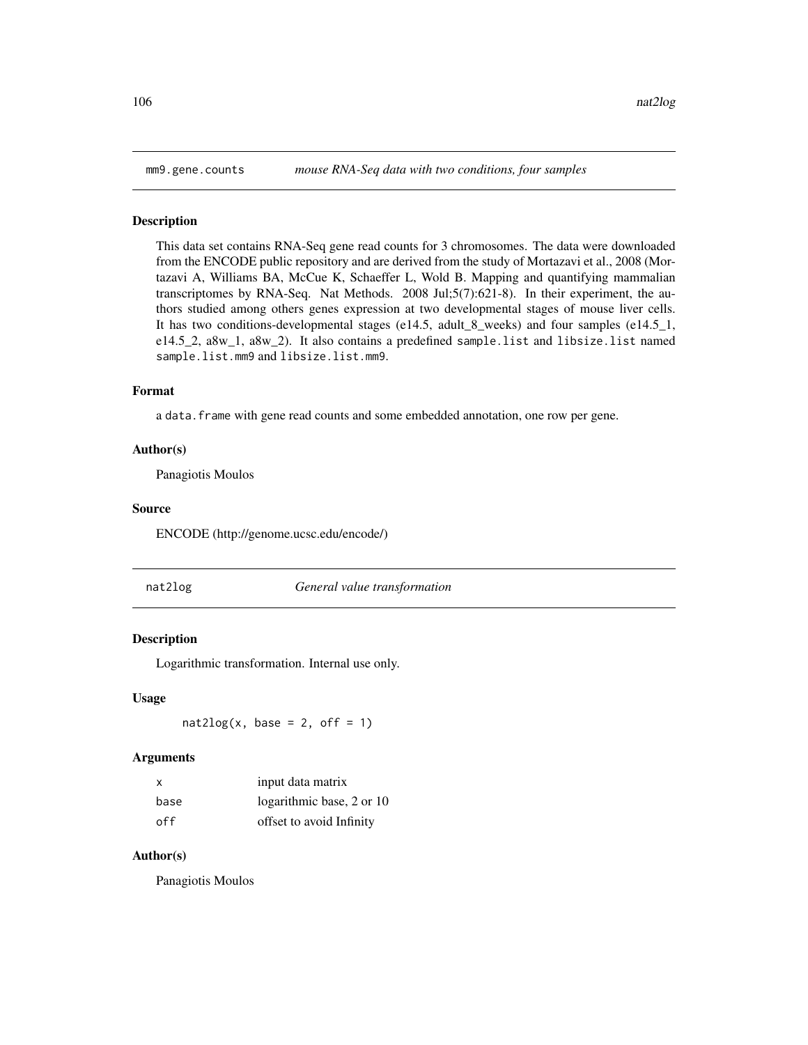## mm9.gene.counts *mouse RNA-Seq data with two conditions, four samples*

### Description

This data set contains RNA-Seq gene read counts for 3 chromosomes. The data were downloaded from the ENCODE public repository and are derived from the study of Mortazavi et al., 2008 (Mortazavi A, Williams BA, McCue K, Schaeffer L, Wold B. Mapping and quantifying mammalian transcriptomes by RNA-Seq. Nat Methods. 2008 Jul;5(7):621-8). In their experiment, the authors studied among others genes expression at two developmental stages of mouse liver cells. It has two conditions-developmental stages (e14.5, adult_8_weeks) and four samples (e14.5_1, e14.5_2, a8w_1, a8w_2). It also contains a predefined `sample.list` and `libsize.list` named `sample.list.mm9` and `libsize.list.mm9`.

### Format

a `data.frame` with gene read counts and some embedded annotation, one row per gene.

### Author(s)

Panagiotis Moulos

### Source

ENCODE (http://genome.ucsc.edu/encode/)

## nat2log *General value transformation*

### Description

Logarithmic transformation. Internal use only.

### Usage

```
nat2log(x, base = 2, off = 1)
```

### Arguments

| | |
|---|---|
| x | input data matrix |
| base | logarithmic base, 2 or 10 |
| off | offset to avoid Infinity |

### Author(s)

Panagiotis Moulos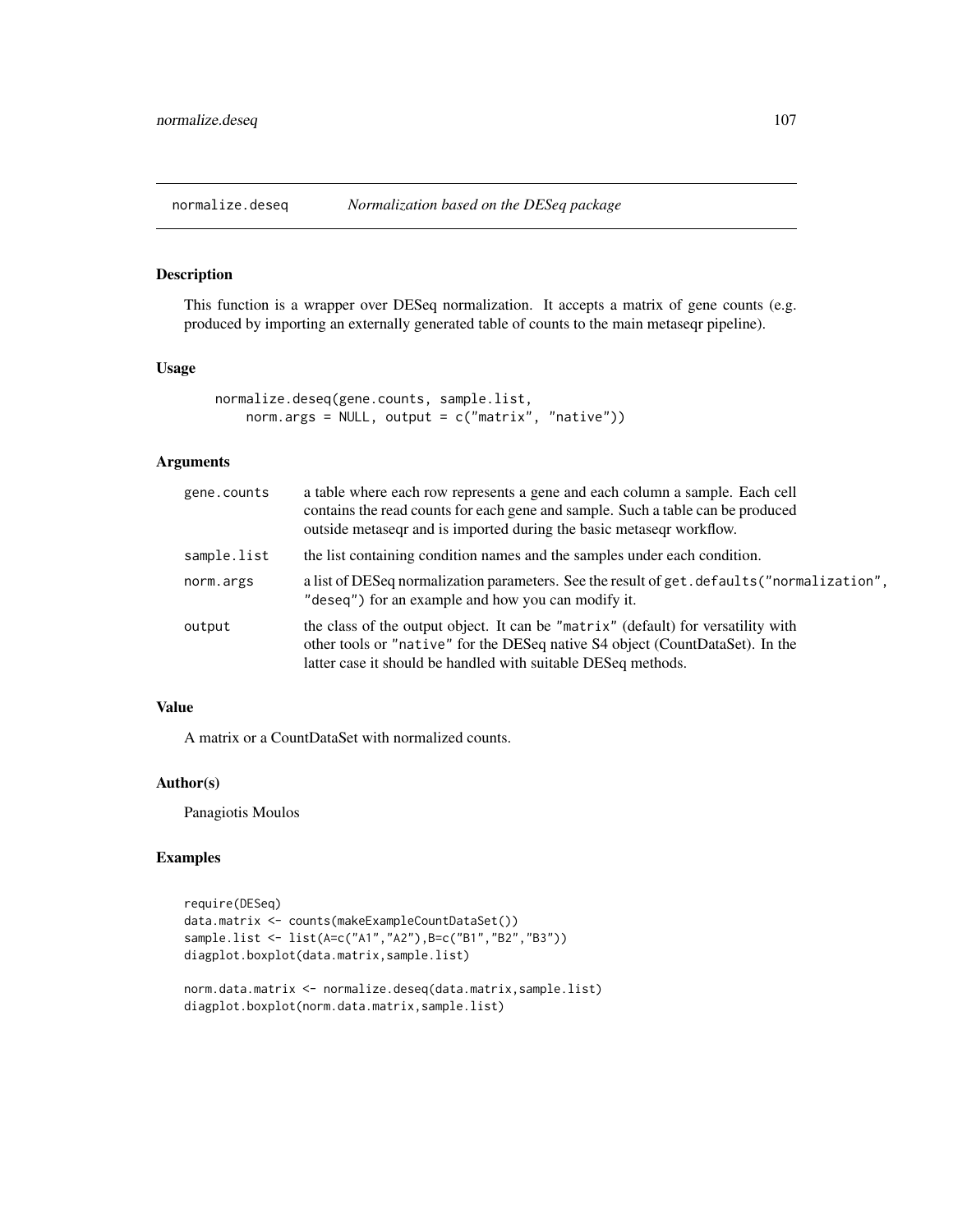# normalize.deseq — *Normalization based on the DESeq package*

## Description

This function is a wrapper over DESeq normalization. It accepts a matrix of gene counts (e.g. produced by importing an externally generated table of counts to the main metaseqr pipeline).

## Usage

```
normalize.deseq(gene.counts, sample.list,
    norm.args = NULL, output = c("matrix", "native"))
```

## Arguments

| | |
|---|---|
| `gene.counts` | a table where each row represents a gene and each column a sample. Each cell contains the read counts for each gene and sample. Such a table can be produced outside metaseqr and is imported during the basic metaseqr workflow. |
| `sample.list` | the list containing condition names and the samples under each condition. |
| `norm.args` | a list of DESeq normalization parameters. See the result of `get.defaults("normalization", "deseq")` for an example and how you can modify it. |
| `output` | the class of the output object. It can be `"matrix"` (default) for versatility with other tools or `"native"` for the DESeq native S4 object (CountDataSet). In the latter case it should be handled with suitable DESeq methods. |

## Value

A matrix or a CountDataSet with normalized counts.

## Author(s)

Panagiotis Moulos

## Examples

```
require(DESeq)
data.matrix <- counts(makeExampleCountDataSet())
sample.list <- list(A=c("A1","A2"),B=c("B1","B2","B3"))
diagplot.boxplot(data.matrix,sample.list)

norm.data.matrix <- normalize.deseq(data.matrix,sample.list)
diagplot.boxplot(norm.data.matrix,sample.list)
```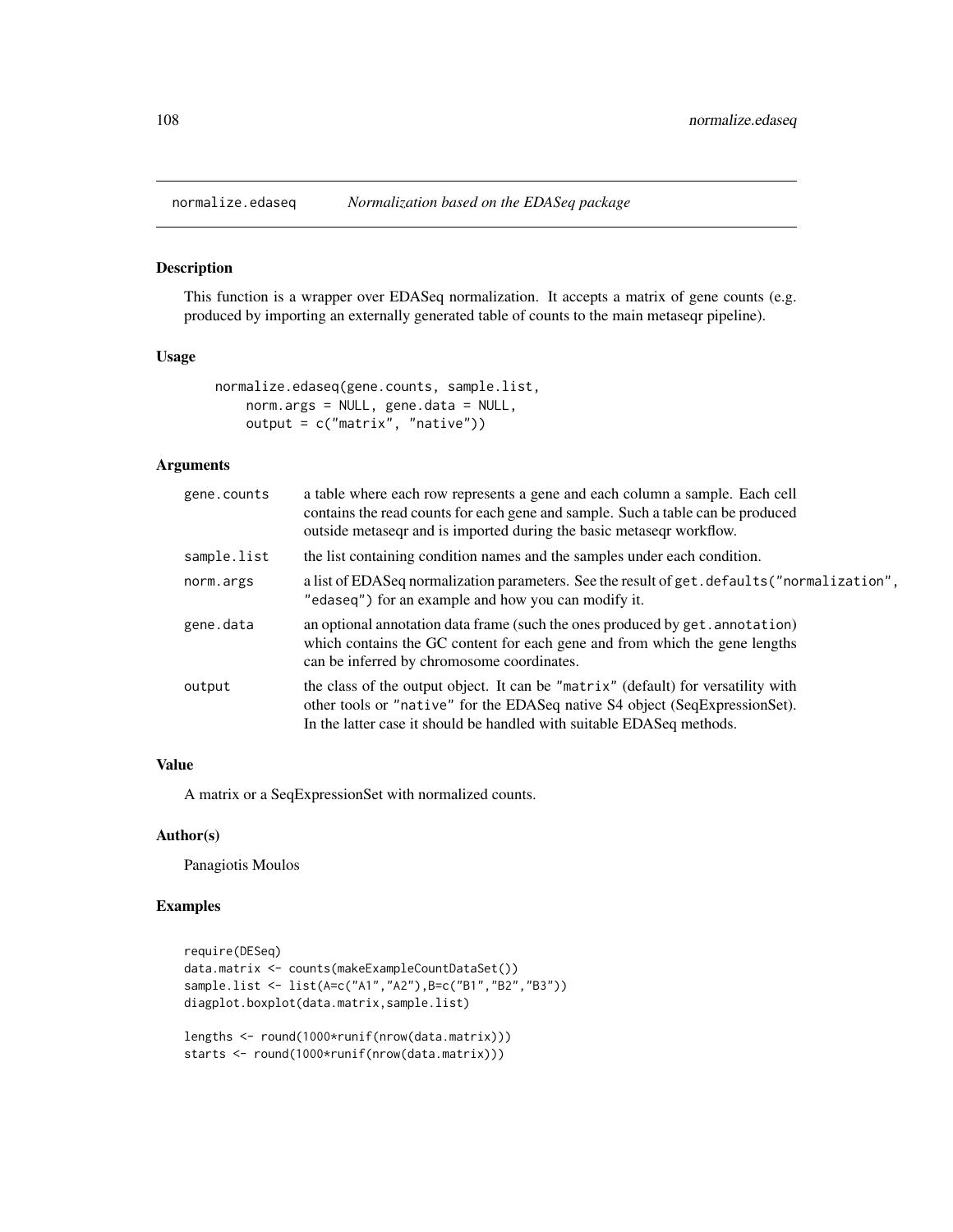## normalize.edaseq *Normalization based on the EDASeq package*

### Description

This function is a wrapper over EDASeq normalization. It accepts a matrix of gene counts (e.g. produced by importing an externally generated table of counts to the main metaseqr pipeline).

### Usage

```
normalize.edaseq(gene.counts, sample.list,
    norm.args = NULL, gene.data = NULL,
    output = c("matrix", "native"))
```

### Arguments

| | |
|---|---|
| `gene.counts` | a table where each row represents a gene and each column a sample. Each cell contains the read counts for each gene and sample. Such a table can be produced outside metaseqr and is imported during the basic metaseqr workflow. |
| `sample.list` | the list containing condition names and the samples under each condition. |
| `norm.args` | a list of EDASeq normalization parameters. See the result of `get.defaults("normalization", "edaseq")` for an example and how you can modify it. |
| `gene.data` | an optional annotation data frame (such the ones produced by `get.annotation`) which contains the GC content for each gene and from which the gene lengths can be inferred by chromosome coordinates. |
| `output` | the class of the output object. It can be `"matrix"` (default) for versatility with other tools or `"native"` for the EDASeq native S4 object (SeqExpressionSet). In the latter case it should be handled with suitable EDASeq methods. |

### Value

A matrix or a SeqExpressionSet with normalized counts.

### Author(s)

Panagiotis Moulos

### Examples

```
require(DESeq)
data.matrix <- counts(makeExampleCountDataSet())
sample.list <- list(A=c("A1","A2"),B=c("B1","B2","B3"))
diagplot.boxplot(data.matrix,sample.list)

lengths <- round(1000*runif(nrow(data.matrix)))
starts <- round(1000*runif(nrow(data.matrix)))
```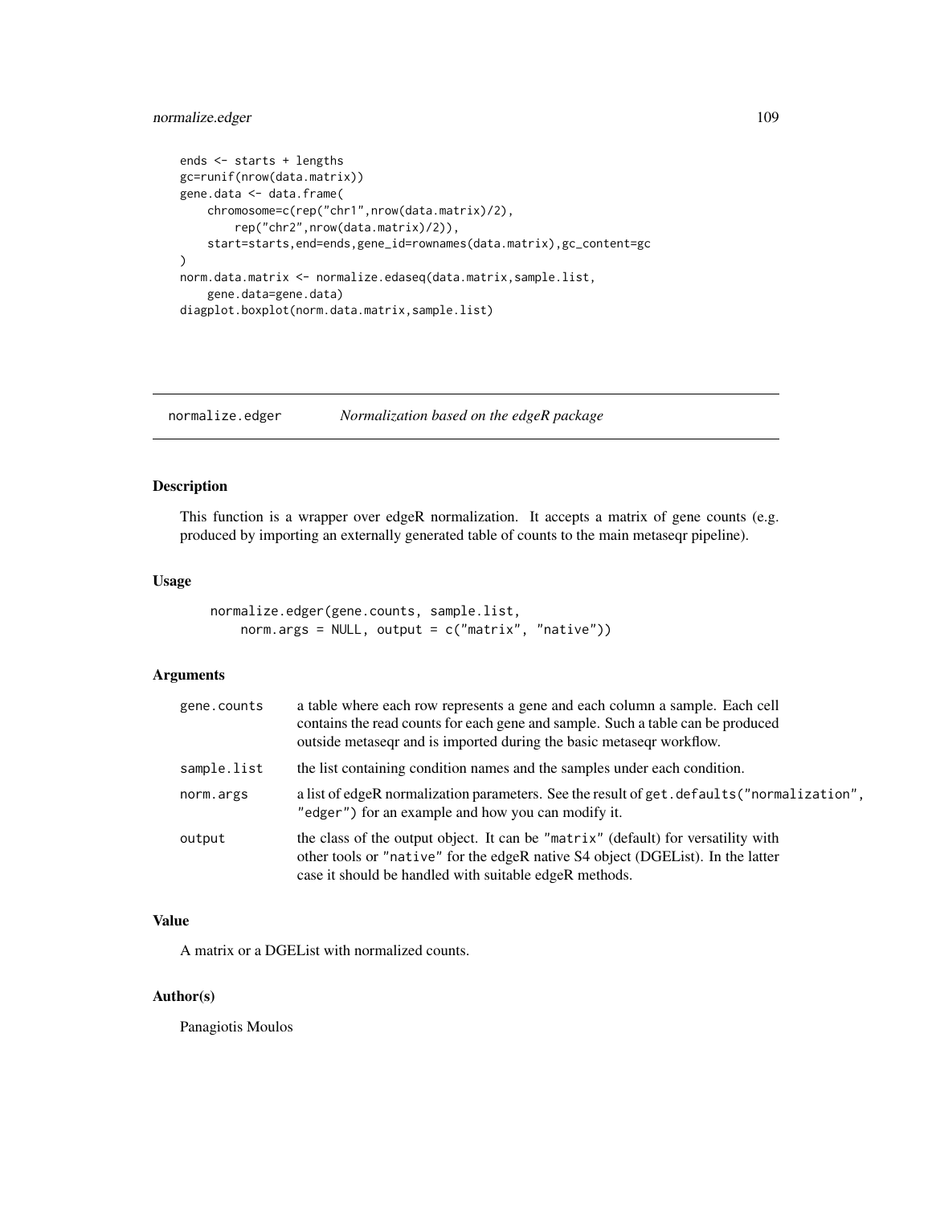```
ends <- starts + lengths
gc=runif(nrow(data.matrix))
gene.data <- data.frame(
    chromosome=c(rep("chr1",nrow(data.matrix)/2),
        rep("chr2",nrow(data.matrix)/2)),
    start=starts,end=ends,gene_id=rownames(data.matrix),gc_content=gc
)
norm.data.matrix <- normalize.edaseq(data.matrix,sample.list,
    gene.data=gene.data)
diagplot.boxplot(norm.data.matrix,sample.list)
```

---

## normalize.edger — *Normalization based on the edgeR package*

### Description

This function is a wrapper over edgeR normalization. It accepts a matrix of gene counts (e.g. produced by importing an externally generated table of counts to the main metaseqr pipeline).

### Usage

```
normalize.edger(gene.counts, sample.list,
    norm.args = NULL, output = c("matrix", "native"))
```

### Arguments

| | |
|---|---|
| gene.counts | a table where each row represents a gene and each column a sample. Each cell contains the read counts for each gene and sample. Such a table can be produced outside metaseqr and is imported during the basic metaseqr workflow. |
| sample.list | the list containing condition names and the samples under each condition. |
| norm.args | a list of edgeR normalization parameters. See the result of `get.defaults("normalization", "edger")` for an example and how you can modify it. |
| output | the class of the output object. It can be `"matrix"` (default) for versatility with other tools or `"native"` for the edgeR native S4 object (DGEList). In the latter case it should be handled with suitable edgeR methods. |

### Value

A matrix or a DGEList with normalized counts.

### Author(s)

Panagiotis Moulos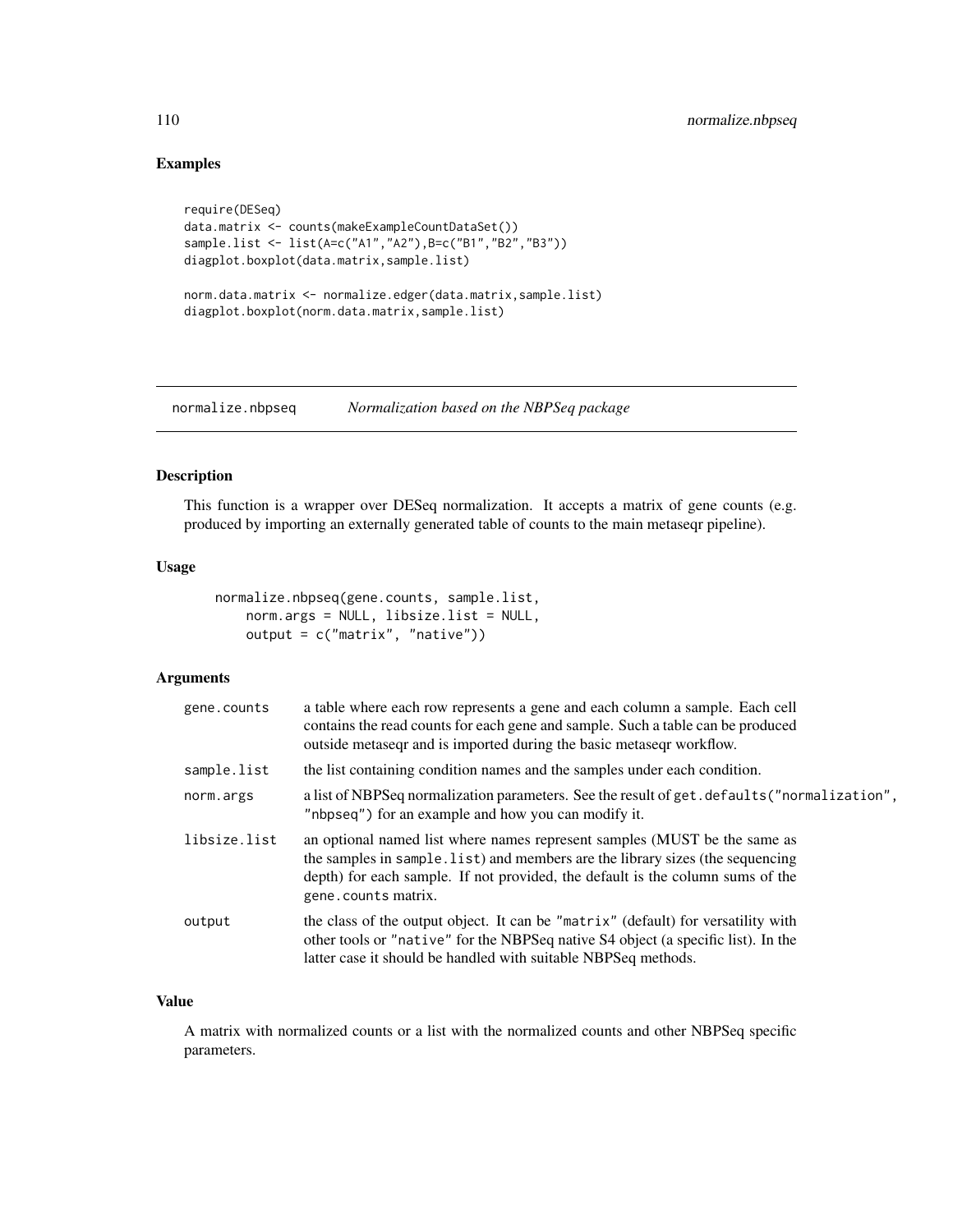### Examples

```
require(DESeq)
data.matrix <- counts(makeExampleCountDataSet())
sample.list <- list(A=c("A1","A2"),B=c("B1","B2","B3"))
diagplot.boxplot(data.matrix,sample.list)

norm.data.matrix <- normalize.edger(data.matrix,sample.list)
diagplot.boxplot(norm.data.matrix,sample.list)
```

---

## normalize.nbpseq *Normalization based on the NBPSeq package*

### Description

This function is a wrapper over DESeq normalization. It accepts a matrix of gene counts (e.g. produced by importing an externally generated table of counts to the main metaseqr pipeline).

### Usage

```
normalize.nbpseq(gene.counts, sample.list,
    norm.args = NULL, libsize.list = NULL,
    output = c("matrix", "native"))
```

### Arguments

| | |
|---|---|
| gene.counts | a table where each row represents a gene and each column a sample. Each cell contains the read counts for each gene and sample. Such a table can be produced outside metaseqr and is imported during the basic metaseqr workflow. |
| sample.list | the list containing condition names and the samples under each condition. |
| norm.args | a list of NBPSeq normalization parameters. See the result of `get.defaults("normalization", "nbpseq")` for an example and how you can modify it. |
| libsize.list | an optional named list where names represent samples (MUST be the same as the samples in `sample.list`) and members are the library sizes (the sequencing depth) for each sample. If not provided, the default is the column sums of the `gene.counts` matrix. |
| output | the class of the output object. It can be `"matrix"` (default) for versatility with other tools or `"native"` for the NBPSeq native S4 object (a specific list). In the latter case it should be handled with suitable NBPSeq methods. |

### Value

A matrix with normalized counts or a list with the normalized counts and other NBPSeq specific parameters.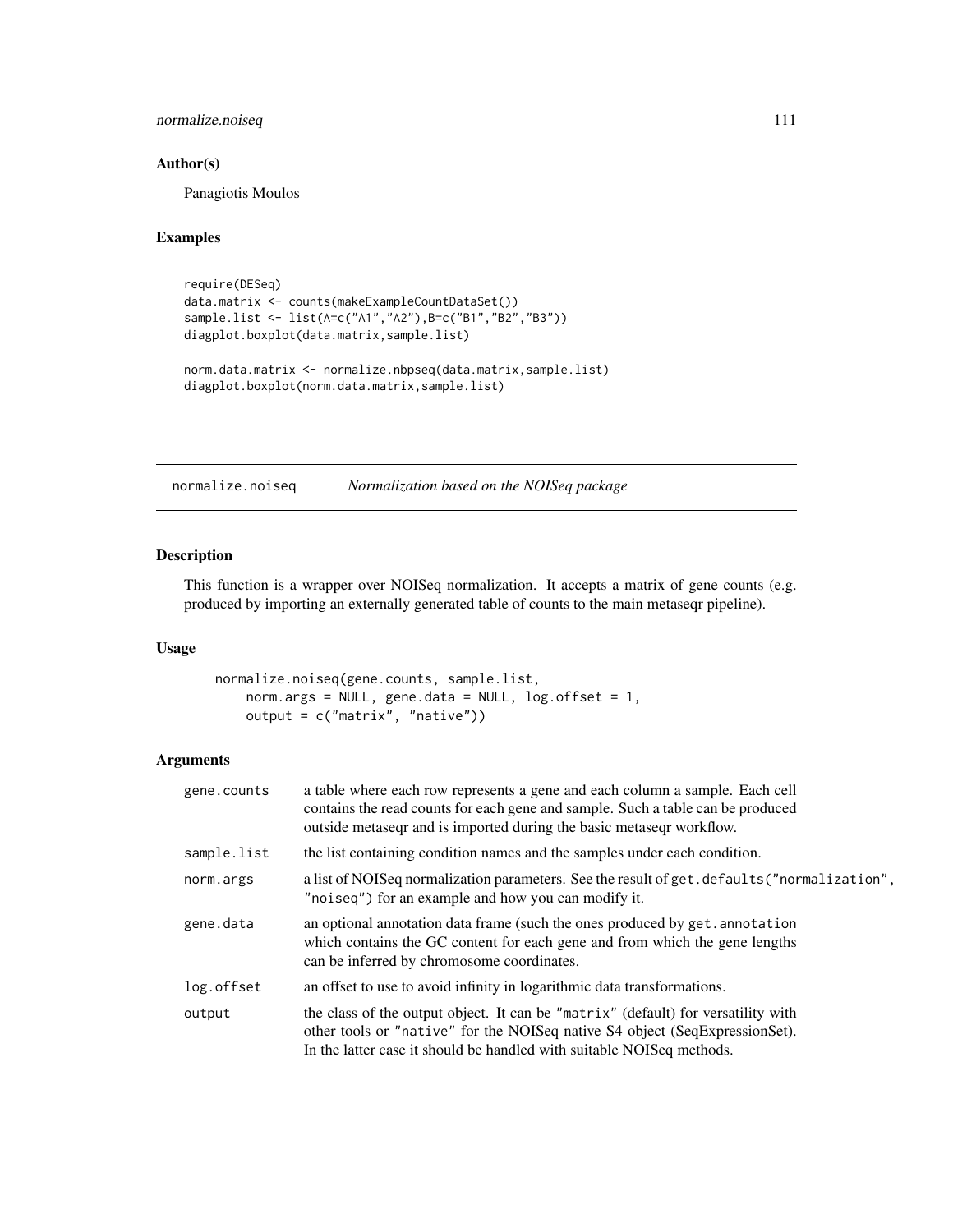### Author(s)

Panagiotis Moulos

### Examples

```
require(DESeq)
data.matrix <- counts(makeExampleCountDataSet())
sample.list <- list(A=c("A1","A2"),B=c("B1","B2","B3"))
diagplot.boxplot(data.matrix,sample.list)

norm.data.matrix <- normalize.nbpseq(data.matrix,sample.list)
diagplot.boxplot(norm.data.matrix,sample.list)
```

---

## normalize.noiseq — *Normalization based on the NOISeq package*

---

### Description

This function is a wrapper over NOISeq normalization. It accepts a matrix of gene counts (e.g. produced by importing an externally generated table of counts to the main metaseqr pipeline).

### Usage

```
normalize.noiseq(gene.counts, sample.list,
    norm.args = NULL, gene.data = NULL, log.offset = 1,
    output = c("matrix", "native"))
```

### Arguments

| | |
|---|---|
| `gene.counts` | a table where each row represents a gene and each column a sample. Each cell contains the read counts for each gene and sample. Such a table can be produced outside metaseqr and is imported during the basic metaseqr workflow. |
| `sample.list` | the list containing condition names and the samples under each condition. |
| `norm.args` | a list of NOISeq normalization parameters. See the result of `get.defaults("normalization", "noiseq")` for an example and how you can modify it. |
| `gene.data` | an optional annotation data frame (such the ones produced by `get.annotation` which contains the GC content for each gene and from which the gene lengths can be inferred by chromosome coordinates. |
| `log.offset` | an offset to use to avoid infinity in logarithmic data transformations. |
| `output` | the class of the output object. It can be `"matrix"` (default) for versatility with other tools or `"native"` for the NOISeq native S4 object (SeqExpressionSet). In the latter case it should be handled with suitable NOISeq methods. |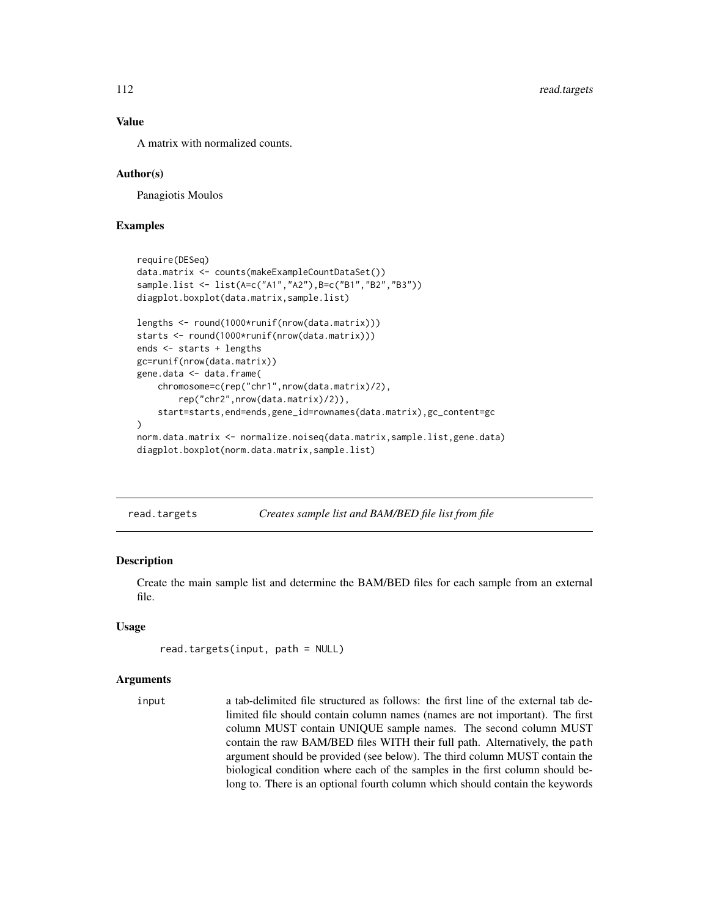### Value

A matrix with normalized counts.

### Author(s)

Panagiotis Moulos

### Examples

```
require(DESeq)
data.matrix <- counts(makeExampleCountDataSet())
sample.list <- list(A=c("A1","A2"),B=c("B1","B2","B3"))
diagplot.boxplot(data.matrix,sample.list)

lengths <- round(1000*runif(nrow(data.matrix)))
starts <- round(1000*runif(nrow(data.matrix)))
ends <- starts + lengths
gc=runif(nrow(data.matrix))
gene.data <- data.frame(
    chromosome=c(rep("chr1",nrow(data.matrix)/2),
        rep("chr2",nrow(data.matrix)/2)),
    start=starts,end=ends,gene_id=rownames(data.matrix),gc_content=gc
)
norm.data.matrix <- normalize.noiseq(data.matrix,sample.list,gene.data)
diagplot.boxplot(norm.data.matrix,sample.list)
```

---

## read.targets — *Creates sample list and BAM/BED file list from file*

---

### Description

Create the main sample list and determine the BAM/BED files for each sample from an external file.

### Usage

```
read.targets(input, path = NULL)
```

### Arguments

`input` a tab-delimited file structured as follows: the first line of the external tab delimited file should contain column names (names are not important). The first column MUST contain UNIQUE sample names. The second column MUST contain the raw BAM/BED files WITH their full path. Alternatively, the `path` argument should be provided (see below). The third column MUST contain the biological condition where each of the samples in the first column should belong to. There is an optional fourth column which should contain the keywords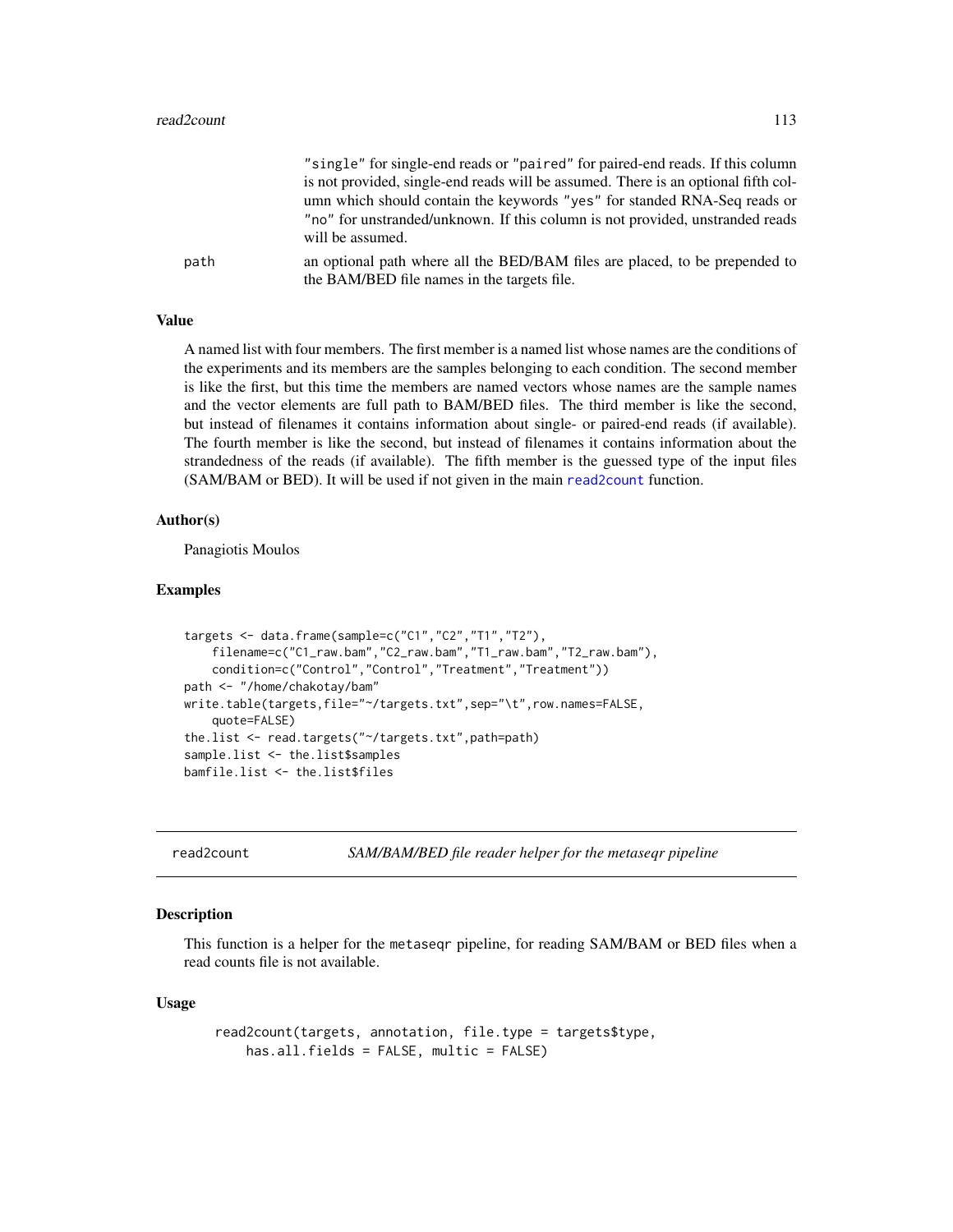"single" for single-end reads or "paired" for paired-end reads. If this column is not provided, single-end reads will be assumed. There is an optional fifth column which should contain the keywords "yes" for standed RNA-Seq reads or "no" for unstranded/unknown. If this column is not provided, unstranded reads will be assumed.

path — an optional path where all the BED/BAM files are placed, to be prepended to the BAM/BED file names in the targets file.

### Value

A named list with four members. The first member is a named list whose names are the conditions of the experiments and its members are the samples belonging to each condition. The second member is like the first, but this time the members are named vectors whose names are the sample names and the vector elements are full path to BAM/BED files. The third member is like the second, but instead of filenames it contains information about single- or paired-end reads (if available). The fourth member is like the second, but instead of filenames it contains information about the strandedness of the reads (if available). The fifth member is the guessed type of the input files (SAM/BAM or BED). It will be used if not given in the main read2count function.

### Author(s)

Panagiotis Moulos

### Examples

```
targets <- data.frame(sample=c("C1","C2","T1","T2"),
    filename=c("C1_raw.bam","C2_raw.bam","T1_raw.bam","T2_raw.bam"),
    condition=c("Control","Control","Treatment","Treatment"))
path <- "/home/chakotay/bam"
write.table(targets,file="~/targets.txt",sep="\t",row.names=FALSE,
    quote=FALSE)
the.list <- read.targets("~/targets.txt",path=path)
sample.list <- the.list$samples
bamfile.list <- the.list$files
```

---

## read2count — *SAM/BAM/BED file reader helper for the metaseqr pipeline*

### Description

This function is a helper for the metaseqr pipeline, for reading SAM/BAM or BED files when a read counts file is not available.

### Usage

```
read2count(targets, annotation, file.type = targets$type,
    has.all.fields = FALSE, multic = FALSE)
```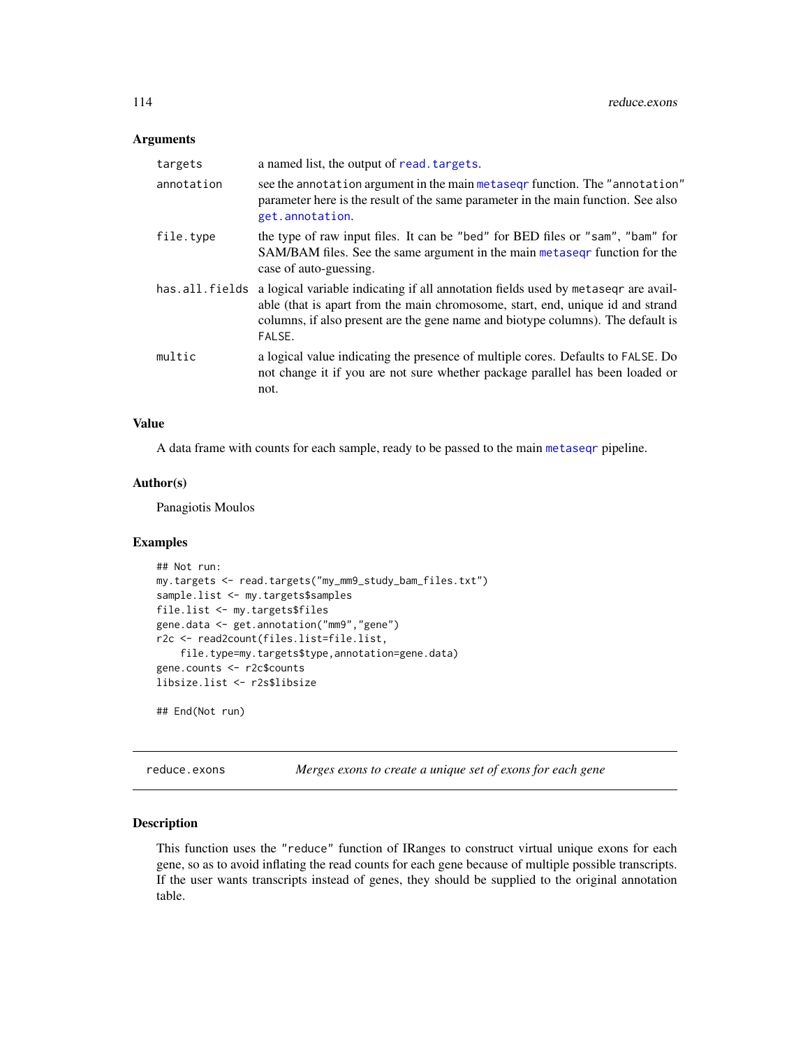### Arguments

| | |
|---|---|
| `targets` | a named list, the output of `read.targets`. |
| `annotation` | see the `annotation` argument in the main `metaseqr` function. The `"annotation"` parameter here is the result of the same parameter in the main function. See also `get.annotation`. |
| `file.type` | the type of raw input files. It can be `"bed"` for BED files or `"sam"`, `"bam"` for SAM/BAM files. See the same argument in the main `metaseqr` function for the case of auto-guessing. |
| `has.all.fields` | a logical variable indicating if all annotation fields used by `metaseqr` are available (that is apart from the main chromosome, start, end, unique id and strand columns, if also present are the gene name and biotype columns). The default is `FALSE`. |
| `multic` | a logical value indicating the presence of multiple cores. Defaults to `FALSE`. Do not change it if you are not sure whether package parallel has been loaded or not. |

### Value

A data frame with counts for each sample, ready to be passed to the main `metaseqr` pipeline.

### Author(s)

Panagiotis Moulos

### Examples

```
## Not run:
my.targets <- read.targets("my_mm9_study_bam_files.txt")
sample.list <- my.targets$samples
file.list <- my.targets$files
gene.data <- get.annotation("mm9","gene")
r2c <- read2count(files.list=file.list,
    file.type=my.targets$type,annotation=gene.data)
gene.counts <- r2c$counts
libsize.list <- r2s$libsize

## End(Not run)
```

---

## reduce.exons — *Merges exons to create a unique set of exons for each gene*

### Description

This function uses the `"reduce"` function of IRanges to construct virtual unique exons for each gene, so as to avoid inflating the read counts for each gene because of multiple possible transcripts. If the user wants transcripts instead of genes, they should be supplied to the original annotation table.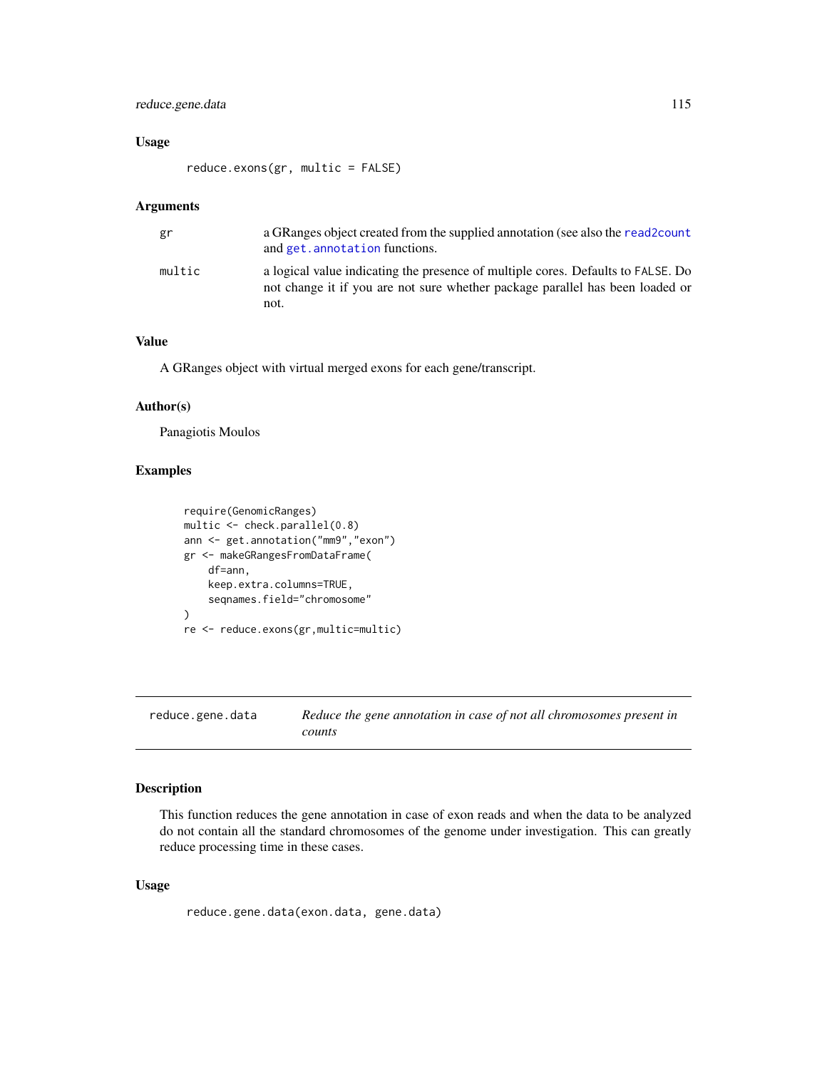### Usage

```
reduce.exons(gr, multic = FALSE)
```

### Arguments

| | |
|---|---|
| gr | a GRanges object created from the supplied annotation (see also the read2count and get.annotation functions. |
| multic | a logical value indicating the presence of multiple cores. Defaults to FALSE. Do not change it if you are not sure whether package parallel has been loaded or not. |

### Value

A GRanges object with virtual merged exons for each gene/transcript.

### Author(s)

Panagiotis Moulos

### Examples

```
require(GenomicRanges)
multic <- check.parallel(0.8)
ann <- get.annotation("mm9","exon")
gr <- makeGRangesFromDataFrame(
    df=ann,
    keep.extra.columns=TRUE,
    seqnames.field="chromosome"
)
re <- reduce.exons(gr,multic=multic)
```

---

## reduce.gene.data *Reduce the gene annotation in case of not all chromosomes present in counts*

---

### Description

This function reduces the gene annotation in case of exon reads and when the data to be analyzed do not contain all the standard chromosomes of the genome under investigation. This can greatly reduce processing time in these cases.

### Usage

```
reduce.gene.data(exon.data, gene.data)
```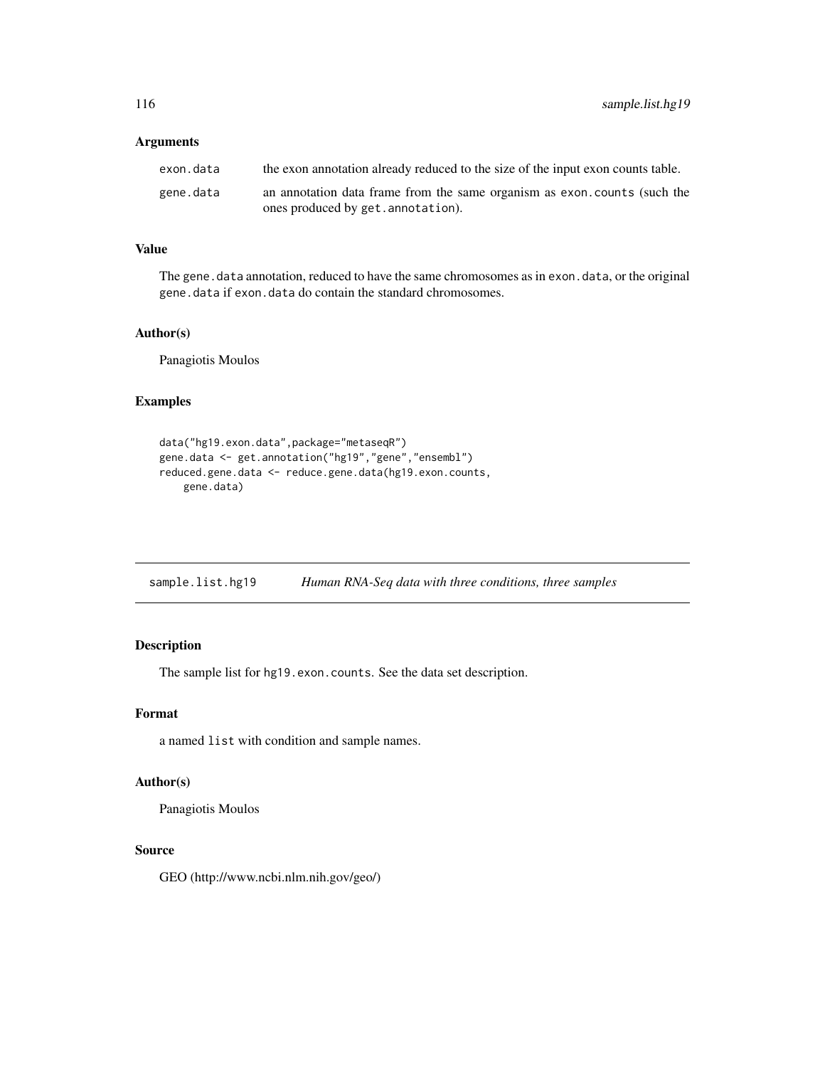### Arguments

| | |
|---|---|
| exon.data | the exon annotation already reduced to the size of the input exon counts table. |
| gene.data | an annotation data frame from the same organism as exon.counts (such the ones produced by get.annotation). |

### Value

The gene.data annotation, reduced to have the same chromosomes as in exon.data, or the original gene.data if exon.data do contain the standard chromosomes.

### Author(s)

Panagiotis Moulos

### Examples

```
data("hg19.exon.data",package="metaseqR")
gene.data <- get.annotation("hg19","gene","ensembl")
reduced.gene.data <- reduce.gene.data(hg19.exon.counts,
    gene.data)
```

---

## sample.list.hg19 — *Human RNA-Seq data with three conditions, three samples*

---

### Description

The sample list for hg19.exon.counts. See the data set description.

### Format

a named list with condition and sample names.

### Author(s)

Panagiotis Moulos

### Source

GEO (http://www.ncbi.nlm.nih.gov/geo/)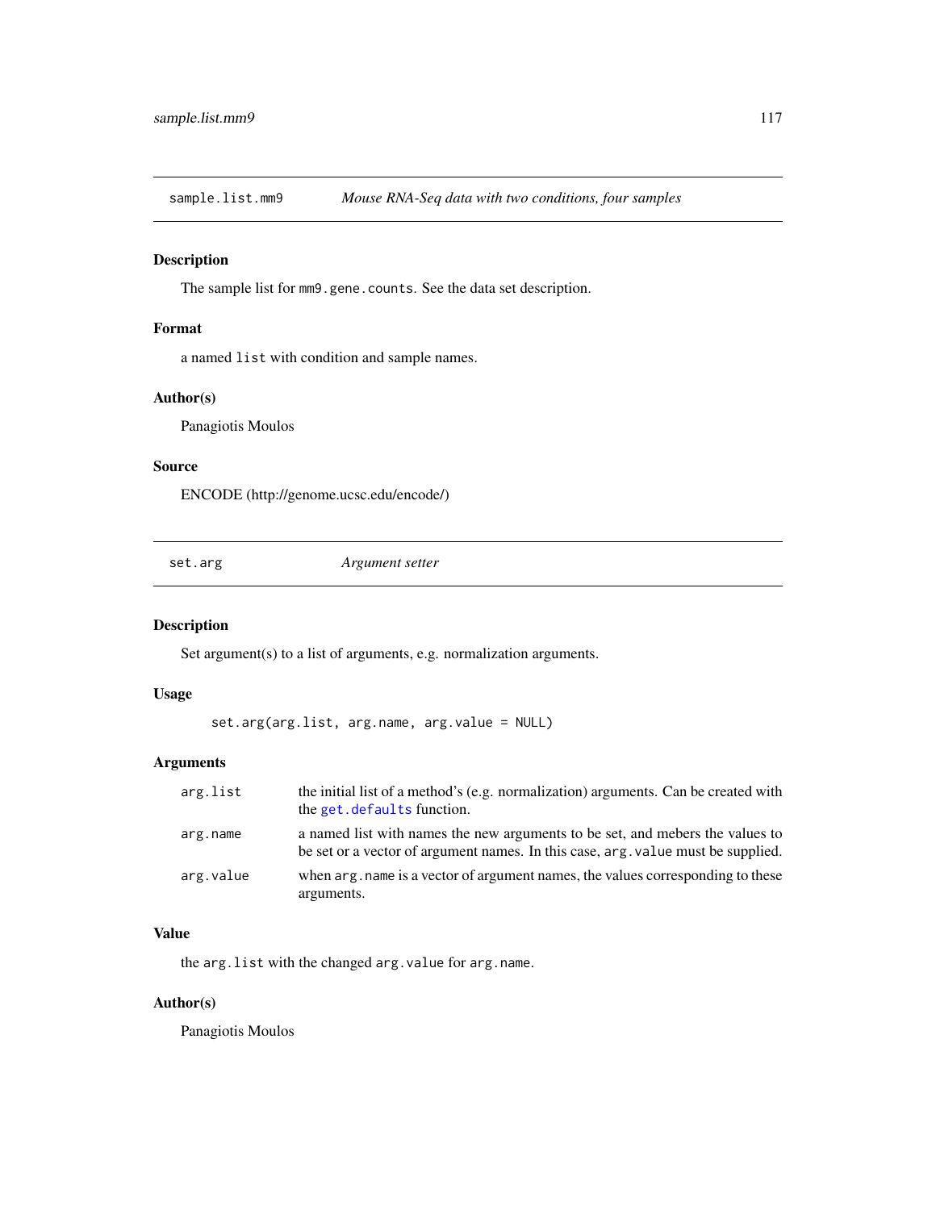## sample.list.mm9 — *Mouse RNA-Seq data with two conditions, four samples*

### Description

The sample list for `mm9.gene.counts`. See the data set description.

### Format

a named `list` with condition and sample names.

### Author(s)

Panagiotis Moulos

### Source

ENCODE (http://genome.ucsc.edu/encode/)

## set.arg — *Argument setter*

### Description

Set argument(s) to a list of arguments, e.g. normalization arguments.

### Usage

```
set.arg(arg.list, arg.name, arg.value = NULL)
```

### Arguments

| | |
|---|---|
| `arg.list` | the initial list of a method's (e.g. normalization) arguments. Can be created with the `get.defaults` function. |
| `arg.name` | a named list with names the new arguments to be set, and mebers the values to be set or a vector of argument names. In this case, `arg.value` must be supplied. |
| `arg.value` | when `arg.name` is a vector of argument names, the values corresponding to these arguments. |

### Value

the `arg.list` with the changed `arg.value` for `arg.name`.

### Author(s)

Panagiotis Moulos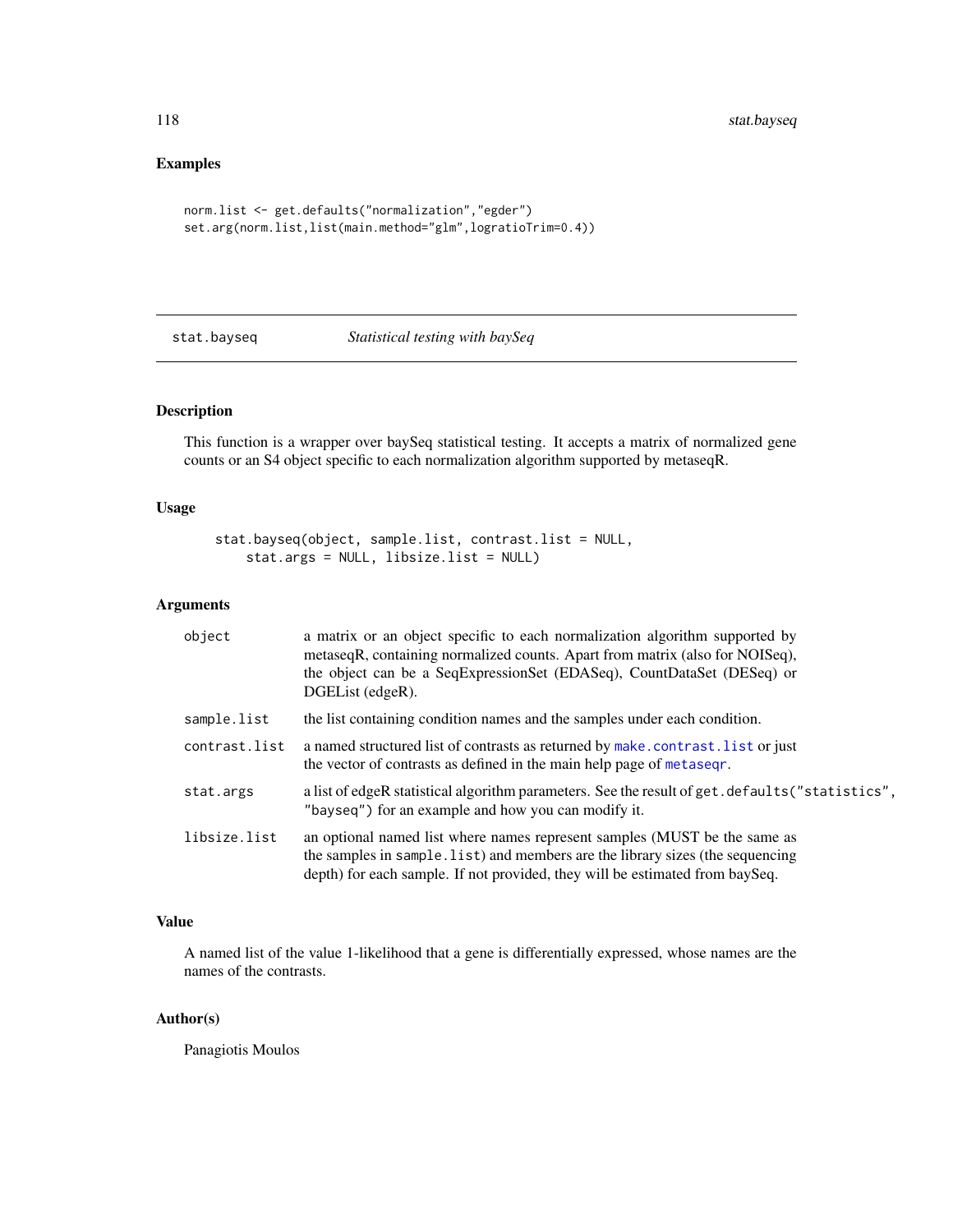## Examples

```
norm.list <- get.defaults("normalization","egder")
set.arg(norm.list,list(main.method="glm",logratioTrim=0.4))
```

---

# stat.bayseq — *Statistical testing with baySeq*

---

## Description

This function is a wrapper over baySeq statistical testing. It accepts a matrix of normalized gene counts or an S4 object specific to each normalization algorithm supported by metaseqR.

## Usage

```
stat.bayseq(object, sample.list, contrast.list = NULL,
    stat.args = NULL, libsize.list = NULL)
```

## Arguments

| | |
|---|---|
| `object` | a matrix or an object specific to each normalization algorithm supported by metaseqR, containing normalized counts. Apart from matrix (also for NOISeq), the object can be a SeqExpressionSet (EDASeq), CountDataSet (DESeq) or DGEList (edgeR). |
| `sample.list` | the list containing condition names and the samples under each condition. |
| `contrast.list` | a named structured list of contrasts as returned by `make.contrast.list` or just the vector of contrasts as defined in the main help page of `metaseqr`. |
| `stat.args` | a list of edgeR statistical algorithm parameters. See the result of `get.defaults("statistics", "bayseq")` for an example and how you can modify it. |
| `libsize.list` | an optional named list where names represent samples (MUST be the same as the samples in `sample.list`) and members are the library sizes (the sequencing depth) for each sample. If not provided, they will be estimated from baySeq. |

## Value

A named list of the value 1-likelihood that a gene is differentially expressed, whose names are the names of the contrasts.

## Author(s)

Panagiotis Moulos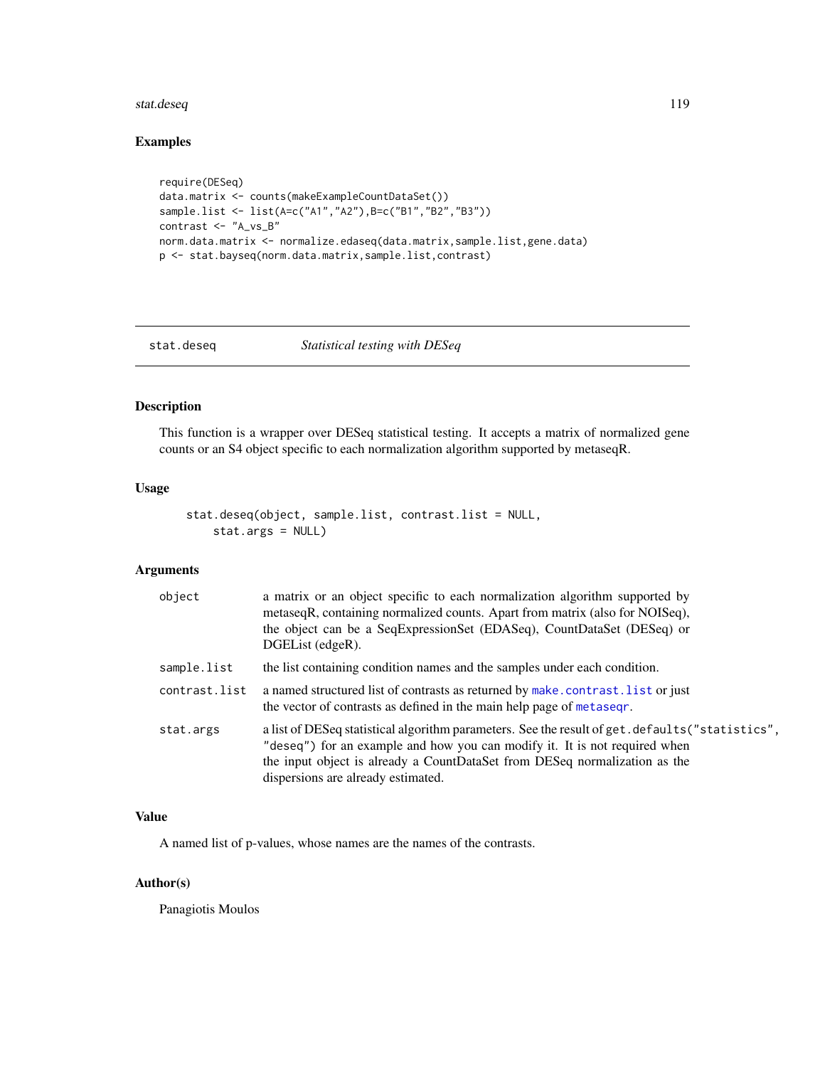## Examples

```
require(DESeq)
data.matrix <- counts(makeExampleCountDataSet())
sample.list <- list(A=c("A1","A2"),B=c("B1","B2","B3"))
contrast <- "A_vs_B"
norm.data.matrix <- normalize.edaseq(data.matrix,sample.list,gene.data)
p <- stat.bayseq(norm.data.matrix,sample.list,contrast)
```

---

# stat.deseq *Statistical testing with DESeq*

---

## Description

This function is a wrapper over DESeq statistical testing. It accepts a matrix of normalized gene counts or an S4 object specific to each normalization algorithm supported by metaseqR.

## Usage

```
stat.deseq(object, sample.list, contrast.list = NULL,
    stat.args = NULL)
```

## Arguments

| | |
|---|---|
| `object` | a matrix or an object specific to each normalization algorithm supported by metaseqR, containing normalized counts. Apart from matrix (also for NOISeq), the object can be a SeqExpressionSet (EDASeq), CountDataSet (DESeq) or DGEList (edgeR). |
| `sample.list` | the list containing condition names and the samples under each condition. |
| `contrast.list` | a named structured list of contrasts as returned by `make.contrast.list` or just the vector of contrasts as defined in the main help page of `metaseqr`. |
| `stat.args` | a list of DESeq statistical algorithm parameters. See the result of `get.defaults("statistics", "deseq")` for an example and how you can modify it. It is not required when the input object is already a CountDataSet from DESeq normalization as the dispersions are already estimated. |

## Value

A named list of p-values, whose names are the names of the contrasts.

## Author(s)

Panagiotis Moulos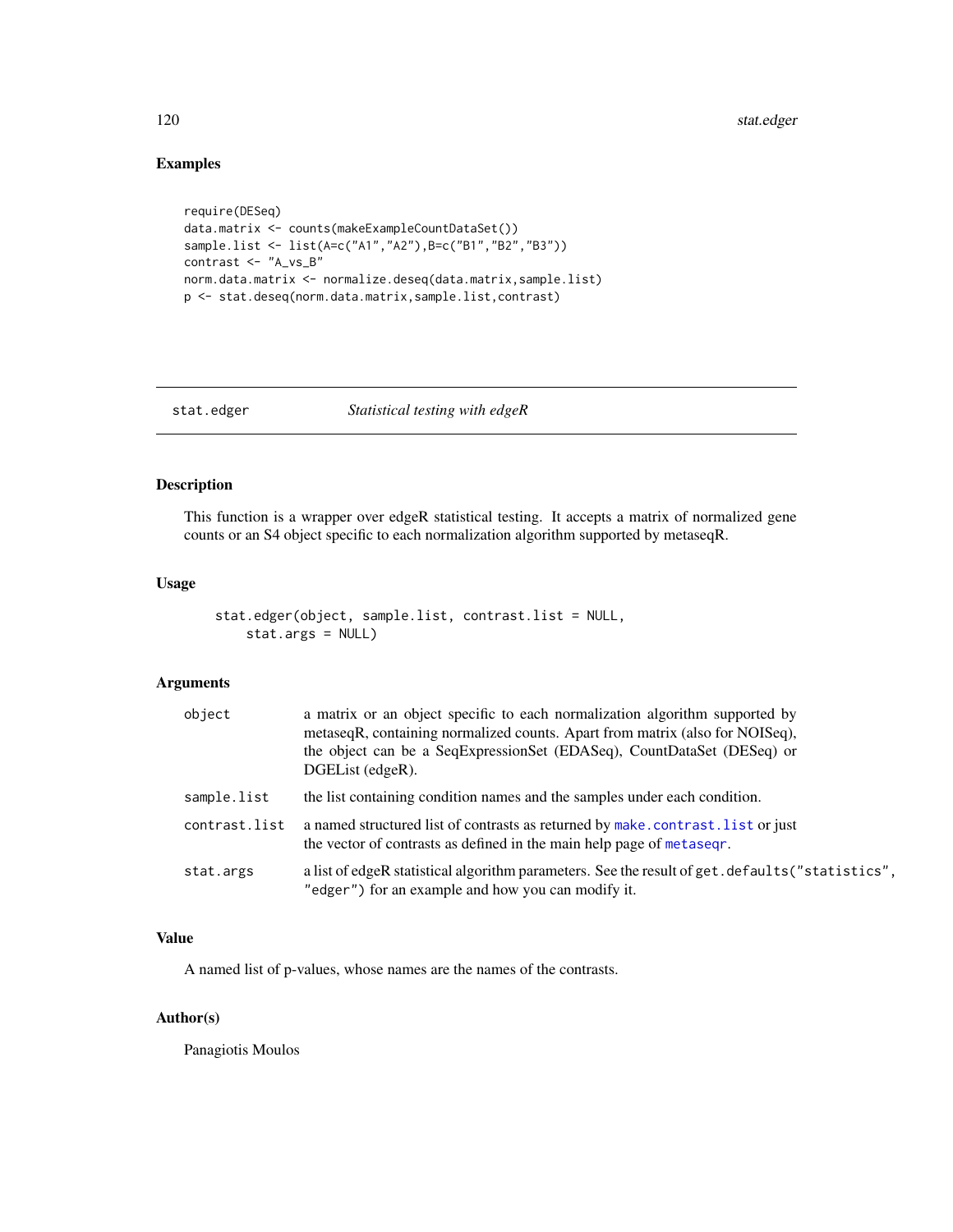## Examples

```
require(DESeq)
data.matrix <- counts(makeExampleCountDataSet())
sample.list <- list(A=c("A1","A2"),B=c("B1","B2","B3"))
contrast <- "A_vs_B"
norm.data.matrix <- normalize.deseq(data.matrix,sample.list)
p <- stat.deseq(norm.data.matrix,sample.list,contrast)
```

---

# stat.edger — *Statistical testing with edgeR*

---

## Description

This function is a wrapper over edgeR statistical testing. It accepts a matrix of normalized gene counts or an S4 object specific to each normalization algorithm supported by metaseqR.

## Usage

```
stat.edger(object, sample.list, contrast.list = NULL,
    stat.args = NULL)
```

## Arguments

| | |
|---|---|
| `object` | a matrix or an object specific to each normalization algorithm supported by metaseqR, containing normalized counts. Apart from matrix (also for NOISeq), the object can be a SeqExpressionSet (EDASeq), CountDataSet (DESeq) or DGEList (edgeR). |
| `sample.list` | the list containing condition names and the samples under each condition. |
| `contrast.list` | a named structured list of contrasts as returned by `make.contrast.list` or just the vector of contrasts as defined in the main help page of `metaseqr`. |
| `stat.args` | a list of edgeR statistical algorithm parameters. See the result of `get.defaults("statistics", "edger")` for an example and how you can modify it. |

## Value

A named list of p-values, whose names are the names of the contrasts.

## Author(s)

Panagiotis Moulos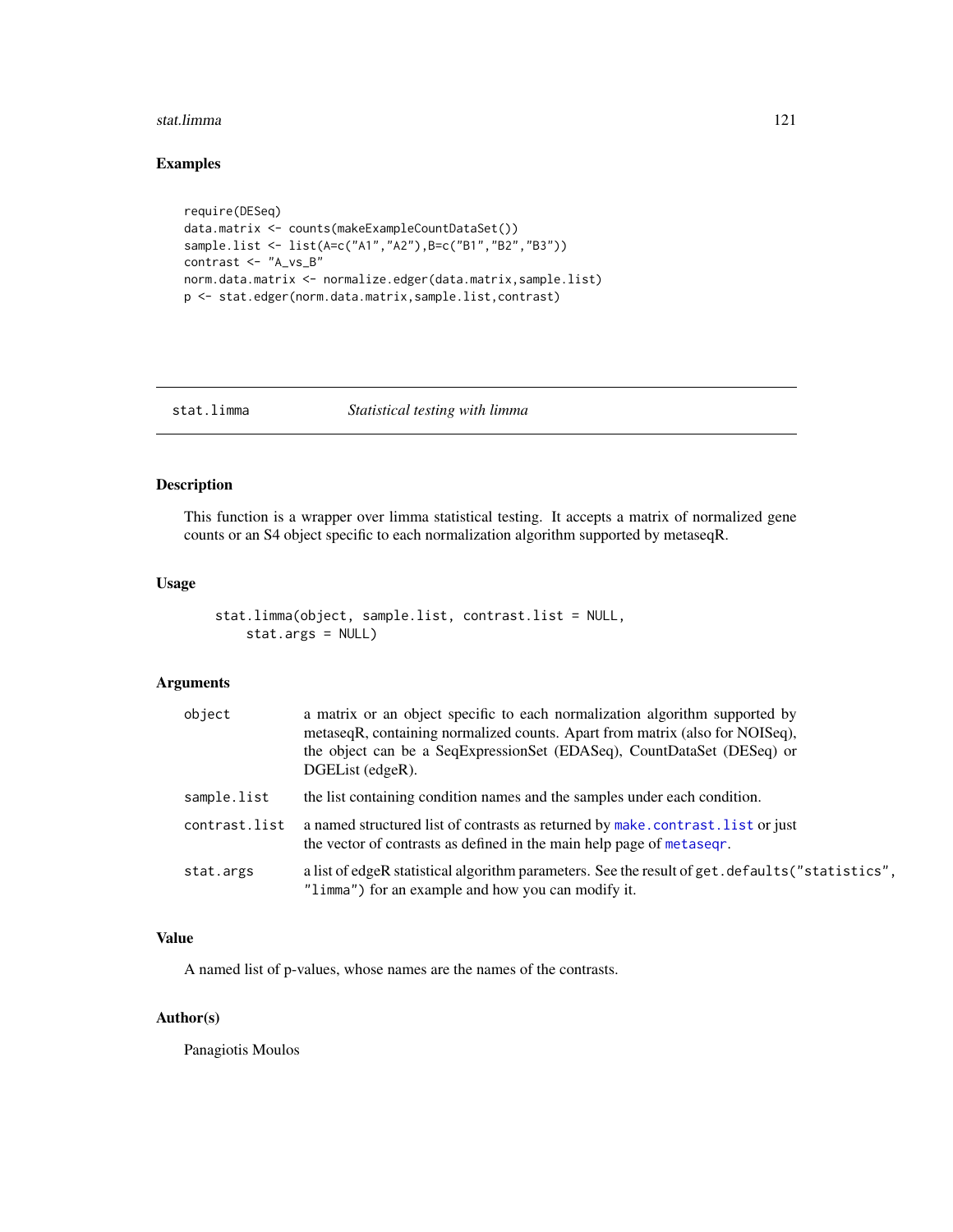## Examples

```
require(DESeq)
data.matrix <- counts(makeExampleCountDataSet())
sample.list <- list(A=c("A1","A2"),B=c("B1","B2","B3"))
contrast <- "A_vs_B"
norm.data.matrix <- normalize.edger(data.matrix,sample.list)
p <- stat.edger(norm.data.matrix,sample.list,contrast)
```

---

# stat.limma *Statistical testing with limma*

---

## Description

This function is a wrapper over limma statistical testing. It accepts a matrix of normalized gene counts or an S4 object specific to each normalization algorithm supported by metaseqR.

## Usage

```
stat.limma(object, sample.list, contrast.list = NULL,
    stat.args = NULL)
```

## Arguments

| | |
|---|---|
| `object` | a matrix or an object specific to each normalization algorithm supported by metaseqR, containing normalized counts. Apart from matrix (also for NOISeq), the object can be a SeqExpressionSet (EDASeq), CountDataSet (DESeq) or DGEList (edgeR). |
| `sample.list` | the list containing condition names and the samples under each condition. |
| `contrast.list` | a named structured list of contrasts as returned by `make.contrast.list` or just the vector of contrasts as defined in the main help page of `metaseqr`. |
| `stat.args` | a list of edgeR statistical algorithm parameters. See the result of `get.defaults("statistics", "limma")` for an example and how you can modify it. |

## Value

A named list of p-values, whose names are the names of the contrasts.

## Author(s)

Panagiotis Moulos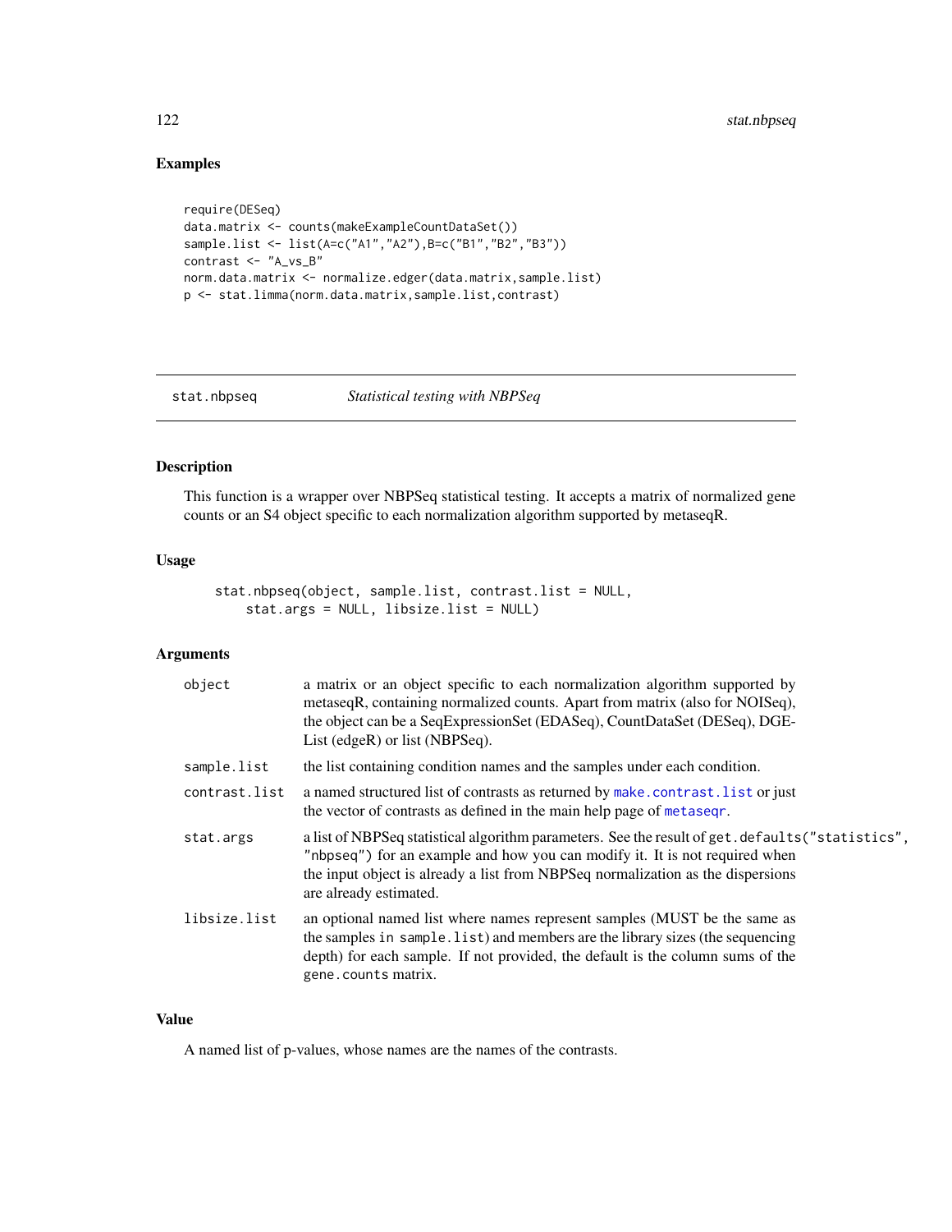## Examples

```
require(DESeq)
data.matrix <- counts(makeExampleCountDataSet())
sample.list <- list(A=c("A1","A2"),B=c("B1","B2","B3"))
contrast <- "A_vs_B"
norm.data.matrix <- normalize.edger(data.matrix,sample.list)
p <- stat.limma(norm.data.matrix,sample.list,contrast)
```

---

# stat.nbpseq — *Statistical testing with NBPSeq*

## Description

This function is a wrapper over NBPSeq statistical testing. It accepts a matrix of normalized gene counts or an S4 object specific to each normalization algorithm supported by metaseqR.

## Usage

```
stat.nbpseq(object, sample.list, contrast.list = NULL,
    stat.args = NULL, libsize.list = NULL)
```

## Arguments

| | |
|---|---|
| `object` | a matrix or an object specific to each normalization algorithm supported by metaseqR, containing normalized counts. Apart from matrix (also for NOISeq), the object can be a SeqExpressionSet (EDASeq), CountDataSet (DESeq), DGEList (edgeR) or list (NBPSeq). |
| `sample.list` | the list containing condition names and the samples under each condition. |
| `contrast.list` | a named structured list of contrasts as returned by `make.contrast.list` or just the vector of contrasts as defined in the main help page of `metaseqr`. |
| `stat.args` | a list of NBPSeq statistical algorithm parameters. See the result of `get.defaults("statistics", "nbpseq")` for an example and how you can modify it. It is not required when the input object is already a list from NBPSeq normalization as the dispersions are already estimated. |
| `libsize.list` | an optional named list where names represent samples (MUST be the same as the samples in `sample.list`) and members are the library sizes (the sequencing depth) for each sample. If not provided, the default is the column sums of the `gene.counts` matrix. |

## Value

A named list of p-values, whose names are the names of the contrasts.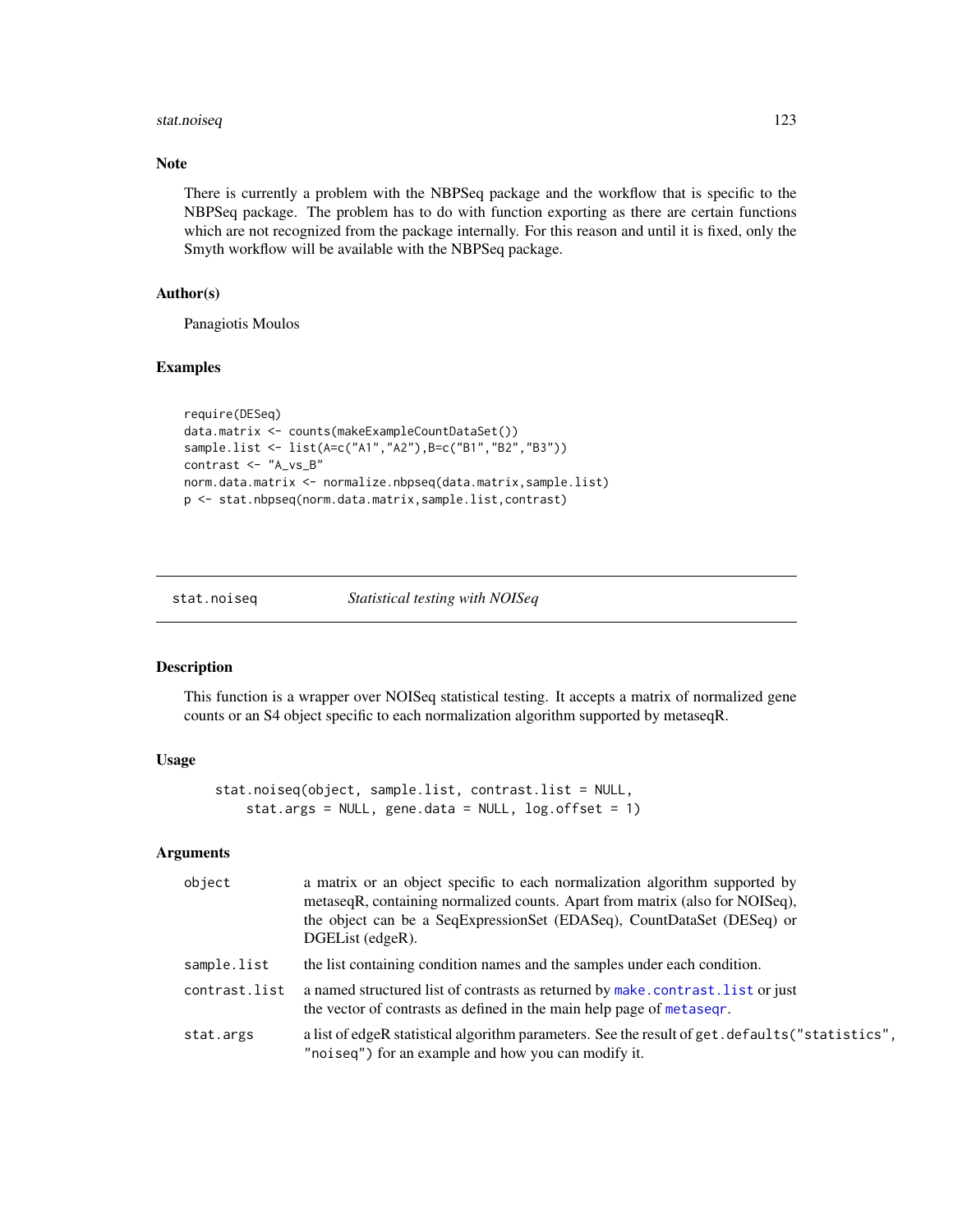## Note

There is currently a problem with the NBPSeq package and the workflow that is specific to the NBPSeq package. The problem has to do with function exporting as there are certain functions which are not recognized from the package internally. For this reason and until it is fixed, only the Smyth workflow will be available with the NBPSeq package.

## Author(s)

Panagiotis Moulos

## Examples

```
require(DESeq)
data.matrix <- counts(makeExampleCountDataSet())
sample.list <- list(A=c("A1","A2"),B=c("B1","B2","B3"))
contrast <- "A_vs_B"
norm.data.matrix <- normalize.nbpseq(data.matrix,sample.list)
p <- stat.nbpseq(norm.data.matrix,sample.list,contrast)
```

---

# stat.noiseq *Statistical testing with NOISeq*

## Description

This function is a wrapper over NOISeq statistical testing. It accepts a matrix of normalized gene counts or an S4 object specific to each normalization algorithm supported by metaseqR.

## Usage

```
stat.noiseq(object, sample.list, contrast.list = NULL,
    stat.args = NULL, gene.data = NULL, log.offset = 1)
```

## Arguments

| | |
|---|---|
| `object` | a matrix or an object specific to each normalization algorithm supported by metaseqR, containing normalized counts. Apart from matrix (also for NOISeq), the object can be a SeqExpressionSet (EDASeq), CountDataSet (DESeq) or DGEList (edgeR). |
| `sample.list` | the list containing condition names and the samples under each condition. |
| `contrast.list` | a named structured list of contrasts as returned by `make.contrast.list` or just the vector of contrasts as defined in the main help page of `metaseqr`. |
| `stat.args` | a list of edgeR statistical algorithm parameters. See the result of `get.defaults("statistics", "noiseq")` for an example and how you can modify it. |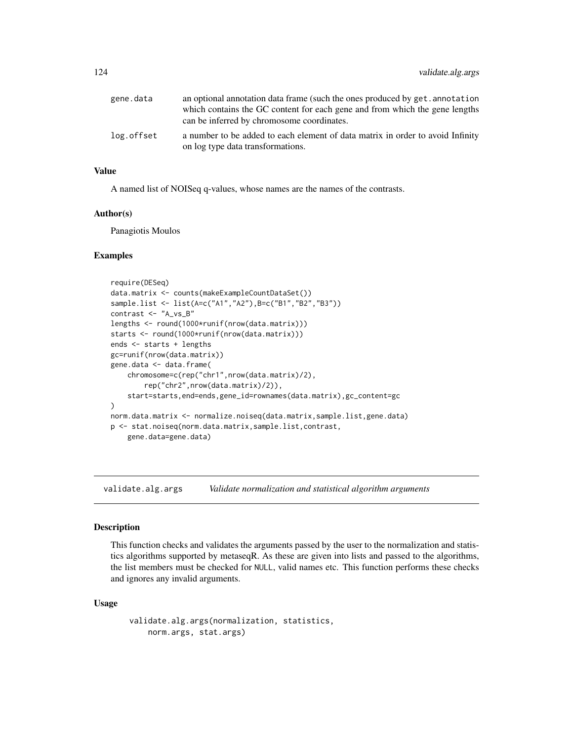| | |
|---|---|
| gene.data | an optional annotation data frame (such the ones produced by get.annotation which contains the GC content for each gene and from which the gene lengths can be inferred by chromosome coordinates. |
| log.offset | a number to be added to each element of data matrix in order to avoid Infinity on log type data transformations. |

### Value

A named list of NOISeq q-values, whose names are the names of the contrasts.

### Author(s)

Panagiotis Moulos

### Examples

```
require(DESeq)
data.matrix <- counts(makeExampleCountDataSet())
sample.list <- list(A=c("A1","A2"),B=c("B1","B2","B3"))
contrast <- "A_vs_B"
lengths <- round(1000*runif(nrow(data.matrix)))
starts <- round(1000*runif(nrow(data.matrix)))
ends <- starts + lengths
gc=runif(nrow(data.matrix))
gene.data <- data.frame(
    chromosome=c(rep("chr1",nrow(data.matrix)/2),
        rep("chr2",nrow(data.matrix)/2)),
    start=starts,end=ends,gene_id=rownames(data.matrix),gc_content=gc
)
norm.data.matrix <- normalize.noiseq(data.matrix,sample.list,gene.data)
p <- stat.noiseq(norm.data.matrix,sample.list,contrast,
    gene.data=gene.data)
```

---

## validate.alg.args *Validate normalization and statistical algorithm arguments*

---

### Description

This function checks and validates the arguments passed by the user to the normalization and statistics algorithms supported by metaseqR. As these are given into lists and passed to the algorithms, the list members must be checked for NULL, valid names etc. This function performs these checks and ignores any invalid arguments.

### Usage

```
validate.alg.args(normalization, statistics,
    norm.args, stat.args)
```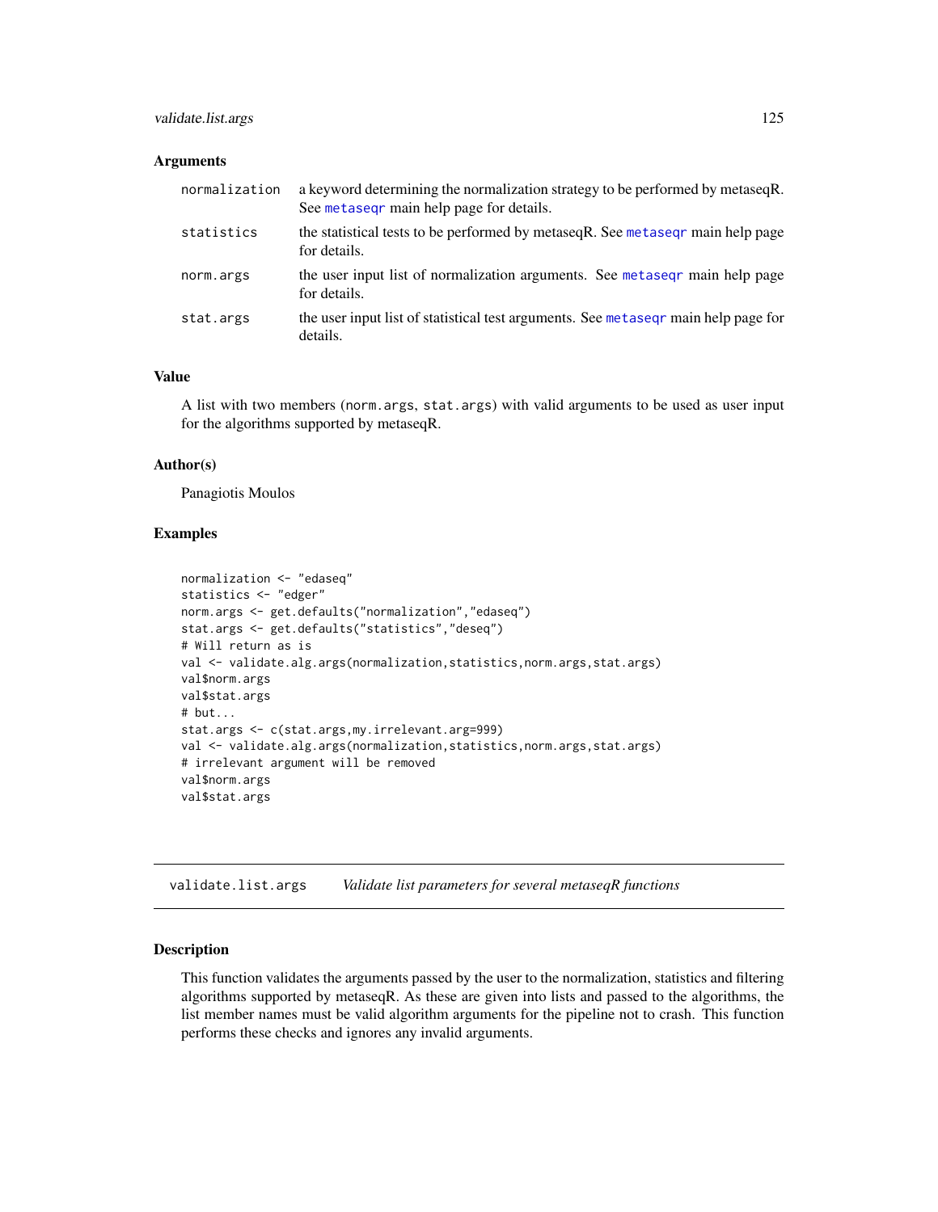### Arguments

| | |
|---|---|
| normalization | a keyword determining the normalization strategy to be performed by metaseqR. See metaseqr main help page for details. |
| statistics | the statistical tests to be performed by metaseqR. See metaseqr main help page for details. |
| norm.args | the user input list of normalization arguments. See metaseqr main help page for details. |
| stat.args | the user input list of statistical test arguments. See metaseqr main help page for details. |

### Value

A list with two members (norm.args, stat.args) with valid arguments to be used as user input for the algorithms supported by metaseqR.

### Author(s)

Panagiotis Moulos

### Examples

```
normalization <- "edaseq"
statistics <- "edger"
norm.args <- get.defaults("normalization","edaseq")
stat.args <- get.defaults("statistics","deseq")
# Will return as is
val <- validate.alg.args(normalization,statistics,norm.args,stat.args)
val$norm.args
val$stat.args
# but...
stat.args <- c(stat.args,my.irrelevant.arg=999)
val <- validate.alg.args(normalization,statistics,norm.args,stat.args)
# irrelevant argument will be removed
val$norm.args
val$stat.args
```

---

## validate.list.args — *Validate list parameters for several metaseqR functions*

### Description

This function validates the arguments passed by the user to the normalization, statistics and filtering algorithms supported by metaseqR. As these are given into lists and passed to the algorithms, the list member names must be valid algorithm arguments for the pipeline not to crash. This function performs these checks and ignores any invalid arguments.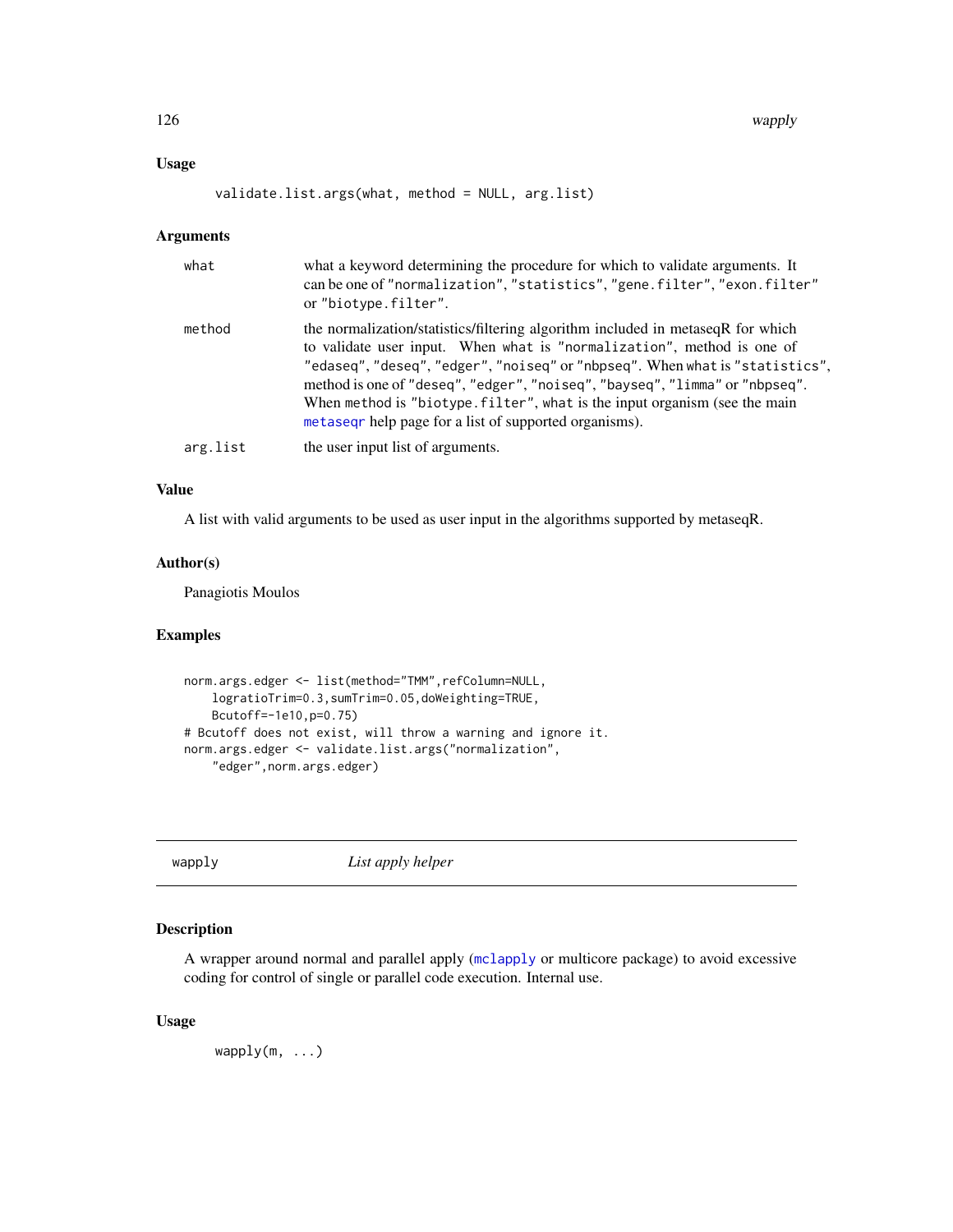### Usage

```
validate.list.args(what, method = NULL, arg.list)
```

### Arguments

| | |
|---|---|
| what | what a keyword determining the procedure for which to validate arguments. It can be one of "normalization", "statistics", "gene.filter", "exon.filter" or "biotype.filter". |
| method | the normalization/statistics/filtering algorithm included in metaseqR for which to validate user input. When what is "normalization", method is one of "edaseq", "deseq", "edger", "noiseq" or "nbpseq". When what is "statistics", method is one of "deseq", "edger", "noiseq", "bayseq", "limma" or "nbpseq". When method is "biotype.filter", what is the input organism (see the main metaseqr help page for a list of supported organisms). |
| arg.list | the user input list of arguments. |

### Value

A list with valid arguments to be used as user input in the algorithms supported by metaseqR.

### Author(s)

Panagiotis Moulos

### Examples

```
norm.args.edger <- list(method="TMM",refColumn=NULL,
    logratioTrim=0.3,sumTrim=0.05,doWeighting=TRUE,
    Bcutoff=-1e10,p=0.75)
# Bcutoff does not exist, will throw a warning and ignore it.
norm.args.edger <- validate.list.args("normalization",
    "edger",norm.args.edger)
```

---

## wapply *List apply helper*

### Description

A wrapper around normal and parallel apply (mclapply or multicore package) to avoid excessive coding for control of single or parallel code execution. Internal use.

### Usage

```
wapply(m, ...)
```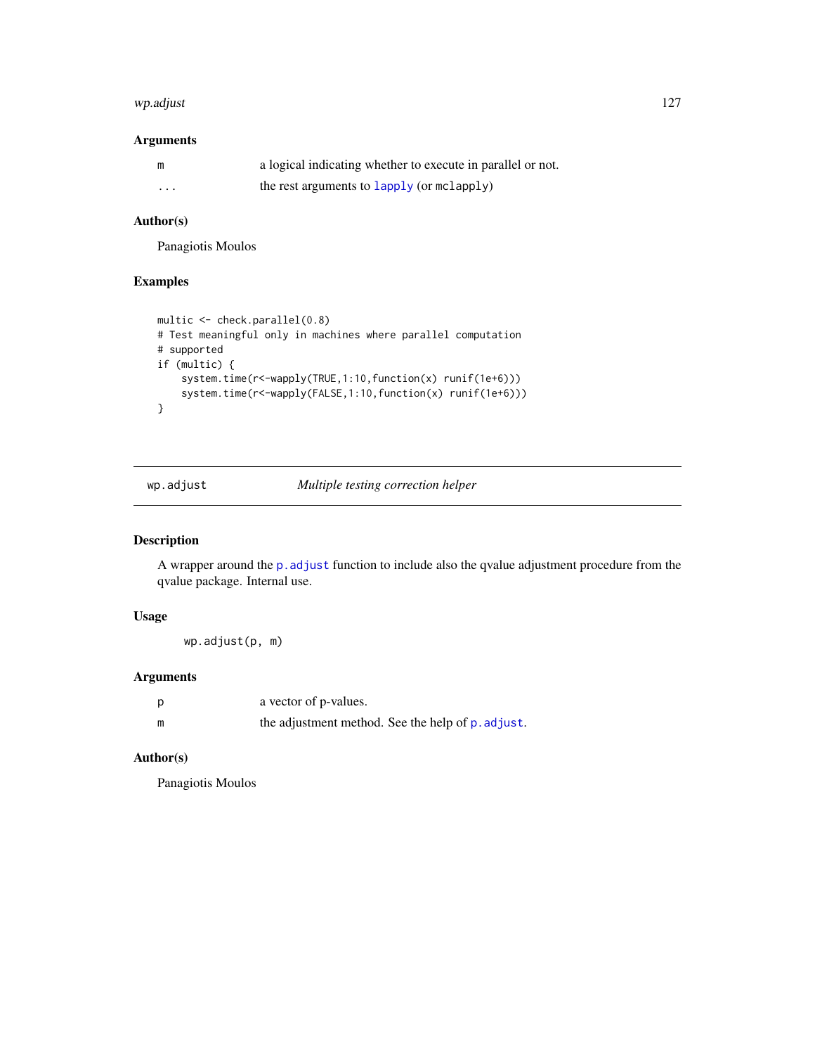### Arguments

| | |
|---|---|
| m | a logical indicating whether to execute in parallel or not. |
| ... | the rest arguments to lapply (or mclapply) |

### Author(s)

Panagiotis Moulos

### Examples

```
multic <- check.parallel(0.8)
# Test meaningful only in machines where parallel computation
# supported
if (multic) {
    system.time(r<-wapply(TRUE,1:10,function(x) runif(1e+6)))
    system.time(r<-wapply(FALSE,1:10,function(x) runif(1e+6)))
}
```

---

## wp.adjust — *Multiple testing correction helper*

---

### Description

A wrapper around the p.adjust function to include also the qvalue adjustment procedure from the qvalue package. Internal use.

### Usage

```
wp.adjust(p, m)
```

### Arguments

| | |
|---|---|
| p | a vector of p-values. |
| m | the adjustment method. See the help of p.adjust. |

### Author(s)

Panagiotis Moulos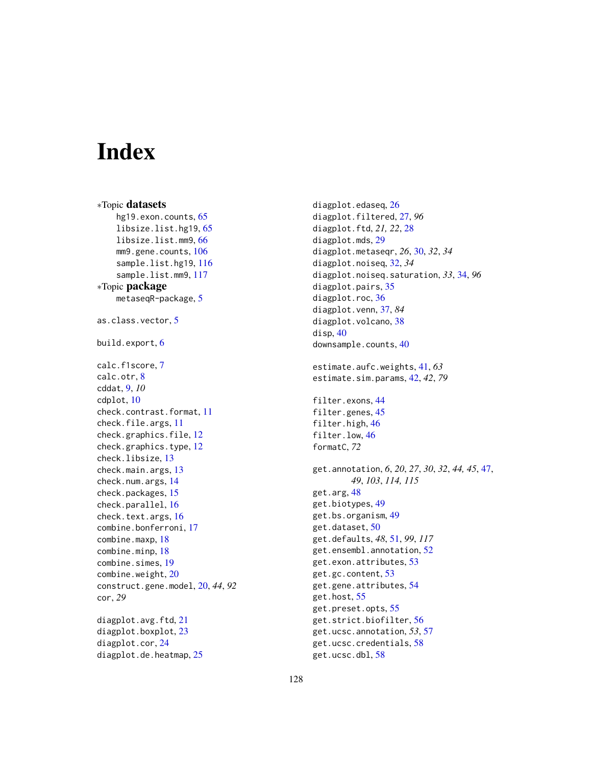# Index

∗Topic **datasets**

hg19.exon.counts, 65
libsize.list.hg19, 65
libsize.list.mm9, 66
mm9.gene.counts, 106
sample.list.hg19, 116
sample.list.mm9, 117

∗Topic **package**

metaseqR-package, 5

as.class.vector, 5

build.export, 6

calc.f1score, 7
calc.otr, 8
cddat, 9, *10*
cdplot, 10
check.contrast.format, 11
check.file.args, 11
check.graphics.file, 12
check.graphics.type, 12
check.libsize, 13
check.main.args, 13
check.num.args, 14
check.packages, 15
check.parallel, 16
check.text.args, 16
combine.bonferroni, 17
combine.maxp, 18
combine.minp, 18
combine.simes, 19
combine.weight, 20
construct.gene.model, 20, *44*, *92*
cor, *29*

diagplot.avg.ftd, 21
diagplot.boxplot, 23
diagplot.cor, 24
diagplot.de.heatmap, 25
diagplot.edaseq, 26
diagplot.filtered, 27, *96*
diagplot.ftd, *21, 22*, 28
diagplot.mds, 29
diagplot.metaseqr, *26*, 30, *32*, *34*
diagplot.noiseq, 32, *34*
diagplot.noiseq.saturation, *33*, 34, *96*
diagplot.pairs, 35
diagplot.roc, 36
diagplot.venn, 37, *84*
diagplot.volcano, 38
disp, 40
downsample.counts, 40

estimate.aufc.weights, 41, *63*
estimate.sim.params, 42, *42*, *79*

filter.exons, 44
filter.genes, 45
filter.high, 46
filter.low, 46
formatC, *72*

get.annotation, *6*, *20*, *27*, *30*, *32*, *44, 45*, 47, *49*, *103*, *114, 115*
get.arg, 48
get.biotypes, 49
get.bs.organism, 49
get.dataset, 50
get.defaults, *48*, 51, *99*, *117*
get.ensembl.annotation, 52
get.exon.attributes, 53
get.gc.content, 53
get.gene.attributes, 54
get.host, 55
get.preset.opts, 55
get.strict.biofilter, 56
get.ucsc.annotation, *53*, 57
get.ucsc.credentials, 58
get.ucsc.dbl, 58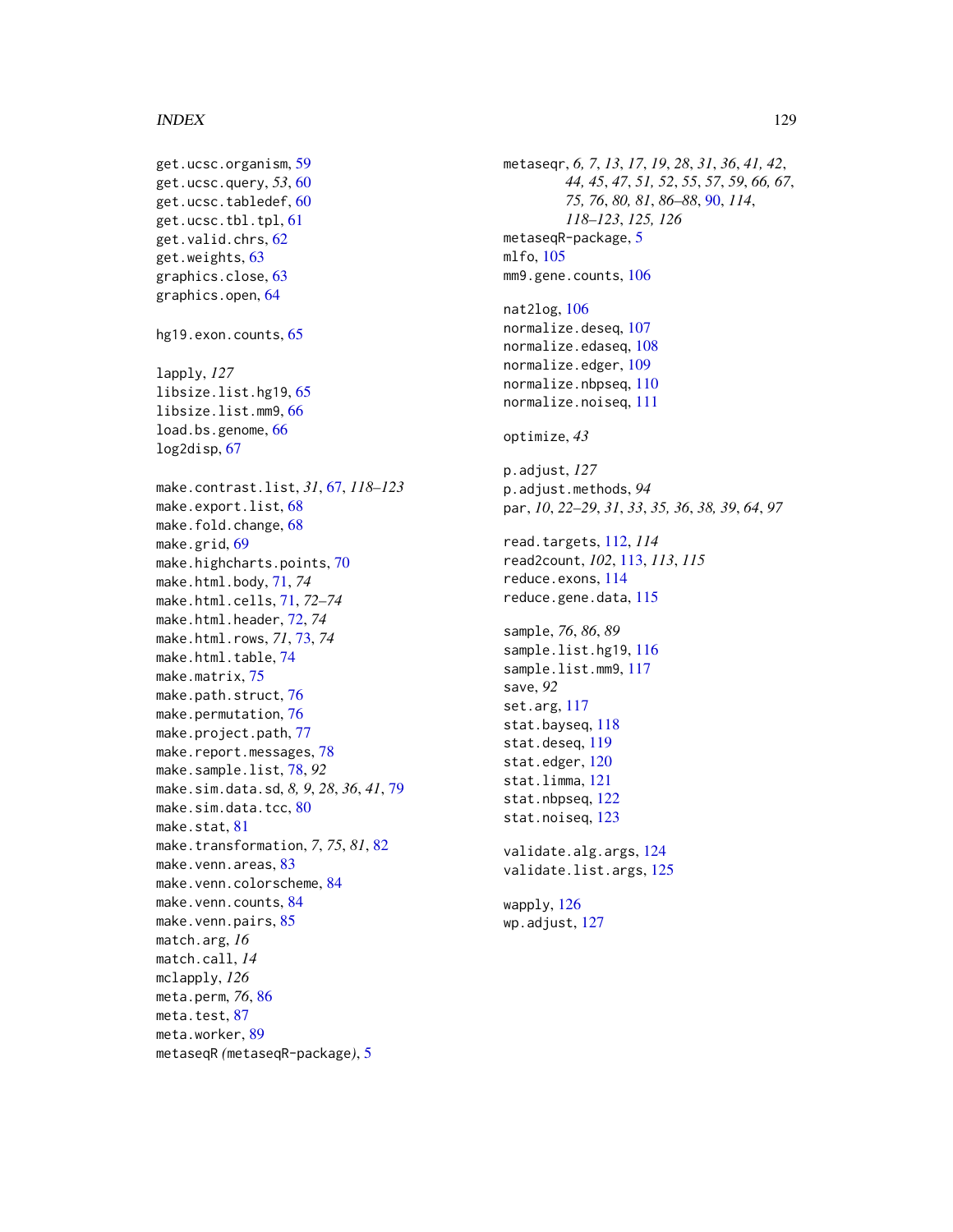get.ucsc.organism, 59
get.ucsc.query, *53*, 60
get.ucsc.tabledef, 60
get.ucsc.tbl.tpl, 61
get.valid.chrs, 62
get.weights, 63
graphics.close, 63
graphics.open, 64

hg19.exon.counts, 65

lapply, *127*
libsize.list.hg19, 65
libsize.list.mm9, 66
load.bs.genome, 66
log2disp, 67

make.contrast.list, *31*, 67, *118–123*
make.export.list, 68
make.fold.change, 68
make.grid, 69
make.highcharts.points, 70
make.html.body, 71, *74*
make.html.cells, 71, *72–74*
make.html.header, 72, *74*
make.html.rows, *71*, 73, *74*
make.html.table, 74
make.matrix, 75
make.path.struct, 76
make.permutation, 76
make.project.path, 77
make.report.messages, 78
make.sample.list, 78, *92*
make.sim.data.sd, *8, 9*, *28*, *36*, *41*, 79
make.sim.data.tcc, 80
make.stat, 81
make.transformation, *7*, *75*, *81*, 82
make.venn.areas, 83
make.venn.colorscheme, 84
make.venn.counts, 84
make.venn.pairs, 85
match.arg, *16*
match.call, *14*
mclapply, *126*
meta.perm, *76*, 86
meta.test, 87
meta.worker, 89
metaseqR *(metaseqR-package)*, 5
metaseqr, *6, 7*, *13*, *17*, *19*, *28*, *31*, *36*, *41, 42*, *44, 45*, *47*, *51, 52*, *55*, *57*, *59*, *66, 67*, *75, 76*, *80, 81*, *86–88*, 90, *114*, *118–123*, *125, 126*
metaseqR-package, 5
mlfo, 105
mm9.gene.counts, 106

nat2log, 106
normalize.deseq, 107
normalize.edaseq, 108
normalize.edger, 109
normalize.nbpseq, 110
normalize.noiseq, 111

optimize, *43*

p.adjust, *127*
p.adjust.methods, *94*
par, *10*, *22–29*, *31*, *33*, *35, 36*, *38, 39*, *64*, *97*

read.targets, 112, *114*
read2count, *102*, 113, *113*, *115*
reduce.exons, 114
reduce.gene.data, 115

sample, *76*, *86*, *89*
sample.list.hg19, 116
sample.list.mm9, 117
save, *92*
set.arg, 117
stat.bayseq, 118
stat.deseq, 119
stat.edger, 120
stat.limma, 121
stat.nbpseq, 122
stat.noiseq, 123

validate.alg.args, 124
validate.list.args, 125

wapply, 126
wp.adjust, 127